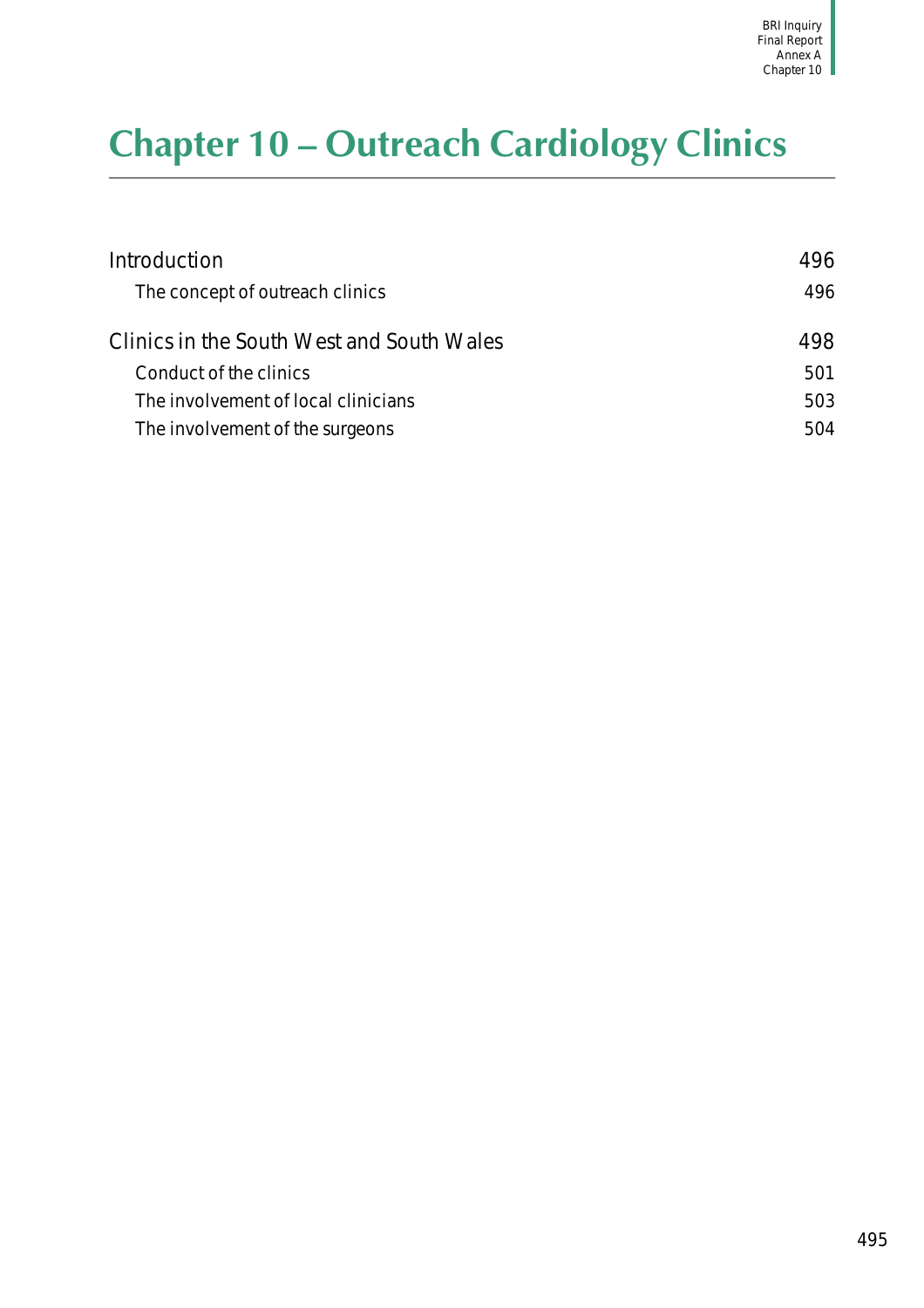# Chapter 10 – Outreach Cardiology Clinics

| | |
|---|---|
| Introduction | 496 |
| The concept of outreach clinics | 496 |
| Clinics in the South West and South Wales | 498 |
| Conduct of the clinics | 501 |
| The involvement of local clinicians | 503 |
| The involvement of the surgeons | 504 |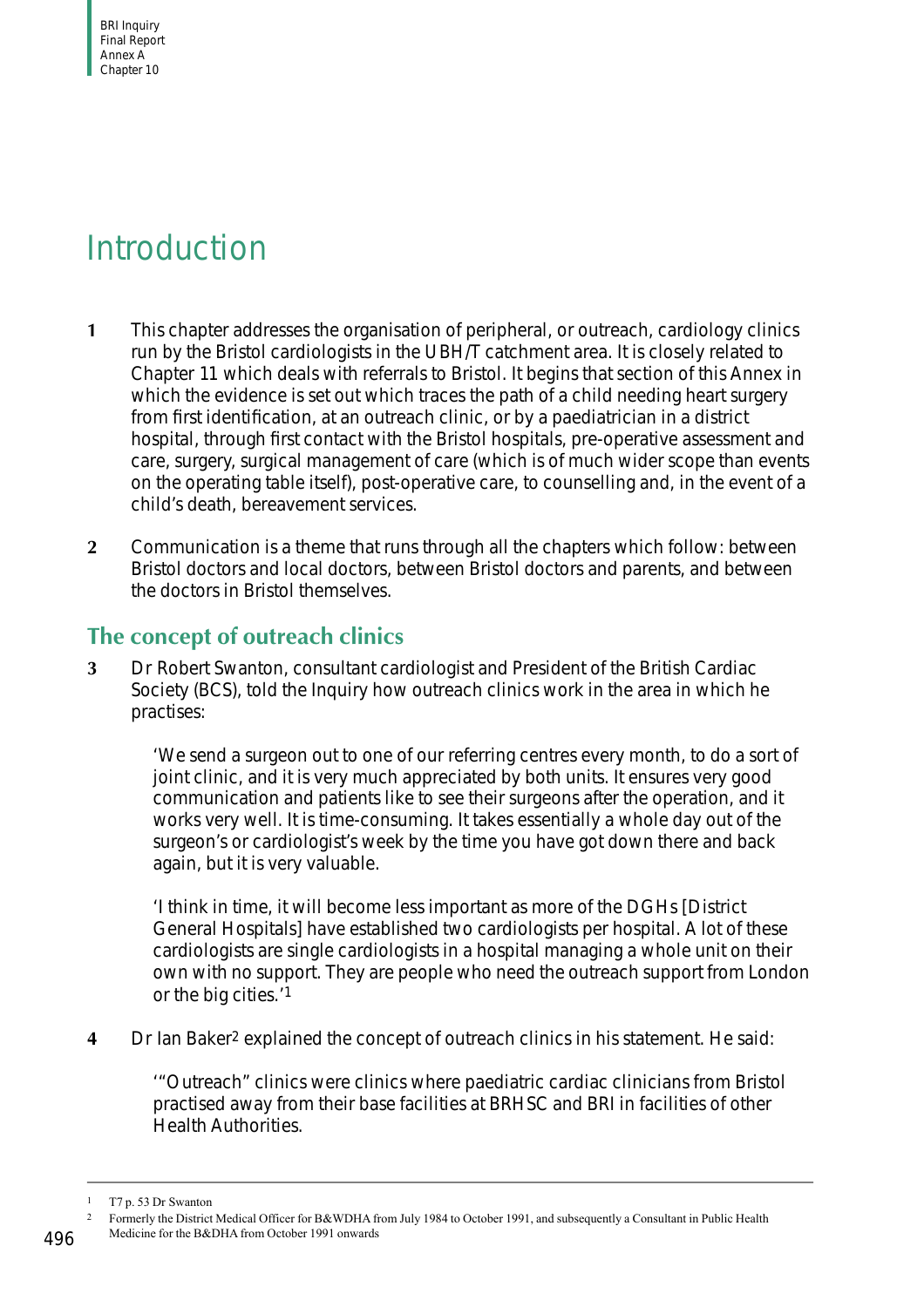# Introduction

**1** This chapter addresses the organisation of peripheral, or outreach, cardiology clinics run by the Bristol cardiologists in the UBH/T catchment area. It is closely related to Chapter 11 which deals with referrals to Bristol. It begins that section of this Annex in which the evidence is set out which traces the path of a child needing heart surgery from first identification, at an outreach clinic, or by a paediatrician in a district hospital, through first contact with the Bristol hospitals, pre-operative assessment and care, surgery, surgical management of care (which is of much wider scope than events on the operating table itself), post-operative care, to counselling and, in the event of a child's death, bereavement services.

**2** Communication is a theme that runs through all the chapters which follow: between Bristol doctors and local doctors, between Bristol doctors and parents, and between the doctors in Bristol themselves.

## The concept of outreach clinics

**3** Dr Robert Swanton, consultant cardiologist and President of the British Cardiac Society (BCS), told the Inquiry how outreach clinics work in the area in which he practises:

> 'We send a surgeon out to one of our referring centres every month, to do a sort of joint clinic, and it is very much appreciated by both units. It ensures very good communication and patients like to see their surgeons after the operation, and it works very well. It is time-consuming. It takes essentially a whole day out of the surgeon's or cardiologist's week by the time you have got down there and back again, but it is very valuable.
>
> 'I think in time, it will become less important as more of the DGHs [District General Hospitals] have established two cardiologists per hospital. A lot of these cardiologists are single cardiologists in a hospital managing a whole unit on their own with no support. They are people who need the outreach support from London or the big cities.'[1]

**4** Dr Ian Baker[2] explained the concept of outreach clinics in his statement. He said:

> '"Outreach" clinics were clinics where paediatric cardiac clinicians from Bristol practised away from their base facilities at BRHSC and BRI in facilities of other Health Authorities.

---

[1] T7 p. 53 Dr Swanton

[2] Formerly the District Medical Officer for B&WDHA from July 1984 to October 1991, and subsequently a Consultant in Public Health Medicine for the B&DHA from October 1991 onwards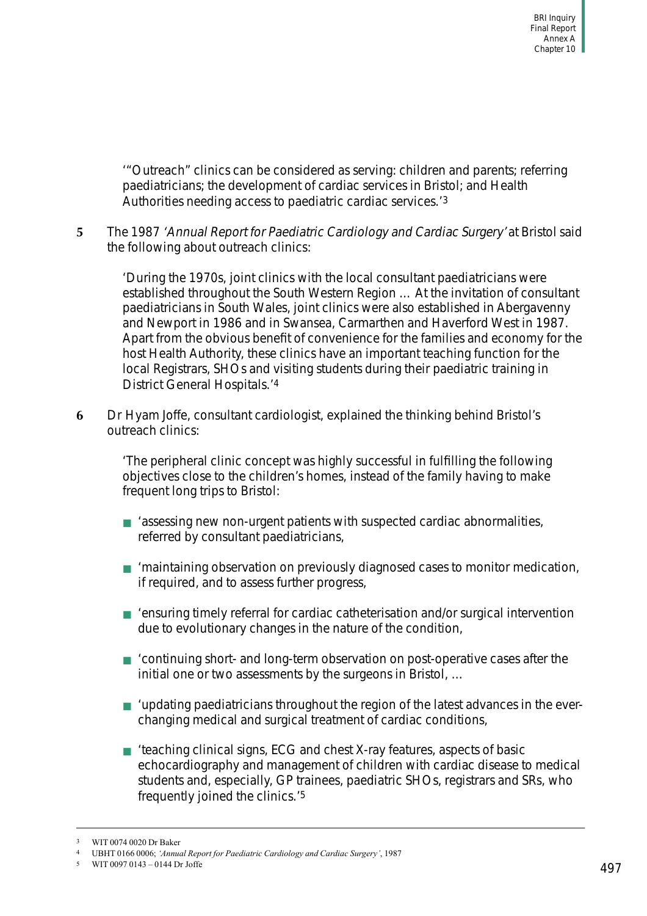'"Outreach" clinics can be considered as serving: children and parents; referring paediatricians; the development of cardiac services in Bristol; and Health Authorities needing access to paediatric cardiac services.'[3]

**5** The 1987 *'Annual Report for Paediatric Cardiology and Cardiac Surgery'* at Bristol said the following about outreach clinics:

> 'During the 1970s, joint clinics with the local consultant paediatricians were established throughout the South Western Region … At the invitation of consultant paediatricians in South Wales, joint clinics were also established in Abergavenny and Newport in 1986 and in Swansea, Carmarthen and Haverford West in 1987. Apart from the obvious benefit of convenience for the families and economy for the host Health Authority, these clinics have an important teaching function for the local Registrars, SHOs and visiting students during their paediatric training in District General Hospitals.'[4]

**6** Dr Hyam Joffe, consultant cardiologist, explained the thinking behind Bristol's outreach clinics:

> 'The peripheral clinic concept was highly successful in fulfilling the following objectives close to the children's homes, instead of the family having to make frequent long trips to Bristol:
>
> - 'assessing new non-urgent patients with suspected cardiac abnormalities, referred by consultant paediatricians,
> - 'maintaining observation on previously diagnosed cases to monitor medication, if required, and to assess further progress,
> - 'ensuring timely referral for cardiac catheterisation and/or surgical intervention due to evolutionary changes in the nature of the condition,
> - 'continuing short- and long-term observation on post-operative cases after the initial one or two assessments by the surgeons in Bristol, …
> - 'updating paediatricians throughout the region of the latest advances in the ever-changing medical and surgical treatment of cardiac conditions,
> - 'teaching clinical signs, ECG and chest X-ray features, aspects of basic echocardiography and management of children with cardiac disease to medical students and, especially, GP trainees, paediatric SHOs, registrars and SRs, who frequently joined the clinics.'[5]

---

[3] WIT 0074 0020 Dr Baker

[4] UBHT 0166 0006; *'Annual Report for Paediatric Cardiology and Cardiac Surgery'*, 1987

[5] WIT 0097 0143 – 0144 Dr Joffe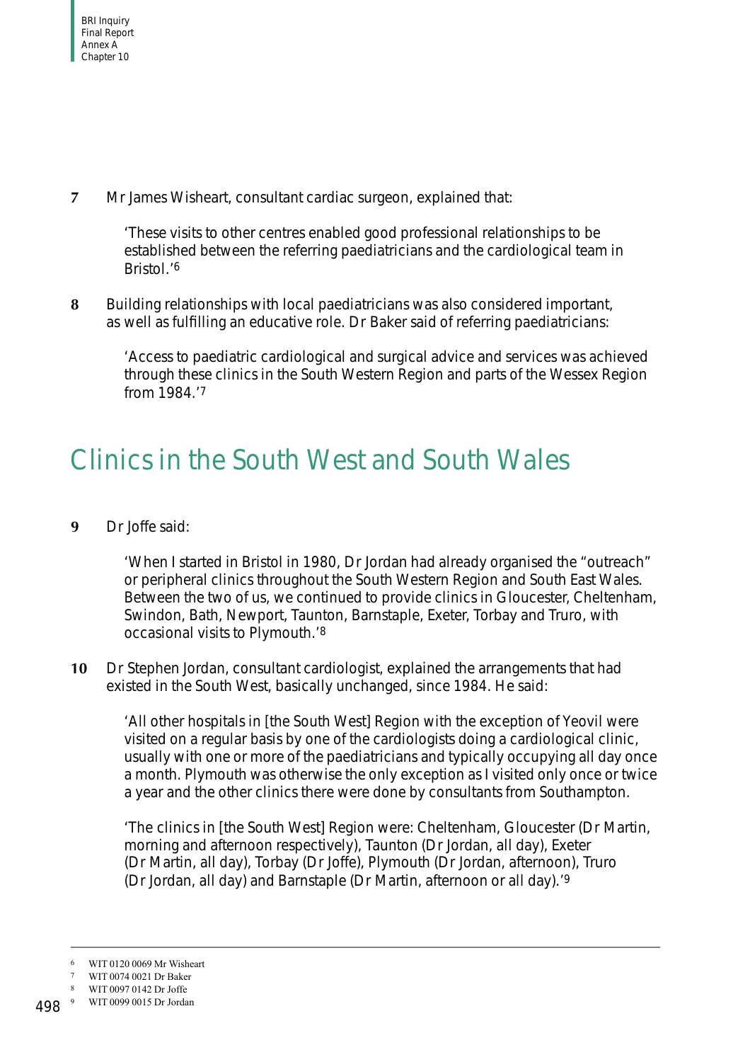**7** Mr James Wisheart, consultant cardiac surgeon, explained that:

> 'These visits to other centres enabled good professional relationships to be established between the referring paediatricians and the cardiological team in Bristol.'[6]

**8** Building relationships with local paediatricians was also considered important, as well as fulfilling an educative role. Dr Baker said of referring paediatricians:

> 'Access to paediatric cardiological and surgical advice and services was achieved through these clinics in the South Western Region and parts of the Wessex Region from 1984.'[7]

## Clinics in the South West and South Wales

**9** Dr Joffe said:

> 'When I started in Bristol in 1980, Dr Jordan had already organised the "outreach" or peripheral clinics throughout the South Western Region and South East Wales. Between the two of us, we continued to provide clinics in Gloucester, Cheltenham, Swindon, Bath, Newport, Taunton, Barnstaple, Exeter, Torbay and Truro, with occasional visits to Plymouth.'[8]

**10** Dr Stephen Jordan, consultant cardiologist, explained the arrangements that had existed in the South West, basically unchanged, since 1984. He said:

> 'All other hospitals in [the South West] Region with the exception of Yeovil were visited on a regular basis by one of the cardiologists doing a cardiological clinic, usually with one or more of the paediatricians and typically occupying all day once a month. Plymouth was otherwise the only exception as I visited only once or twice a year and the other clinics there were done by consultants from Southampton.
>
> 'The clinics in [the South West] Region were: Cheltenham, Gloucester (Dr Martin, morning and afternoon respectively), Taunton (Dr Jordan, all day), Exeter (Dr Martin, all day), Torbay (Dr Joffe), Plymouth (Dr Jordan, afternoon), Truro (Dr Jordan, all day) and Barnstaple (Dr Martin, afternoon or all day).'[9]

---

6 WIT 0120 0069 Mr Wisheart

7 WIT 0074 0021 Dr Baker

8 WIT 0097 0142 Dr Joffe

9 WIT 0099 0015 Dr Jordan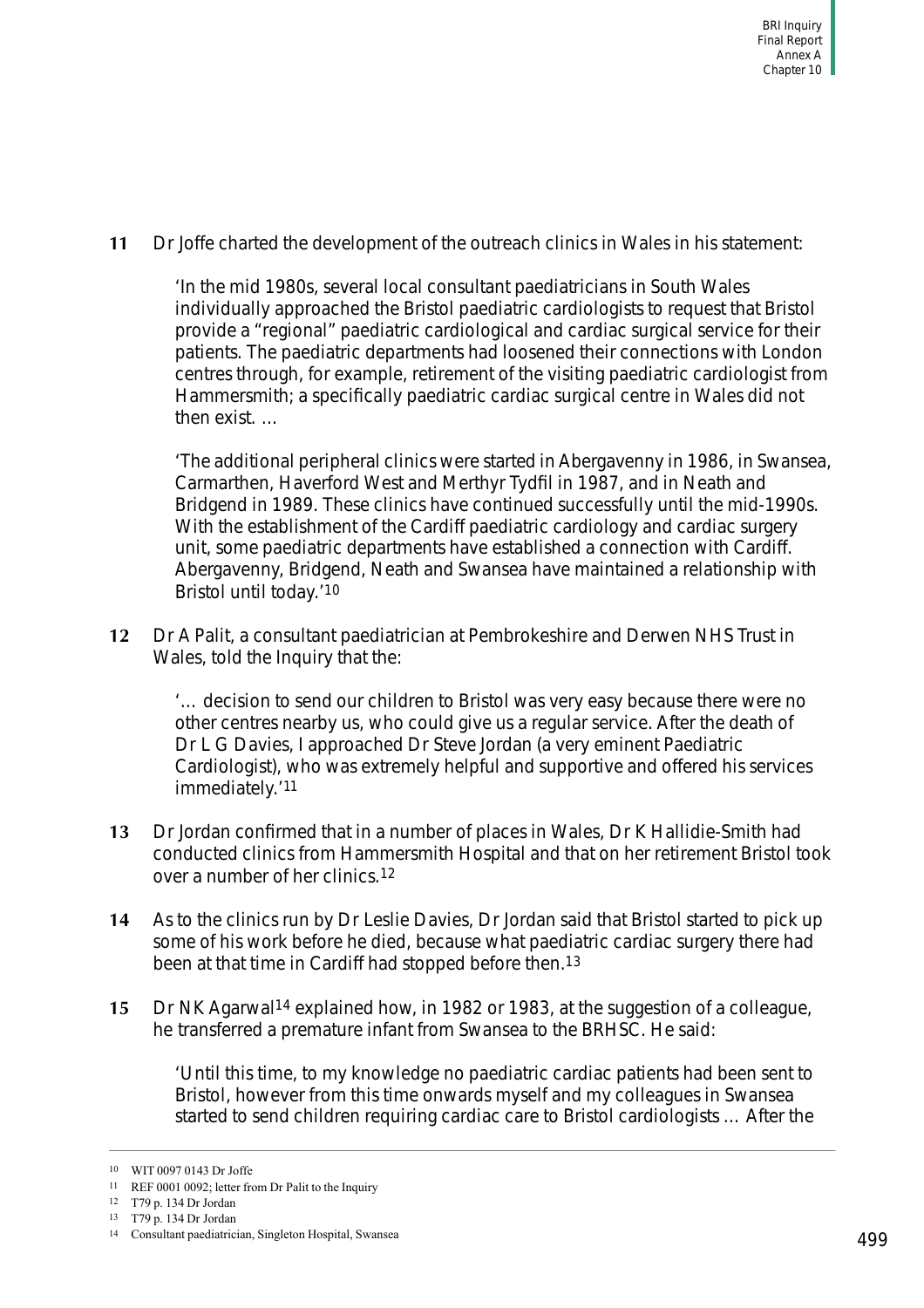**11** Dr Joffe charted the development of the outreach clinics in Wales in his statement:

> 'In the mid 1980s, several local consultant paediatricians in South Wales individually approached the Bristol paediatric cardiologists to request that Bristol provide a "regional" paediatric cardiological and cardiac surgical service for their patients. The paediatric departments had loosened their connections with London centres through, for example, retirement of the visiting paediatric cardiologist from Hammersmith; a specifically paediatric cardiac surgical centre in Wales did not then exist. …
>
> 'The additional peripheral clinics were started in Abergavenny in 1986, in Swansea, Carmarthen, Haverford West and Merthyr Tydfil in 1987, and in Neath and Bridgend in 1989. These clinics have continued successfully until the mid-1990s. With the establishment of the Cardiff paediatric cardiology and cardiac surgery unit, some paediatric departments have established a connection with Cardiff. Abergavenny, Bridgend, Neath and Swansea have maintained a relationship with Bristol until today.'[10]

**12** Dr A Palit, a consultant paediatrician at Pembrokeshire and Derwen NHS Trust in Wales, told the Inquiry that the:

> '… decision to send our children to Bristol was very easy because there were no other centres nearby us, who could give us a regular service. After the death of Dr L G Davies, I approached Dr Steve Jordan (a very eminent Paediatric Cardiologist), who was extremely helpful and supportive and offered his services immediately.'[11]

**13** Dr Jordan confirmed that in a number of places in Wales, Dr K Hallidie-Smith had conducted clinics from Hammersmith Hospital and that on her retirement Bristol took over a number of her clinics.[12]

**14** As to the clinics run by Dr Leslie Davies, Dr Jordan said that Bristol started to pick up some of his work before he died, because what paediatric cardiac surgery there had been at that time in Cardiff had stopped before then.[13]

**15** Dr NK Agarwal[14] explained how, in 1982 or 1983, at the suggestion of a colleague, he transferred a premature infant from Swansea to the BRHSC. He said:

> 'Until this time, to my knowledge no paediatric cardiac patients had been sent to Bristol, however from this time onwards myself and my colleagues in Swansea started to send children requiring cardiac care to Bristol cardiologists … After the

---

[10] WIT 0097 0143 Dr Joffe

[11] REF 0001 0092; letter from Dr Palit to the Inquiry

[12] T79 p. 134 Dr Jordan

[13] T79 p. 134 Dr Jordan

[14] Consultant paediatrician, Singleton Hospital, Swansea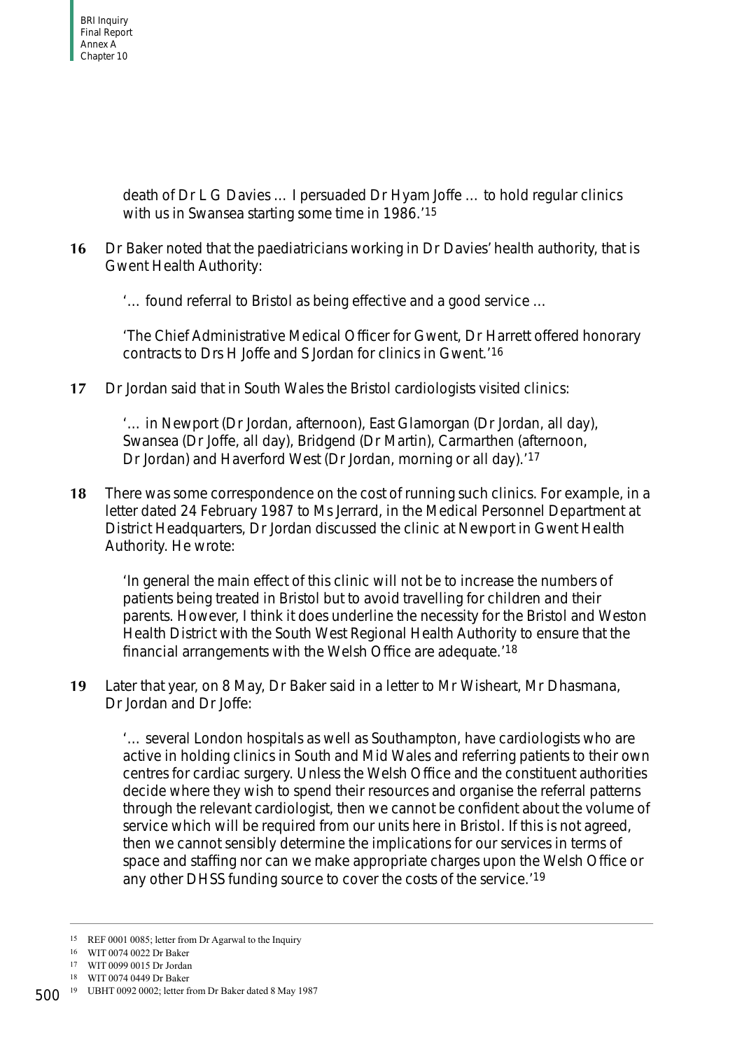death of Dr L G Davies … I persuaded Dr Hyam Joffe … to hold regular clinics with us in Swansea starting some time in 1986.'[15]

**16** Dr Baker noted that the paediatricians working in Dr Davies' health authority, that is Gwent Health Authority:

> '… found referral to Bristol as being effective and a good service …
>
> 'The Chief Administrative Medical Officer for Gwent, Dr Harrett offered honorary contracts to Drs H Joffe and S Jordan for clinics in Gwent.'[16]

**17** Dr Jordan said that in South Wales the Bristol cardiologists visited clinics:

> '… in Newport (Dr Jordan, afternoon), East Glamorgan (Dr Jordan, all day), Swansea (Dr Joffe, all day), Bridgend (Dr Martin), Carmarthen (afternoon, Dr Jordan) and Haverford West (Dr Jordan, morning or all day).'[17]

**18** There was some correspondence on the cost of running such clinics. For example, in a letter dated 24 February 1987 to Ms Jerrard, in the Medical Personnel Department at District Headquarters, Dr Jordan discussed the clinic at Newport in Gwent Health Authority. He wrote:

> 'In general the main effect of this clinic will not be to increase the numbers of patients being treated in Bristol but to avoid travelling for children and their parents. However, I think it does underline the necessity for the Bristol and Weston Health District with the South West Regional Health Authority to ensure that the financial arrangements with the Welsh Office are adequate.'[18]

**19** Later that year, on 8 May, Dr Baker said in a letter to Mr Wisheart, Mr Dhasmana, Dr Jordan and Dr Joffe:

> '… several London hospitals as well as Southampton, have cardiologists who are active in holding clinics in South and Mid Wales and referring patients to their own centres for cardiac surgery. Unless the Welsh Office and the constituent authorities decide where they wish to spend their resources and organise the referral patterns through the relevant cardiologist, then we cannot be confident about the volume of service which will be required from our units here in Bristol. If this is not agreed, then we cannot sensibly determine the implications for our services in terms of space and staffing nor can we make appropriate charges upon the Welsh Office or any other DHSS funding source to cover the costs of the service.'[19]

---

[15] REF 0001 0085; letter from Dr Agarwal to the Inquiry

[16] WIT 0074 0022 Dr Baker

[17] WIT 0099 0015 Dr Jordan

[18] WIT 0074 0449 Dr Baker

[19] UBHT 0092 0002; letter from Dr Baker dated 8 May 1987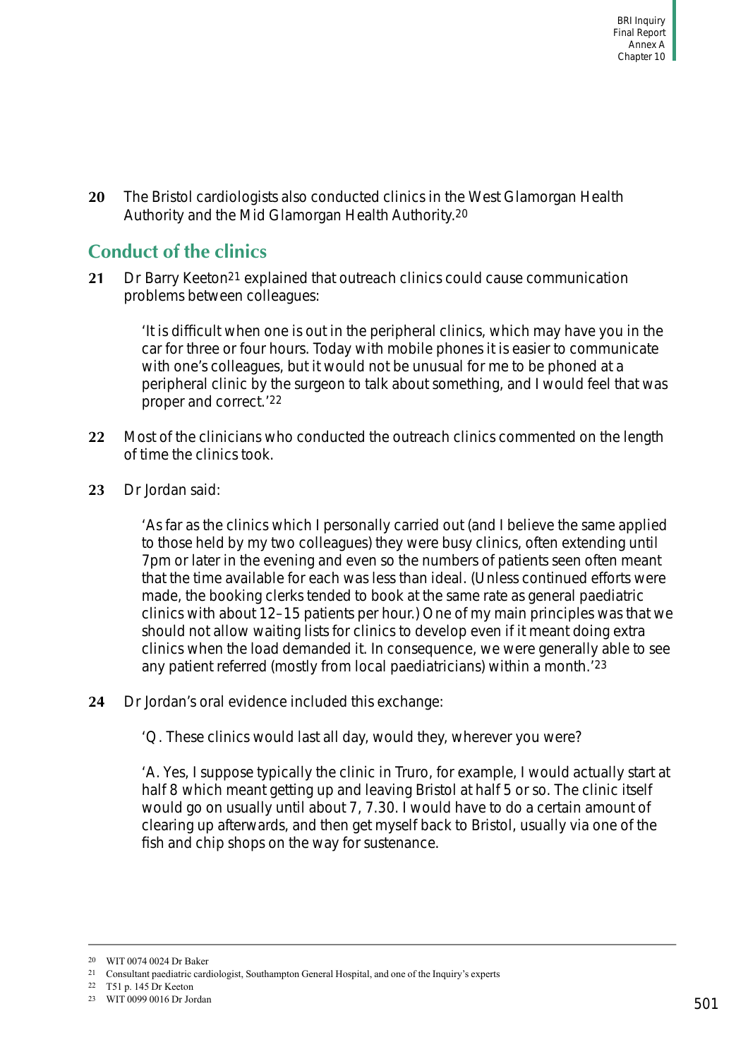**20** The Bristol cardiologists also conducted clinics in the West Glamorgan Health Authority and the Mid Glamorgan Health Authority.[20]

## Conduct of the clinics

**21** Dr Barry Keeton[21] explained that outreach clinics could cause communication problems between colleagues:

> 'It is difficult when one is out in the peripheral clinics, which may have you in the car for three or four hours. Today with mobile phones it is easier to communicate with one's colleagues, but it would not be unusual for me to be phoned at a peripheral clinic by the surgeon to talk about something, and I would feel that was proper and correct.'[22]

**22** Most of the clinicians who conducted the outreach clinics commented on the length of time the clinics took.

**23** Dr Jordan said:

> 'As far as the clinics which I personally carried out (and I believe the same applied to those held by my two colleagues) they were busy clinics, often extending until 7pm or later in the evening and even so the numbers of patients seen often meant that the time available for each was less than ideal. (Unless continued efforts were made, the booking clerks tended to book at the same rate as general paediatric clinics with about 12–15 patients per hour.) One of my main principles was that we should not allow waiting lists for clinics to develop even if it meant doing extra clinics when the load demanded it. In consequence, we were generally able to see any patient referred (mostly from local paediatricians) within a month.'[23]

**24** Dr Jordan's oral evidence included this exchange:

> 'Q. These clinics would last all day, would they, wherever you were?
>
> 'A. Yes, I suppose typically the clinic in Truro, for example, I would actually start at half 8 which meant getting up and leaving Bristol at half 5 or so. The clinic itself would go on usually until about 7, 7.30. I would have to do a certain amount of clearing up afterwards, and then get myself back to Bristol, usually via one of the fish and chip shops on the way for sustenance.

---

[20] WIT 0074 0024 Dr Baker

[21] Consultant paediatric cardiologist, Southampton General Hospital, and one of the Inquiry's experts

[22] T51 p. 145 Dr Keeton

[23] WIT 0099 0016 Dr Jordan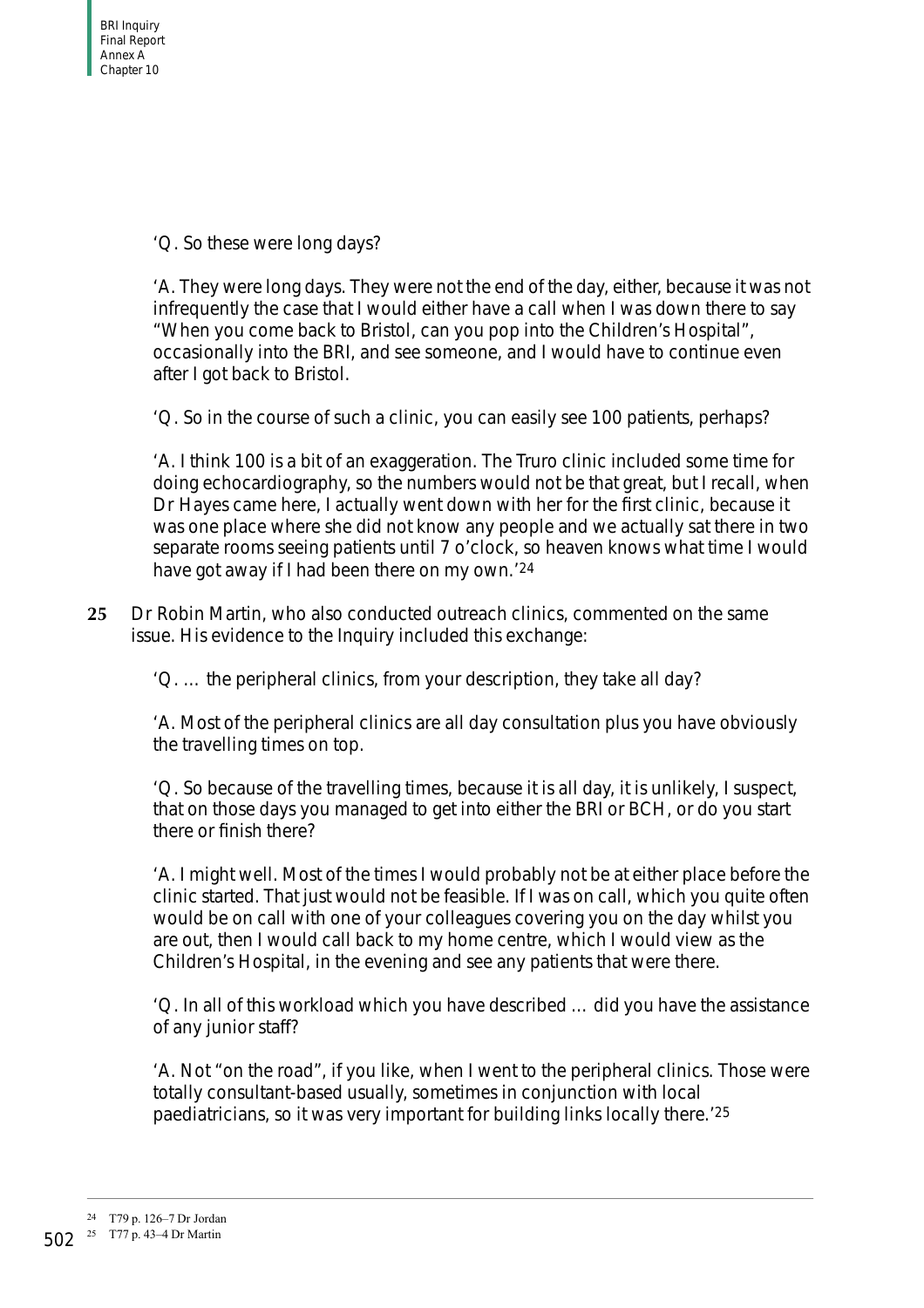'Q. So these were long days?

'A. They were long days. They were not the end of the day, either, because it was not infrequently the case that I would either have a call when I was down there to say "When you come back to Bristol, can you pop into the Children's Hospital", occasionally into the BRI, and see someone, and I would have to continue even after I got back to Bristol.

'Q. So in the course of such a clinic, you can easily see 100 patients, perhaps?

'A. I think 100 is a bit of an exaggeration. The Truro clinic included some time for doing echocardiography, so the numbers would not be that great, but I recall, when Dr Hayes came here, I actually went down with her for the first clinic, because it was one place where she did not know any people and we actually sat there in two separate rooms seeing patients until 7 o'clock, so heaven knows what time I would have got away if I had been there on my own.'[24]

**25** Dr Robin Martin, who also conducted outreach clinics, commented on the same issue. His evidence to the Inquiry included this exchange:

'Q. … the peripheral clinics, from your description, they take all day?

'A. Most of the peripheral clinics are all day consultation plus you have obviously the travelling times on top.

'Q. So because of the travelling times, because it is all day, it is unlikely, I suspect, that on those days you managed to get into either the BRI or BCH, or do you start there or finish there?

'A. I might well. Most of the times I would probably not be at either place before the clinic started. That just would not be feasible. If I was on call, which you quite often would be on call with one of your colleagues covering you on the day whilst you are out, then I would call back to my home centre, which I would view as the Children's Hospital, in the evening and see any patients that were there.

'Q. In all of this workload which you have described … did you have the assistance of any junior staff?

'A. Not "on the road", if you like, when I went to the peripheral clinics. Those were totally consultant-based usually, sometimes in conjunction with local paediatricians, so it was very important for building links locally there.'[25]

---

[24] T79 p. 126–7 Dr Jordan

[25] T77 p. 43–4 Dr Martin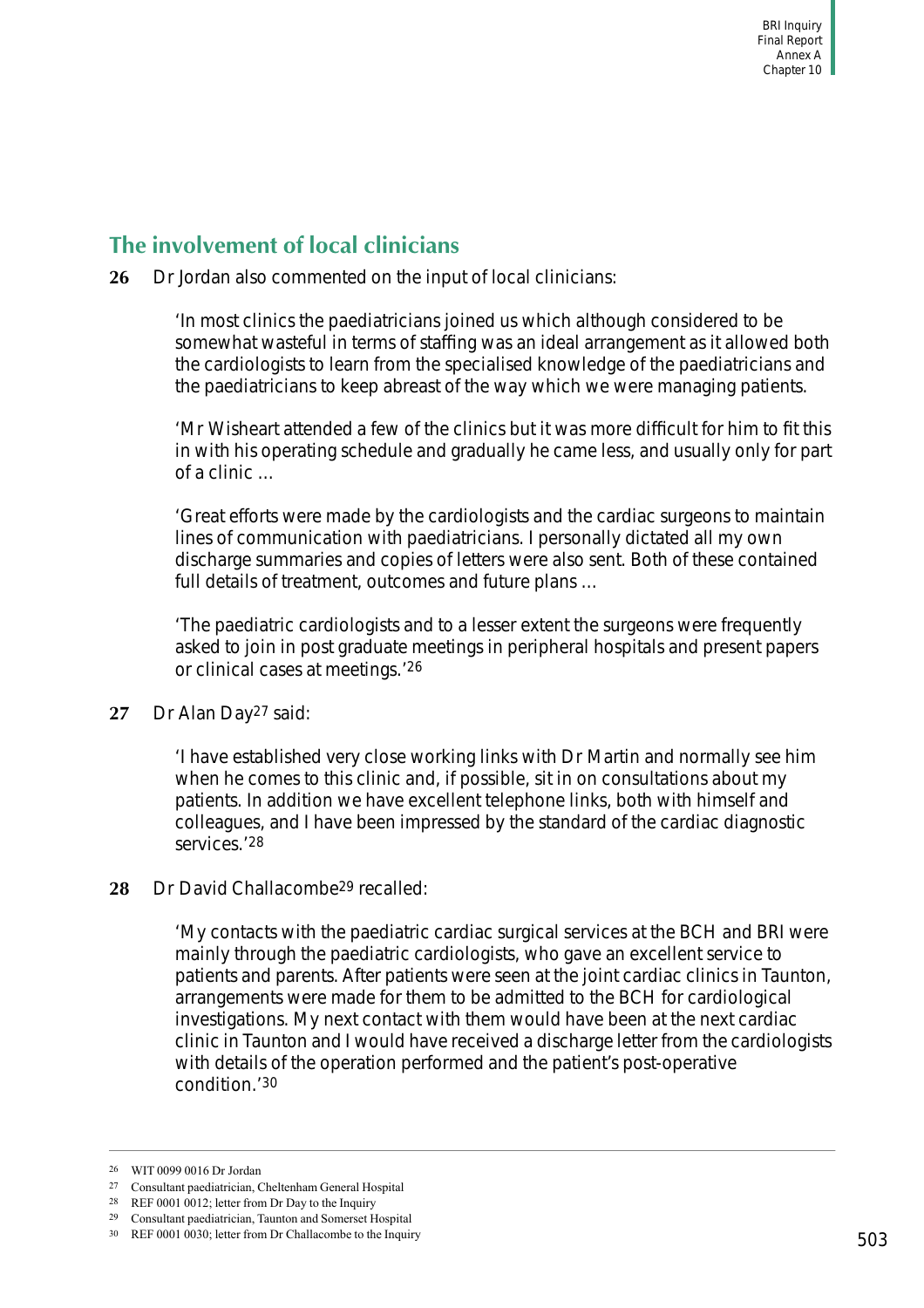## The involvement of local clinicians

**26** Dr Jordan also commented on the input of local clinicians:

> 'In most clinics the paediatricians joined us which although considered to be somewhat wasteful in terms of staffing was an ideal arrangement as it allowed both the cardiologists to learn from the specialised knowledge of the paediatricians and the paediatricians to keep abreast of the way which we were managing patients.
>
> 'Mr Wisheart attended a few of the clinics but it was more difficult for him to fit this in with his operating schedule and gradually he came less, and usually only for part of a clinic …
>
> 'Great efforts were made by the cardiologists and the cardiac surgeons to maintain lines of communication with paediatricians. I personally dictated all my own discharge summaries and copies of letters were also sent. Both of these contained full details of treatment, outcomes and future plans …
>
> 'The paediatric cardiologists and to a lesser extent the surgeons were frequently asked to join in post graduate meetings in peripheral hospitals and present papers or clinical cases at meetings.'[26]

**27** Dr Alan Day[27] said:

> 'I have established very close working links with Dr Martin and normally see him when he comes to this clinic and, if possible, sit in on consultations about my patients. In addition we have excellent telephone links, both with himself and colleagues, and I have been impressed by the standard of the cardiac diagnostic services.'[28]

**28** Dr David Challacombe[29] recalled:

> 'My contacts with the paediatric cardiac surgical services at the BCH and BRI were mainly through the paediatric cardiologists, who gave an excellent service to patients and parents. After patients were seen at the joint cardiac clinics in Taunton, arrangements were made for them to be admitted to the BCH for cardiological investigations. My next contact with them would have been at the next cardiac clinic in Taunton and I would have received a discharge letter from the cardiologists with details of the operation performed and the patient's post-operative condition.'[30]

---

26 WIT 0099 0016 Dr Jordan

27 Consultant paediatrician, Cheltenham General Hospital

28 REF 0001 0012; letter from Dr Day to the Inquiry

29 Consultant paediatrician, Taunton and Somerset Hospital

30 REF 0001 0030; letter from Dr Challacombe to the Inquiry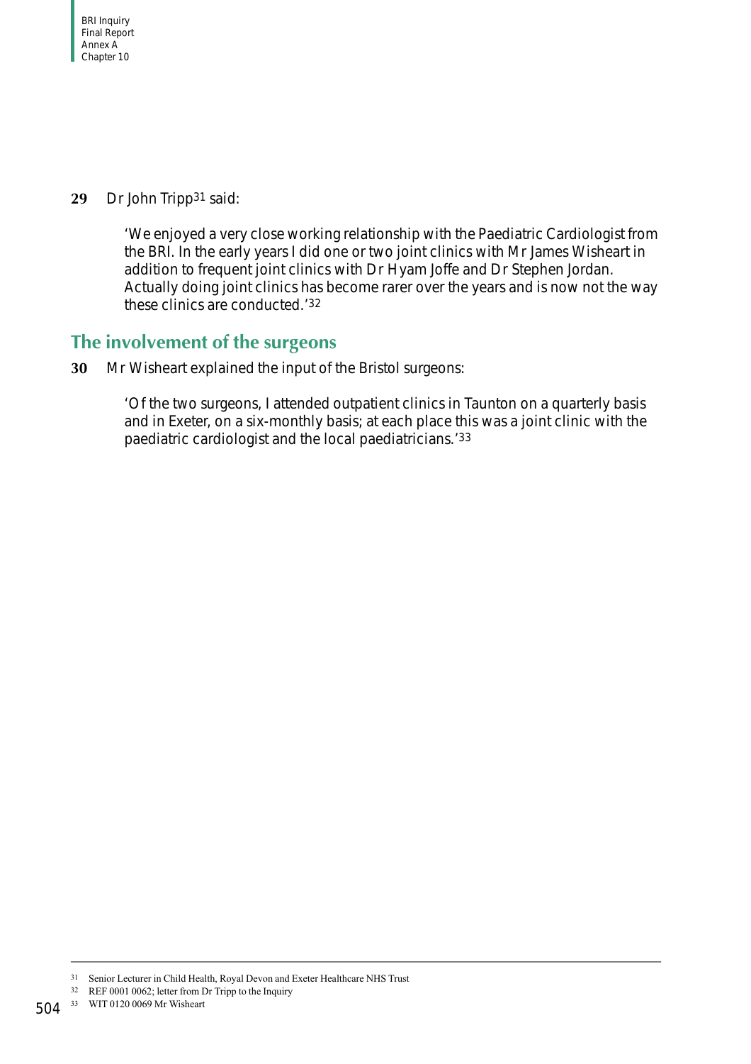**29** Dr John Tripp[31] said:

> 'We enjoyed a very close working relationship with the Paediatric Cardiologist from the BRI. In the early years I did one or two joint clinics with Mr James Wisheart in addition to frequent joint clinics with Dr Hyam Joffe and Dr Stephen Jordan. Actually doing joint clinics has become rarer over the years and is now not the way these clinics are conducted.'[32]

## The involvement of the surgeons

**30** Mr Wisheart explained the input of the Bristol surgeons:

> 'Of the two surgeons, I attended outpatient clinics in Taunton on a quarterly basis and in Exeter, on a six-monthly basis; at each place this was a joint clinic with the paediatric cardiologist and the local paediatricians.'[33]

---

[31] Senior Lecturer in Child Health, Royal Devon and Exeter Healthcare NHS Trust

[32] REF 0001 0062; letter from Dr Tripp to the Inquiry

[33] WIT 0120 0069 Mr Wisheart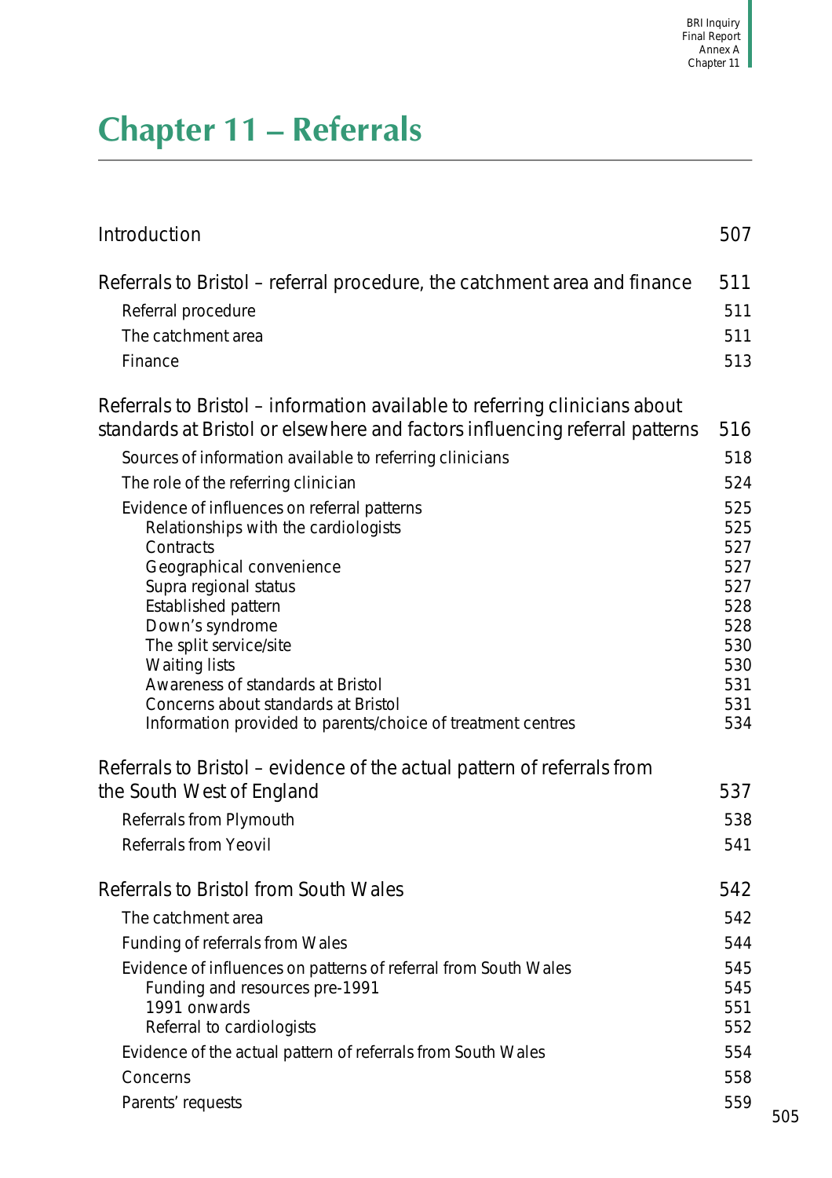# Chapter 11 – Referrals

| | |
|---|---|
| Introduction | 507 |
| Referrals to Bristol – referral procedure, the catchment area and finance | 511 |
| Referral procedure | 511 |
| The catchment area | 511 |
| Finance | 513 |
| Referrals to Bristol – information available to referring clinicians about standards at Bristol or elsewhere and factors influencing referral patterns | 516 |
| Sources of information available to referring clinicians | 518 |
| The role of the referring clinician | 524 |
| Evidence of influences on referral patterns | 525 |
| Relationships with the cardiologists | 525 |
| Contracts | 527 |
| Geographical convenience | 527 |
| Supra regional status | 527 |
| Established pattern | 528 |
| Down's syndrome | 528 |
| The split service/site | 530 |
| Waiting lists | 530 |
| Awareness of standards at Bristol | 531 |
| Concerns about standards at Bristol | 531 |
| Information provided to parents/choice of treatment centres | 534 |
| Referrals to Bristol – evidence of the actual pattern of referrals from the South West of England | 537 |
| Referrals from Plymouth | 538 |
| Referrals from Yeovil | 541 |
| Referrals to Bristol from South Wales | 542 |
| The catchment area | 542 |
| Funding of referrals from Wales | 544 |
| Evidence of influences on patterns of referral from South Wales | 545 |
| Funding and resources pre-1991 | 545 |
| 1991 onwards | 551 |
| Referral to cardiologists | 552 |
| Evidence of the actual pattern of referrals from South Wales | 554 |
| Concerns | 558 |
| Parents' requests | 559 |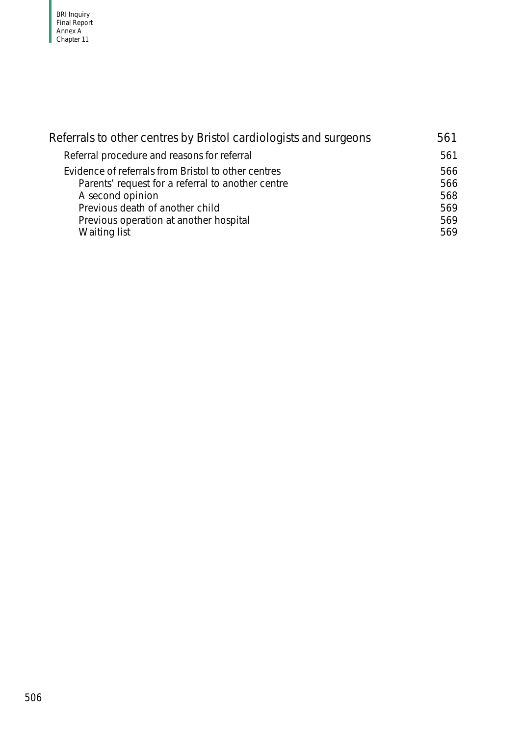| | |
|---|---|
| Referrals to other centres by Bristol cardiologists and surgeons | 561 |
| Referral procedure and reasons for referral | 561 |
| Evidence of referrals from Bristol to other centres | 566 |
| Parents' request for a referral to another centre | 566 |
| A second opinion | 568 |
| Previous death of another child | 569 |
| Previous operation at another hospital | 569 |
| Waiting list | 569 |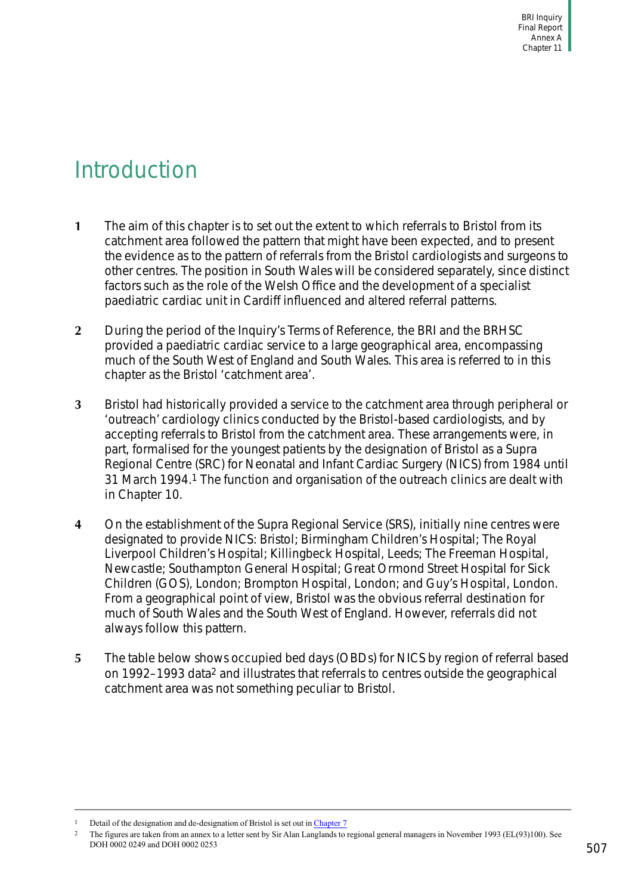# Introduction

**1** The aim of this chapter is to set out the extent to which referrals to Bristol from its catchment area followed the pattern that might have been expected, and to present the evidence as to the pattern of referrals from the Bristol cardiologists and surgeons to other centres. The position in South Wales will be considered separately, since distinct factors such as the role of the Welsh Office and the development of a specialist paediatric cardiac unit in Cardiff influenced and altered referral patterns.

**2** During the period of the Inquiry's Terms of Reference, the BRI and the BRHSC provided a paediatric cardiac service to a large geographical area, encompassing much of the South West of England and South Wales. This area is referred to in this chapter as the Bristol 'catchment area'.

**3** Bristol had historically provided a service to the catchment area through peripheral or 'outreach' cardiology clinics conducted by the Bristol-based cardiologists, and by accepting referrals to Bristol from the catchment area. These arrangements were, in part, formalised for the youngest patients by the designation of Bristol as a Supra Regional Centre (SRC) for Neonatal and Infant Cardiac Surgery (NICS) from 1984 until 31 March 1994.[1] The function and organisation of the outreach clinics are dealt with in Chapter 10.

**4** On the establishment of the Supra Regional Service (SRS), initially nine centres were designated to provide NICS: Bristol; Birmingham Children's Hospital; The Royal Liverpool Children's Hospital; Killingbeck Hospital, Leeds; The Freeman Hospital, Newcastle; Southampton General Hospital; Great Ormond Street Hospital for Sick Children (GOS), London; Brompton Hospital, London; and Guy's Hospital, London. From a geographical point of view, Bristol was the obvious referral destination for much of South Wales and the South West of England. However, referrals did not always follow this pattern.

**5** The table below shows occupied bed days (OBDs) for NICS by region of referral based on 1992–1993 data[2] and illustrates that referrals to centres outside the geographical catchment area was not something peculiar to Bristol.

---

1 Detail of the designation and de-designation of Bristol is set out in Chapter 7

2 The figures are taken from an annex to a letter sent by Sir Alan Langlands to regional general managers in November 1993 (EL(93)100). See DOH 0002 0249 and DOH 0002 0253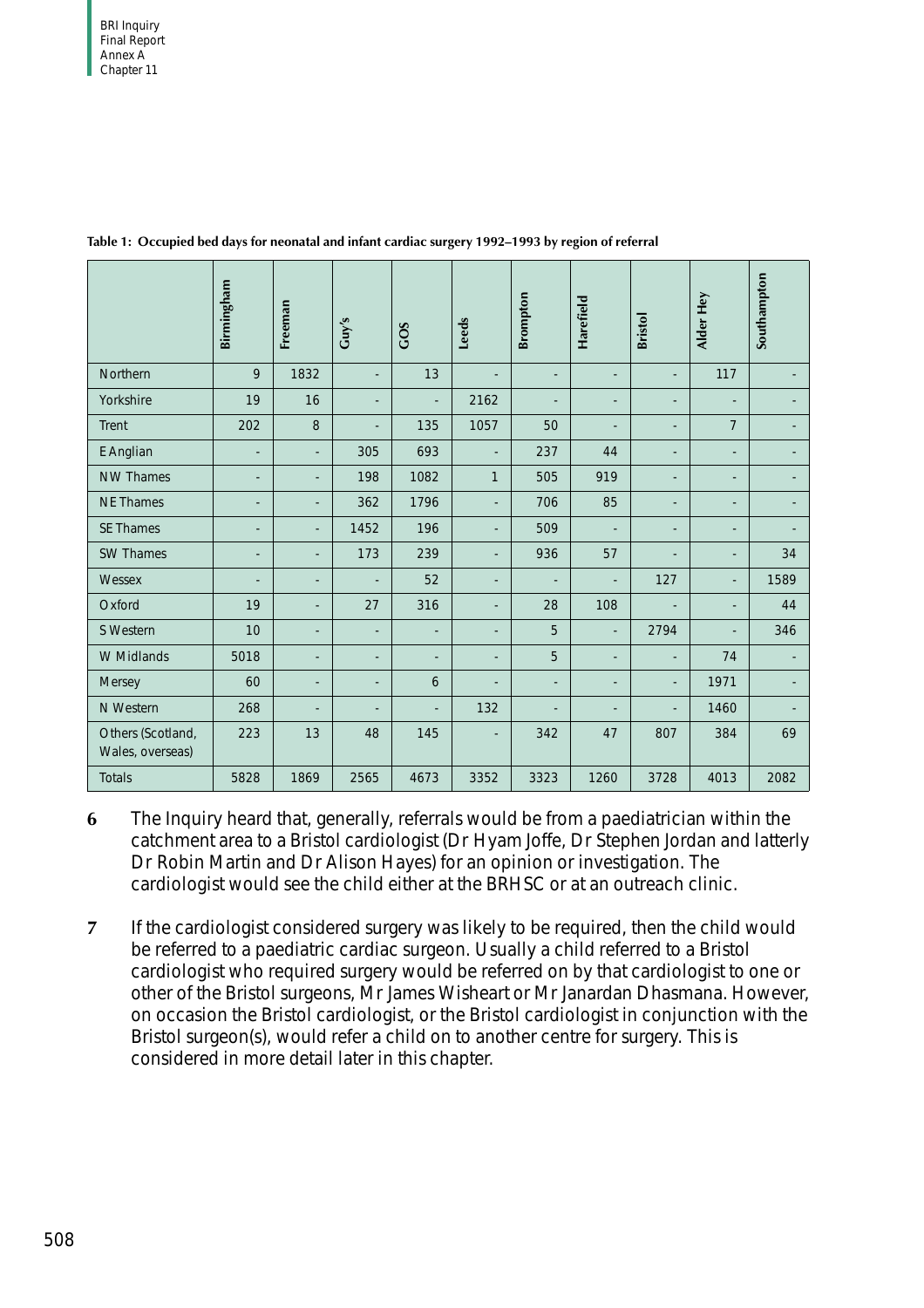**Table 1: Occupied bed days for neonatal and infant cardiac surgery 1992–1993 by region of referral**

| | Birmingham | Freeman | Guy's | GOS | Leeds | Brompton | Harefield | Bristol | Alder Hey | Southampton |
|---|---|---|---|---|---|---|---|---|---|---|
| Northern | 9 | 1832 | - | 13 | - | - | - | - | 117 | - |
| Yorkshire | 19 | 16 | - | - | 2162 | - | - | - | - | - |
| Trent | 202 | 8 | - | 135 | 1057 | 50 | - | - | 7 | - |
| E Anglian | - | - | 305 | 693 | - | 237 | 44 | - | - | - |
| NW Thames | - | - | 198 | 1082 | 1 | 505 | 919 | - | - | - |
| NE Thames | - | - | 362 | 1796 | - | 706 | 85 | - | - | - |
| SE Thames | - | - | 1452 | 196 | - | 509 | - | - | - | - |
| SW Thames | - | - | 173 | 239 | - | 936 | 57 | - | - | 34 |
| Wessex | - | - | - | 52 | - | - | - | 127 | - | 1589 |
| Oxford | 19 | - | 27 | 316 | - | 28 | 108 | - | - | 44 |
| S Western | 10 | - | - | - | - | 5 | - | 2794 | - | 346 |
| W Midlands | 5018 | - | - | - | - | 5 | - | - | 74 | - |
| Mersey | 60 | - | - | 6 | - | - | - | - | 1971 | - |
| N Western | 268 | - | - | - | 132 | - | - | - | 1460 | - |
| Others (Scotland, Wales, overseas) | 223 | 13 | 48 | 145 | - | 342 | 47 | 807 | 384 | 69 |
| Totals | 5828 | 1869 | 2565 | 4673 | 3352 | 3323 | 1260 | 3728 | 4013 | 2082 |

**6** The Inquiry heard that, generally, referrals would be from a paediatrician within the catchment area to a Bristol cardiologist (Dr Hyam Joffe, Dr Stephen Jordan and latterly Dr Robin Martin and Dr Alison Hayes) for an opinion or investigation. The cardiologist would see the child either at the BRHSC or at an outreach clinic.

**7** If the cardiologist considered surgery was likely to be required, then the child would be referred to a paediatric cardiac surgeon. Usually a child referred to a Bristol cardiologist who required surgery would be referred on by that cardiologist to one or other of the Bristol surgeons, Mr James Wisheart or Mr Janardan Dhasmana. However, on occasion the Bristol cardiologist, or the Bristol cardiologist in conjunction with the Bristol surgeon(s), would refer a child on to another centre for surgery. This is considered in more detail later in this chapter.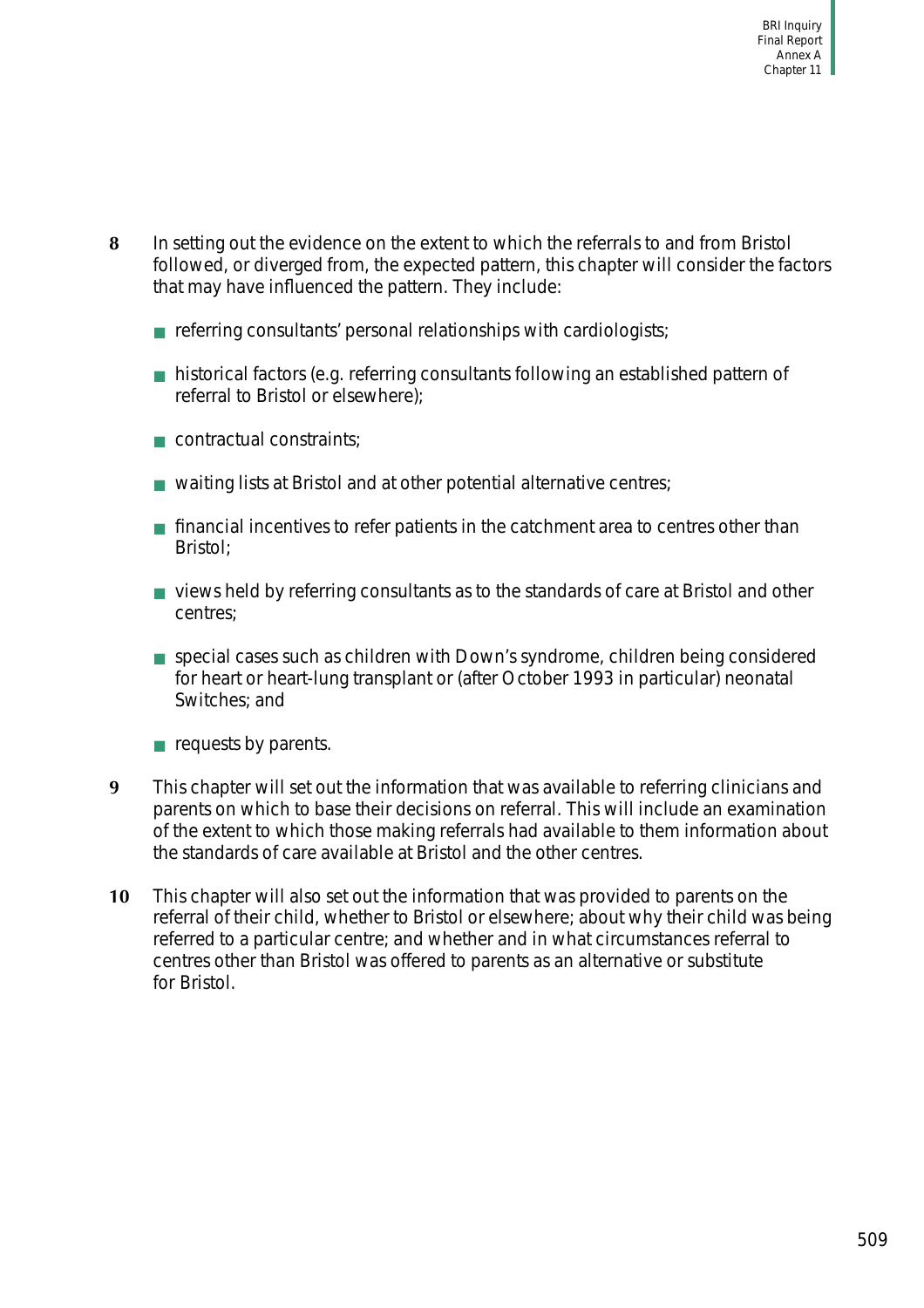**8** In setting out the evidence on the extent to which the referrals to and from Bristol followed, or diverged from, the expected pattern, this chapter will consider the factors that may have influenced the pattern. They include:

- referring consultants' personal relationships with cardiologists;
- historical factors (e.g. referring consultants following an established pattern of referral to Bristol or elsewhere);
- contractual constraints;
- waiting lists at Bristol and at other potential alternative centres;
- financial incentives to refer patients in the catchment area to centres other than Bristol;
- views held by referring consultants as to the standards of care at Bristol and other centres;
- special cases such as children with Down's syndrome, children being considered for heart or heart-lung transplant or (after October 1993 in particular) neonatal Switches; and
- requests by parents.

**9** This chapter will set out the information that was available to referring clinicians and parents on which to base their decisions on referral. This will include an examination of the extent to which those making referrals had available to them information about the standards of care available at Bristol and the other centres.

**10** This chapter will also set out the information that was provided to parents on the referral of their child, whether to Bristol or elsewhere; about why their child was being referred to a particular centre; and whether and in what circumstances referral to centres other than Bristol was offered to parents as an alternative or substitute for Bristol.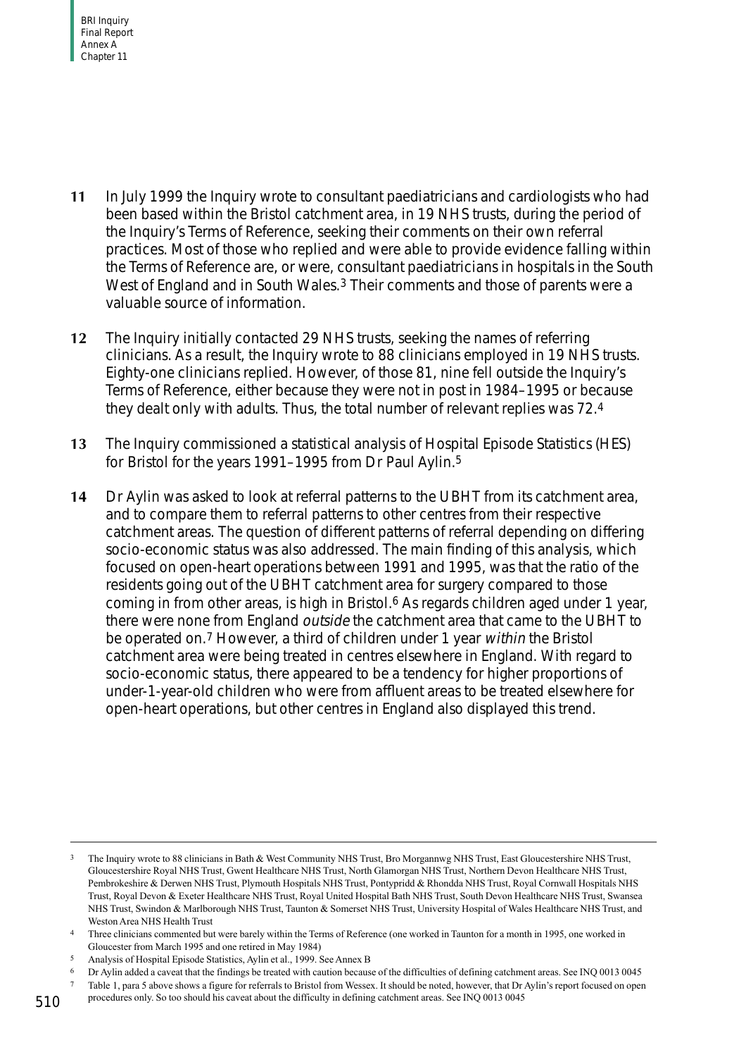**11** In July 1999 the Inquiry wrote to consultant paediatricians and cardiologists who had been based within the Bristol catchment area, in 19 NHS trusts, during the period of the Inquiry's Terms of Reference, seeking their comments on their own referral practices. Most of those who replied and were able to provide evidence falling within the Terms of Reference are, or were, consultant paediatricians in hospitals in the South West of England and in South Wales.[3] Their comments and those of parents were a valuable source of information.

**12** The Inquiry initially contacted 29 NHS trusts, seeking the names of referring clinicians. As a result, the Inquiry wrote to 88 clinicians employed in 19 NHS trusts. Eighty-one clinicians replied. However, of those 81, nine fell outside the Inquiry's Terms of Reference, either because they were not in post in 1984–1995 or because they dealt only with adults. Thus, the total number of relevant replies was 72.[4]

**13** The Inquiry commissioned a statistical analysis of Hospital Episode Statistics (HES) for Bristol for the years 1991–1995 from Dr Paul Aylin.[5]

**14** Dr Aylin was asked to look at referral patterns to the UBHT from its catchment area, and to compare them to referral patterns to other centres from their respective catchment areas. The question of different patterns of referral depending on differing socio-economic status was also addressed. The main finding of this analysis, which focused on open-heart operations between 1991 and 1995, was that the ratio of the residents going out of the UBHT catchment area for surgery compared to those coming in from other areas, is high in Bristol.[6] As regards children aged under 1 year, there were none from England *outside* the catchment area that came to the UBHT to be operated on.[7] However, a third of children under 1 year *within* the Bristol catchment area were being treated in centres elsewhere in England. With regard to socio-economic status, there appeared to be a tendency for higher proportions of under-1-year-old children who were from affluent areas to be treated elsewhere for open-heart operations, but other centres in England also displayed this trend.

---

[3] The Inquiry wrote to 88 clinicians in Bath & West Community NHS Trust, Bro Morgannwg NHS Trust, East Gloucestershire NHS Trust, Gloucestershire Royal NHS Trust, Gwent Healthcare NHS Trust, North Glamorgan NHS Trust, Northern Devon Healthcare NHS Trust, Pembrokeshire & Derwen NHS Trust, Plymouth Hospitals NHS Trust, Pontypridd & Rhondda NHS Trust, Royal Cornwall Hospitals NHS Trust, Royal Devon & Exeter Healthcare NHS Trust, Royal United Hospital Bath NHS Trust, South Devon Healthcare NHS Trust, Swansea NHS Trust, Swindon & Marlborough NHS Trust, Taunton & Somerset NHS Trust, University Hospital of Wales Healthcare NHS Trust, and Weston Area NHS Health Trust

[4] Three clinicians commented but were barely within the Terms of Reference (one worked in Taunton for a month in 1995, one worked in Gloucester from March 1995 and one retired in May 1984)

[5] Analysis of Hospital Episode Statistics, Aylin et al., 1999. See Annex B

[6] Dr Aylin added a caveat that the findings be treated with caution because of the difficulties of defining catchment areas. See INQ 0013 0045

[7] Table 1, para 5 above shows a figure for referrals to Bristol from Wessex. It should be noted, however, that Dr Aylin's report focused on open procedures only. So too should his caveat about the difficulty in defining catchment areas. See INQ 0013 0045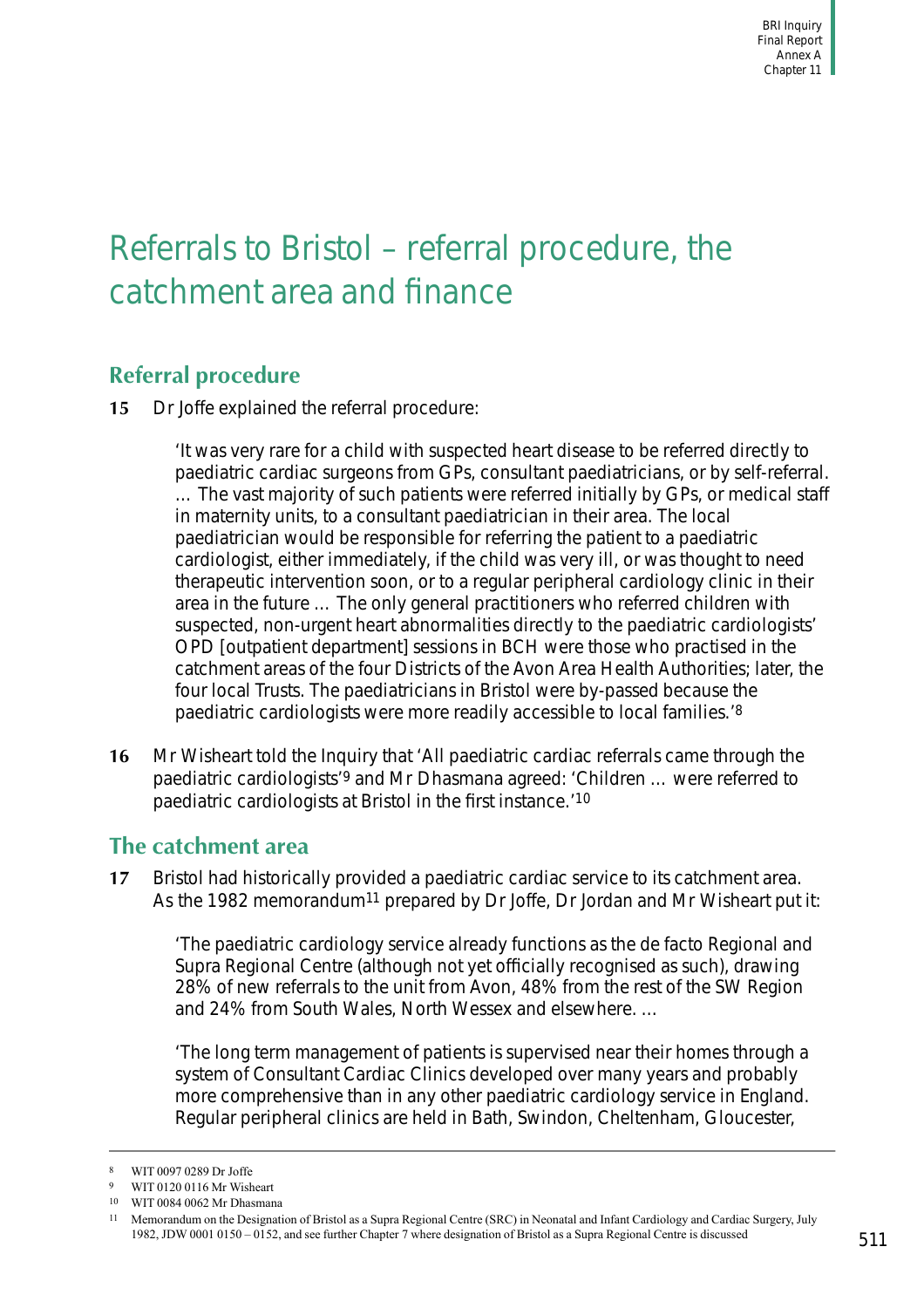# Referrals to Bristol – referral procedure, the catchment area and finance

## Referral procedure

**15** Dr Joffe explained the referral procedure:

> 'It was very rare for a child with suspected heart disease to be referred directly to paediatric cardiac surgeons from GPs, consultant paediatricians, or by self-referral. … The vast majority of such patients were referred initially by GPs, or medical staff in maternity units, to a consultant paediatrician in their area. The local paediatrician would be responsible for referring the patient to a paediatric cardiologist, either immediately, if the child was very ill, or was thought to need therapeutic intervention soon, or to a regular peripheral cardiology clinic in their area in the future … The only general practitioners who referred children with suspected, non-urgent heart abnormalities directly to the paediatric cardiologists' OPD [outpatient department] sessions in BCH were those who practised in the catchment areas of the four Districts of the Avon Area Health Authorities; later, the four local Trusts. The paediatricians in Bristol were by-passed because the paediatric cardiologists were more readily accessible to local families.'[8]

**16** Mr Wisheart told the Inquiry that 'All paediatric cardiac referrals came through the paediatric cardiologists'[9] and Mr Dhasmana agreed: 'Children … were referred to paediatric cardiologists at Bristol in the first instance.'[10]

## The catchment area

**17** Bristol had historically provided a paediatric cardiac service to its catchment area. As the 1982 memorandum[11] prepared by Dr Joffe, Dr Jordan and Mr Wisheart put it:

> 'The paediatric cardiology service already functions as the de facto Regional and Supra Regional Centre (although not yet officially recognised as such), drawing 28% of new referrals to the unit from Avon, 48% from the rest of the SW Region and 24% from South Wales, North Wessex and elsewhere. …
>
> 'The long term management of patients is supervised near their homes through a system of Consultant Cardiac Clinics developed over many years and probably more comprehensive than in any other paediatric cardiology service in England. Regular peripheral clinics are held in Bath, Swindon, Cheltenham, Gloucester,

---

8 WIT 0097 0289 Dr Joffe

9 WIT 0120 0116 Mr Wisheart

10 WIT 0084 0062 Mr Dhasmana

11 Memorandum on the Designation of Bristol as a Supra Regional Centre (SRC) in Neonatal and Infant Cardiology and Cardiac Surgery, July 1982, JDW 0001 0150 – 0152, and see further Chapter 7 where designation of Bristol as a Supra Regional Centre is discussed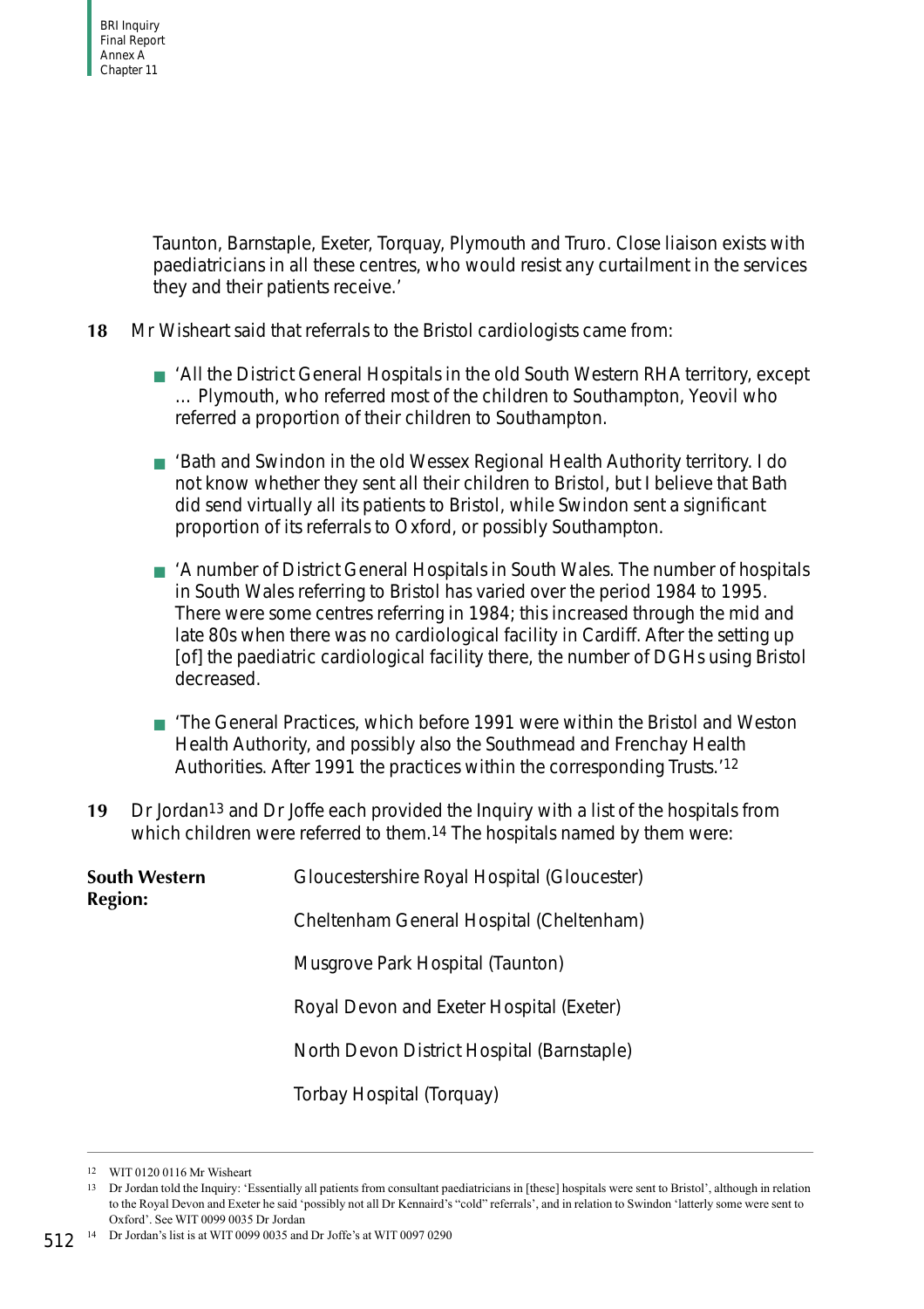Taunton, Barnstaple, Exeter, Torquay, Plymouth and Truro. Close liaison exists with paediatricians in all these centres, who would resist any curtailment in the services they and their patients receive.'

**18** Mr Wisheart said that referrals to the Bristol cardiologists came from:

- 'All the District General Hospitals in the old South Western RHA territory, except … Plymouth, who referred most of the children to Southampton, Yeovil who referred a proportion of their children to Southampton.
- 'Bath and Swindon in the old Wessex Regional Health Authority territory. I do not know whether they sent all their children to Bristol, but I believe that Bath did send virtually all its patients to Bristol, while Swindon sent a significant proportion of its referrals to Oxford, or possibly Southampton.
- 'A number of District General Hospitals in South Wales. The number of hospitals in South Wales referring to Bristol has varied over the period 1984 to 1995. There were some centres referring in 1984; this increased through the mid and late 80s when there was no cardiological facility in Cardiff. After the setting up [of] the paediatric cardiological facility there, the number of DGHs using Bristol decreased.
- 'The General Practices, which before 1991 were within the Bristol and Weston Health Authority, and possibly also the Southmead and Frenchay Health Authorities. After 1991 the practices within the corresponding Trusts.'[12]

**19** Dr Jordan[13] and Dr Joffe each provided the Inquiry with a list of the hospitals from which children were referred to them.[14] The hospitals named by them were:

| | |
|---|---|
| **South Western Region:** | Gloucestershire Royal Hospital (Gloucester) |
| | Cheltenham General Hospital (Cheltenham) |
| | Musgrove Park Hospital (Taunton) |
| | Royal Devon and Exeter Hospital (Exeter) |
| | North Devon District Hospital (Barnstaple) |
| | Torbay Hospital (Torquay) |

---

[12] WIT 0120 0116 Mr Wisheart

[13] Dr Jordan told the Inquiry: 'Essentially all patients from consultant paediatricians in [these] hospitals were sent to Bristol', although in relation to the Royal Devon and Exeter he said 'possibly not all Dr Kennaird's "cold" referrals', and in relation to Swindon 'latterly some were sent to Oxford'. See WIT 0099 0035 Dr Jordan

[14] Dr Jordan's list is at WIT 0099 0035 and Dr Joffe's at WIT 0097 0290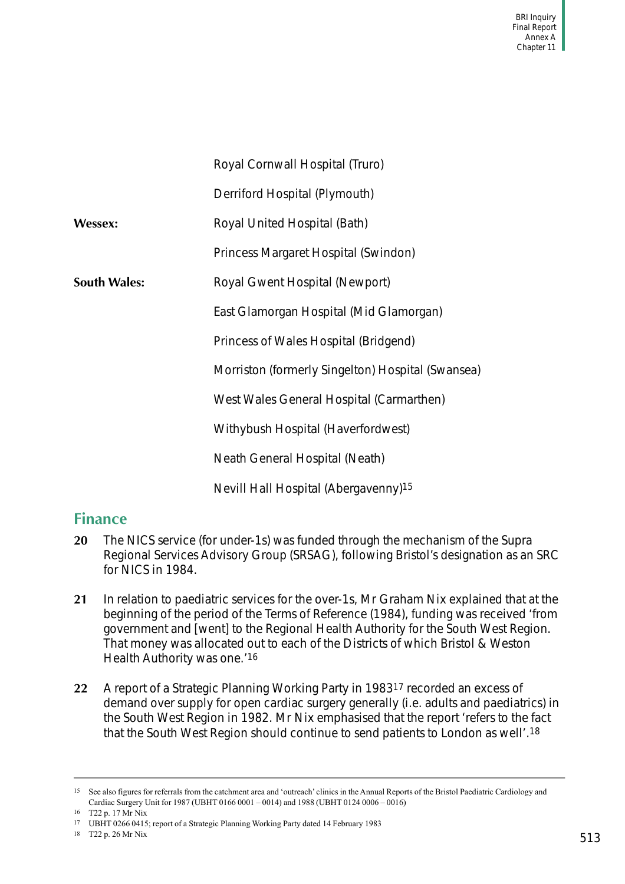| | |
|---|---|
| | Royal Cornwall Hospital (Truro) |
| | Derriford Hospital (Plymouth) |
| **Wessex:** | Royal United Hospital (Bath) |
| | Princess Margaret Hospital (Swindon) |
| **South Wales:** | Royal Gwent Hospital (Newport) |
| | East Glamorgan Hospital (Mid Glamorgan) |
| | Princess of Wales Hospital (Bridgend) |
| | Morriston (formerly Singelton) Hospital (Swansea) |
| | West Wales General Hospital (Carmarthen) |
| | Withybush Hospital (Haverfordwest) |
| | Neath General Hospital (Neath) |
| | Nevill Hall Hospital (Abergavenny)[15] |

## Finance

**20** The NICS service (for under-1s) was funded through the mechanism of the Supra Regional Services Advisory Group (SRSAG), following Bristol's designation as an SRC for NICS in 1984.

**21** In relation to paediatric services for the over-1s, Mr Graham Nix explained that at the beginning of the period of the Terms of Reference (1984), funding was received 'from government and [went] to the Regional Health Authority for the South West Region. That money was allocated out to each of the Districts of which Bristol & Weston Health Authority was one.'[16]

**22** A report of a Strategic Planning Working Party in 1983[17] recorded an excess of demand over supply for open cardiac surgery generally (i.e. adults and paediatrics) in the South West Region in 1982. Mr Nix emphasised that the report 'refers to the fact that the South West Region should continue to send patients to London as well'.[18]

---

15 See also figures for referrals from the catchment area and 'outreach' clinics in the Annual Reports of the Bristol Paediatric Cardiology and Cardiac Surgery Unit for 1987 (UBHT 0166 0001 – 0014) and 1988 (UBHT 0124 0006 – 0016)

16 T22 p. 17 Mr Nix

17 UBHT 0266 0415; report of a Strategic Planning Working Party dated 14 February 1983

18 T22 p. 26 Mr Nix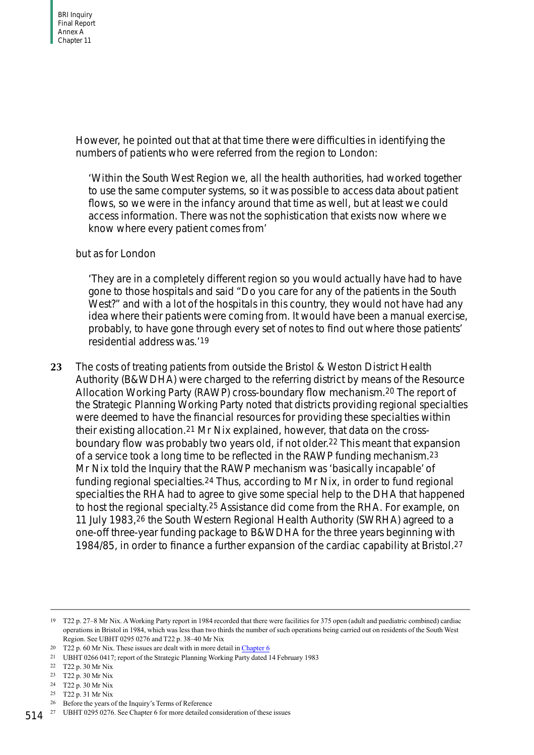However, he pointed out that at that time there were difficulties in identifying the numbers of patients who were referred from the region to London:

> 'Within the South West Region we, all the health authorities, had worked together to use the same computer systems, so it was possible to access data about patient flows, so we were in the infancy around that time as well, but at least we could access information. There was not the sophistication that exists now where we know where every patient comes from'

but as for London

> 'They are in a completely different region so you would actually have had to have gone to those hospitals and said "Do you care for any of the patients in the South West?" and with a lot of the hospitals in this country, they would not have had any idea where their patients were coming from. It would have been a manual exercise, probably, to have gone through every set of notes to find out where those patients' residential address was.'[19]

**23** The costs of treating patients from outside the Bristol & Weston District Health Authority (B&WDHA) were charged to the referring district by means of the Resource Allocation Working Party (RAWP) cross-boundary flow mechanism.[20] The report of the Strategic Planning Working Party noted that districts providing regional specialties were deemed to have the financial resources for providing these specialties within their existing allocation.[21] Mr Nix explained, however, that data on the cross-boundary flow was probably two years old, if not older.[22] This meant that expansion of a service took a long time to be reflected in the RAWP funding mechanism.[23] Mr Nix told the Inquiry that the RAWP mechanism was 'basically incapable' of funding regional specialties.[24] Thus, according to Mr Nix, in order to fund regional specialties the RHA had to agree to give some special help to the DHA that happened to host the regional specialty.[25] Assistance did come from the RHA. For example, on 11 July 1983,[26] the South Western Regional Health Authority (SWRHA) agreed to a one-off three-year funding package to B&WDHA for the three years beginning with 1984/85, in order to finance a further expansion of the cardiac capability at Bristol.[27]

---

[19] T22 p. 27–8 Mr Nix. A Working Party report in 1984 recorded that there were facilities for 375 open (adult and paediatric combined) cardiac operations in Bristol in 1984, which was less than two thirds the number of such operations being carried out on residents of the South West Region. See UBHT 0295 0276 and T22 p. 38–40 Mr Nix

[20] T22 p. 60 Mr Nix. These issues are dealt with in more detail in Chapter 6

[21] UBHT 0266 0417; report of the Strategic Planning Working Party dated 14 February 1983

[22] T22 p. 30 Mr Nix

[23] T22 p. 30 Mr Nix

[24] T22 p. 30 Mr Nix

[25] T22 p. 31 Mr Nix

[26] Before the years of the Inquiry's Terms of Reference

[27] UBHT 0295 0276. See Chapter 6 for more detailed consideration of these issues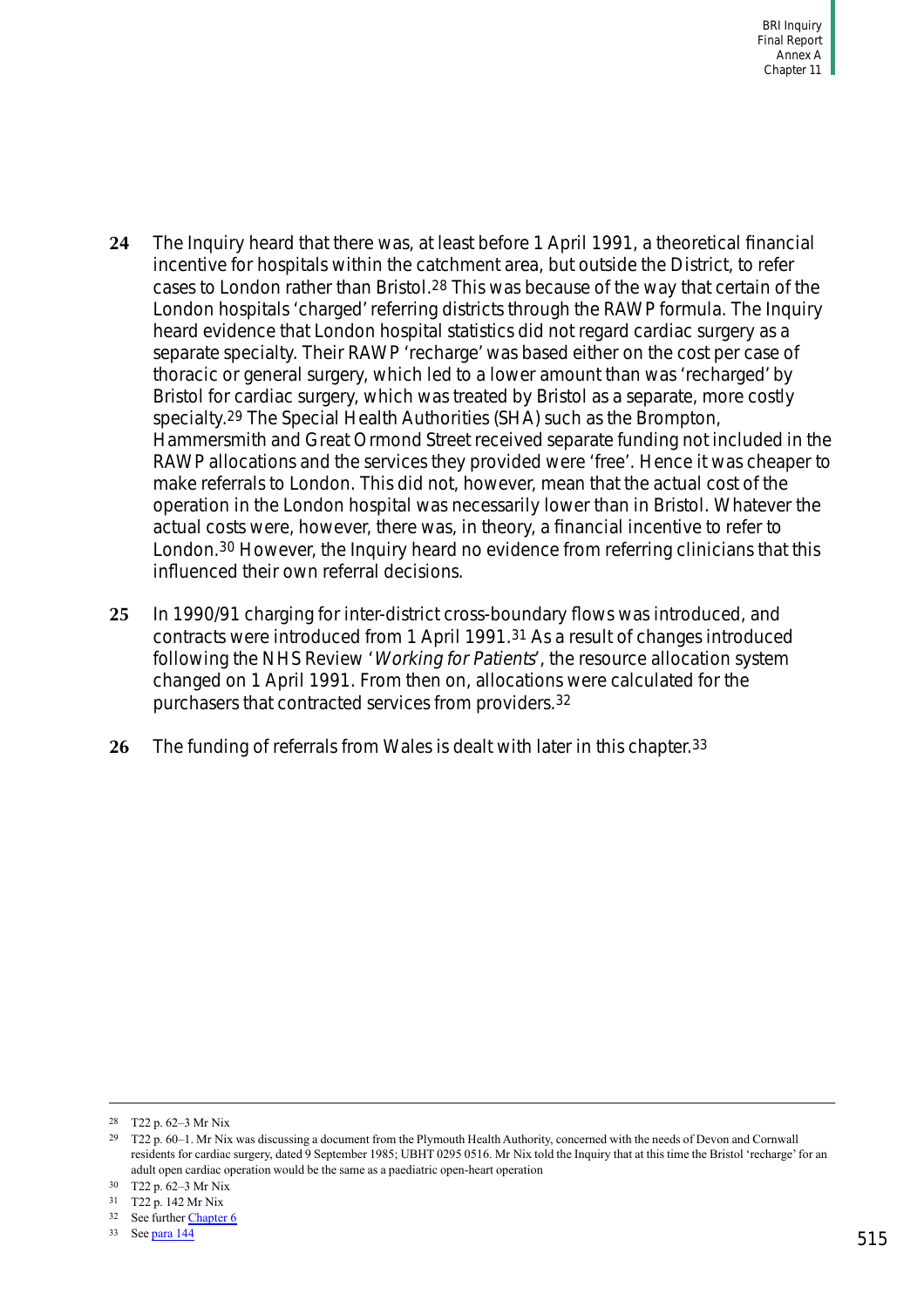**24** The Inquiry heard that there was, at least before 1 April 1991, a theoretical financial incentive for hospitals within the catchment area, but outside the District, to refer cases to London rather than Bristol.[28] This was because of the way that certain of the London hospitals 'charged' referring districts through the RAWP formula. The Inquiry heard evidence that London hospital statistics did not regard cardiac surgery as a separate specialty. Their RAWP 'recharge' was based either on the cost per case of thoracic or general surgery, which led to a lower amount than was 'recharged' by Bristol for cardiac surgery, which was treated by Bristol as a separate, more costly specialty.[29] The Special Health Authorities (SHA) such as the Brompton, Hammersmith and Great Ormond Street received separate funding not included in the RAWP allocations and the services they provided were 'free'. Hence it was cheaper to make referrals to London. This did not, however, mean that the actual cost of the operation in the London hospital was necessarily lower than in Bristol. Whatever the actual costs were, however, there was, in theory, a financial incentive to refer to London.[30] However, the Inquiry heard no evidence from referring clinicians that this influenced their own referral decisions.

**25** In 1990/91 charging for inter-district cross-boundary flows was introduced, and contracts were introduced from 1 April 1991.[31] As a result of changes introduced following the NHS Review '*Working for Patients*', the resource allocation system changed on 1 April 1991. From then on, allocations were calculated for the purchasers that contracted services from providers.[32]

**26** The funding of referrals from Wales is dealt with later in this chapter.[33]

---

[28] T22 p. 62–3 Mr Nix

[29] T22 p. 60–1. Mr Nix was discussing a document from the Plymouth Health Authority, concerned with the needs of Devon and Cornwall residents for cardiac surgery, dated 9 September 1985; UBHT 0295 0516. Mr Nix told the Inquiry that at this time the Bristol 'recharge' for an adult open cardiac operation would be the same as a paediatric open-heart operation

[30] T22 p. 62–3 Mr Nix

[31] T22 p. 142 Mr Nix

[32] See further Chapter 6

[33] See para 144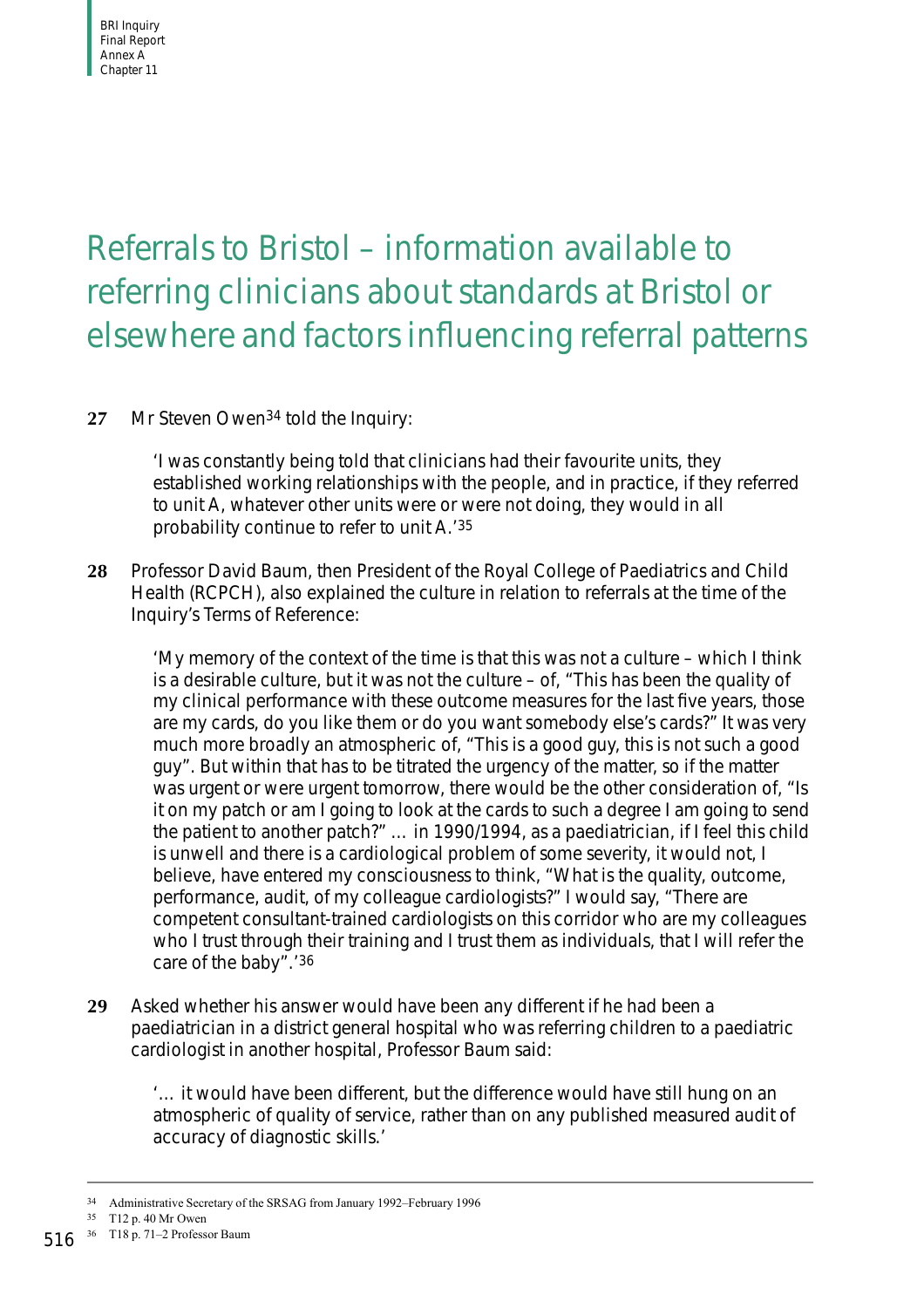# Referrals to Bristol – information available to referring clinicians about standards at Bristol or elsewhere and factors influencing referral patterns

**27** Mr Steven Owen[34] told the Inquiry:

> 'I was constantly being told that clinicians had their favourite units, they established working relationships with the people, and in practice, if they referred to unit A, whatever other units were or were not doing, they would in all probability continue to refer to unit A.'[35]

**28** Professor David Baum, then President of the Royal College of Paediatrics and Child Health (RCPCH), also explained the culture in relation to referrals at the time of the Inquiry's Terms of Reference:

> 'My memory of the context of the time is that this was not a culture – which I think is a desirable culture, but it was not the culture – of, "This has been the quality of my clinical performance with these outcome measures for the last five years, those are my cards, do you like them or do you want somebody else's cards?" It was very much more broadly an atmospheric of, "This is a good guy, this is not such a good guy". But within that has to be titrated the urgency of the matter, so if the matter was urgent or were urgent tomorrow, there would be the other consideration of, "Is it on my patch or am I going to look at the cards to such a degree I am going to send the patient to another patch?" … in 1990/1994, as a paediatrician, if I feel this child is unwell and there is a cardiological problem of some severity, it would not, I believe, have entered my consciousness to think, "What is the quality, outcome, performance, audit, of my colleague cardiologists?" I would say, "There are competent consultant-trained cardiologists on this corridor who are my colleagues who I trust through their training and I trust them as individuals, that I will refer the care of the baby".'[36]

**29** Asked whether his answer would have been any different if he had been a paediatrician in a district general hospital who was referring children to a paediatric cardiologist in another hospital, Professor Baum said:

> '… it would have been different, but the difference would have still hung on an atmospheric of quality of service, rather than on any published measured audit of accuracy of diagnostic skills.'

---

[34] Administrative Secretary of the SRSAG from January 1992–February 1996

[35] T12 p. 40 Mr Owen

[36] T18 p. 71–2 Professor Baum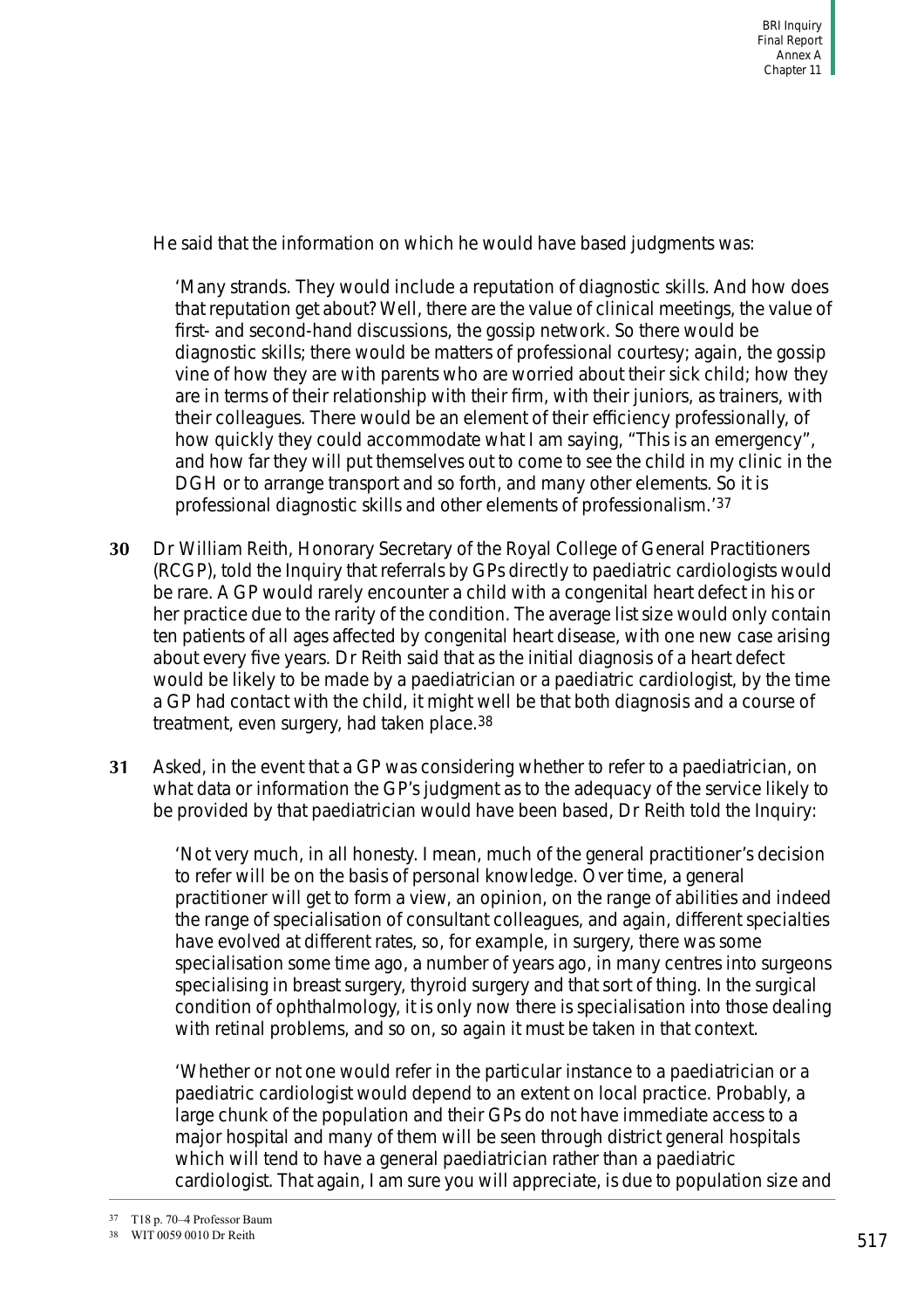He said that the information on which he would have based judgments was:

> 'Many strands. They would include a reputation of diagnostic skills. And how does that reputation get about? Well, there are the value of clinical meetings, the value of first- and second-hand discussions, the gossip network. So there would be diagnostic skills; there would be matters of professional courtesy; again, the gossip vine of how they are with parents who are worried about their sick child; how they are in terms of their relationship with their firm, with their juniors, as trainers, with their colleagues. There would be an element of their efficiency professionally, of how quickly they could accommodate what I am saying, "This is an emergency", and how far they will put themselves out to come to see the child in my clinic in the DGH or to arrange transport and so forth, and many other elements. So it is professional diagnostic skills and other elements of professionalism.'[37]

**30** Dr William Reith, Honorary Secretary of the Royal College of General Practitioners (RCGP), told the Inquiry that referrals by GPs directly to paediatric cardiologists would be rare. A GP would rarely encounter a child with a congenital heart defect in his or her practice due to the rarity of the condition. The average list size would only contain ten patients of all ages affected by congenital heart disease, with one new case arising about every five years. Dr Reith said that as the initial diagnosis of a heart defect would be likely to be made by a paediatrician or a paediatric cardiologist, by the time a GP had contact with the child, it might well be that both diagnosis and a course of treatment, even surgery, had taken place.[38]

**31** Asked, in the event that a GP was considering whether to refer to a paediatrician, on what data or information the GP's judgment as to the adequacy of the service likely to be provided by that paediatrician would have been based, Dr Reith told the Inquiry:

> 'Not very much, in all honesty. I mean, much of the general practitioner's decision to refer will be on the basis of personal knowledge. Over time, a general practitioner will get to form a view, an opinion, on the range of abilities and indeed the range of specialisation of consultant colleagues, and again, different specialties have evolved at different rates, so, for example, in surgery, there was some specialisation some time ago, a number of years ago, in many centres into surgeons specialising in breast surgery, thyroid surgery and that sort of thing. In the surgical condition of ophthalmology, it is only now there is specialisation into those dealing with retinal problems, and so on, so again it must be taken in that context.
>
> 'Whether or not one would refer in the particular instance to a paediatrician or a paediatric cardiologist would depend to an extent on local practice. Probably, a large chunk of the population and their GPs do not have immediate access to a major hospital and many of them will be seen through district general hospitals which will tend to have a general paediatrician rather than a paediatric cardiologist. That again, I am sure you will appreciate, is due to population size and

---

[37] T18 p. 70–4 Professor Baum

[38] WIT 0059 0010 Dr Reith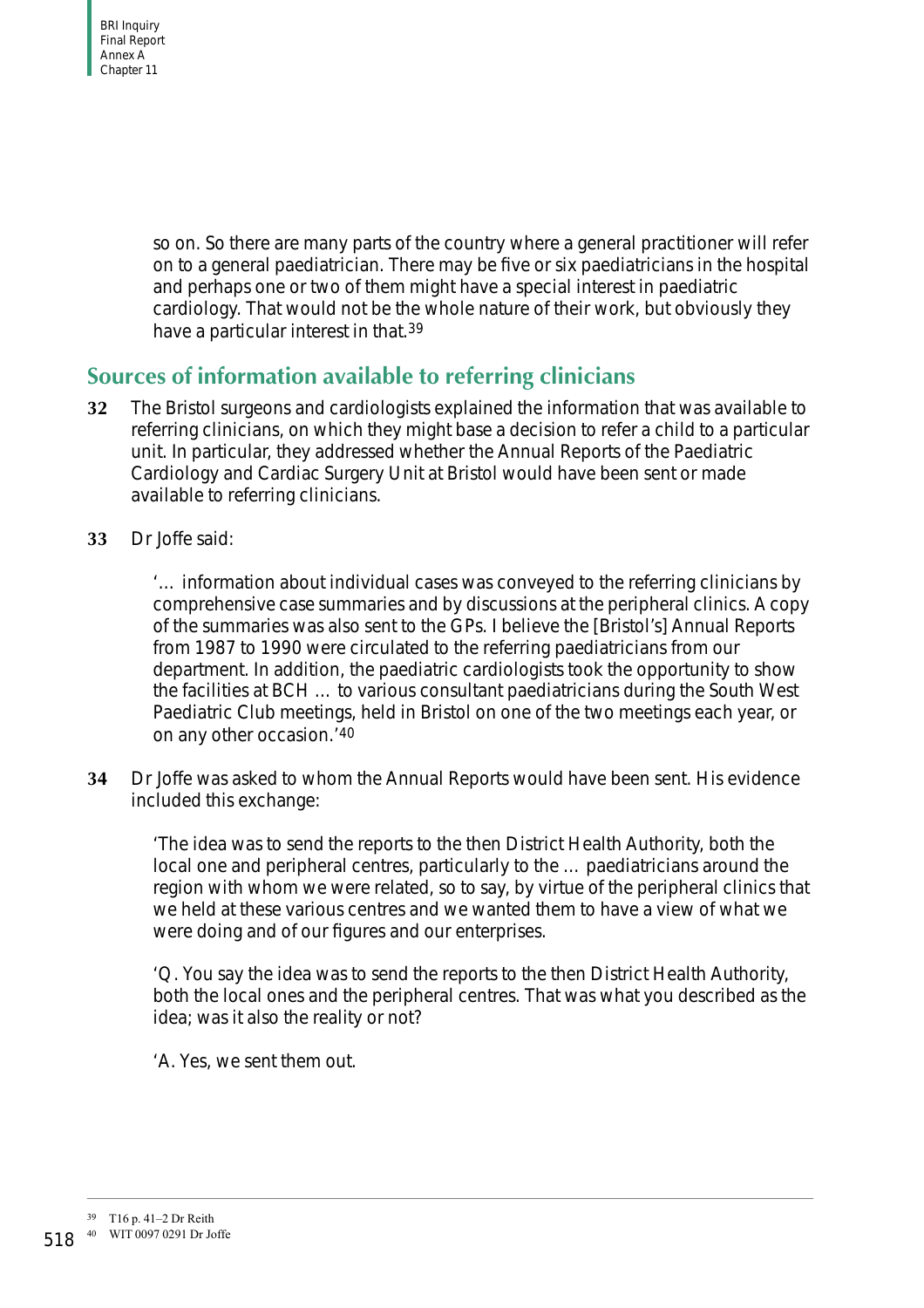so on. So there are many parts of the country where a general practitioner will refer on to a general paediatrician. There may be five or six paediatricians in the hospital and perhaps one or two of them might have a special interest in paediatric cardiology. That would not be the whole nature of their work, but obviously they have a particular interest in that.[39]

## Sources of information available to referring clinicians

**32** The Bristol surgeons and cardiologists explained the information that was available to referring clinicians, on which they might base a decision to refer a child to a particular unit. In particular, they addressed whether the Annual Reports of the Paediatric Cardiology and Cardiac Surgery Unit at Bristol would have been sent or made available to referring clinicians.

**33** Dr Joffe said:

> '… information about individual cases was conveyed to the referring clinicians by comprehensive case summaries and by discussions at the peripheral clinics. A copy of the summaries was also sent to the GPs. I believe the [Bristol's] Annual Reports from 1987 to 1990 were circulated to the referring paediatricians from our department. In addition, the paediatric cardiologists took the opportunity to show the facilities at BCH … to various consultant paediatricians during the South West Paediatric Club meetings, held in Bristol on one of the two meetings each year, or on any other occasion.'[40]

**34** Dr Joffe was asked to whom the Annual Reports would have been sent. His evidence included this exchange:

> 'The idea was to send the reports to the then District Health Authority, both the local one and peripheral centres, particularly to the … paediatricians around the region with whom we were related, so to say, by virtue of the peripheral clinics that we held at these various centres and we wanted them to have a view of what we were doing and of our figures and our enterprises.
>
> 'Q. You say the idea was to send the reports to the then District Health Authority, both the local ones and the peripheral centres. That was what you described as the idea; was it also the reality or not?
>
> 'A. Yes, we sent them out.

---

[39] T16 p. 41–2 Dr Reith

[40] WIT 0097 0291 Dr Joffe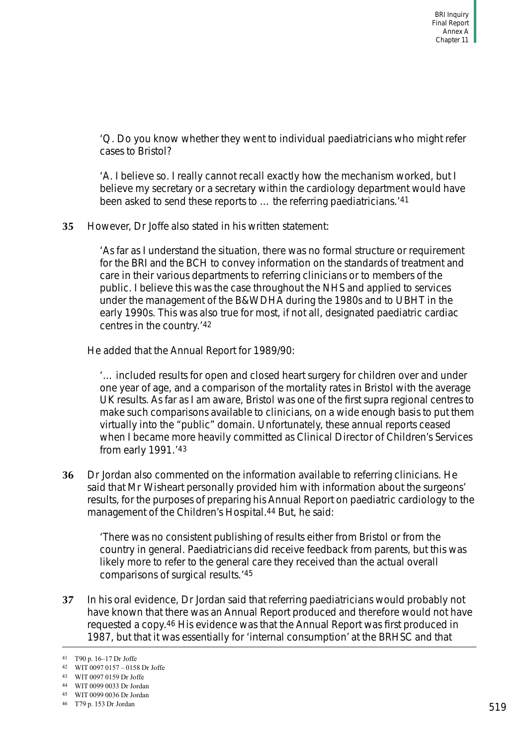'Q. Do you know whether they went to individual paediatricians who might refer cases to Bristol?

'A. I believe so. I really cannot recall exactly how the mechanism worked, but I believe my secretary or a secretary within the cardiology department would have been asked to send these reports to … the referring paediatricians.'[41]

**35** However, Dr Joffe also stated in his written statement:

> 'As far as I understand the situation, there was no formal structure or requirement for the BRI and the BCH to convey information on the standards of treatment and care in their various departments to referring clinicians or to members of the public. I believe this was the case throughout the NHS and applied to services under the management of the B&WDHA during the 1980s and to UBHT in the early 1990s. This was also true for most, if not all, designated paediatric cardiac centres in the country.'[42]

He added that the Annual Report for 1989/90:

> '… included results for open and closed heart surgery for children over and under one year of age, and a comparison of the mortality rates in Bristol with the average UK results. As far as I am aware, Bristol was one of the first supra regional centres to make such comparisons available to clinicians, on a wide enough basis to put them virtually into the "public" domain. Unfortunately, these annual reports ceased when I became more heavily committed as Clinical Director of Children's Services from early 1991.'[43]

**36** Dr Jordan also commented on the information available to referring clinicians. He said that Mr Wisheart personally provided him with information about the surgeons' results, for the purposes of preparing his Annual Report on paediatric cardiology to the management of the Children's Hospital.[44] But, he said:

> 'There was no consistent publishing of results either from Bristol or from the country in general. Paediatricians did receive feedback from parents, but this was likely more to refer to the general care they received than the actual overall comparisons of surgical results.'[45]

**37** In his oral evidence, Dr Jordan said that referring paediatricians would probably not have known that there was an Annual Report produced and therefore would not have requested a copy.[46] His evidence was that the Annual Report was first produced in 1987, but that it was essentially for 'internal consumption' at the BRHSC and that

---

41 T90 p. 16–17 Dr Joffe

42 WIT 0097 0157 – 0158 Dr Joffe

43 WIT 0097 0159 Dr Joffe

44 WIT 0099 0033 Dr Jordan

45 WIT 0099 0036 Dr Jordan

46 T79 p. 153 Dr Jordan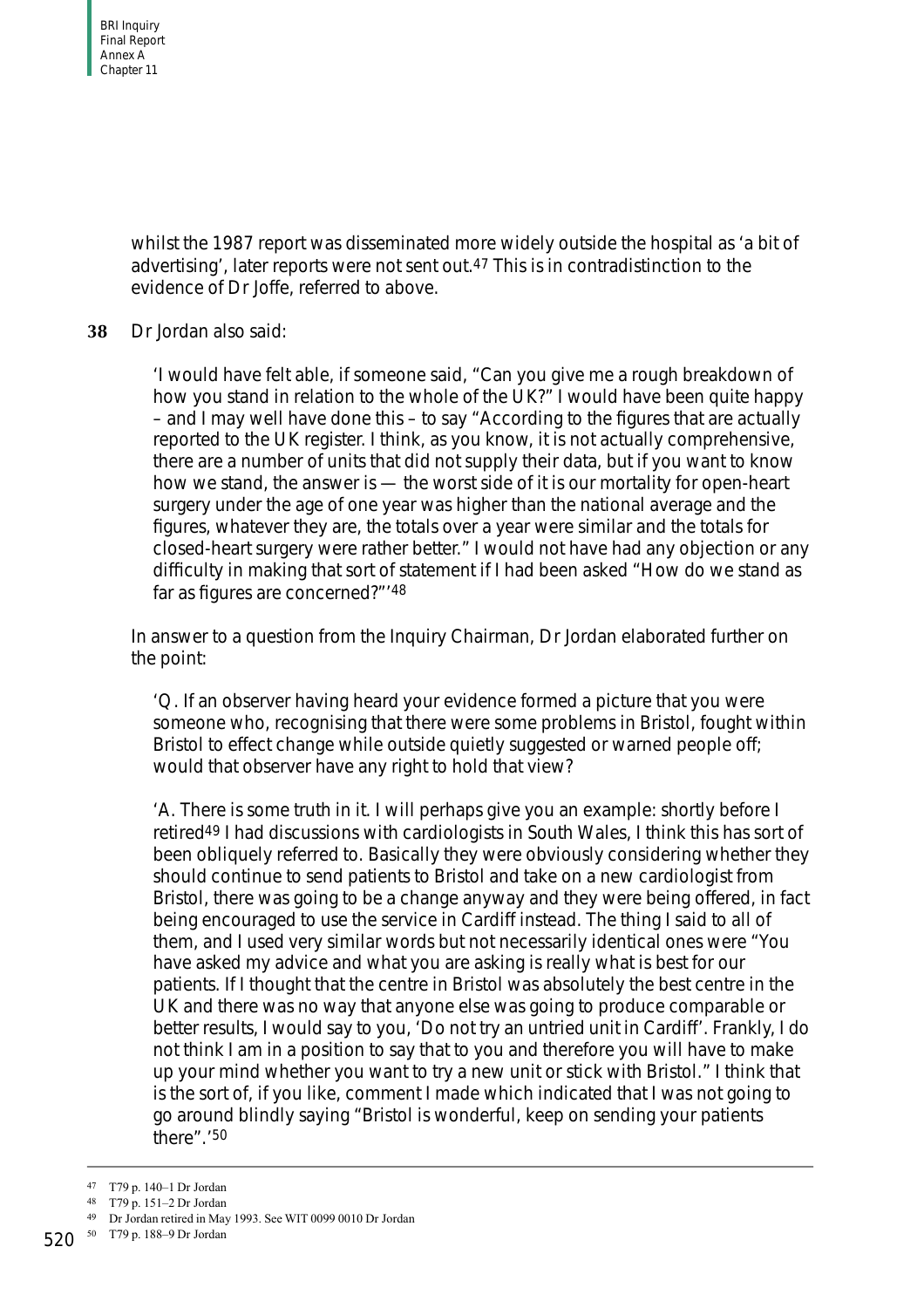whilst the 1987 report was disseminated more widely outside the hospital as 'a bit of advertising', later reports were not sent out.[47] This is in contradistinction to the evidence of Dr Joffe, referred to above.

**38** Dr Jordan also said:

> 'I would have felt able, if someone said, "Can you give me a rough breakdown of how you stand in relation to the whole of the UK?" I would have been quite happy – and I may well have done this – to say "According to the figures that are actually reported to the UK register. I think, as you know, it is not actually comprehensive, there are a number of units that did not supply their data, but if you want to know how we stand, the answer is — the worst side of it is our mortality for open-heart surgery under the age of one year was higher than the national average and the figures, whatever they are, the totals over a year were similar and the totals for closed-heart surgery were rather better." I would not have had any objection or any difficulty in making that sort of statement if I had been asked "How do we stand as far as figures are concerned?"'[48]

In answer to a question from the Inquiry Chairman, Dr Jordan elaborated further on the point:

> 'Q. If an observer having heard your evidence formed a picture that you were someone who, recognising that there were some problems in Bristol, fought within Bristol to effect change while outside quietly suggested or warned people off; would that observer have any right to hold that view?
>
> 'A. There is some truth in it. I will perhaps give you an example: shortly before I retired[49] I had discussions with cardiologists in South Wales, I think this has sort of been obliquely referred to. Basically they were obviously considering whether they should continue to send patients to Bristol and take on a new cardiologist from Bristol, there was going to be a change anyway and they were being offered, in fact being encouraged to use the service in Cardiff instead. The thing I said to all of them, and I used very similar words but not necessarily identical ones were "You have asked my advice and what you are asking is really what is best for our patients. If I thought that the centre in Bristol was absolutely the best centre in the UK and there was no way that anyone else was going to produce comparable or better results, I would say to you, 'Do not try an untried unit in Cardiff'. Frankly, I do not think I am in a position to say that to you and therefore you will have to make up your mind whether you want to try a new unit or stick with Bristol." I think that is the sort of, if you like, comment I made which indicated that I was not going to go around blindly saying "Bristol is wonderful, keep on sending your patients there".'[50]

---

[47] T79 p. 140–1 Dr Jordan

[48] T79 p. 151–2 Dr Jordan

[49] Dr Jordan retired in May 1993. See WIT 0099 0010 Dr Jordan

[50] T79 p. 188–9 Dr Jordan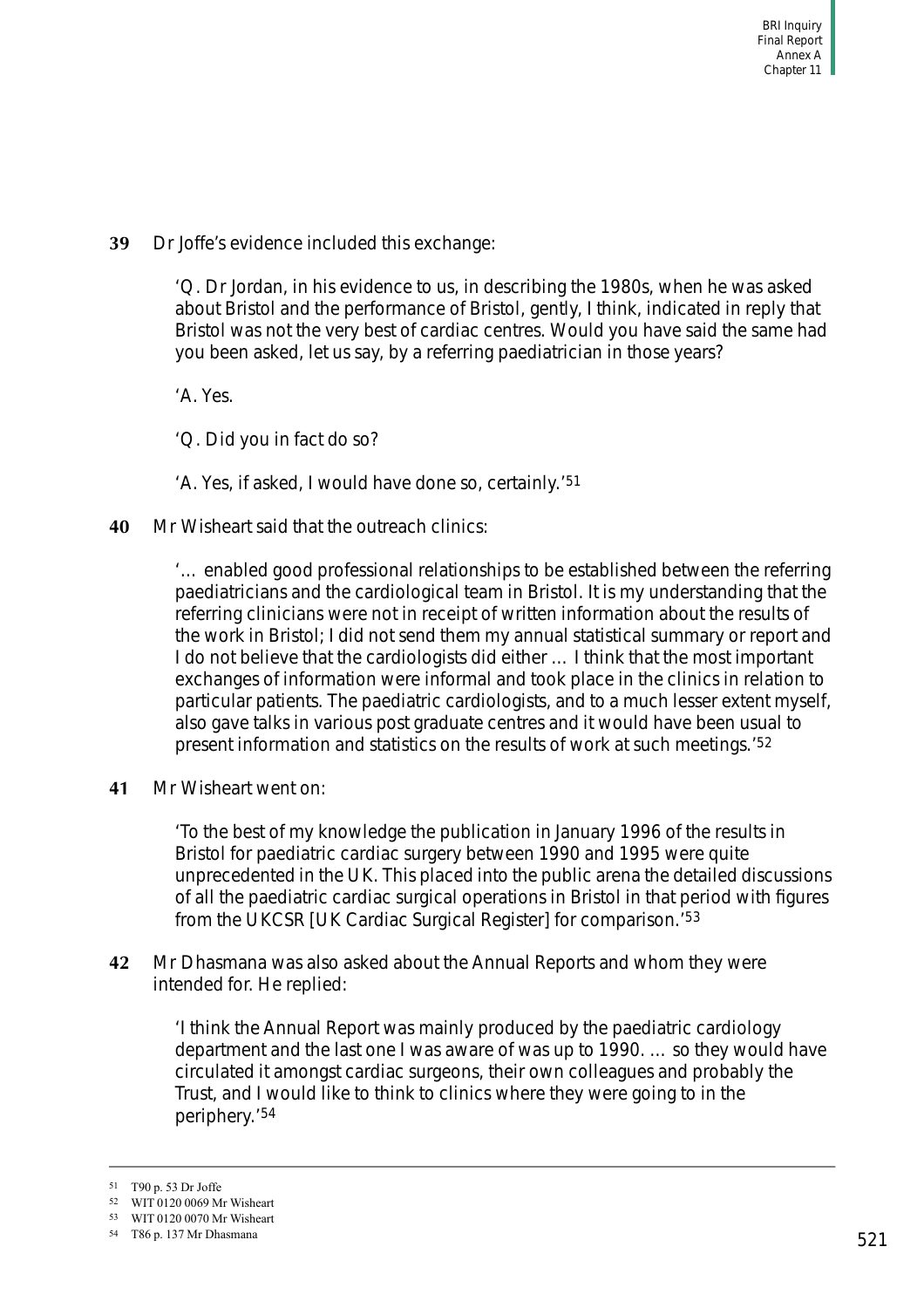**39** Dr Joffe's evidence included this exchange:

> 'Q. Dr Jordan, in his evidence to us, in describing the 1980s, when he was asked about Bristol and the performance of Bristol, gently, I think, indicated in reply that Bristol was not the very best of cardiac centres. Would you have said the same had you been asked, let us say, by a referring paediatrician in those years?
>
> 'A. Yes.
>
> 'Q. Did you in fact do so?
>
> 'A. Yes, if asked, I would have done so, certainly.'[51]

**40** Mr Wisheart said that the outreach clinics:

> '… enabled good professional relationships to be established between the referring paediatricians and the cardiological team in Bristol. It is my understanding that the referring clinicians were not in receipt of written information about the results of the work in Bristol; I did not send them my annual statistical summary or report and I do not believe that the cardiologists did either … I think that the most important exchanges of information were informal and took place in the clinics in relation to particular patients. The paediatric cardiologists, and to a much lesser extent myself, also gave talks in various post graduate centres and it would have been usual to present information and statistics on the results of work at such meetings.'[52]

**41** Mr Wisheart went on:

> 'To the best of my knowledge the publication in January 1996 of the results in Bristol for paediatric cardiac surgery between 1990 and 1995 were quite unprecedented in the UK. This placed into the public arena the detailed discussions of all the paediatric cardiac surgical operations in Bristol in that period with figures from the UKCSR [UK Cardiac Surgical Register] for comparison.'[53]

**42** Mr Dhasmana was also asked about the Annual Reports and whom they were intended for. He replied:

> 'I think the Annual Report was mainly produced by the paediatric cardiology department and the last one I was aware of was up to 1990. … so they would have circulated it amongst cardiac surgeons, their own colleagues and probably the Trust, and I would like to think to clinics where they were going to in the periphery.'[54]

---

[51] T90 p. 53 Dr Joffe

[52] WIT 0120 0069 Mr Wisheart

[53] WIT 0120 0070 Mr Wisheart

[54] T86 p. 137 Mr Dhasmana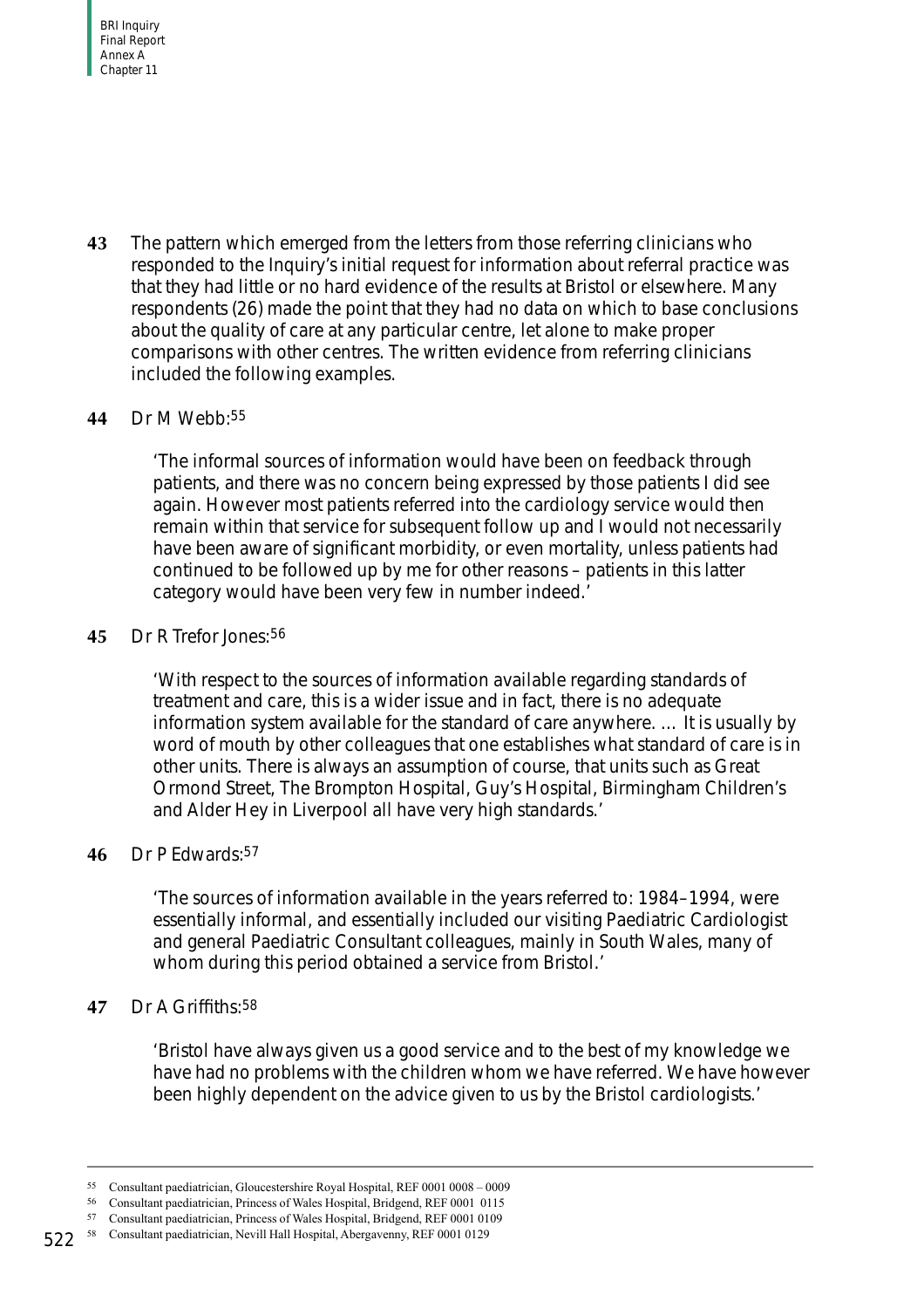**43** The pattern which emerged from the letters from those referring clinicians who responded to the Inquiry's initial request for information about referral practice was that they had little or no hard evidence of the results at Bristol or elsewhere. Many respondents (26) made the point that they had no data on which to base conclusions about the quality of care at any particular centre, let alone to make proper comparisons with other centres. The written evidence from referring clinicians included the following examples.

**44** Dr M Webb:[55]

> 'The informal sources of information would have been on feedback through patients, and there was no concern being expressed by those patients I did see again. However most patients referred into the cardiology service would then remain within that service for subsequent follow up and I would not necessarily have been aware of significant morbidity, or even mortality, unless patients had continued to be followed up by me for other reasons – patients in this latter category would have been very few in number indeed.'

**45** Dr R Trefor Jones:[56]

> 'With respect to the sources of information available regarding standards of treatment and care, this is a wider issue and in fact, there is no adequate information system available for the standard of care anywhere. … It is usually by word of mouth by other colleagues that one establishes what standard of care is in other units. There is always an assumption of course, that units such as Great Ormond Street, The Brompton Hospital, Guy's Hospital, Birmingham Children's and Alder Hey in Liverpool all have very high standards.'

**46** Dr P Edwards:[57]

> 'The sources of information available in the years referred to: 1984–1994, were essentially informal, and essentially included our visiting Paediatric Cardiologist and general Paediatric Consultant colleagues, mainly in South Wales, many of whom during this period obtained a service from Bristol.'

**47** Dr A Griffiths:[58]

> 'Bristol have always given us a good service and to the best of my knowledge we have had no problems with the children whom we have referred. We have however been highly dependent on the advice given to us by the Bristol cardiologists.'

---

[55] Consultant paediatrician, Gloucestershire Royal Hospital, REF 0001 0008 – 0009

[56] Consultant paediatrician, Princess of Wales Hospital, Bridgend, REF 0001 0115

[57] Consultant paediatrician, Princess of Wales Hospital, Bridgend, REF 0001 0109

[58] Consultant paediatrician, Nevill Hall Hospital, Abergavenny, REF 0001 0129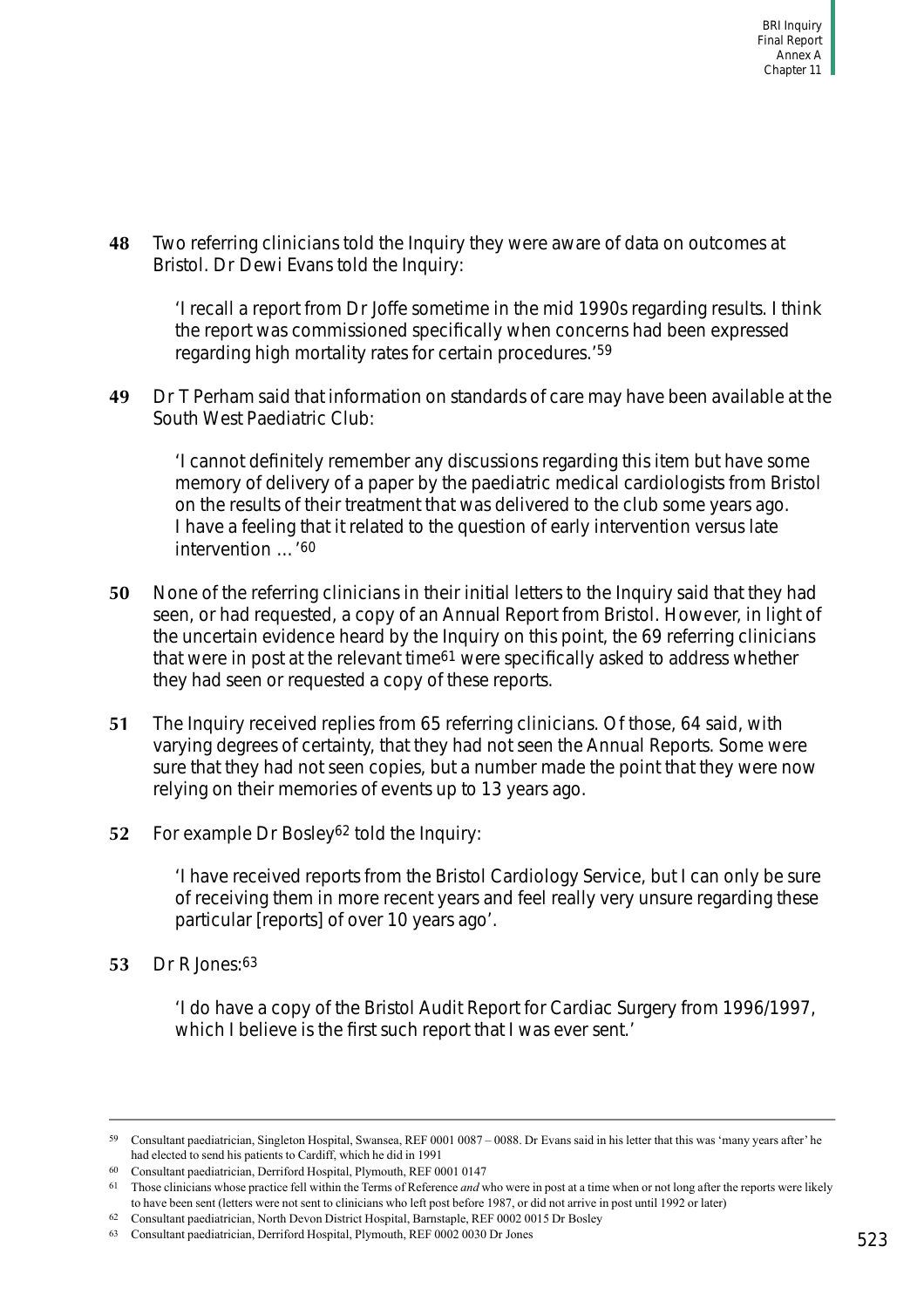**48** Two referring clinicians told the Inquiry they were aware of data on outcomes at Bristol. Dr Dewi Evans told the Inquiry:

> 'I recall a report from Dr Joffe sometime in the mid 1990s regarding results. I think the report was commissioned specifically when concerns had been expressed regarding high mortality rates for certain procedures.'[59]

**49** Dr T Perham said that information on standards of care may have been available at the South West Paediatric Club:

> 'I cannot definitely remember any discussions regarding this item but have some memory of delivery of a paper by the paediatric medical cardiologists from Bristol on the results of their treatment that was delivered to the club some years ago. I have a feeling that it related to the question of early intervention versus late intervention …'[60]

**50** None of the referring clinicians in their initial letters to the Inquiry said that they had seen, or had requested, a copy of an Annual Report from Bristol. However, in light of the uncertain evidence heard by the Inquiry on this point, the 69 referring clinicians that were in post at the relevant time[61] were specifically asked to address whether they had seen or requested a copy of these reports.

**51** The Inquiry received replies from 65 referring clinicians. Of those, 64 said, with varying degrees of certainty, that they had not seen the Annual Reports. Some were sure that they had not seen copies, but a number made the point that they were now relying on their memories of events up to 13 years ago.

**52** For example Dr Bosley[62] told the Inquiry:

> 'I have received reports from the Bristol Cardiology Service, but I can only be sure of receiving them in more recent years and feel really very unsure regarding these particular [reports] of over 10 years ago'.

**53** Dr R Jones:[63]

> 'I do have a copy of the Bristol Audit Report for Cardiac Surgery from 1996/1997, which I believe is the first such report that I was ever sent.'

---

[59] Consultant paediatrician, Singleton Hospital, Swansea, REF 0001 0087 – 0088. Dr Evans said in his letter that this was 'many years after' he had elected to send his patients to Cardiff, which he did in 1991

[60] Consultant paediatrician, Derriford Hospital, Plymouth, REF 0001 0147

[61] Those clinicians whose practice fell within the Terms of Reference *and* who were in post at a time when or not long after the reports were likely to have been sent (letters were not sent to clinicians who left post before 1987, or did not arrive in post until 1992 or later)

[62] Consultant paediatrician, North Devon District Hospital, Barnstaple, REF 0002 0015 Dr Bosley

[63] Consultant paediatrician, Derriford Hospital, Plymouth, REF 0002 0030 Dr Jones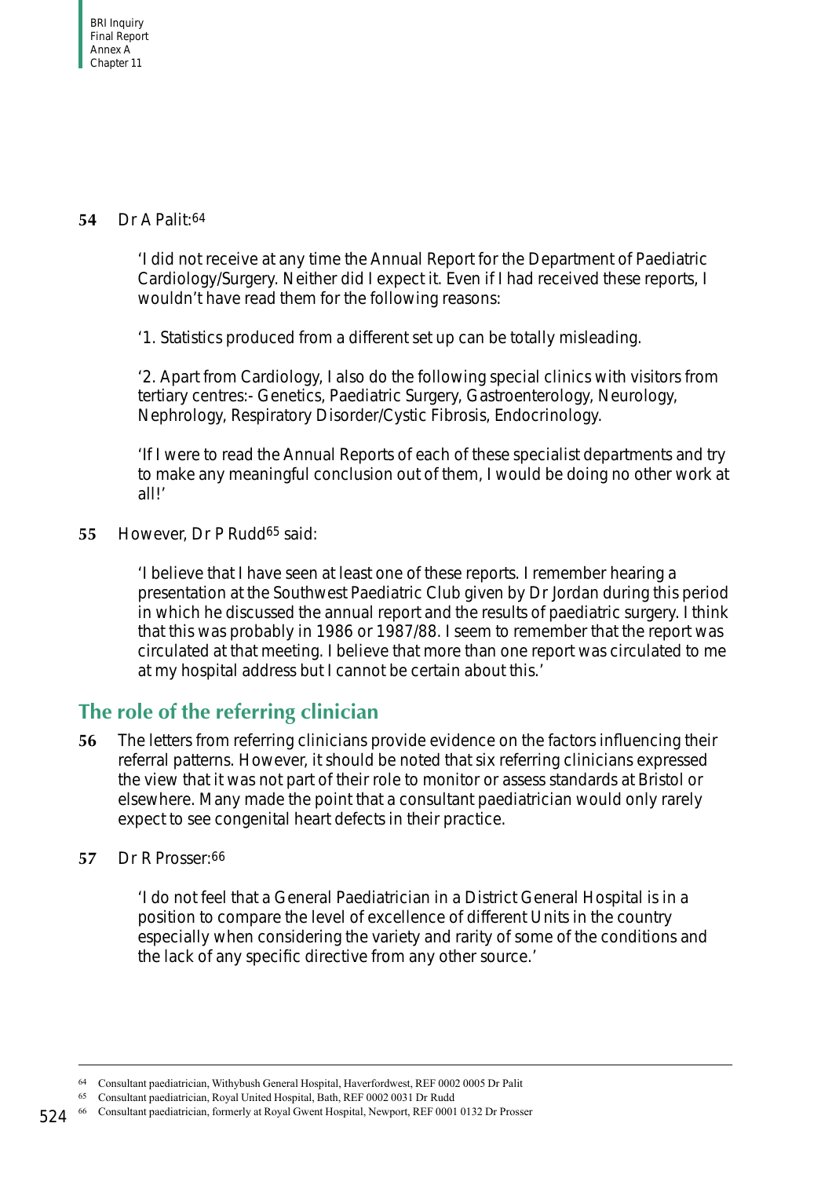**54** Dr A Palit:[64]

> 'I did not receive at any time the Annual Report for the Department of Paediatric Cardiology/Surgery. Neither did I expect it. Even if I had received these reports, I wouldn't have read them for the following reasons:
>
> '1. Statistics produced from a different set up can be totally misleading.
>
> '2. Apart from Cardiology, I also do the following special clinics with visitors from tertiary centres:- Genetics, Paediatric Surgery, Gastroenterology, Neurology, Nephrology, Respiratory Disorder/Cystic Fibrosis, Endocrinology.
>
> 'If I were to read the Annual Reports of each of these specialist departments and try to make any meaningful conclusion out of them, I would be doing no other work at all!'

**55** However, Dr P Rudd[65] said:

> 'I believe that I have seen at least one of these reports. I remember hearing a presentation at the Southwest Paediatric Club given by Dr Jordan during this period in which he discussed the annual report and the results of paediatric surgery. I think that this was probably in 1986 or 1987/88. I seem to remember that the report was circulated at that meeting. I believe that more than one report was circulated to me at my hospital address but I cannot be certain about this.'

## The role of the referring clinician

**56** The letters from referring clinicians provide evidence on the factors influencing their referral patterns. However, it should be noted that six referring clinicians expressed the view that it was not part of their role to monitor or assess standards at Bristol or elsewhere. Many made the point that a consultant paediatrician would only rarely expect to see congenital heart defects in their practice.

**57** Dr R Prosser:[66]

> 'I do not feel that a General Paediatrician in a District General Hospital is in a position to compare the level of excellence of different Units in the country especially when considering the variety and rarity of some of the conditions and the lack of any specific directive from any other source.'

---

[64] Consultant paediatrician, Withybush General Hospital, Haverfordwest, REF 0002 0005 Dr Palit

[65] Consultant paediatrician, Royal United Hospital, Bath, REF 0002 0031 Dr Rudd

[66] Consultant paediatrician, formerly at Royal Gwent Hospital, Newport, REF 0001 0132 Dr Prosser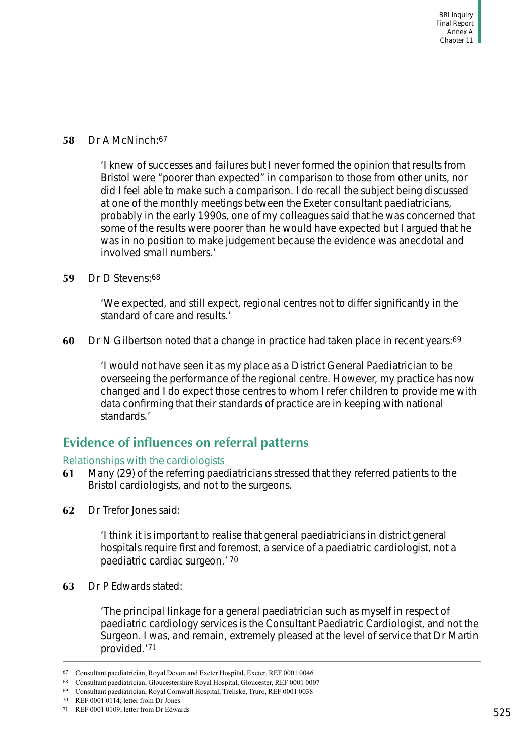**58** Dr A McNinch:[67]

> 'I knew of successes and failures but I never formed the opinion that results from Bristol were "poorer than expected" in comparison to those from other units, nor did I feel able to make such a comparison. I do recall the subject being discussed at one of the monthly meetings between the Exeter consultant paediatricians, probably in the early 1990s, one of my colleagues said that he was concerned that some of the results were poorer than he would have expected but I argued that he was in no position to make judgement because the evidence was anecdotal and involved small numbers.'

**59** Dr D Stevens:[68]

> 'We expected, and still expect, regional centres not to differ significantly in the standard of care and results.'

**60** Dr N Gilbertson noted that a change in practice had taken place in recent years:[69]

> 'I would not have seen it as my place as a District General Paediatrician to be overseeing the performance of the regional centre. However, my practice has now changed and I do expect those centres to whom I refer children to provide me with data confirming that their standards of practice are in keeping with national standards.'

## Evidence of influences on referral patterns

### Relationships with the cardiologists

**61** Many (29) of the referring paediatricians stressed that they referred patients to the Bristol cardiologists, and not to the surgeons.

**62** Dr Trefor Jones said:

> 'I think it is important to realise that general paediatricians in district general hospitals require first and foremost, a service of a paediatric cardiologist, not a paediatric cardiac surgeon.' [70]

**63** Dr P Edwards stated:

> 'The principal linkage for a general paediatrician such as myself in respect of paediatric cardiology services is the Consultant Paediatric Cardiologist, and not the Surgeon. I was, and remain, extremely pleased at the level of service that Dr Martin provided.'[71]

---

67 Consultant paediatrician, Royal Devon and Exeter Hospital, Exeter, REF 0001 0046

68 Consultant paediatrician, Gloucestershire Royal Hospital, Gloucester, REF 0001 0007

69 Consultant paediatrician, Royal Cornwall Hospital, Treliske, Truro, REF 0001 0038

70 REF 0001 0114; letter from Dr Jones

71 REF 0001 0109; letter from Dr Edwards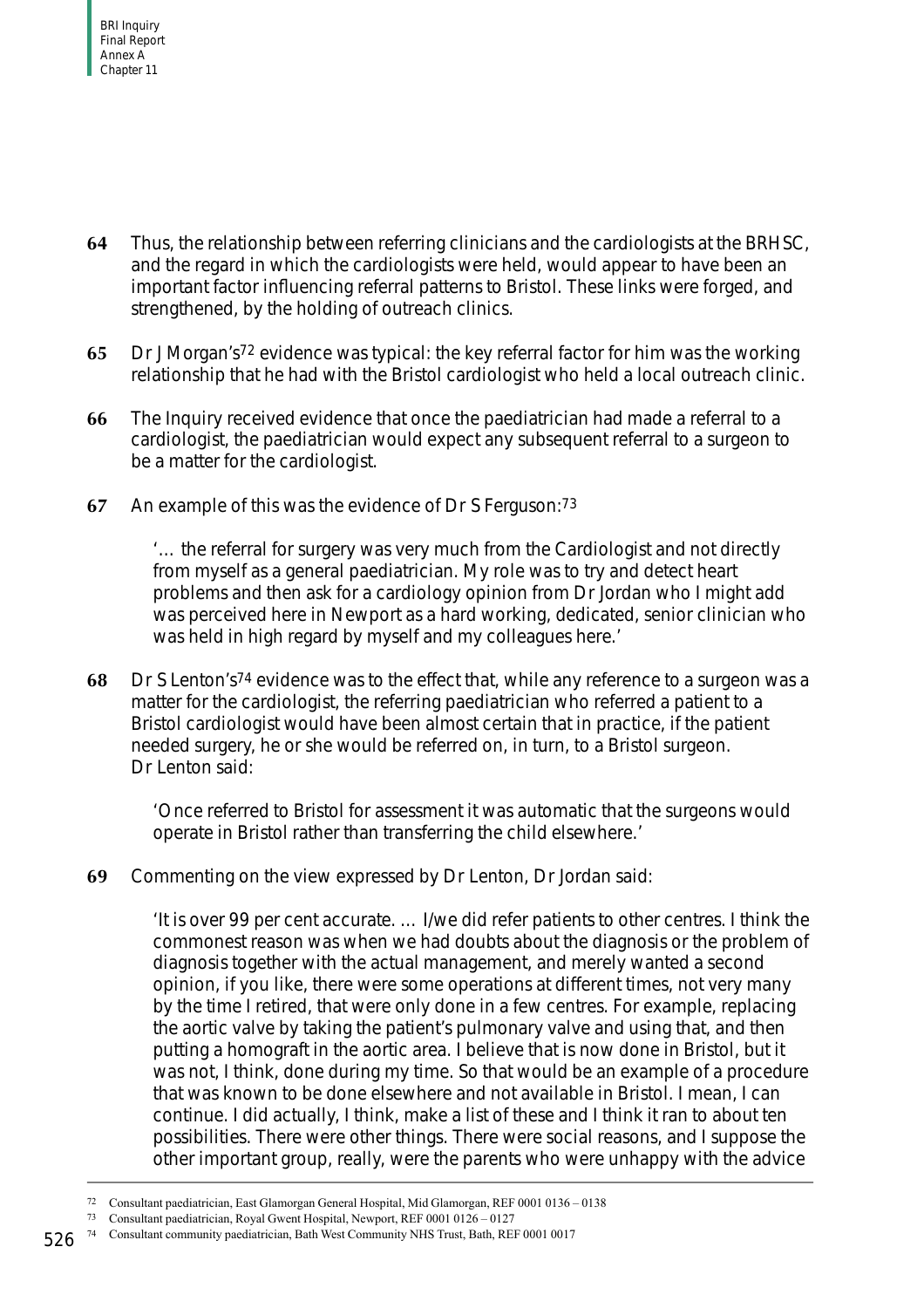**64** Thus, the relationship between referring clinicians and the cardiologists at the BRHSC, and the regard in which the cardiologists were held, would appear to have been an important factor influencing referral patterns to Bristol. These links were forged, and strengthened, by the holding of outreach clinics.

**65** Dr J Morgan's[72] evidence was typical: the key referral factor for him was the working relationship that he had with the Bristol cardiologist who held a local outreach clinic.

**66** The Inquiry received evidence that once the paediatrician had made a referral to a cardiologist, the paediatrician would expect any subsequent referral to a surgeon to be a matter for the cardiologist.

**67** An example of this was the evidence of Dr S Ferguson:[73]

> '… the referral for surgery was very much from the Cardiologist and not directly from myself as a general paediatrician. My role was to try and detect heart problems and then ask for a cardiology opinion from Dr Jordan who I might add was perceived here in Newport as a hard working, dedicated, senior clinician who was held in high regard by myself and my colleagues here.'

**68** Dr S Lenton's[74] evidence was to the effect that, while any reference to a surgeon was a matter for the cardiologist, the referring paediatrician who referred a patient to a Bristol cardiologist would have been almost certain that in practice, if the patient needed surgery, he or she would be referred on, in turn, to a Bristol surgeon. Dr Lenton said:

> 'Once referred to Bristol for assessment it was automatic that the surgeons would operate in Bristol rather than transferring the child elsewhere.'

**69** Commenting on the view expressed by Dr Lenton, Dr Jordan said:

> 'It is over 99 per cent accurate. … I/we did refer patients to other centres. I think the commonest reason was when we had doubts about the diagnosis or the problem of diagnosis together with the actual management, and merely wanted a second opinion, if you like, there were some operations at different times, not very many by the time I retired, that were only done in a few centres. For example, replacing the aortic valve by taking the patient's pulmonary valve and using that, and then putting a homograft in the aortic area. I believe that is now done in Bristol, but it was not, I think, done during my time. So that would be an example of a procedure that was known to be done elsewhere and not available in Bristol. I mean, I can continue. I did actually, I think, make a list of these and I think it ran to about ten possibilities. There were other things. There were social reasons, and I suppose the other important group, really, were the parents who were unhappy with the advice

---

[72] Consultant paediatrician, East Glamorgan General Hospital, Mid Glamorgan, REF 0001 0136 – 0138

[73] Consultant paediatrician, Royal Gwent Hospital, Newport, REF 0001 0126 – 0127

[74] Consultant community paediatrician, Bath West Community NHS Trust, Bath, REF 0001 0017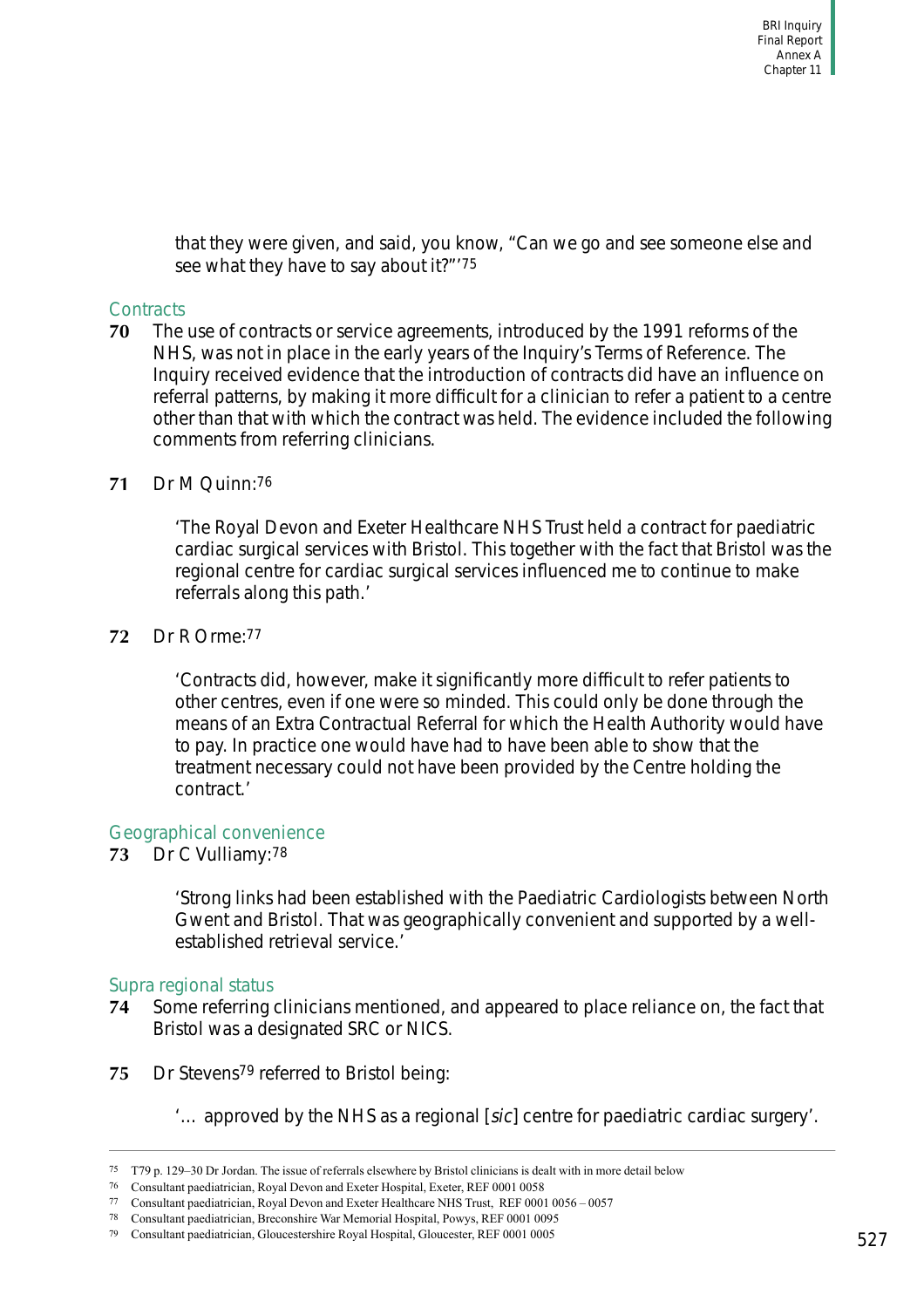that they were given, and said, you know, "Can we go and see someone else and see what they have to say about it?"'[75]

### Contracts

**70** The use of contracts or service agreements, introduced by the 1991 reforms of the NHS, was not in place in the early years of the Inquiry's Terms of Reference. The Inquiry received evidence that the introduction of contracts did have an influence on referral patterns, by making it more difficult for a clinician to refer a patient to a centre other than that with which the contract was held. The evidence included the following comments from referring clinicians.

**71** Dr M Quinn:[76]

> 'The Royal Devon and Exeter Healthcare NHS Trust held a contract for paediatric cardiac surgical services with Bristol. This together with the fact that Bristol was the regional centre for cardiac surgical services influenced me to continue to make referrals along this path.'

**72** Dr R Orme:[77]

> 'Contracts did, however, make it significantly more difficult to refer patients to other centres, even if one were so minded. This could only be done through the means of an Extra Contractual Referral for which the Health Authority would have to pay. In practice one would have had to have been able to show that the treatment necessary could not have been provided by the Centre holding the contract.'

### Geographical convenience

**73** Dr C Vulliamy:[78]

> 'Strong links had been established with the Paediatric Cardiologists between North Gwent and Bristol. That was geographically convenient and supported by a well-established retrieval service.'

### Supra regional status

**74** Some referring clinicians mentioned, and appeared to place reliance on, the fact that Bristol was a designated SRC or NICS.

**75** Dr Stevens[79] referred to Bristol being:

> '… approved by the NHS as a regional [*sic*] centre for paediatric cardiac surgery'.

---

75 T79 p. 129–30 Dr Jordan. The issue of referrals elsewhere by Bristol clinicians is dealt with in more detail below

76 Consultant paediatrician, Royal Devon and Exeter Hospital, Exeter, REF 0001 0058

77 Consultant paediatrician, Royal Devon and Exeter Healthcare NHS Trust, REF 0001 0056 – 0057

78 Consultant paediatrician, Breconshire War Memorial Hospital, Powys, REF 0001 0095

79 Consultant paediatrician, Gloucestershire Royal Hospital, Gloucester, REF 0001 0005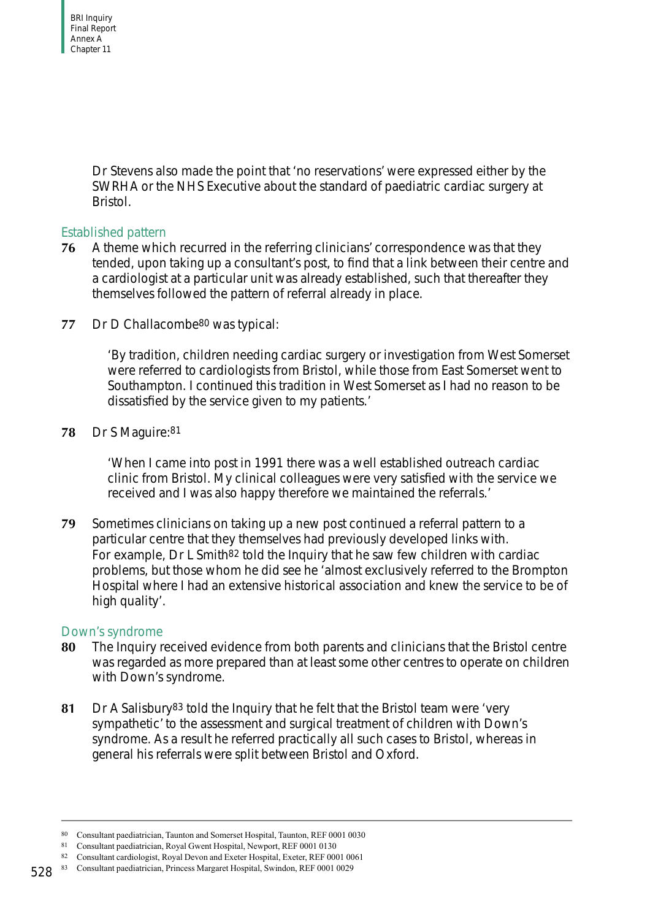Dr Stevens also made the point that 'no reservations' were expressed either by the SWRHA or the NHS Executive about the standard of paediatric cardiac surgery at Bristol.

### Established pattern

**76** A theme which recurred in the referring clinicians' correspondence was that they tended, upon taking up a consultant's post, to find that a link between their centre and a cardiologist at a particular unit was already established, such that thereafter they themselves followed the pattern of referral already in place.

**77** Dr D Challacombe[80] was typical:

> 'By tradition, children needing cardiac surgery or investigation from West Somerset were referred to cardiologists from Bristol, while those from East Somerset went to Southampton. I continued this tradition in West Somerset as I had no reason to be dissatisfied by the service given to my patients.'

**78** Dr S Maguire:[81]

> 'When I came into post in 1991 there was a well established outreach cardiac clinic from Bristol. My clinical colleagues were very satisfied with the service we received and I was also happy therefore we maintained the referrals.'

**79** Sometimes clinicians on taking up a new post continued a referral pattern to a particular centre that they themselves had previously developed links with. For example, Dr L Smith[82] told the Inquiry that he saw few children with cardiac problems, but those whom he did see he 'almost exclusively referred to the Brompton Hospital where I had an extensive historical association and knew the service to be of high quality'.

### Down's syndrome

**80** The Inquiry received evidence from both parents and clinicians that the Bristol centre was regarded as more prepared than at least some other centres to operate on children with Down's syndrome.

**81** Dr A Salisbury[83] told the Inquiry that he felt that the Bristol team were 'very sympathetic' to the assessment and surgical treatment of children with Down's syndrome. As a result he referred practically all such cases to Bristol, whereas in general his referrals were split between Bristol and Oxford.

---

[80] Consultant paediatrician, Taunton and Somerset Hospital, Taunton, REF 0001 0030

[81] Consultant paediatrician, Royal Gwent Hospital, Newport, REF 0001 0130

[82] Consultant cardiologist, Royal Devon and Exeter Hospital, Exeter, REF 0001 0061

[83] Consultant paediatrician, Princess Margaret Hospital, Swindon, REF 0001 0029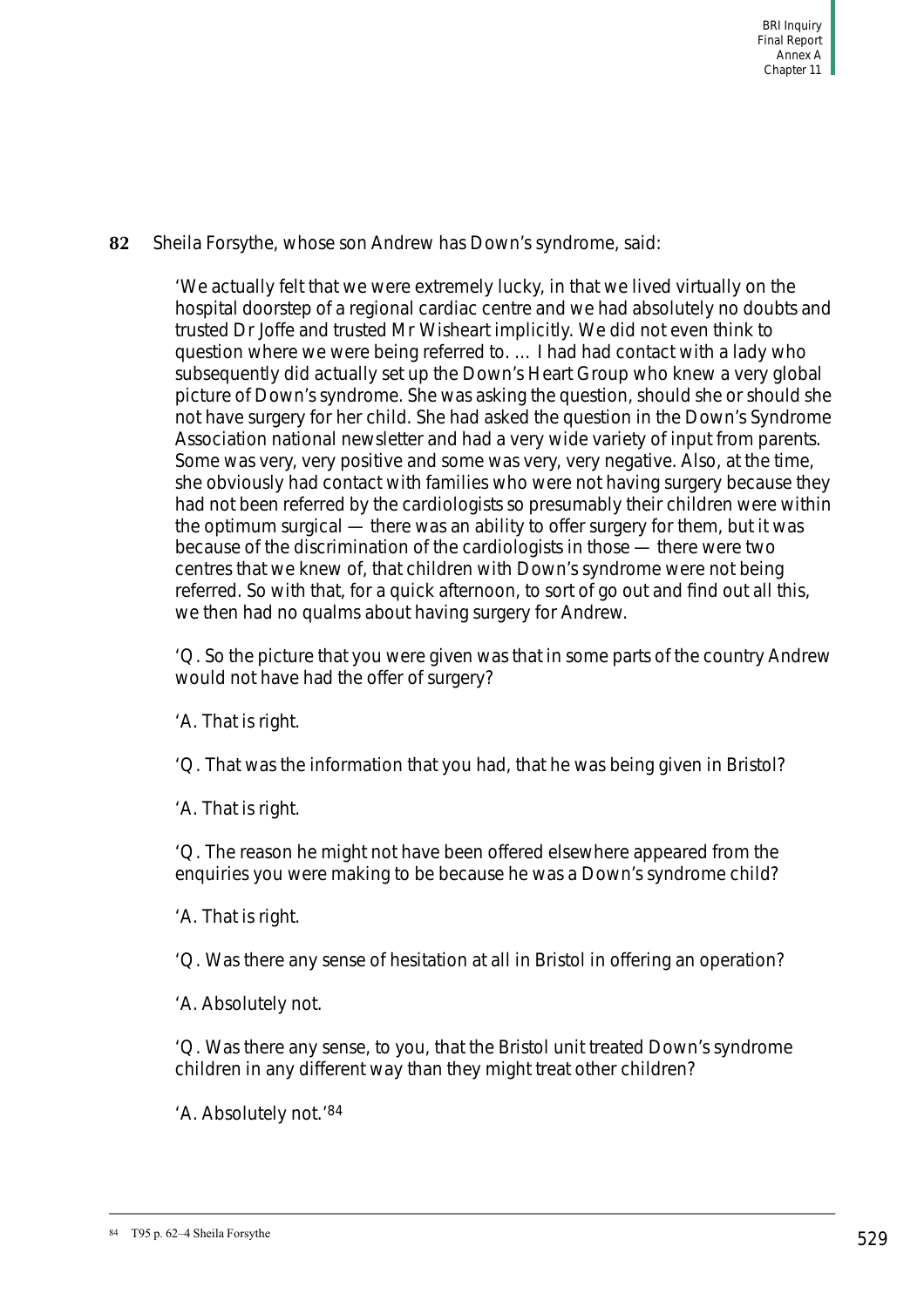**82** Sheila Forsythe, whose son Andrew has Down's syndrome, said:

> 'We actually felt that we were extremely lucky, in that we lived virtually on the hospital doorstep of a regional cardiac centre and we had absolutely no doubts and trusted Dr Joffe and trusted Mr Wisheart implicitly. We did not even think to question where we were being referred to. … I had had contact with a lady who subsequently did actually set up the Down's Heart Group who knew a very global picture of Down's syndrome. She was asking the question, should she or should she not have surgery for her child. She had asked the question in the Down's Syndrome Association national newsletter and had a very wide variety of input from parents. Some was very, very positive and some was very, very negative. Also, at the time, she obviously had contact with families who were not having surgery because they had not been referred by the cardiologists so presumably their children were within the optimum surgical — there was an ability to offer surgery for them, but it was because of the discrimination of the cardiologists in those — there were two centres that we knew of, that children with Down's syndrome were not being referred. So with that, for a quick afternoon, to sort of go out and find out all this, we then had no qualms about having surgery for Andrew.
>
> 'Q. So the picture that you were given was that in some parts of the country Andrew would not have had the offer of surgery?
>
> 'A. That is right.
>
> 'Q. That was the information that you had, that he was being given in Bristol?
>
> 'A. That is right.
>
> 'Q. The reason he might not have been offered elsewhere appeared from the enquiries you were making to be because he was a Down's syndrome child?
>
> 'A. That is right.
>
> 'Q. Was there any sense of hesitation at all in Bristol in offering an operation?
>
> 'A. Absolutely not.
>
> 'Q. Was there any sense, to you, that the Bristol unit treated Down's syndrome children in any different way than they might treat other children?
>
> 'A. Absolutely not.'[84]

---

[84] T95 p. 62–4 Sheila Forsythe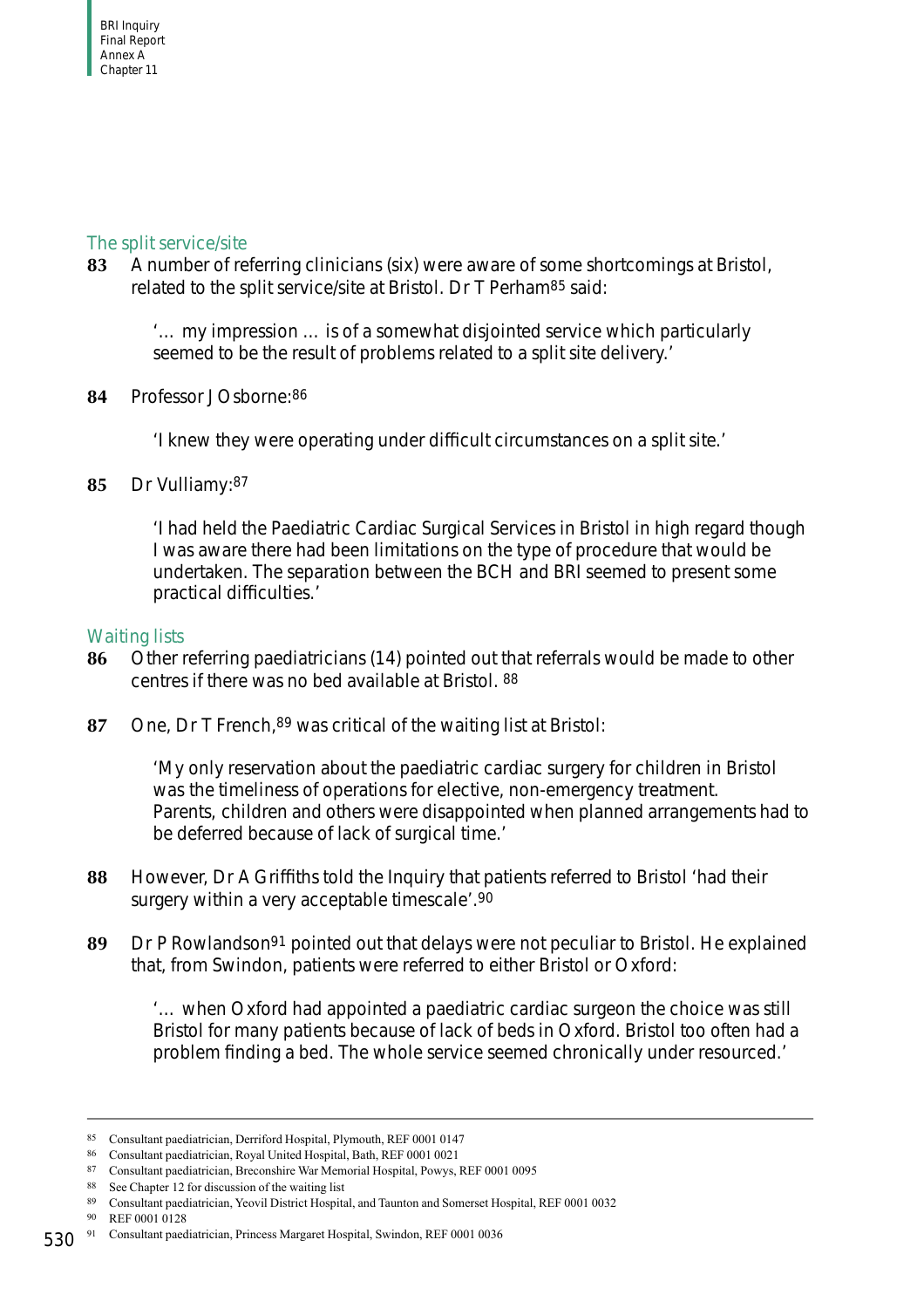### The split service/site

**83** A number of referring clinicians (six) were aware of some shortcomings at Bristol, related to the split service/site at Bristol. Dr T Perham[85] said:

> '… my impression … is of a somewhat disjointed service which particularly seemed to be the result of problems related to a split site delivery.'

**84** Professor J Osborne:[86]

> 'I knew they were operating under difficult circumstances on a split site.'

**85** Dr Vulliamy:[87]

> 'I had held the Paediatric Cardiac Surgical Services in Bristol in high regard though I was aware there had been limitations on the type of procedure that would be undertaken. The separation between the BCH and BRI seemed to present some practical difficulties.'

### Waiting lists

**86** Other referring paediatricians (14) pointed out that referrals would be made to other centres if there was no bed available at Bristol. [88]

**87** One, Dr T French,[89] was critical of the waiting list at Bristol:

> 'My only reservation about the paediatric cardiac surgery for children in Bristol was the timeliness of operations for elective, non-emergency treatment. Parents, children and others were disappointed when planned arrangements had to be deferred because of lack of surgical time.'

**88** However, Dr A Griffiths told the Inquiry that patients referred to Bristol 'had their surgery within a very acceptable timescale'.[90]

**89** Dr P Rowlandson[91] pointed out that delays were not peculiar to Bristol. He explained that, from Swindon, patients were referred to either Bristol or Oxford:

> '… when Oxford had appointed a paediatric cardiac surgeon the choice was still Bristol for many patients because of lack of beds in Oxford. Bristol too often had a problem finding a bed. The whole service seemed chronically under resourced.'

---

[85] Consultant paediatrician, Derriford Hospital, Plymouth, REF 0001 0147

[86] Consultant paediatrician, Royal United Hospital, Bath, REF 0001 0021

[87] Consultant paediatrician, Breconshire War Memorial Hospital, Powys, REF 0001 0095

[88] See Chapter 12 for discussion of the waiting list

[89] Consultant paediatrician, Yeovil District Hospital, and Taunton and Somerset Hospital, REF 0001 0032

[90] REF 0001 0128

[91] Consultant paediatrician, Princess Margaret Hospital, Swindon, REF 0001 0036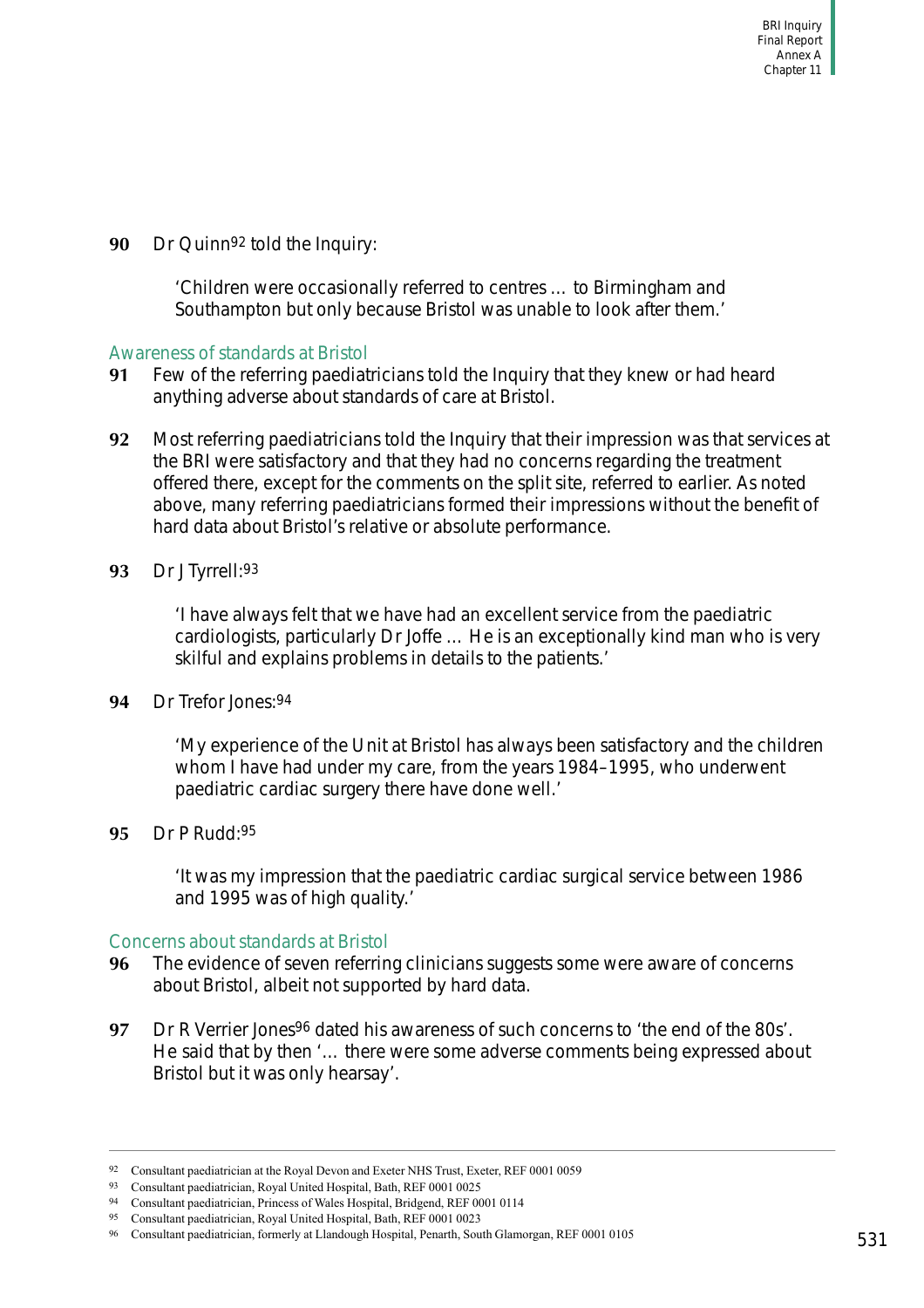**90** Dr Quinn[92] told the Inquiry:

> 'Children were occasionally referred to centres … to Birmingham and Southampton but only because Bristol was unable to look after them.'

### Awareness of standards at Bristol

**91** Few of the referring paediatricians told the Inquiry that they knew or had heard anything adverse about standards of care at Bristol.

**92** Most referring paediatricians told the Inquiry that their impression was that services at the BRI were satisfactory and that they had no concerns regarding the treatment offered there, except for the comments on the split site, referred to earlier. As noted above, many referring paediatricians formed their impressions without the benefit of hard data about Bristol's relative or absolute performance.

**93** Dr J Tyrrell:[93]

> 'I have always felt that we have had an excellent service from the paediatric cardiologists, particularly Dr Joffe … He is an exceptionally kind man who is very skilful and explains problems in details to the patients.'

**94** Dr Trefor Jones:[94]

> 'My experience of the Unit at Bristol has always been satisfactory and the children whom I have had under my care, from the years 1984–1995, who underwent paediatric cardiac surgery there have done well.'

**95** Dr P Rudd:[95]

> 'It was my impression that the paediatric cardiac surgical service between 1986 and 1995 was of high quality.'

### Concerns about standards at Bristol

**96** The evidence of seven referring clinicians suggests some were aware of concerns about Bristol, albeit not supported by hard data.

**97** Dr R Verrier Jones[96] dated his awareness of such concerns to 'the end of the 80s'. He said that by then '… there were some adverse comments being expressed about Bristol but it was only hearsay'.

---

92 Consultant paediatrician at the Royal Devon and Exeter NHS Trust, Exeter, REF 0001 0059

93 Consultant paediatrician, Royal United Hospital, Bath, REF 0001 0025

94 Consultant paediatrician, Princess of Wales Hospital, Bridgend, REF 0001 0114

95 Consultant paediatrician, Royal United Hospital, Bath, REF 0001 0023

96 Consultant paediatrician, formerly at Llandough Hospital, Penarth, South Glamorgan, REF 0001 0105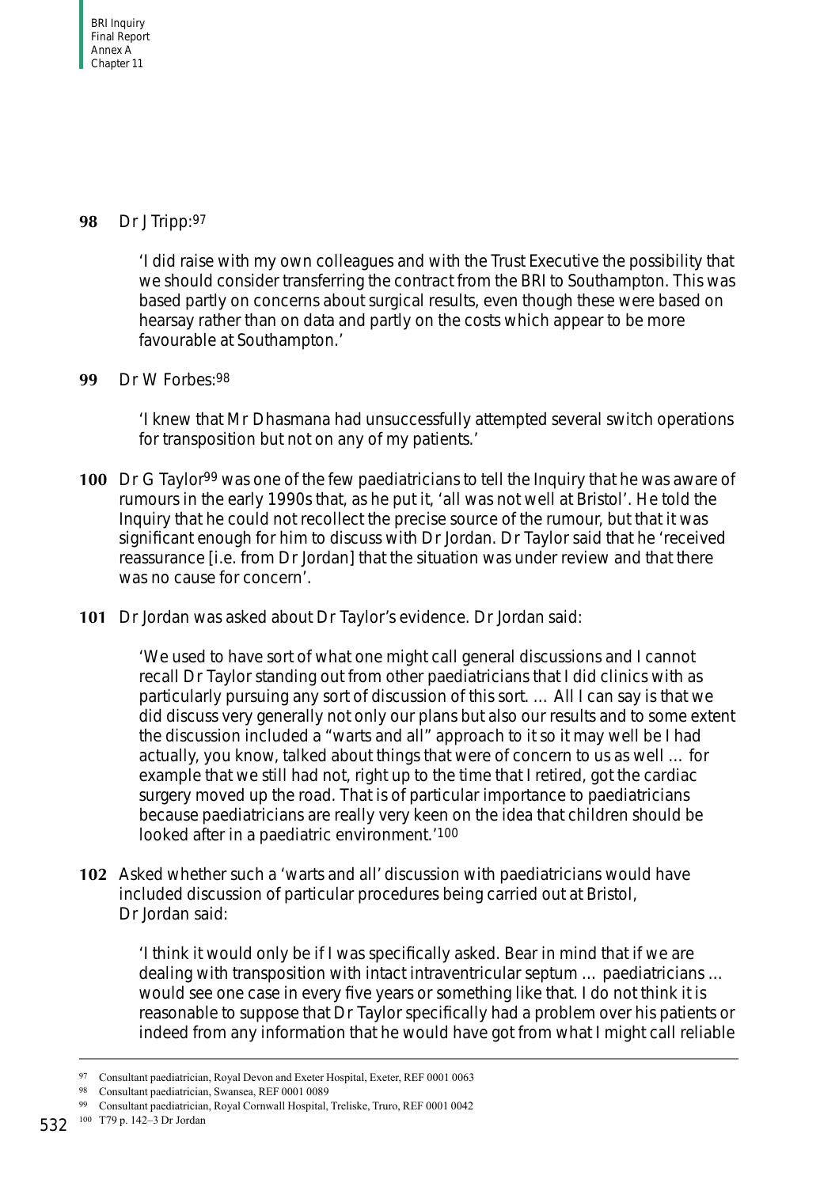**98** Dr J Tripp:[97]

> 'I did raise with my own colleagues and with the Trust Executive the possibility that we should consider transferring the contract from the BRI to Southampton. This was based partly on concerns about surgical results, even though these were based on hearsay rather than on data and partly on the costs which appear to be more favourable at Southampton.'

**99** Dr W Forbes:[98]

> 'I knew that Mr Dhasmana had unsuccessfully attempted several switch operations for transposition but not on any of my patients.'

**100** Dr G Taylor[99] was one of the few paediatricians to tell the Inquiry that he was aware of rumours in the early 1990s that, as he put it, 'all was not well at Bristol'. He told the Inquiry that he could not recollect the precise source of the rumour, but that it was significant enough for him to discuss with Dr Jordan. Dr Taylor said that he 'received reassurance [i.e. from Dr Jordan] that the situation was under review and that there was no cause for concern'.

**101** Dr Jordan was asked about Dr Taylor's evidence. Dr Jordan said:

> 'We used to have sort of what one might call general discussions and I cannot recall Dr Taylor standing out from other paediatricians that I did clinics with as particularly pursuing any sort of discussion of this sort. … All I can say is that we did discuss very generally not only our plans but also our results and to some extent the discussion included a "warts and all" approach to it so it may well be I had actually, you know, talked about things that were of concern to us as well … for example that we still had not, right up to the time that I retired, got the cardiac surgery moved up the road. That is of particular importance to paediatricians because paediatricians are really very keen on the idea that children should be looked after in a paediatric environment.'[100]

**102** Asked whether such a 'warts and all' discussion with paediatricians would have included discussion of particular procedures being carried out at Bristol, Dr Jordan said:

> 'I think it would only be if I was specifically asked. Bear in mind that if we are dealing with transposition with intact intraventricular septum … paediatricians … would see one case in every five years or something like that. I do not think it is reasonable to suppose that Dr Taylor specifically had a problem over his patients or indeed from any information that he would have got from what I might call reliable

---

[97] Consultant paediatrician, Royal Devon and Exeter Hospital, Exeter, REF 0001 0063

[98] Consultant paediatrician, Swansea, REF 0001 0089

[99] Consultant paediatrician, Royal Cornwall Hospital, Treliske, Truro, REF 0001 0042

[100] T79 p. 142–3 Dr Jordan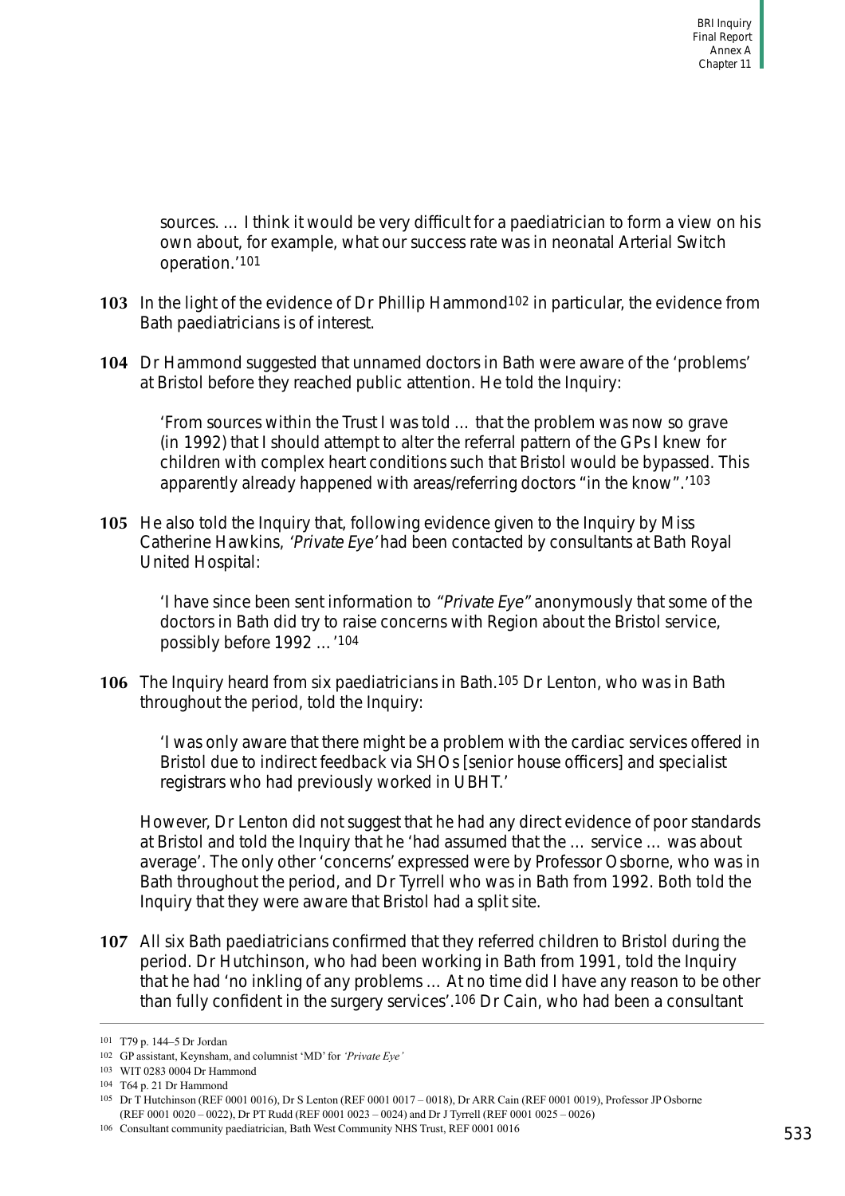> sources. … I think it would be very difficult for a paediatrician to form a view on his own about, for example, what our success rate was in neonatal Arterial Switch operation.'[101]

**103** In the light of the evidence of Dr Phillip Hammond[102] in particular, the evidence from Bath paediatricians is of interest.

**104** Dr Hammond suggested that unnamed doctors in Bath were aware of the 'problems' at Bristol before they reached public attention. He told the Inquiry:

> 'From sources within the Trust I was told … that the problem was now so grave (in 1992) that I should attempt to alter the referral pattern of the GPs I knew for children with complex heart conditions such that Bristol would be bypassed. This apparently already happened with areas/referring doctors "in the know".'[103]

**105** He also told the Inquiry that, following evidence given to the Inquiry by Miss Catherine Hawkins, *'Private Eye'* had been contacted by consultants at Bath Royal United Hospital:

> 'I have since been sent information to *"Private Eye"* anonymously that some of the doctors in Bath did try to raise concerns with Region about the Bristol service, possibly before 1992 …'[104]

**106** The Inquiry heard from six paediatricians in Bath.[105] Dr Lenton, who was in Bath throughout the period, told the Inquiry:

> 'I was only aware that there might be a problem with the cardiac services offered in Bristol due to indirect feedback via SHOs [senior house officers] and specialist registrars who had previously worked in UBHT.'

However, Dr Lenton did not suggest that he had any direct evidence of poor standards at Bristol and told the Inquiry that he 'had assumed that the … service … was about average'. The only other 'concerns' expressed were by Professor Osborne, who was in Bath throughout the period, and Dr Tyrrell who was in Bath from 1992. Both told the Inquiry that they were aware that Bristol had a split site.

**107** All six Bath paediatricians confirmed that they referred children to Bristol during the period. Dr Hutchinson, who had been working in Bath from 1991, told the Inquiry that he had 'no inkling of any problems … At no time did I have any reason to be other than fully confident in the surgery services'.[106] Dr Cain, who had been a consultant

---

[101] T79 p. 144–5 Dr Jordan

[102] GP assistant, Keynsham, and columnist 'MD' for *'Private Eye'*

[103] WIT 0283 0004 Dr Hammond

[104] T64 p. 21 Dr Hammond

[105] Dr T Hutchinson (REF 0001 0016), Dr S Lenton (REF 0001 0017 – 0018), Dr ARR Cain (REF 0001 0019), Professor JP Osborne (REF 0001 0020 – 0022), Dr PT Rudd (REF 0001 0023 – 0024) and Dr J Tyrrell (REF 0001 0025 – 0026)

[106] Consultant community paediatrician, Bath West Community NHS Trust, REF 0001 0016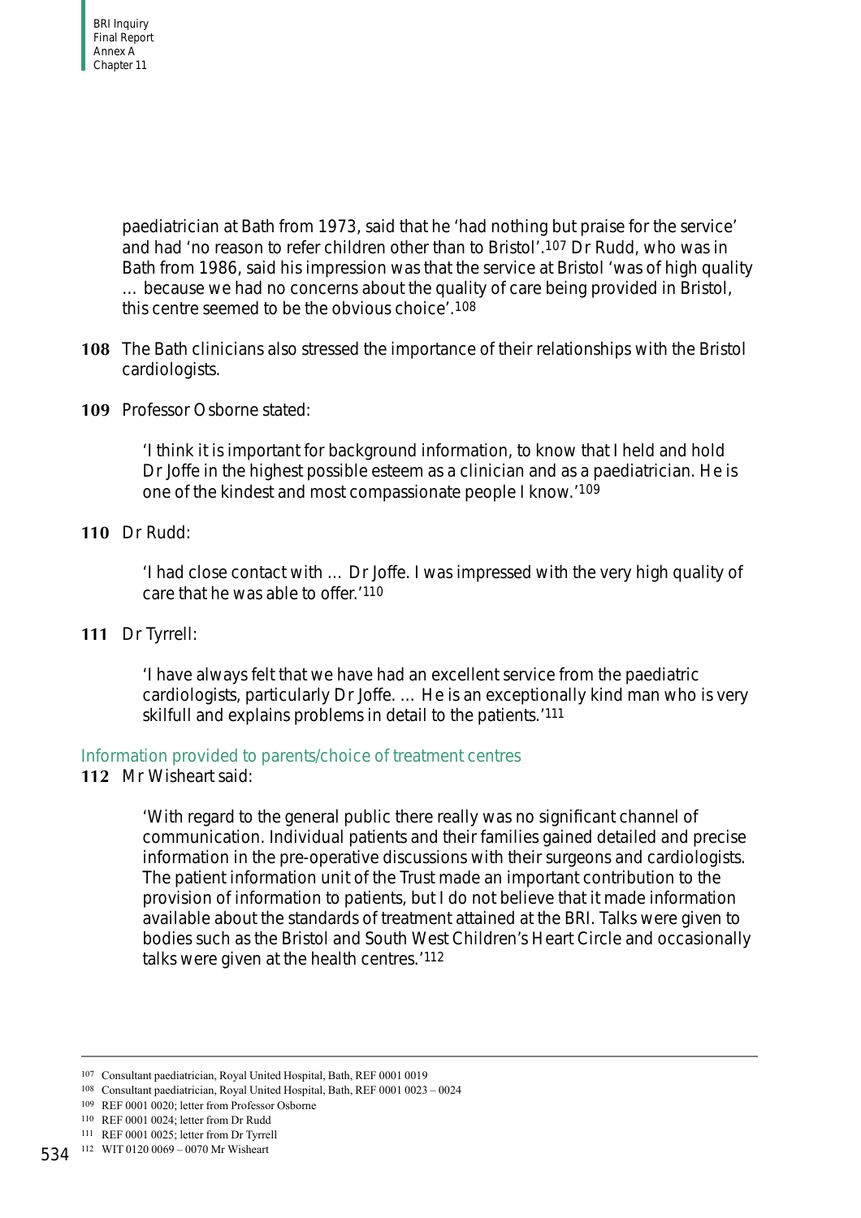paediatrician at Bath from 1973, said that he 'had nothing but praise for the service' and had 'no reason to refer children other than to Bristol'.[107] Dr Rudd, who was in Bath from 1986, said his impression was that the service at Bristol 'was of high quality … because we had no concerns about the quality of care being provided in Bristol, this centre seemed to be the obvious choice'.[108]

**108** The Bath clinicians also stressed the importance of their relationships with the Bristol cardiologists.

**109** Professor Osborne stated:

> 'I think it is important for background information, to know that I held and hold Dr Joffe in the highest possible esteem as a clinician and as a paediatrician. He is one of the kindest and most compassionate people I know.'[109]

**110** Dr Rudd:

> 'I had close contact with … Dr Joffe. I was impressed with the very high quality of care that he was able to offer.'[110]

**111** Dr Tyrrell:

> 'I have always felt that we have had an excellent service from the paediatric cardiologists, particularly Dr Joffe. … He is an exceptionally kind man who is very skilfull and explains problems in detail to the patients.'[111]

### Information provided to parents/choice of treatment centres

**112** Mr Wisheart said:

> 'With regard to the general public there really was no significant channel of communication. Individual patients and their families gained detailed and precise information in the pre-operative discussions with their surgeons and cardiologists. The patient information unit of the Trust made an important contribution to the provision of information to patients, but I do not believe that it made information available about the standards of treatment attained at the BRI. Talks were given to bodies such as the Bristol and South West Children's Heart Circle and occasionally talks were given at the health centres.'[112]

---

[107] Consultant paediatrician, Royal United Hospital, Bath, REF 0001 0019

[108] Consultant paediatrician, Royal United Hospital, Bath, REF 0001 0023 – 0024

[109] REF 0001 0020; letter from Professor Osborne

[110] REF 0001 0024; letter from Dr Rudd

[111] REF 0001 0025; letter from Dr Tyrrell

[112] WIT 0120 0069 – 0070 Mr Wisheart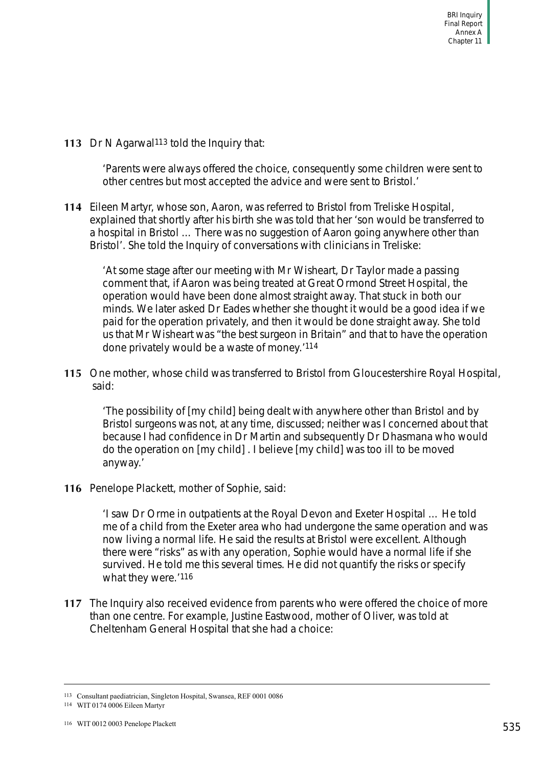**113** Dr N Agarwal[113] told the Inquiry that:

> 'Parents were always offered the choice, consequently some children were sent to other centres but most accepted the advice and were sent to Bristol.'

**114** Eileen Martyr, whose son, Aaron, was referred to Bristol from Treliske Hospital, explained that shortly after his birth she was told that her 'son would be transferred to a hospital in Bristol … There was no suggestion of Aaron going anywhere other than Bristol'. She told the Inquiry of conversations with clinicians in Treliske:

> 'At some stage after our meeting with Mr Wisheart, Dr Taylor made a passing comment that, if Aaron was being treated at Great Ormond Street Hospital, the operation would have been done almost straight away. That stuck in both our minds. We later asked Dr Eades whether she thought it would be a good idea if we paid for the operation privately, and then it would be done straight away. She told us that Mr Wisheart was "the best surgeon in Britain" and that to have the operation done privately would be a waste of money.'[114]

**115** One mother, whose child was transferred to Bristol from Gloucestershire Royal Hospital, said:

> 'The possibility of [my child] being dealt with anywhere other than Bristol and by Bristol surgeons was not, at any time, discussed; neither was I concerned about that because I had confidence in Dr Martin and subsequently Dr Dhasmana who would do the operation on [my child] . I believe [my child] was too ill to be moved anyway.'

**116** Penelope Plackett, mother of Sophie, said:

> 'I saw Dr Orme in outpatients at the Royal Devon and Exeter Hospital … He told me of a child from the Exeter area who had undergone the same operation and was now living a normal life. He said the results at Bristol were excellent. Although there were "risks" as with any operation, Sophie would have a normal life if she survived. He told me this several times. He did not quantify the risks or specify what they were.'[116]

**117** The Inquiry also received evidence from parents who were offered the choice of more than one centre. For example, Justine Eastwood, mother of Oliver, was told at Cheltenham General Hospital that she had a choice:

---

[113] Consultant paediatrician, Singleton Hospital, Swansea, REF 0001 0086

[114] WIT 0174 0006 Eileen Martyr

[116] WIT 0012 0003 Penelope Plackett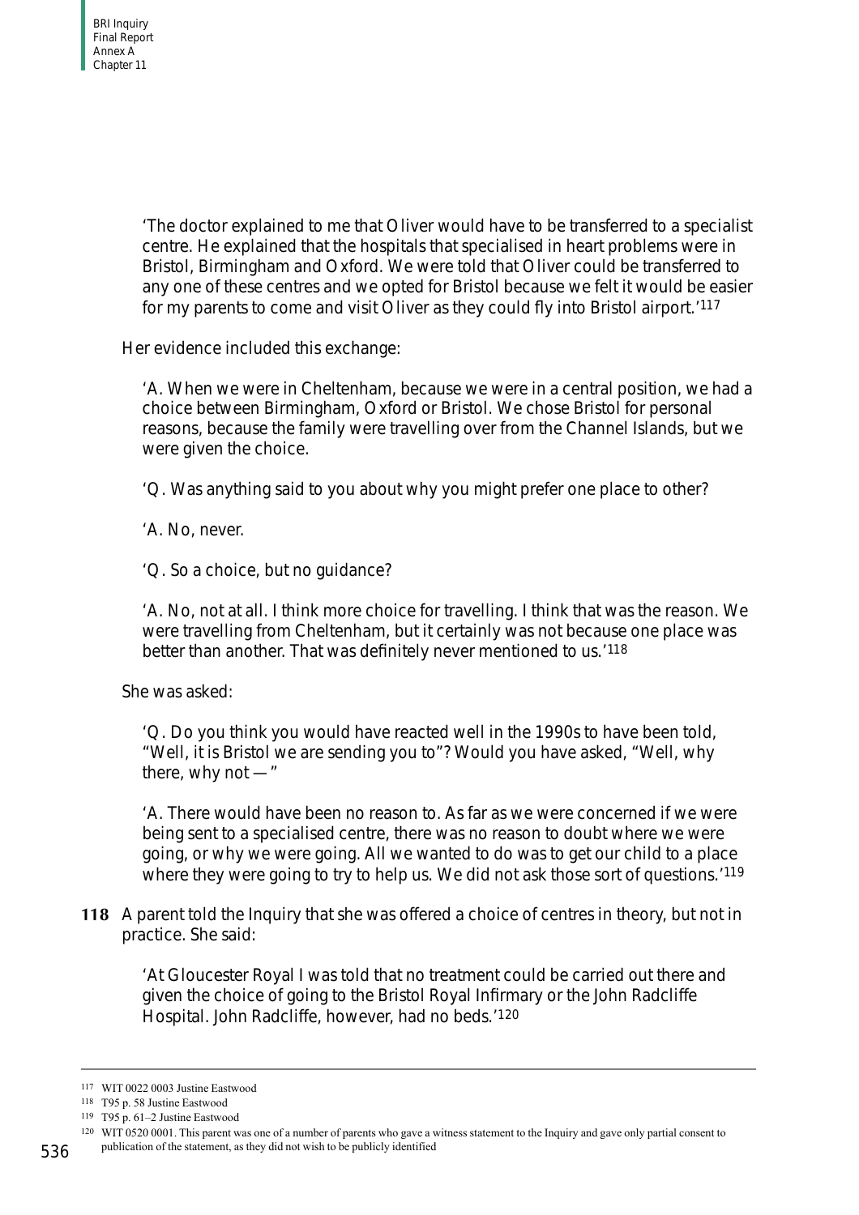'The doctor explained to me that Oliver would have to be transferred to a specialist centre. He explained that the hospitals that specialised in heart problems were in Bristol, Birmingham and Oxford. We were told that Oliver could be transferred to any one of these centres and we opted for Bristol because we felt it would be easier for my parents to come and visit Oliver as they could fly into Bristol airport.'[117]

Her evidence included this exchange:

'A. When we were in Cheltenham, because we were in a central position, we had a choice between Birmingham, Oxford or Bristol. We chose Bristol for personal reasons, because the family were travelling over from the Channel Islands, but we were given the choice.

'Q. Was anything said to you about why you might prefer one place to other?

'A. No, never.

'Q. So a choice, but no guidance?

'A. No, not at all. I think more choice for travelling. I think that was the reason. We were travelling from Cheltenham, but it certainly was not because one place was better than another. That was definitely never mentioned to us.'[118]

She was asked:

'Q. Do you think you would have reacted well in the 1990s to have been told, "Well, it is Bristol we are sending you to"? Would you have asked, "Well, why there, why not — "

'A. There would have been no reason to. As far as we were concerned if we were being sent to a specialised centre, there was no reason to doubt where we were going, or why we were going. All we wanted to do was to get our child to a place where they were going to try to help us. We did not ask those sort of questions.'[119]

**118** A parent told the Inquiry that she was offered a choice of centres in theory, but not in practice. She said:

'At Gloucester Royal I was told that no treatment could be carried out there and given the choice of going to the Bristol Royal Infirmary or the John Radcliffe Hospital. John Radcliffe, however, had no beds.'[120]

---

[117] WIT 0022 0003 Justine Eastwood

[118] T95 p. 58 Justine Eastwood

[119] T95 p. 61–2 Justine Eastwood

[120] WIT 0520 0001. This parent was one of a number of parents who gave a witness statement to the Inquiry and gave only partial consent to publication of the statement, as they did not wish to be publicly identified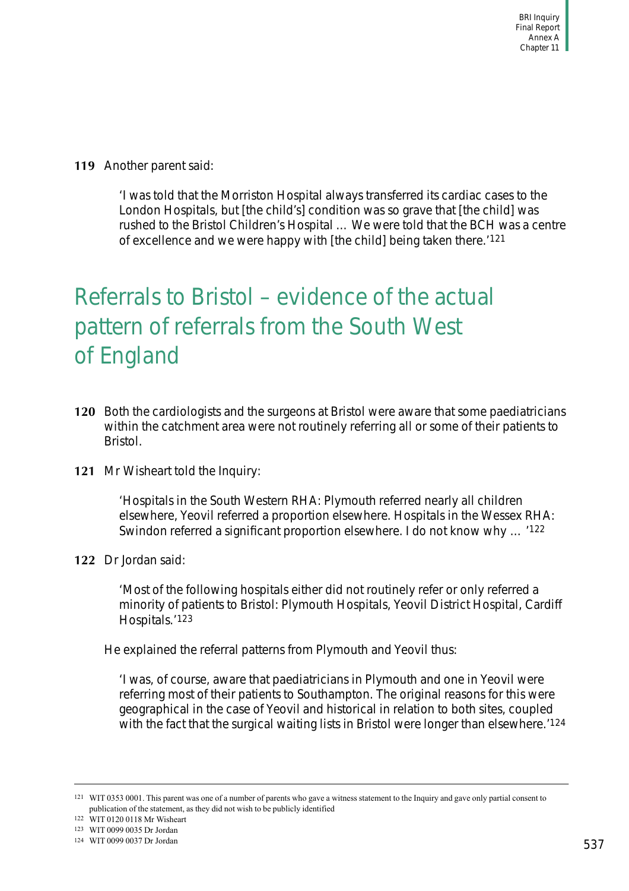**119** Another parent said:

> 'I was told that the Morriston Hospital always transferred its cardiac cases to the London Hospitals, but [the child's] condition was so grave that [the child] was rushed to the Bristol Children's Hospital … We were told that the BCH was a centre of excellence and we were happy with [the child] being taken there.'[121]

## Referrals to Bristol – evidence of the actual pattern of referrals from the South West of England

**120** Both the cardiologists and the surgeons at Bristol were aware that some paediatricians within the catchment area were not routinely referring all or some of their patients to Bristol.

**121** Mr Wisheart told the Inquiry:

> 'Hospitals in the South Western RHA: Plymouth referred nearly all children elsewhere, Yeovil referred a proportion elsewhere. Hospitals in the Wessex RHA: Swindon referred a significant proportion elsewhere. I do not know why … '[122]

**122** Dr Jordan said:

> 'Most of the following hospitals either did not routinely refer or only referred a minority of patients to Bristol: Plymouth Hospitals, Yeovil District Hospital, Cardiff Hospitals.'[123]

He explained the referral patterns from Plymouth and Yeovil thus:

> 'I was, of course, aware that paediatricians in Plymouth and one in Yeovil were referring most of their patients to Southampton. The original reasons for this were geographical in the case of Yeovil and historical in relation to both sites, coupled with the fact that the surgical waiting lists in Bristol were longer than elsewhere.'[124]

---

[121] WIT 0353 0001. This parent was one of a number of parents who gave a witness statement to the Inquiry and gave only partial consent to publication of the statement, as they did not wish to be publicly identified

[122] WIT 0120 0118 Mr Wisheart

[123] WIT 0099 0035 Dr Jordan

[124] WIT 0099 0037 Dr Jordan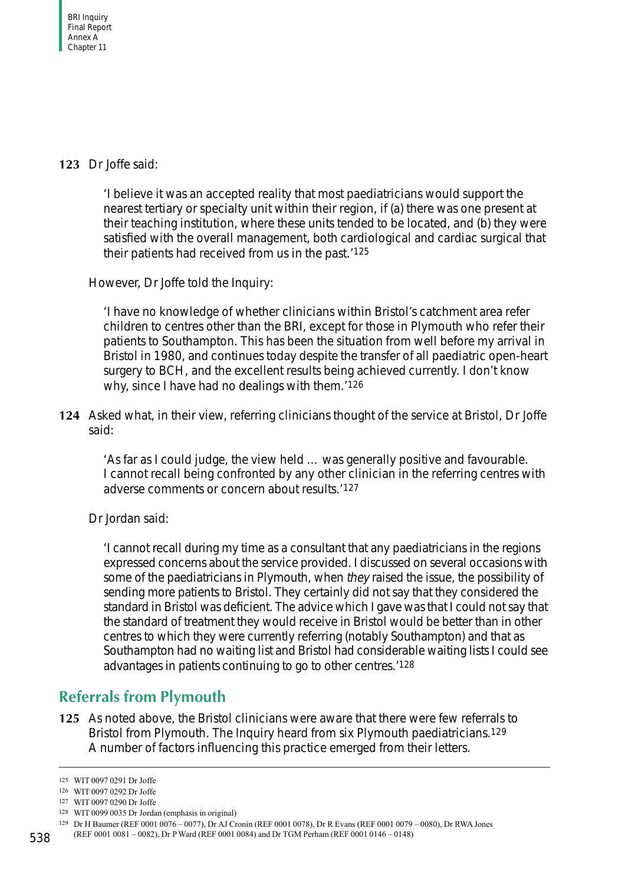**123** Dr Joffe said:

> 'I believe it was an accepted reality that most paediatricians would support the nearest tertiary or specialty unit within their region, if (a) there was one present at their teaching institution, where these units tended to be located, and (b) they were satisfied with the overall management, both cardiological and cardiac surgical that their patients had received from us in the past.'[125]

However, Dr Joffe told the Inquiry:

> 'I have no knowledge of whether clinicians within Bristol's catchment area refer children to centres other than the BRI, except for those in Plymouth who refer their patients to Southampton. This has been the situation from well before my arrival in Bristol in 1980, and continues today despite the transfer of all paediatric open-heart surgery to BCH, and the excellent results being achieved currently. I don't know why, since I have had no dealings with them.'[126]

**124** Asked what, in their view, referring clinicians thought of the service at Bristol, Dr Joffe said:

> 'As far as I could judge, the view held ... was generally positive and favourable. I cannot recall being confronted by any other clinician in the referring centres with adverse comments or concern about results.'[127]

Dr Jordan said:

> 'I cannot recall during my time as a consultant that any paediatricians in the regions expressed concerns about the service provided. I discussed on several occasions with some of the paediatricians in Plymouth, when *they* raised the issue, the possibility of sending more patients to Bristol. They certainly did not say that they considered the standard in Bristol was deficient. The advice which I gave was that I could not say that the standard of treatment they would receive in Bristol would be better than in other centres to which they were currently referring (notably Southampton) and that as Southampton had no waiting list and Bristol had considerable waiting lists I could see advantages in patients continuing to go to other centres.'[128]

## Referrals from Plymouth

**125** As noted above, the Bristol clinicians were aware that there were few referrals to Bristol from Plymouth. The Inquiry heard from six Plymouth paediatricians.[129] A number of factors influencing this practice emerged from their letters.

---

125 WIT 0097 0291 Dr Joffe

126 WIT 0097 0292 Dr Joffe

127 WIT 0097 0290 Dr Joffe

128 WIT 0099 0035 Dr Jordan (emphasis in original)

129 Dr H Baumer (REF 0001 0076 – 0077), Dr AJ Cronin (REF 0001 0078), Dr R Evans (REF 0001 0079 – 0080), Dr RWA Jones (REF 0001 0081 – 0082), Dr P Ward (REF 0001 0084) and Dr TGM Perham (REF 0001 0146 – 0148)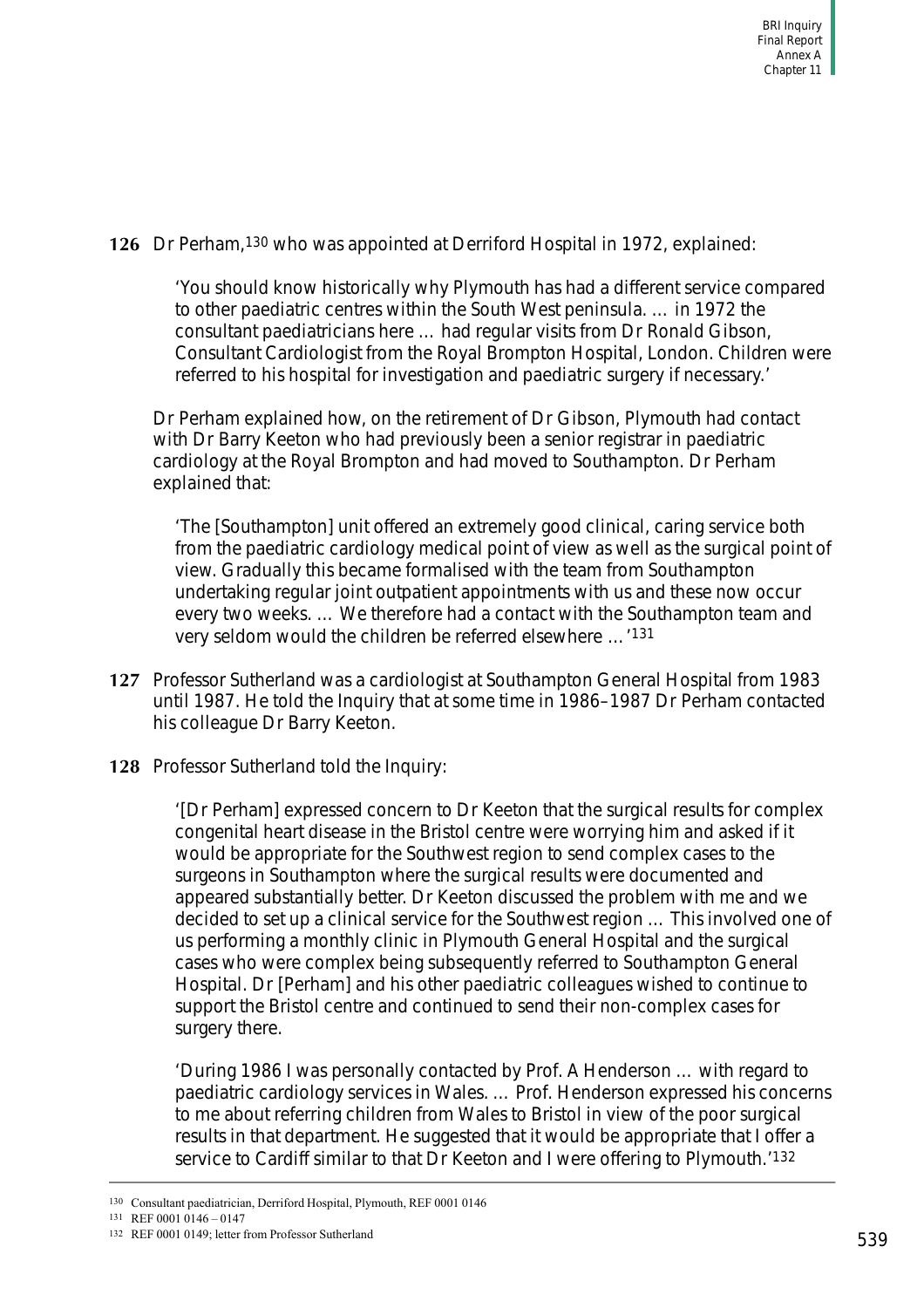**126** Dr Perham,[130] who was appointed at Derriford Hospital in 1972, explained:

> 'You should know historically why Plymouth has had a different service compared to other paediatric centres within the South West peninsula. … in 1972 the consultant paediatricians here … had regular visits from Dr Ronald Gibson, Consultant Cardiologist from the Royal Brompton Hospital, London. Children were referred to his hospital for investigation and paediatric surgery if necessary.'

Dr Perham explained how, on the retirement of Dr Gibson, Plymouth had contact with Dr Barry Keeton who had previously been a senior registrar in paediatric cardiology at the Royal Brompton and had moved to Southampton. Dr Perham explained that:

> 'The [Southampton] unit offered an extremely good clinical, caring service both from the paediatric cardiology medical point of view as well as the surgical point of view. Gradually this became formalised with the team from Southampton undertaking regular joint outpatient appointments with us and these now occur every two weeks. … We therefore had a contact with the Southampton team and very seldom would the children be referred elsewhere …'[131]

**127** Professor Sutherland was a cardiologist at Southampton General Hospital from 1983 until 1987. He told the Inquiry that at some time in 1986–1987 Dr Perham contacted his colleague Dr Barry Keeton.

**128** Professor Sutherland told the Inquiry:

> '[Dr Perham] expressed concern to Dr Keeton that the surgical results for complex congenital heart disease in the Bristol centre were worrying him and asked if it would be appropriate for the Southwest region to send complex cases to the surgeons in Southampton where the surgical results were documented and appeared substantially better. Dr Keeton discussed the problem with me and we decided to set up a clinical service for the Southwest region … This involved one of us performing a monthly clinic in Plymouth General Hospital and the surgical cases who were complex being subsequently referred to Southampton General Hospital. Dr [Perham] and his other paediatric colleagues wished to continue to support the Bristol centre and continued to send their non-complex cases for surgery there.
>
> 'During 1986 I was personally contacted by Prof. A Henderson … with regard to paediatric cardiology services in Wales. … Prof. Henderson expressed his concerns to me about referring children from Wales to Bristol in view of the poor surgical results in that department. He suggested that it would be appropriate that I offer a service to Cardiff similar to that Dr Keeton and I were offering to Plymouth.'[132]

---

[130] Consultant paediatrician, Derriford Hospital, Plymouth, REF 0001 0146

[131] REF 0001 0146 – 0147

[132] REF 0001 0149; letter from Professor Sutherland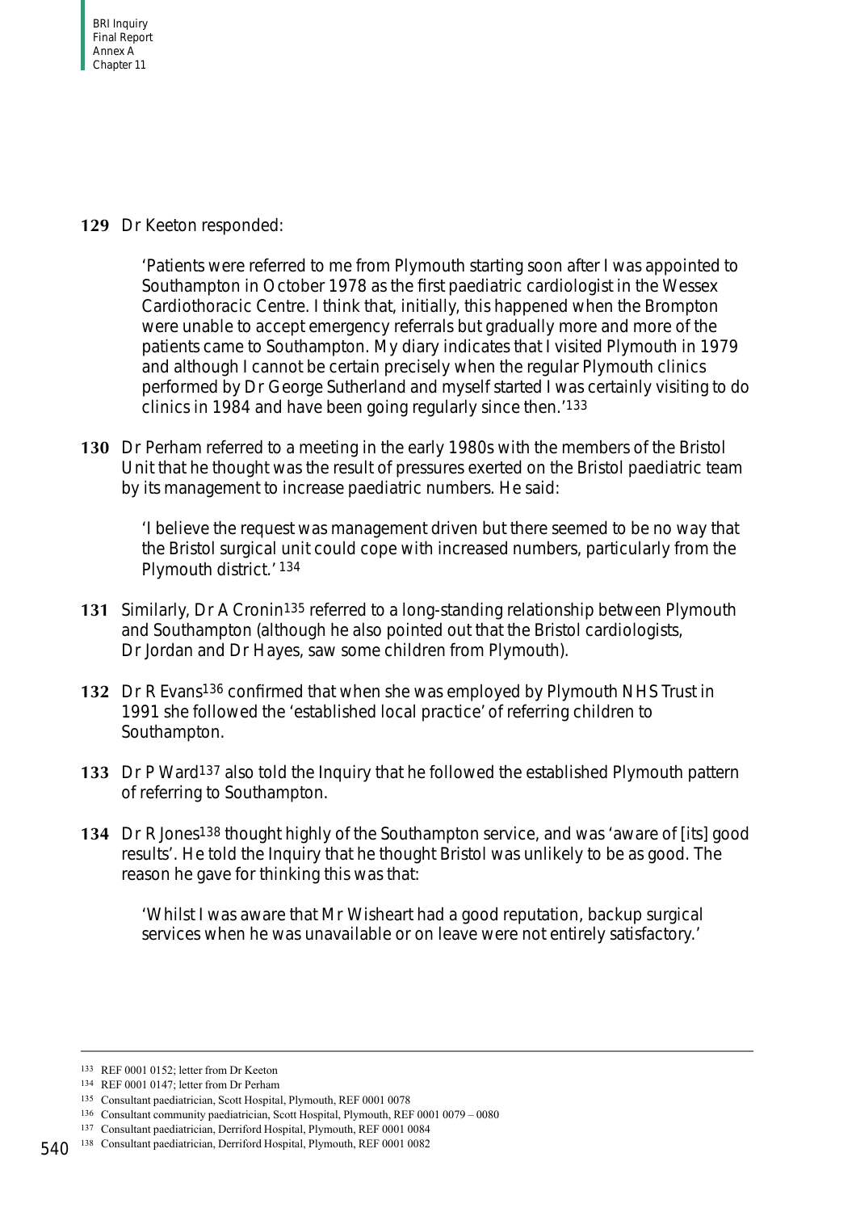**129** Dr Keeton responded:

> 'Patients were referred to me from Plymouth starting soon after I was appointed to Southampton in October 1978 as the first paediatric cardiologist in the Wessex Cardiothoracic Centre. I think that, initially, this happened when the Brompton were unable to accept emergency referrals but gradually more and more of the patients came to Southampton. My diary indicates that I visited Plymouth in 1979 and although I cannot be certain precisely when the regular Plymouth clinics performed by Dr George Sutherland and myself started I was certainly visiting to do clinics in 1984 and have been going regularly since then.'[133]

**130** Dr Perham referred to a meeting in the early 1980s with the members of the Bristol Unit that he thought was the result of pressures exerted on the Bristol paediatric team by its management to increase paediatric numbers. He said:

> 'I believe the request was management driven but there seemed to be no way that the Bristol surgical unit could cope with increased numbers, particularly from the Plymouth district.'[134]

**131** Similarly, Dr A Cronin[135] referred to a long-standing relationship between Plymouth and Southampton (although he also pointed out that the Bristol cardiologists, Dr Jordan and Dr Hayes, saw some children from Plymouth).

**132** Dr R Evans[136] confirmed that when she was employed by Plymouth NHS Trust in 1991 she followed the 'established local practice' of referring children to Southampton.

**133** Dr P Ward[137] also told the Inquiry that he followed the established Plymouth pattern of referring to Southampton.

**134** Dr R Jones[138] thought highly of the Southampton service, and was 'aware of [its] good results'. He told the Inquiry that he thought Bristol was unlikely to be as good. The reason he gave for thinking this was that:

> 'Whilst I was aware that Mr Wisheart had a good reputation, backup surgical services when he was unavailable or on leave were not entirely satisfactory.'

---

133 REF 0001 0152; letter from Dr Keeton

134 REF 0001 0147; letter from Dr Perham

135 Consultant paediatrician, Scott Hospital, Plymouth, REF 0001 0078

136 Consultant community paediatrician, Scott Hospital, Plymouth, REF 0001 0079 – 0080

137 Consultant paediatrician, Derriford Hospital, Plymouth, REF 0001 0084

138 Consultant paediatrician, Derriford Hospital, Plymouth, REF 0001 0082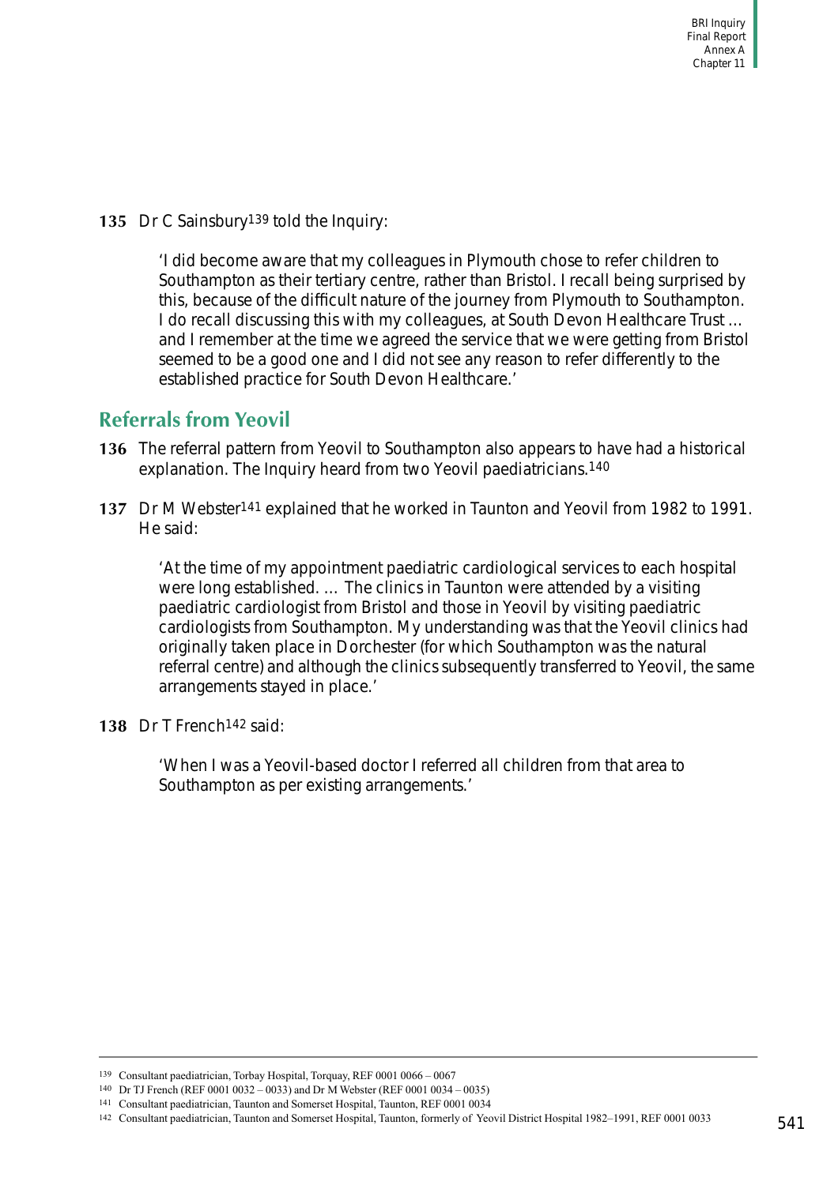**135** Dr C Sainsbury[139] told the Inquiry:

> 'I did become aware that my colleagues in Plymouth chose to refer children to Southampton as their tertiary centre, rather than Bristol. I recall being surprised by this, because of the difficult nature of the journey from Plymouth to Southampton. I do recall discussing this with my colleagues, at South Devon Healthcare Trust … and I remember at the time we agreed the service that we were getting from Bristol seemed to be a good one and I did not see any reason to refer differently to the established practice for South Devon Healthcare.'

## Referrals from Yeovil

**136** The referral pattern from Yeovil to Southampton also appears to have had a historical explanation. The Inquiry heard from two Yeovil paediatricians.[140]

**137** Dr M Webster[141] explained that he worked in Taunton and Yeovil from 1982 to 1991. He said:

> 'At the time of my appointment paediatric cardiological services to each hospital were long established. … The clinics in Taunton were attended by a visiting paediatric cardiologist from Bristol and those in Yeovil by visiting paediatric cardiologists from Southampton. My understanding was that the Yeovil clinics had originally taken place in Dorchester (for which Southampton was the natural referral centre) and although the clinics subsequently transferred to Yeovil, the same arrangements stayed in place.'

**138** Dr T French[142] said:

> 'When I was a Yeovil-based doctor I referred all children from that area to Southampton as per existing arrangements.'

---

[139] Consultant paediatrician, Torbay Hospital, Torquay, REF 0001 0066 – 0067

[140] Dr TJ French (REF 0001 0032 – 0033) and Dr M Webster (REF 0001 0034 – 0035)

[141] Consultant paediatrician, Taunton and Somerset Hospital, Taunton, REF 0001 0034

[142] Consultant paediatrician, Taunton and Somerset Hospital, Taunton, formerly of Yeovil District Hospital 1982–1991, REF 0001 0033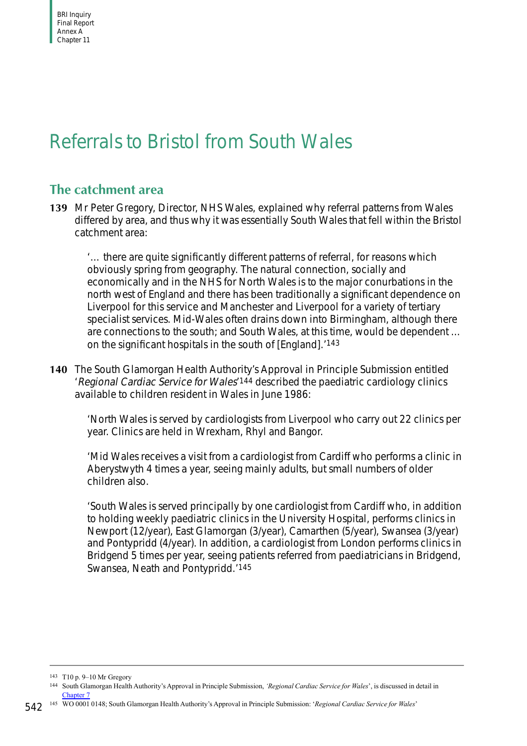# Referrals to Bristol from South Wales

## The catchment area

**139** Mr Peter Gregory, Director, NHS Wales, explained why referral patterns from Wales differed by area, and thus why it was essentially South Wales that fell within the Bristol catchment area:

> '… there are quite significantly different patterns of referral, for reasons which obviously spring from geography. The natural connection, socially and economically and in the NHS for North Wales is to the major conurbations in the north west of England and there has been traditionally a significant dependence on Liverpool for this service and Manchester and Liverpool for a variety of tertiary specialist services. Mid-Wales often drains down into Birmingham, although there are connections to the south; and South Wales, at this time, would be dependent … on the significant hospitals in the south of [England].'[143]

**140** The South Glamorgan Health Authority's Approval in Principle Submission entitled '*Regional Cardiac Service for Wales*'[144] described the paediatric cardiology clinics available to children resident in Wales in June 1986:

> 'North Wales is served by cardiologists from Liverpool who carry out 22 clinics per year. Clinics are held in Wrexham, Rhyl and Bangor.
>
> 'Mid Wales receives a visit from a cardiologist from Cardiff who performs a clinic in Aberystwyth 4 times a year, seeing mainly adults, but small numbers of older children also.
>
> 'South Wales is served principally by one cardiologist from Cardiff who, in addition to holding weekly paediatric clinics in the University Hospital, performs clinics in Newport (12/year), East Glamorgan (3/year), Camarthen (5/year), Swansea (3/year) and Pontypridd (4/year). In addition, a cardiologist from London performs clinics in Bridgend 5 times per year, seeing patients referred from paediatricians in Bridgend, Swansea, Neath and Pontypridd.'[145]

---

143 T10 p. 9–10 Mr Gregory

144 South Glamorgan Health Authority's Approval in Principle Submission, *'Regional Cardiac Service for Wales*', is discussed in detail in Chapter 7

145 WO 0001 0148; South Glamorgan Health Authority's Approval in Principle Submission: '*Regional Cardiac Service for Wales*'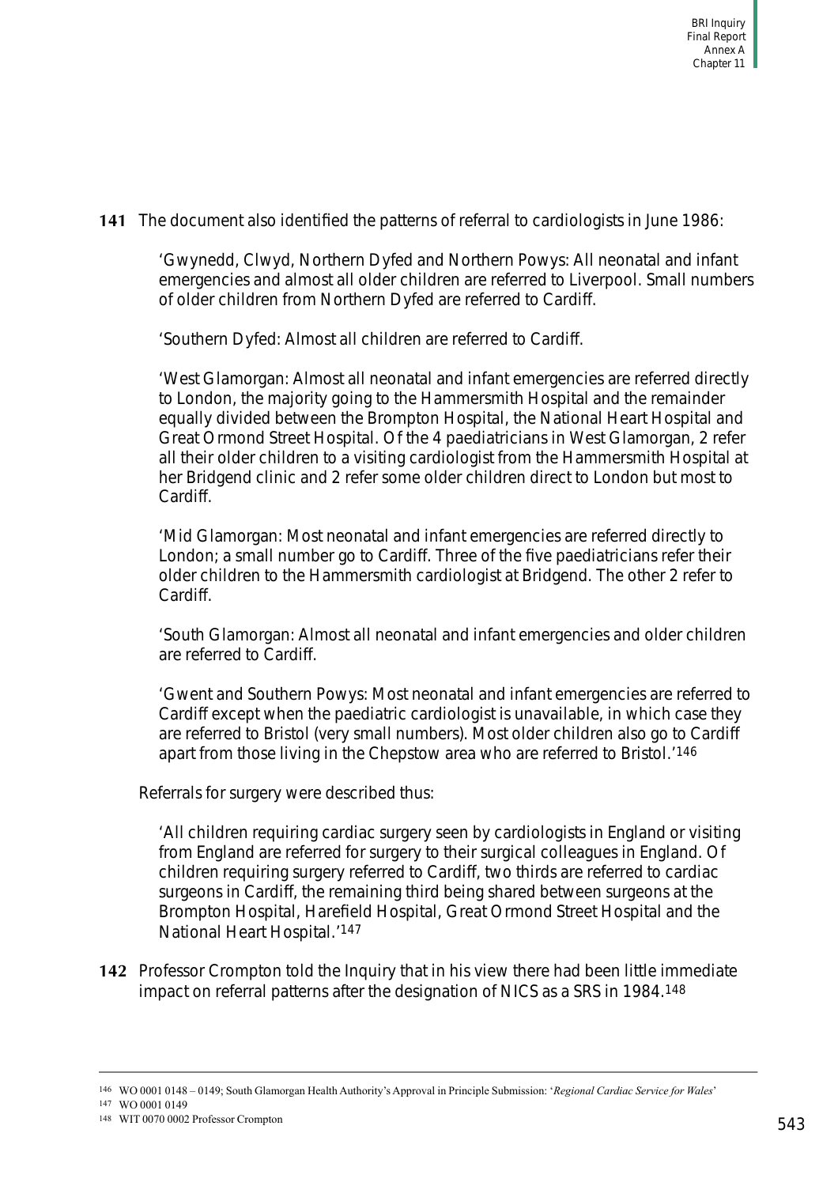**141** The document also identified the patterns of referral to cardiologists in June 1986:

> 'Gwynedd, Clwyd, Northern Dyfed and Northern Powys: All neonatal and infant emergencies and almost all older children are referred to Liverpool. Small numbers of older children from Northern Dyfed are referred to Cardiff.
>
> 'Southern Dyfed: Almost all children are referred to Cardiff.
>
> 'West Glamorgan: Almost all neonatal and infant emergencies are referred directly to London, the majority going to the Hammersmith Hospital and the remainder equally divided between the Brompton Hospital, the National Heart Hospital and Great Ormond Street Hospital. Of the 4 paediatricians in West Glamorgan, 2 refer all their older children to a visiting cardiologist from the Hammersmith Hospital at her Bridgend clinic and 2 refer some older children direct to London but most to Cardiff.
>
> 'Mid Glamorgan: Most neonatal and infant emergencies are referred directly to London; a small number go to Cardiff. Three of the five paediatricians refer their older children to the Hammersmith cardiologist at Bridgend. The other 2 refer to Cardiff.
>
> 'South Glamorgan: Almost all neonatal and infant emergencies and older children are referred to Cardiff.
>
> 'Gwent and Southern Powys: Most neonatal and infant emergencies are referred to Cardiff except when the paediatric cardiologist is unavailable, in which case they are referred to Bristol (very small numbers). Most older children also go to Cardiff apart from those living in the Chepstow area who are referred to Bristol.'[146]

Referrals for surgery were described thus:

> 'All children requiring cardiac surgery seen by cardiologists in England or visiting from England are referred for surgery to their surgical colleagues in England. Of children requiring surgery referred to Cardiff, two thirds are referred to cardiac surgeons in Cardiff, the remaining third being shared between surgeons at the Brompton Hospital, Harefield Hospital, Great Ormond Street Hospital and the National Heart Hospital.'[147]

**142** Professor Crompton told the Inquiry that in his view there had been little immediate impact on referral patterns after the designation of NICS as a SRS in 1984.[148]

---

146 WO 0001 0148 – 0149; South Glamorgan Health Authority's Approval in Principle Submission: '*Regional Cardiac Service for Wales*'

147 WO 0001 0149

148 WIT 0070 0002 Professor Crompton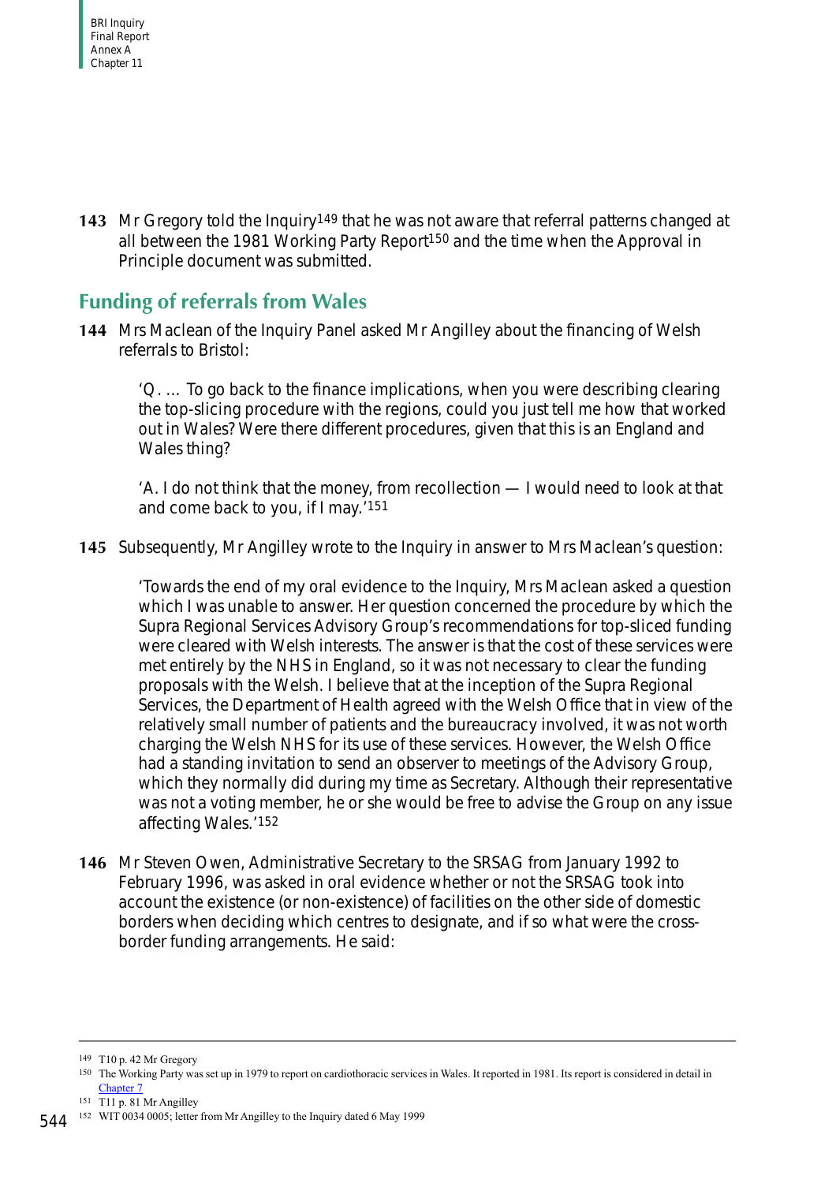**143** Mr Gregory told the Inquiry[149] that he was not aware that referral patterns changed at all between the 1981 Working Party Report[150] and the time when the Approval in Principle document was submitted.

## Funding of referrals from Wales

**144** Mrs Maclean of the Inquiry Panel asked Mr Angilley about the financing of Welsh referrals to Bristol:

> 'Q. … To go back to the finance implications, when you were describing clearing the top-slicing procedure with the regions, could you just tell me how that worked out in Wales? Were there different procedures, given that this is an England and Wales thing?
>
> 'A. I do not think that the money, from recollection — I would need to look at that and come back to you, if I may.'[151]

**145** Subsequently, Mr Angilley wrote to the Inquiry in answer to Mrs Maclean's question:

> 'Towards the end of my oral evidence to the Inquiry, Mrs Maclean asked a question which I was unable to answer. Her question concerned the procedure by which the Supra Regional Services Advisory Group's recommendations for top-sliced funding were cleared with Welsh interests. The answer is that the cost of these services were met entirely by the NHS in England, so it was not necessary to clear the funding proposals with the Welsh. I believe that at the inception of the Supra Regional Services, the Department of Health agreed with the Welsh Office that in view of the relatively small number of patients and the bureaucracy involved, it was not worth charging the Welsh NHS for its use of these services. However, the Welsh Office had a standing invitation to send an observer to meetings of the Advisory Group, which they normally did during my time as Secretary. Although their representative was not a voting member, he or she would be free to advise the Group on any issue affecting Wales.'[152]

**146** Mr Steven Owen, Administrative Secretary to the SRSAG from January 1992 to February 1996, was asked in oral evidence whether or not the SRSAG took into account the existence (or non-existence) of facilities on the other side of domestic borders when deciding which centres to designate, and if so what were the cross-border funding arrangements. He said:

---

[149] T10 p. 42 Mr Gregory

[150] The Working Party was set up in 1979 to report on cardiothoracic services in Wales. It reported in 1981. Its report is considered in detail in Chapter 7

[151] T11 p. 81 Mr Angilley

[152] WIT 0034 0005; letter from Mr Angilley to the Inquiry dated 6 May 1999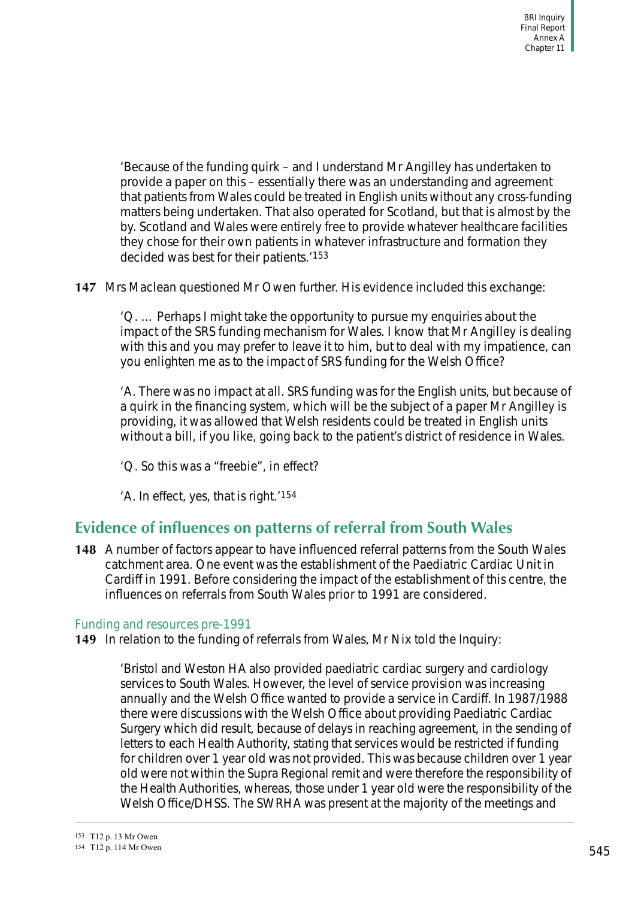> 'Because of the funding quirk – and I understand Mr Angilley has undertaken to provide a paper on this – essentially there was an understanding and agreement that patients from Wales could be treated in English units without any cross-funding matters being undertaken. That also operated for Scotland, but that is almost by the by. Scotland and Wales were entirely free to provide whatever healthcare facilities they chose for their own patients in whatever infrastructure and formation they decided was best for their patients.'[153]

**147** Mrs Maclean questioned Mr Owen further. His evidence included this exchange:

> 'Q. … Perhaps I might take the opportunity to pursue my enquiries about the impact of the SRS funding mechanism for Wales. I know that Mr Angilley is dealing with this and you may prefer to leave it to him, but to deal with my impatience, can you enlighten me as to the impact of SRS funding for the Welsh Office?
>
> 'A. There was no impact at all. SRS funding was for the English units, but because of a quirk in the financing system, which will be the subject of a paper Mr Angilley is providing, it was allowed that Welsh residents could be treated in English units without a bill, if you like, going back to the patient's district of residence in Wales.
>
> 'Q. So this was a "freebie", in effect?
>
> 'A. In effect, yes, that is right.'[154]

## Evidence of influences on patterns of referral from South Wales

**148** A number of factors appear to have influenced referral patterns from the South Wales catchment area. One event was the establishment of the Paediatric Cardiac Unit in Cardiff in 1991. Before considering the impact of the establishment of this centre, the influences on referrals from South Wales prior to 1991 are considered.

### Funding and resources pre-1991

**149** In relation to the funding of referrals from Wales, Mr Nix told the Inquiry:

> 'Bristol and Weston HA also provided paediatric cardiac surgery and cardiology services to South Wales. However, the level of service provision was increasing annually and the Welsh Office wanted to provide a service in Cardiff. In 1987/1988 there were discussions with the Welsh Office about providing Paediatric Cardiac Surgery which did result, because of delays in reaching agreement, in the sending of letters to each Health Authority, stating that services would be restricted if funding for children over 1 year old was not provided. This was because children over 1 year old were not within the Supra Regional remit and were therefore the responsibility of the Health Authorities, whereas, those under 1 year old were the responsibility of the Welsh Office/DHSS. The SWRHA was present at the majority of the meetings and

---

153 T12 p. 13 Mr Owen

154 T12 p. 114 Mr Owen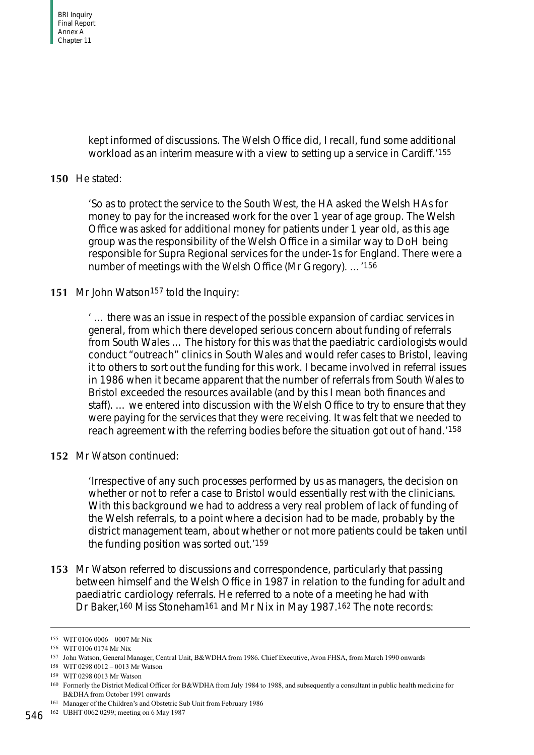kept informed of discussions. The Welsh Office did, I recall, fund some additional workload as an interim measure with a view to setting up a service in Cardiff.'[155]

**150** He stated:

> 'So as to protect the service to the South West, the HA asked the Welsh HAs for money to pay for the increased work for the over 1 year of age group. The Welsh Office was asked for additional money for patients under 1 year old, as this age group was the responsibility of the Welsh Office in a similar way to DoH being responsible for Supra Regional services for the under-1s for England. There were a number of meetings with the Welsh Office (Mr Gregory). …'[156]

**151** Mr John Watson[157] told the Inquiry:

> ' … there was an issue in respect of the possible expansion of cardiac services in general, from which there developed serious concern about funding of referrals from South Wales … The history for this was that the paediatric cardiologists would conduct "outreach" clinics in South Wales and would refer cases to Bristol, leaving it to others to sort out the funding for this work. I became involved in referral issues in 1986 when it became apparent that the number of referrals from South Wales to Bristol exceeded the resources available (and by this I mean both finances and staff). … we entered into discussion with the Welsh Office to try to ensure that they were paying for the services that they were receiving. It was felt that we needed to reach agreement with the referring bodies before the situation got out of hand.'[158]

**152** Mr Watson continued:

> 'Irrespective of any such processes performed by us as managers, the decision on whether or not to refer a case to Bristol would essentially rest with the clinicians. With this background we had to address a very real problem of lack of funding of the Welsh referrals, to a point where a decision had to be made, probably by the district management team, about whether or not more patients could be taken until the funding position was sorted out.'[159]

**153** Mr Watson referred to discussions and correspondence, particularly that passing between himself and the Welsh Office in 1987 in relation to the funding for adult and paediatric cardiology referrals. He referred to a note of a meeting he had with Dr Baker,[160] Miss Stoneham[161] and Mr Nix in May 1987.[162] The note records:

---

155 WIT 0106 0006 – 0007 Mr Nix

156 WIT 0106 0174 Mr Nix

157 John Watson, General Manager, Central Unit, B&WDHA from 1986. Chief Executive, Avon FHSA, from March 1990 onwards

158 WIT 0298 0012 – 0013 Mr Watson

159 WIT 0298 0013 Mr Watson

160 Formerly the District Medical Officer for B&WDHA from July 1984 to 1988, and subsequently a consultant in public health medicine for B&DHA from October 1991 onwards

161 Manager of the Children's and Obstetric Sub Unit from February 1986

162 UBHT 0062 0299; meeting on 6 May 1987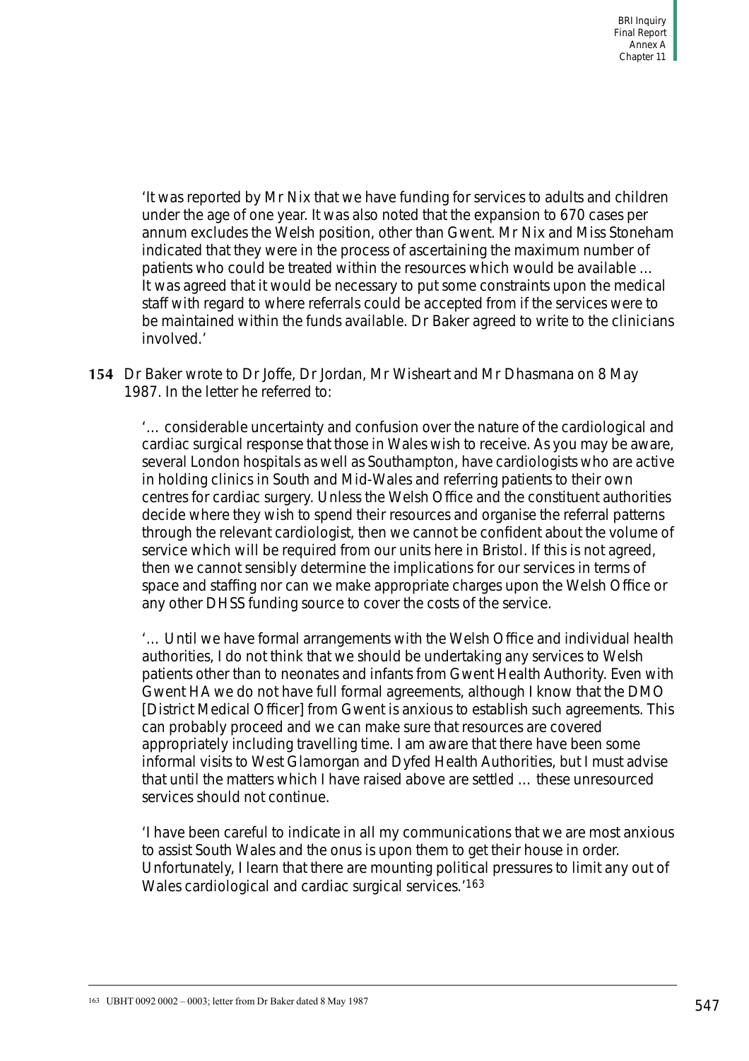> 'It was reported by Mr Nix that we have funding for services to adults and children under the age of one year. It was also noted that the expansion to 670 cases per annum excludes the Welsh position, other than Gwent. Mr Nix and Miss Stoneham indicated that they were in the process of ascertaining the maximum number of patients who could be treated within the resources which would be available … It was agreed that it would be necessary to put some constraints upon the medical staff with regard to where referrals could be accepted from if the services were to be maintained within the funds available. Dr Baker agreed to write to the clinicians involved.'

**154** Dr Baker wrote to Dr Joffe, Dr Jordan, Mr Wisheart and Mr Dhasmana on 8 May 1987. In the letter he referred to:

> '… considerable uncertainty and confusion over the nature of the cardiological and cardiac surgical response that those in Wales wish to receive. As you may be aware, several London hospitals as well as Southampton, have cardiologists who are active in holding clinics in South and Mid-Wales and referring patients to their own centres for cardiac surgery. Unless the Welsh Office and the constituent authorities decide where they wish to spend their resources and organise the referral patterns through the relevant cardiologist, then we cannot be confident about the volume of service which will be required from our units here in Bristol. If this is not agreed, then we cannot sensibly determine the implications for our services in terms of space and staffing nor can we make appropriate charges upon the Welsh Office or any other DHSS funding source to cover the costs of the service.
>
> '… Until we have formal arrangements with the Welsh Office and individual health authorities, I do not think that we should be undertaking any services to Welsh patients other than to neonates and infants from Gwent Health Authority. Even with Gwent HA we do not have full formal agreements, although I know that the DMO [District Medical Officer] from Gwent is anxious to establish such agreements. This can probably proceed and we can make sure that resources are covered appropriately including travelling time. I am aware that there have been some informal visits to West Glamorgan and Dyfed Health Authorities, but I must advise that until the matters which I have raised above are settled … these unresourced services should not continue.
>
> 'I have been careful to indicate in all my communications that we are most anxious to assist South Wales and the onus is upon them to get their house in order. Unfortunately, I learn that there are mounting political pressures to limit any out of Wales cardiological and cardiac surgical services.'[163]

[163] UBHT 0092 0002 – 0003; letter from Dr Baker dated 8 May 1987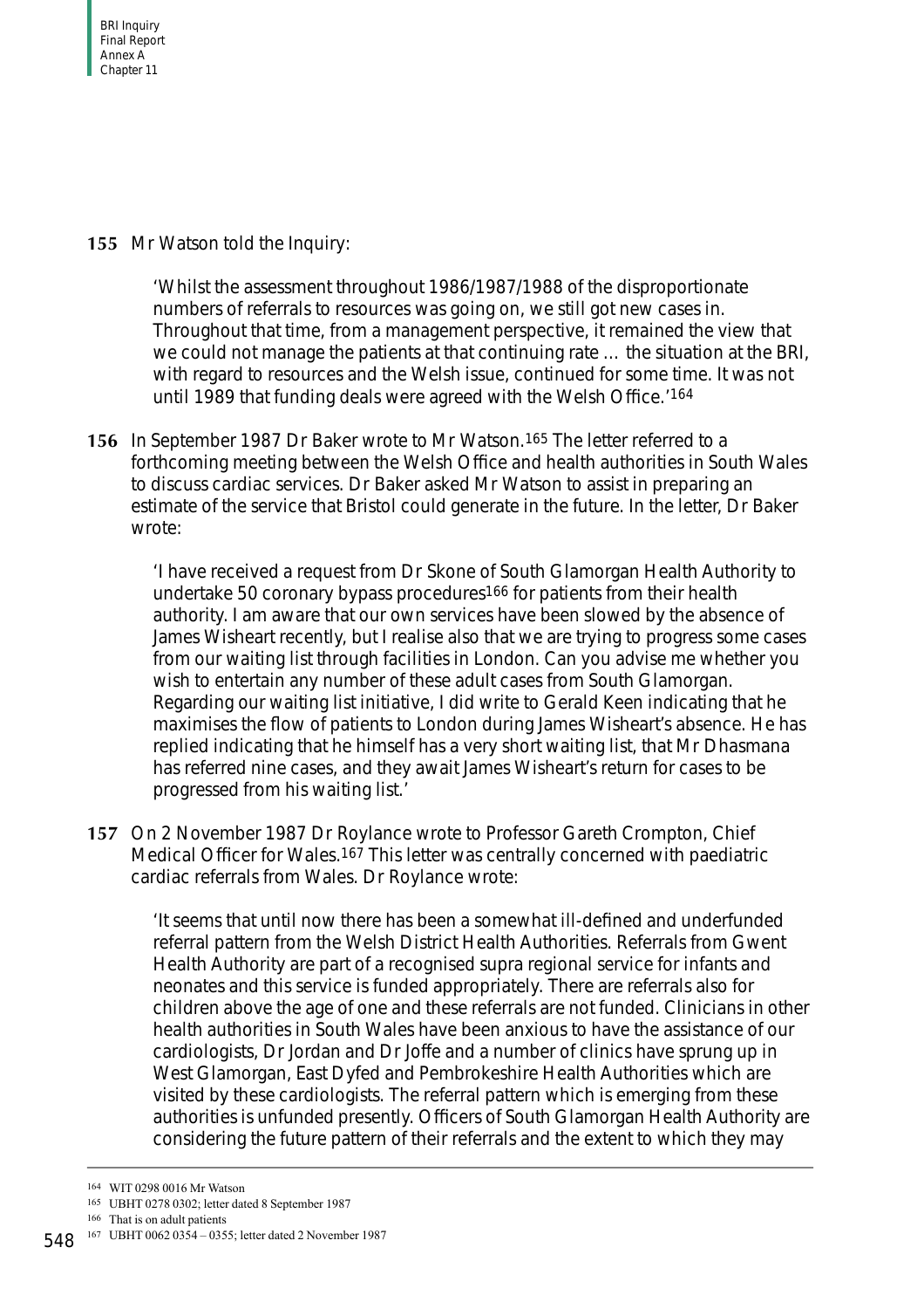**155** Mr Watson told the Inquiry:

> 'Whilst the assessment throughout 1986/1987/1988 of the disproportionate numbers of referrals to resources was going on, we still got new cases in. Throughout that time, from a management perspective, it remained the view that we could not manage the patients at that continuing rate … the situation at the BRI, with regard to resources and the Welsh issue, continued for some time. It was not until 1989 that funding deals were agreed with the Welsh Office.'[164]

**156** In September 1987 Dr Baker wrote to Mr Watson.[165] The letter referred to a forthcoming meeting between the Welsh Office and health authorities in South Wales to discuss cardiac services. Dr Baker asked Mr Watson to assist in preparing an estimate of the service that Bristol could generate in the future. In the letter, Dr Baker wrote:

> 'I have received a request from Dr Skone of South Glamorgan Health Authority to undertake 50 coronary bypass procedures[166] for patients from their health authority. I am aware that our own services have been slowed by the absence of James Wisheart recently, but I realise also that we are trying to progress some cases from our waiting list through facilities in London. Can you advise me whether you wish to entertain any number of these adult cases from South Glamorgan. Regarding our waiting list initiative, I did write to Gerald Keen indicating that he maximises the flow of patients to London during James Wisheart's absence. He has replied indicating that he himself has a very short waiting list, that Mr Dhasmana has referred nine cases, and they await James Wisheart's return for cases to be progressed from his waiting list.'

**157** On 2 November 1987 Dr Roylance wrote to Professor Gareth Crompton, Chief Medical Officer for Wales.[167] This letter was centrally concerned with paediatric cardiac referrals from Wales. Dr Roylance wrote:

> 'It seems that until now there has been a somewhat ill-defined and underfunded referral pattern from the Welsh District Health Authorities. Referrals from Gwent Health Authority are part of a recognised supra regional service for infants and neonates and this service is funded appropriately. There are referrals also for children above the age of one and these referrals are not funded. Clinicians in other health authorities in South Wales have been anxious to have the assistance of our cardiologists, Dr Jordan and Dr Joffe and a number of clinics have sprung up in West Glamorgan, East Dyfed and Pembrokeshire Health Authorities which are visited by these cardiologists. The referral pattern which is emerging from these authorities is unfunded presently. Officers of South Glamorgan Health Authority are considering the future pattern of their referrals and the extent to which they may

---

164 WIT 0298 0016 Mr Watson

165 UBHT 0278 0302; letter dated 8 September 1987

166 That is on adult patients

167 UBHT 0062 0354 – 0355; letter dated 2 November 1987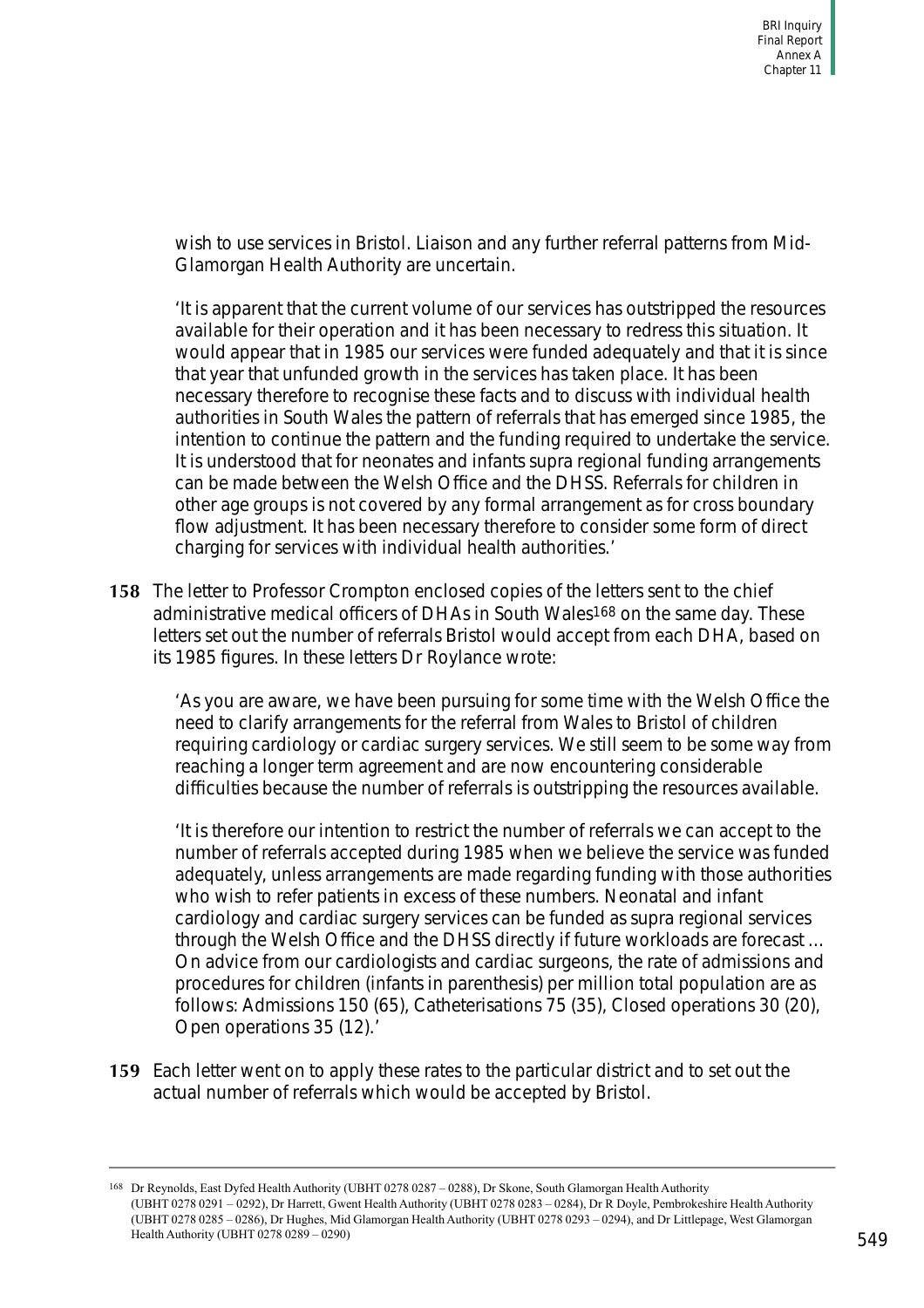wish to use services in Bristol. Liaison and any further referral patterns from Mid-Glamorgan Health Authority are uncertain.

'It is apparent that the current volume of our services has outstripped the resources available for their operation and it has been necessary to redress this situation. It would appear that in 1985 our services were funded adequately and that it is since that year that unfunded growth in the services has taken place. It has been necessary therefore to recognise these facts and to discuss with individual health authorities in South Wales the pattern of referrals that has emerged since 1985, the intention to continue the pattern and the funding required to undertake the service. It is understood that for neonates and infants supra regional funding arrangements can be made between the Welsh Office and the DHSS. Referrals for children in other age groups is not covered by any formal arrangement as for cross boundary flow adjustment. It has been necessary therefore to consider some form of direct charging for services with individual health authorities.'

**158** The letter to Professor Crompton enclosed copies of the letters sent to the chief administrative medical officers of DHAs in South Wales[168] on the same day. These letters set out the number of referrals Bristol would accept from each DHA, based on its 1985 figures. In these letters Dr Roylance wrote:

'As you are aware, we have been pursuing for some time with the Welsh Office the need to clarify arrangements for the referral from Wales to Bristol of children requiring cardiology or cardiac surgery services. We still seem to be some way from reaching a longer term agreement and are now encountering considerable difficulties because the number of referrals is outstripping the resources available.

'It is therefore our intention to restrict the number of referrals we can accept to the number of referrals accepted during 1985 when we believe the service was funded adequately, unless arrangements are made regarding funding with those authorities who wish to refer patients in excess of these numbers. Neonatal and infant cardiology and cardiac surgery services can be funded as supra regional services through the Welsh Office and the DHSS directly if future workloads are forecast ... On advice from our cardiologists and cardiac surgeons, the rate of admissions and procedures for children (infants in parenthesis) per million total population are as follows: Admissions 150 (65), Catheterisations 75 (35), Closed operations 30 (20), Open operations 35 (12).'

**159** Each letter went on to apply these rates to the particular district and to set out the actual number of referrals which would be accepted by Bristol.

---

[168] Dr Reynolds, East Dyfed Health Authority (UBHT 0278 0287 – 0288), Dr Skone, South Glamorgan Health Authority (UBHT 0278 0291 – 0292), Dr Harrett, Gwent Health Authority (UBHT 0278 0283 – 0284), Dr R Doyle, Pembrokeshire Health Authority (UBHT 0278 0285 – 0286), Dr Hughes, Mid Glamorgan Health Authority (UBHT 0278 0293 – 0294), and Dr Littlepage, West Glamorgan Health Authority (UBHT 0278 0289 – 0290)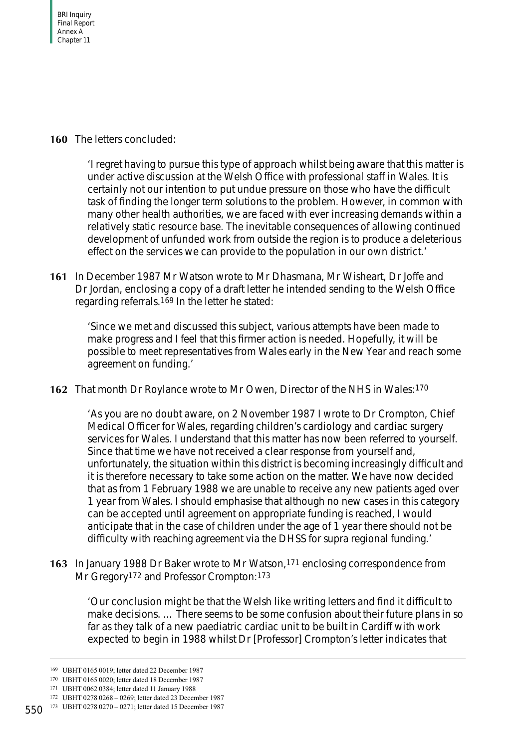**160** The letters concluded:

> 'I regret having to pursue this type of approach whilst being aware that this matter is under active discussion at the Welsh Office with professional staff in Wales. It is certainly not our intention to put undue pressure on those who have the difficult task of finding the longer term solutions to the problem. However, in common with many other health authorities, we are faced with ever increasing demands within a relatively static resource base. The inevitable consequences of allowing continued development of unfunded work from outside the region is to produce a deleterious effect on the services we can provide to the population in our own district.'

**161** In December 1987 Mr Watson wrote to Mr Dhasmana, Mr Wisheart, Dr Joffe and Dr Jordan, enclosing a copy of a draft letter he intended sending to the Welsh Office regarding referrals.[169] In the letter he stated:

> 'Since we met and discussed this subject, various attempts have been made to make progress and I feel that this firmer action is needed. Hopefully, it will be possible to meet representatives from Wales early in the New Year and reach some agreement on funding.'

**162** That month Dr Roylance wrote to Mr Owen, Director of the NHS in Wales:[170]

> 'As you are no doubt aware, on 2 November 1987 I wrote to Dr Crompton, Chief Medical Officer for Wales, regarding children's cardiology and cardiac surgery services for Wales. I understand that this matter has now been referred to yourself. Since that time we have not received a clear response from yourself and, unfortunately, the situation within this district is becoming increasingly difficult and it is therefore necessary to take some action on the matter. We have now decided that as from 1 February 1988 we are unable to receive any new patients aged over 1 year from Wales. I should emphasise that although no new cases in this category can be accepted until agreement on appropriate funding is reached, I would anticipate that in the case of children under the age of 1 year there should not be difficulty with reaching agreement via the DHSS for supra regional funding.'

**163** In January 1988 Dr Baker wrote to Mr Watson,[171] enclosing correspondence from Mr Gregory[172] and Professor Crompton:[173]

> 'Our conclusion might be that the Welsh like writing letters and find it difficult to make decisions. … There seems to be some confusion about their future plans in so far as they talk of a new paediatric cardiac unit to be built in Cardiff with work expected to begin in 1988 whilst Dr [Professor] Crompton's letter indicates that

---

[169] UBHT 0165 0019; letter dated 22 December 1987

[170] UBHT 0165 0020; letter dated 18 December 1987

[171] UBHT 0062 0384; letter dated 11 January 1988

[172] UBHT 0278 0268 – 0269; letter dated 23 December 1987

[173] UBHT 0278 0270 – 0271; letter dated 15 December 1987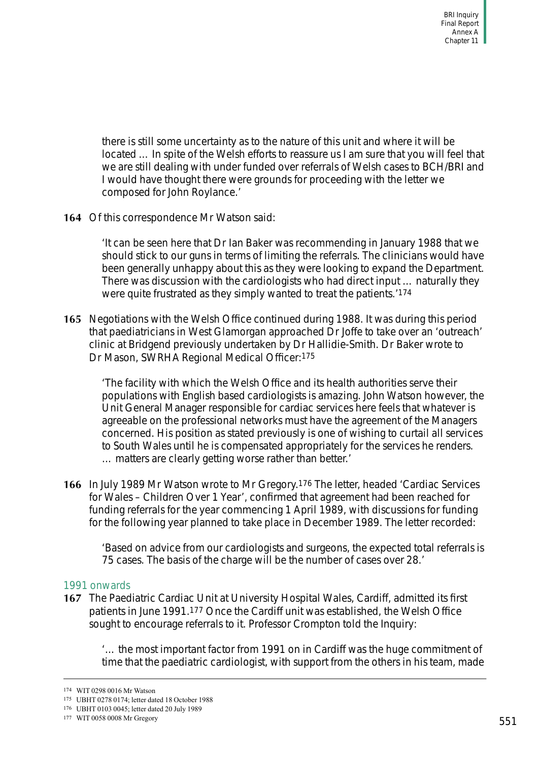there is still some uncertainty as to the nature of this unit and where it will be located … In spite of the Welsh efforts to reassure us I am sure that you will feel that we are still dealing with under funded over referrals of Welsh cases to BCH/BRI and I would have thought there were grounds for proceeding with the letter we composed for John Roylance.'

**164** Of this correspondence Mr Watson said:

> 'It can be seen here that Dr Ian Baker was recommending in January 1988 that we should stick to our guns in terms of limiting the referrals. The clinicians would have been generally unhappy about this as they were looking to expand the Department. There was discussion with the cardiologists who had direct input … naturally they were quite frustrated as they simply wanted to treat the patients.'[174]

**165** Negotiations with the Welsh Office continued during 1988. It was during this period that paediatricians in West Glamorgan approached Dr Joffe to take over an 'outreach' clinic at Bridgend previously undertaken by Dr Hallidie-Smith. Dr Baker wrote to Dr Mason, SWRHA Regional Medical Officer:[175]

> 'The facility with which the Welsh Office and its health authorities serve their populations with English based cardiologists is amazing. John Watson however, the Unit General Manager responsible for cardiac services here feels that whatever is agreeable on the professional networks must have the agreement of the Managers concerned. His position as stated previously is one of wishing to curtail all services to South Wales until he is compensated appropriately for the services he renders. … matters are clearly getting worse rather than better.'

**166** In July 1989 Mr Watson wrote to Mr Gregory.[176] The letter, headed 'Cardiac Services for Wales – Children Over 1 Year', confirmed that agreement had been reached for funding referrals for the year commencing 1 April 1989, with discussions for funding for the following year planned to take place in December 1989. The letter recorded:

> 'Based on advice from our cardiologists and surgeons, the expected total referrals is 75 cases. The basis of the charge will be the number of cases over 28.'

### 1991 onwards

**167** The Paediatric Cardiac Unit at University Hospital Wales, Cardiff, admitted its first patients in June 1991.[177] Once the Cardiff unit was established, the Welsh Office sought to encourage referrals to it. Professor Crompton told the Inquiry:

> '… the most important factor from 1991 on in Cardiff was the huge commitment of time that the paediatric cardiologist, with support from the others in his team, made

---

[174] WIT 0298 0016 Mr Watson

[175] UBHT 0278 0174; letter dated 18 October 1988

[176] UBHT 0103 0045; letter dated 20 July 1989

[177] WIT 0058 0008 Mr Gregory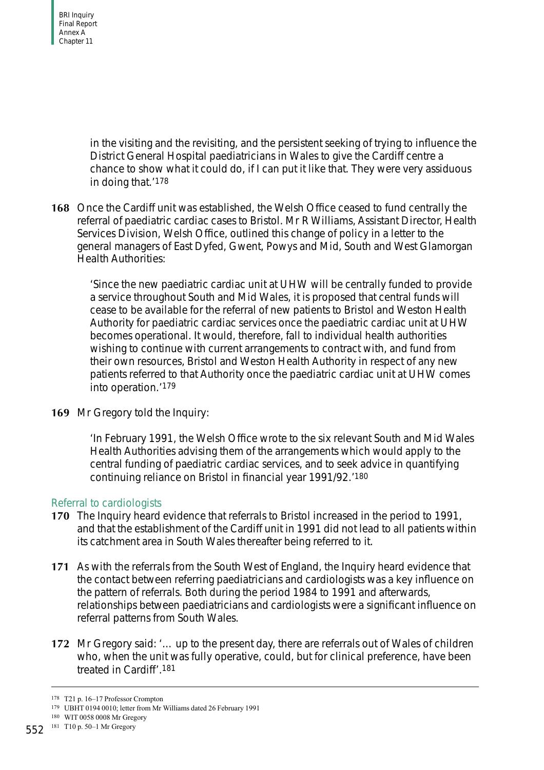in the visiting and the revisiting, and the persistent seeking of trying to influence the District General Hospital paediatricians in Wales to give the Cardiff centre a chance to show what it could do, if I can put it like that. They were very assiduous in doing that.'[178]

**168** Once the Cardiff unit was established, the Welsh Office ceased to fund centrally the referral of paediatric cardiac cases to Bristol. Mr R Williams, Assistant Director, Health Services Division, Welsh Office, outlined this change of policy in a letter to the general managers of East Dyfed, Gwent, Powys and Mid, South and West Glamorgan Health Authorities:

> 'Since the new paediatric cardiac unit at UHW will be centrally funded to provide a service throughout South and Mid Wales, it is proposed that central funds will cease to be available for the referral of new patients to Bristol and Weston Health Authority for paediatric cardiac services once the paediatric cardiac unit at UHW becomes operational. It would, therefore, fall to individual health authorities wishing to continue with current arrangements to contract with, and fund from their own resources, Bristol and Weston Health Authority in respect of any new patients referred to that Authority once the paediatric cardiac unit at UHW comes into operation.'[179]

**169** Mr Gregory told the Inquiry:

> 'In February 1991, the Welsh Office wrote to the six relevant South and Mid Wales Health Authorities advising them of the arrangements which would apply to the central funding of paediatric cardiac services, and to seek advice in quantifying continuing reliance on Bristol in financial year 1991/92.'[180]

### Referral to cardiologists

**170** The Inquiry heard evidence that referrals to Bristol increased in the period to 1991, and that the establishment of the Cardiff unit in 1991 did not lead to all patients within its catchment area in South Wales thereafter being referred to it.

**171** As with the referrals from the South West of England, the Inquiry heard evidence that the contact between referring paediatricians and cardiologists was a key influence on the pattern of referrals. Both during the period 1984 to 1991 and afterwards, relationships between paediatricians and cardiologists were a significant influence on referral patterns from South Wales.

**172** Mr Gregory said: '… up to the present day, there are referrals out of Wales of children who, when the unit was fully operative, could, but for clinical preference, have been treated in Cardiff'.[181]

---

[178] T21 p. 16–17 Professor Crompton

[179] UBHT 0194 0010; letter from Mr Williams dated 26 February 1991

[180] WIT 0058 0008 Mr Gregory

[181] T10 p. 50–1 Mr Gregory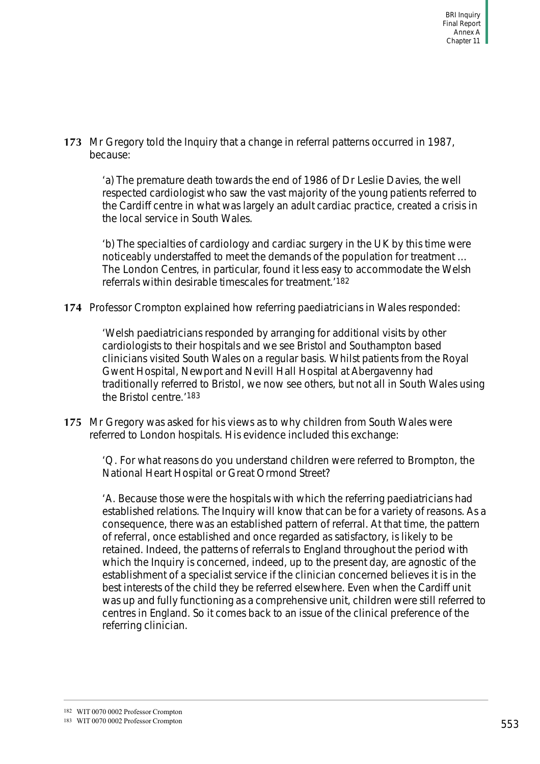**173** Mr Gregory told the Inquiry that a change in referral patterns occurred in 1987, because:

> 'a) The premature death towards the end of 1986 of Dr Leslie Davies, the well respected cardiologist who saw the vast majority of the young patients referred to the Cardiff centre in what was largely an adult cardiac practice, created a crisis in the local service in South Wales.
>
> 'b) The specialties of cardiology and cardiac surgery in the UK by this time were noticeably understaffed to meet the demands of the population for treatment … The London Centres, in particular, found it less easy to accommodate the Welsh referrals within desirable timescales for treatment.'[182]

**174** Professor Crompton explained how referring paediatricians in Wales responded:

> 'Welsh paediatricians responded by arranging for additional visits by other cardiologists to their hospitals and we see Bristol and Southampton based clinicians visited South Wales on a regular basis. Whilst patients from the Royal Gwent Hospital, Newport and Nevill Hall Hospital at Abergavenny had traditionally referred to Bristol, we now see others, but not all in South Wales using the Bristol centre.'[183]

**175** Mr Gregory was asked for his views as to why children from South Wales were referred to London hospitals. His evidence included this exchange:

> 'Q. For what reasons do you understand children were referred to Brompton, the National Heart Hospital or Great Ormond Street?
>
> 'A. Because those were the hospitals with which the referring paediatricians had established relations. The Inquiry will know that can be for a variety of reasons. As a consequence, there was an established pattern of referral. At that time, the pattern of referral, once established and once regarded as satisfactory, is likely to be retained. Indeed, the patterns of referrals to England throughout the period with which the Inquiry is concerned, indeed, up to the present day, are agnostic of the establishment of a specialist service if the clinician concerned believes it is in the best interests of the child they be referred elsewhere. Even when the Cardiff unit was up and fully functioning as a comprehensive unit, children were still referred to centres in England. So it comes back to an issue of the clinical preference of the referring clinician.

---

[182] WIT 0070 0002 Professor Crompton

[183] WIT 0070 0002 Professor Crompton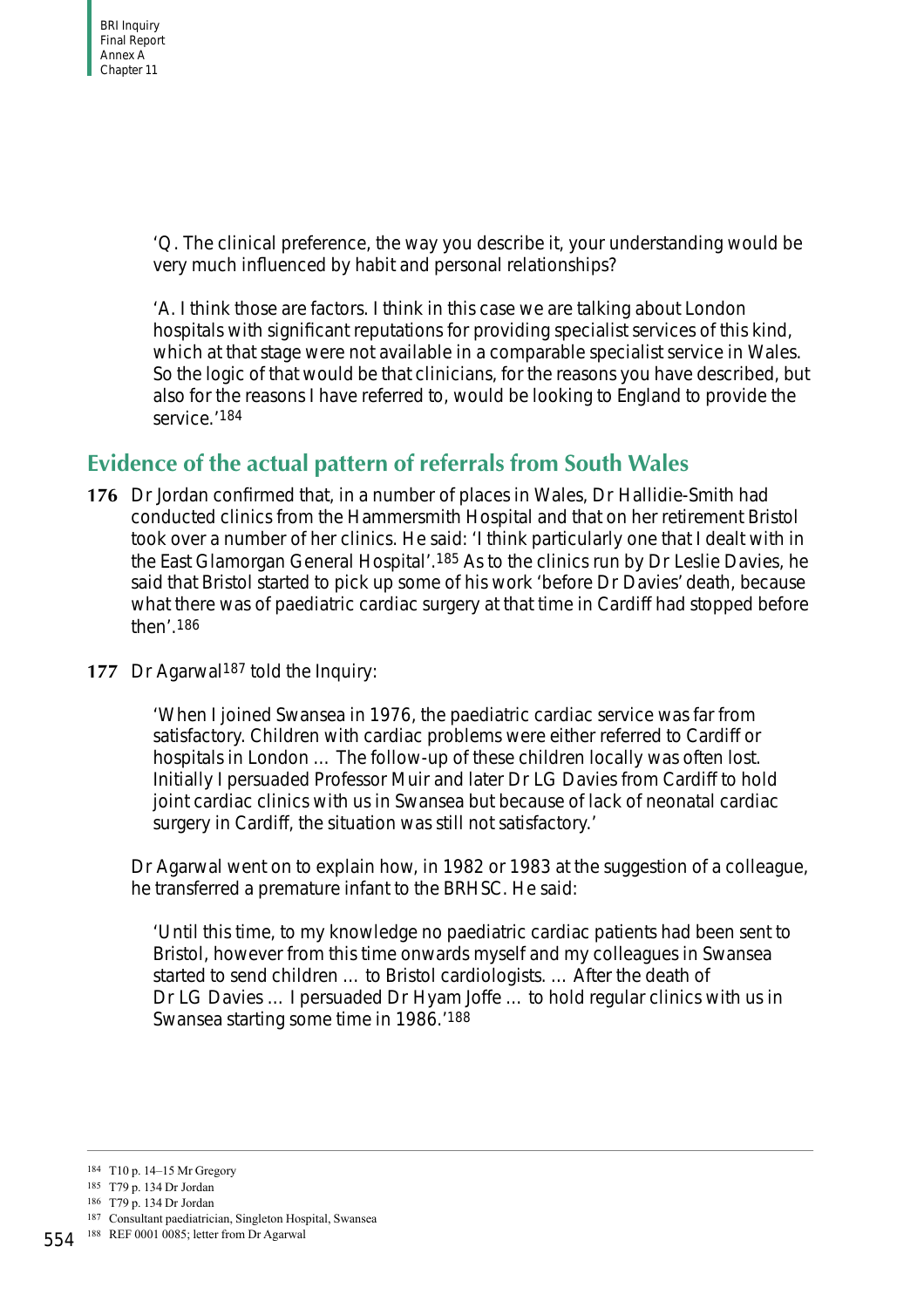'Q. The clinical preference, the way you describe it, your understanding would be very much influenced by habit and personal relationships?

'A. I think those are factors. I think in this case we are talking about London hospitals with significant reputations for providing specialist services of this kind, which at that stage were not available in a comparable specialist service in Wales. So the logic of that would be that clinicians, for the reasons you have described, but also for the reasons I have referred to, would be looking to England to provide the service.'[184]

## Evidence of the actual pattern of referrals from South Wales

**176** Dr Jordan confirmed that, in a number of places in Wales, Dr Hallidie-Smith had conducted clinics from the Hammersmith Hospital and that on her retirement Bristol took over a number of her clinics. He said: 'I think particularly one that I dealt with in the East Glamorgan General Hospital'.[185] As to the clinics run by Dr Leslie Davies, he said that Bristol started to pick up some of his work 'before Dr Davies' death, because what there was of paediatric cardiac surgery at that time in Cardiff had stopped before then'.[186]

**177** Dr Agarwal[187] told the Inquiry:

> 'When I joined Swansea in 1976, the paediatric cardiac service was far from satisfactory. Children with cardiac problems were either referred to Cardiff or hospitals in London … The follow-up of these children locally was often lost. Initially I persuaded Professor Muir and later Dr LG Davies from Cardiff to hold joint cardiac clinics with us in Swansea but because of lack of neonatal cardiac surgery in Cardiff, the situation was still not satisfactory.'

Dr Agarwal went on to explain how, in 1982 or 1983 at the suggestion of a colleague, he transferred a premature infant to the BRHSC. He said:

> 'Until this time, to my knowledge no paediatric cardiac patients had been sent to Bristol, however from this time onwards myself and my colleagues in Swansea started to send children … to Bristol cardiologists. … After the death of Dr LG Davies … I persuaded Dr Hyam Joffe … to hold regular clinics with us in Swansea starting some time in 1986.'[188]

---

[184] T10 p. 14–15 Mr Gregory

[185] T79 p. 134 Dr Jordan

[186] T79 p. 134 Dr Jordan

[187] Consultant paediatrician, Singleton Hospital, Swansea

[188] REF 0001 0085; letter from Dr Agarwal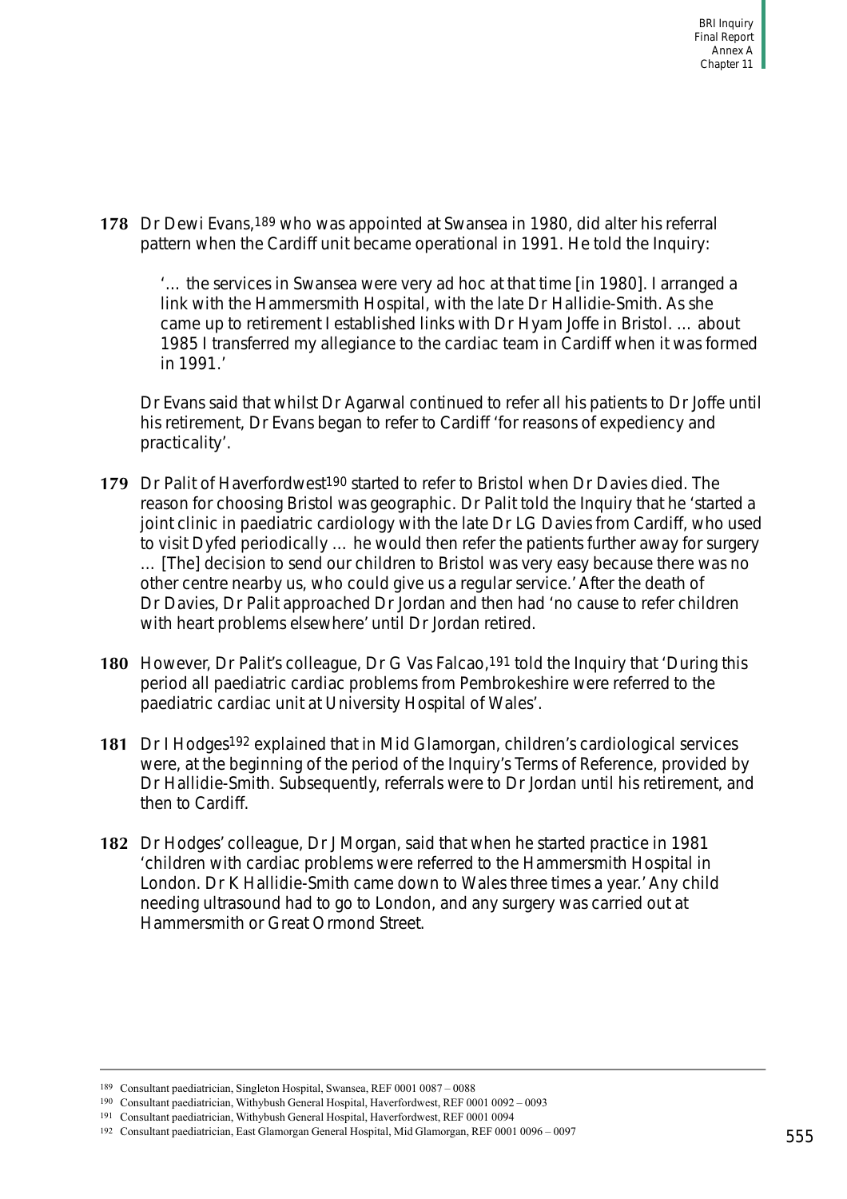**178** Dr Dewi Evans,[189] who was appointed at Swansea in 1980, did alter his referral pattern when the Cardiff unit became operational in 1991. He told the Inquiry:

> '… the services in Swansea were very ad hoc at that time [in 1980]. I arranged a link with the Hammersmith Hospital, with the late Dr Hallidie-Smith. As she came up to retirement I established links with Dr Hyam Joffe in Bristol. … about 1985 I transferred my allegiance to the cardiac team in Cardiff when it was formed in 1991.'

Dr Evans said that whilst Dr Agarwal continued to refer all his patients to Dr Joffe until his retirement, Dr Evans began to refer to Cardiff 'for reasons of expediency and practicality'.

**179** Dr Palit of Haverfordwest[190] started to refer to Bristol when Dr Davies died. The reason for choosing Bristol was geographic. Dr Palit told the Inquiry that he 'started a joint clinic in paediatric cardiology with the late Dr LG Davies from Cardiff, who used to visit Dyfed periodically … he would then refer the patients further away for surgery … [The] decision to send our children to Bristol was very easy because there was no other centre nearby us, who could give us a regular service.' After the death of Dr Davies, Dr Palit approached Dr Jordan and then had 'no cause to refer children with heart problems elsewhere' until Dr Jordan retired.

**180** However, Dr Palit's colleague, Dr G Vas Falcao,[191] told the Inquiry that 'During this period all paediatric cardiac problems from Pembrokeshire were referred to the paediatric cardiac unit at University Hospital of Wales'.

**181** Dr I Hodges[192] explained that in Mid Glamorgan, children's cardiological services were, at the beginning of the period of the Inquiry's Terms of Reference, provided by Dr Hallidie-Smith. Subsequently, referrals were to Dr Jordan until his retirement, and then to Cardiff.

**182** Dr Hodges' colleague, Dr J Morgan, said that when he started practice in 1981 'children with cardiac problems were referred to the Hammersmith Hospital in London. Dr K Hallidie-Smith came down to Wales three times a year.' Any child needing ultrasound had to go to London, and any surgery was carried out at Hammersmith or Great Ormond Street.

---

[189] Consultant paediatrician, Singleton Hospital, Swansea, REF 0001 0087 – 0088

[190] Consultant paediatrician, Withybush General Hospital, Haverfordwest, REF 0001 0092 – 0093

[191] Consultant paediatrician, Withybush General Hospital, Haverfordwest, REF 0001 0094

[192] Consultant paediatrician, East Glamorgan General Hospital, Mid Glamorgan, REF 0001 0096 – 0097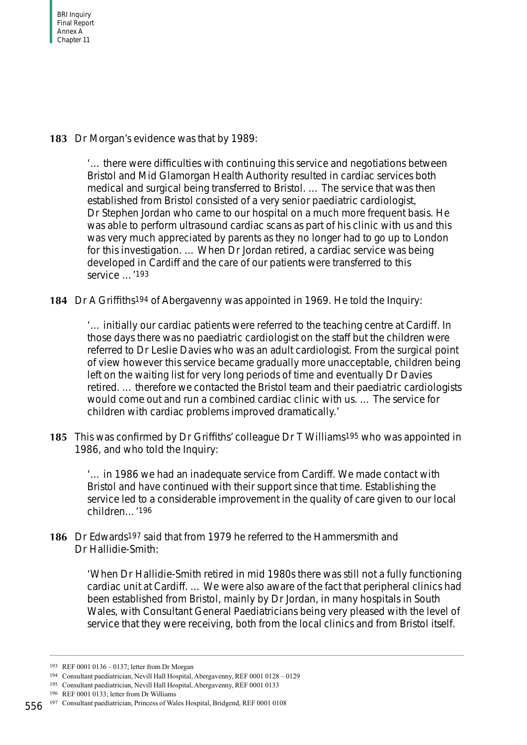**183** Dr Morgan's evidence was that by 1989:

> '… there were difficulties with continuing this service and negotiations between Bristol and Mid Glamorgan Health Authority resulted in cardiac services both medical and surgical being transferred to Bristol. … The service that was then established from Bristol consisted of a very senior paediatric cardiologist, Dr Stephen Jordan who came to our hospital on a much more frequent basis. He was able to perform ultrasound cardiac scans as part of his clinic with us and this was very much appreciated by parents as they no longer had to go up to London for this investigation. … When Dr Jordan retired, a cardiac service was being developed in Cardiff and the care of our patients were transferred to this service …'[193]

**184** Dr A Griffiths[194] of Abergavenny was appointed in 1969. He told the Inquiry:

> '… initially our cardiac patients were referred to the teaching centre at Cardiff. In those days there was no paediatric cardiologist on the staff but the children were referred to Dr Leslie Davies who was an adult cardiologist. From the surgical point of view however this service became gradually more unacceptable, children being left on the waiting list for very long periods of time and eventually Dr Davies retired. … therefore we contacted the Bristol team and their paediatric cardiologists would come out and run a combined cardiac clinic with us. … The service for children with cardiac problems improved dramatically.'

**185** This was confirmed by Dr Griffiths' colleague Dr T Williams[195] who was appointed in 1986, and who told the Inquiry:

> '… in 1986 we had an inadequate service from Cardiff. We made contact with Bristol and have continued with their support since that time. Establishing the service led to a considerable improvement in the quality of care given to our local children…'[196]

**186** Dr Edwards[197] said that from 1979 he referred to the Hammersmith and Dr Hallidie-Smith:

> 'When Dr Hallidie-Smith retired in mid 1980s there was still not a fully functioning cardiac unit at Cardiff. … We were also aware of the fact that peripheral clinics had been established from Bristol, mainly by Dr Jordan, in many hospitals in South Wales, with Consultant General Paediatricians being very pleased with the level of service that they were receiving, both from the local clinics and from Bristol itself.

---

193 REF 0001 0136 – 0137; letter from Dr Morgan

194 Consultant paediatrician, Nevill Hall Hospital, Abergavenny, REF 0001 0128 – 0129

195 Consultant paediatrician, Nevill Hall Hospital, Abergavenny, REF 0001 0133

196 REF 0001 0133; letter from Dr Williams

197 Consultant paediatrician, Princess of Wales Hospital, Bridgend, REF 0001 0108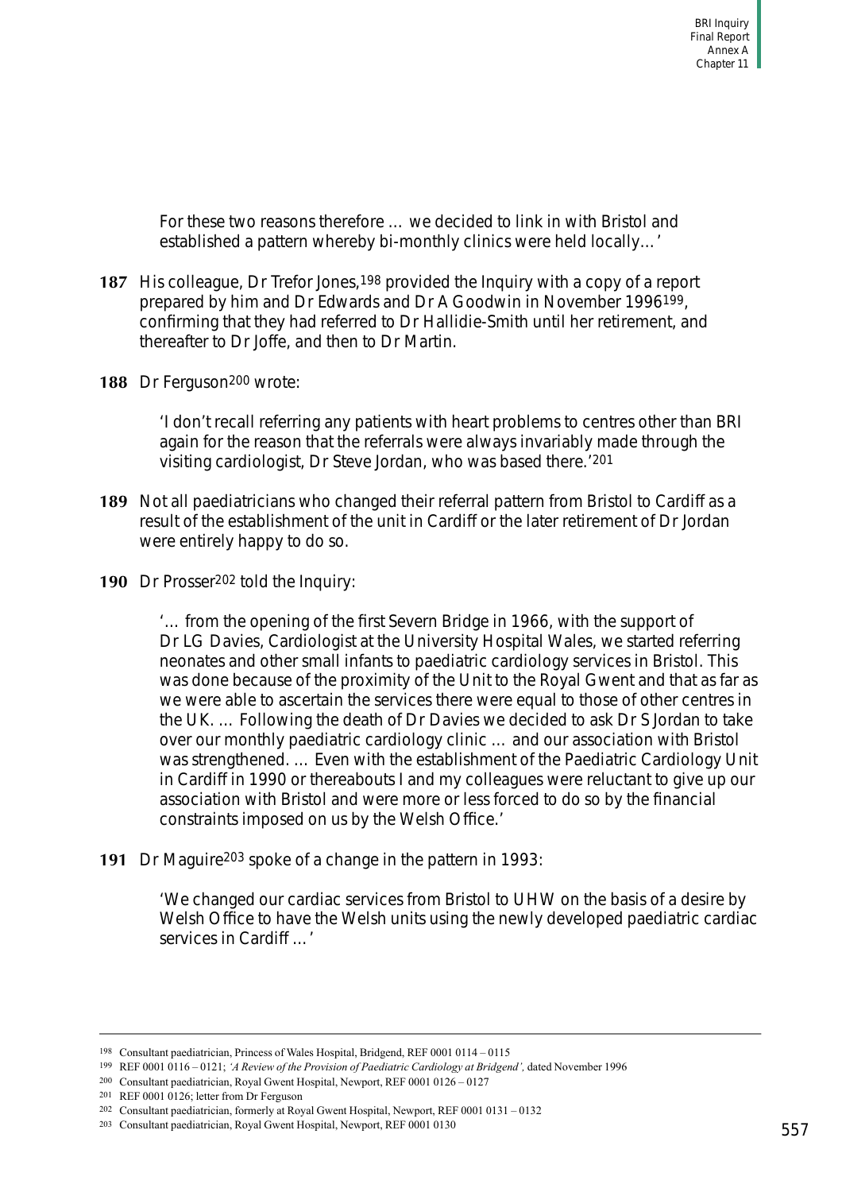For these two reasons therefore … we decided to link in with Bristol and established a pattern whereby bi-monthly clinics were held locally…'

**187** His colleague, Dr Trefor Jones,[198] provided the Inquiry with a copy of a report prepared by him and Dr Edwards and Dr A Goodwin in November 1996[199], confirming that they had referred to Dr Hallidie-Smith until her retirement, and thereafter to Dr Joffe, and then to Dr Martin.

**188** Dr Ferguson[200] wrote:

> 'I don't recall referring any patients with heart problems to centres other than BRI again for the reason that the referrals were always invariably made through the visiting cardiologist, Dr Steve Jordan, who was based there.'[201]

**189** Not all paediatricians who changed their referral pattern from Bristol to Cardiff as a result of the establishment of the unit in Cardiff or the later retirement of Dr Jordan were entirely happy to do so.

**190** Dr Prosser[202] told the Inquiry:

> '… from the opening of the first Severn Bridge in 1966, with the support of Dr LG Davies, Cardiologist at the University Hospital Wales, we started referring neonates and other small infants to paediatric cardiology services in Bristol. This was done because of the proximity of the Unit to the Royal Gwent and that as far as we were able to ascertain the services there were equal to those of other centres in the UK. … Following the death of Dr Davies we decided to ask Dr S Jordan to take over our monthly paediatric cardiology clinic … and our association with Bristol was strengthened. … Even with the establishment of the Paediatric Cardiology Unit in Cardiff in 1990 or thereabouts I and my colleagues were reluctant to give up our association with Bristol and were more or less forced to do so by the financial constraints imposed on us by the Welsh Office.'

**191** Dr Maguire[203] spoke of a change in the pattern in 1993:

> 'We changed our cardiac services from Bristol to UHW on the basis of a desire by Welsh Office to have the Welsh units using the newly developed paediatric cardiac services in Cardiff …'

---

198 Consultant paediatrician, Princess of Wales Hospital, Bridgend, REF 0001 0114 – 0115

199 REF 0001 0116 – 0121; *'A Review of the Provision of Paediatric Cardiology at Bridgend',* dated November 1996

200 Consultant paediatrician, Royal Gwent Hospital, Newport, REF 0001 0126 – 0127

201 REF 0001 0126; letter from Dr Ferguson

202 Consultant paediatrician, formerly at Royal Gwent Hospital, Newport, REF 0001 0131 – 0132

203 Consultant paediatrician, Royal Gwent Hospital, Newport, REF 0001 0130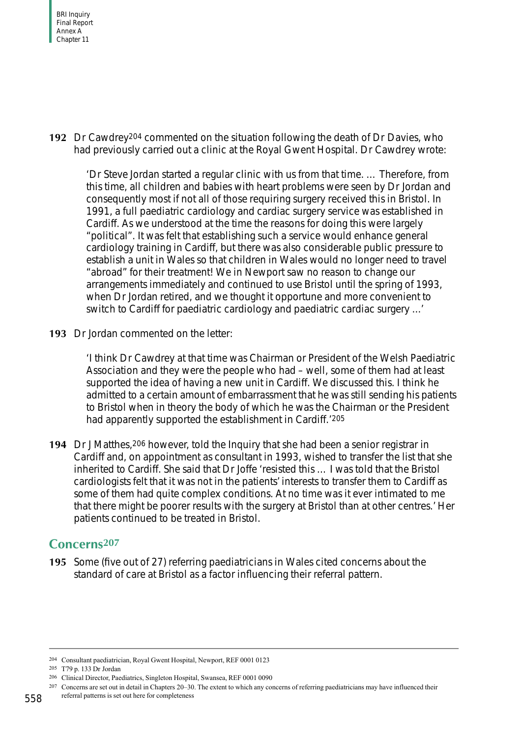**192** Dr Cawdrey[204] commented on the situation following the death of Dr Davies, who had previously carried out a clinic at the Royal Gwent Hospital. Dr Cawdrey wrote:

> 'Dr Steve Jordan started a regular clinic with us from that time. … Therefore, from this time, all children and babies with heart problems were seen by Dr Jordan and consequently most if not all of those requiring surgery received this in Bristol. In 1991, a full paediatric cardiology and cardiac surgery service was established in Cardiff. As we understood at the time the reasons for doing this were largely "political". It was felt that establishing such a service would enhance general cardiology training in Cardiff, but there was also considerable public pressure to establish a unit in Wales so that children in Wales would no longer need to travel "abroad" for their treatment! We in Newport saw no reason to change our arrangements immediately and continued to use Bristol until the spring of 1993, when Dr Jordan retired, and we thought it opportune and more convenient to switch to Cardiff for paediatric cardiology and paediatric cardiac surgery …'

**193** Dr Jordan commented on the letter:

> 'I think Dr Cawdrey at that time was Chairman or President of the Welsh Paediatric Association and they were the people who had – well, some of them had at least supported the idea of having a new unit in Cardiff. We discussed this. I think he admitted to a certain amount of embarrassment that he was still sending his patients to Bristol when in theory the body of which he was the Chairman or the President had apparently supported the establishment in Cardiff.'[205]

**194** Dr J Matthes,[206] however, told the Inquiry that she had been a senior registrar in Cardiff and, on appointment as consultant in 1993, wished to transfer the list that she inherited to Cardiff. She said that Dr Joffe 'resisted this … I was told that the Bristol cardiologists felt that it was not in the patients' interests to transfer them to Cardiff as some of them had quite complex conditions. At no time was it ever intimated to me that there might be poorer results with the surgery at Bristol than at other centres.' Her patients continued to be treated in Bristol.

## Concerns[207]

**195** Some (five out of 27) referring paediatricians in Wales cited concerns about the standard of care at Bristol as a factor influencing their referral pattern.

---

[204] Consultant paediatrician, Royal Gwent Hospital, Newport, REF 0001 0123

[205] T79 p. 133 Dr Jordan

[206] Clinical Director, Paediatrics, Singleton Hospital, Swansea, REF 0001 0090

[207] Concerns are set out in detail in Chapters 20–30. The extent to which any concerns of referring paediatricians may have influenced their referral patterns is set out here for completeness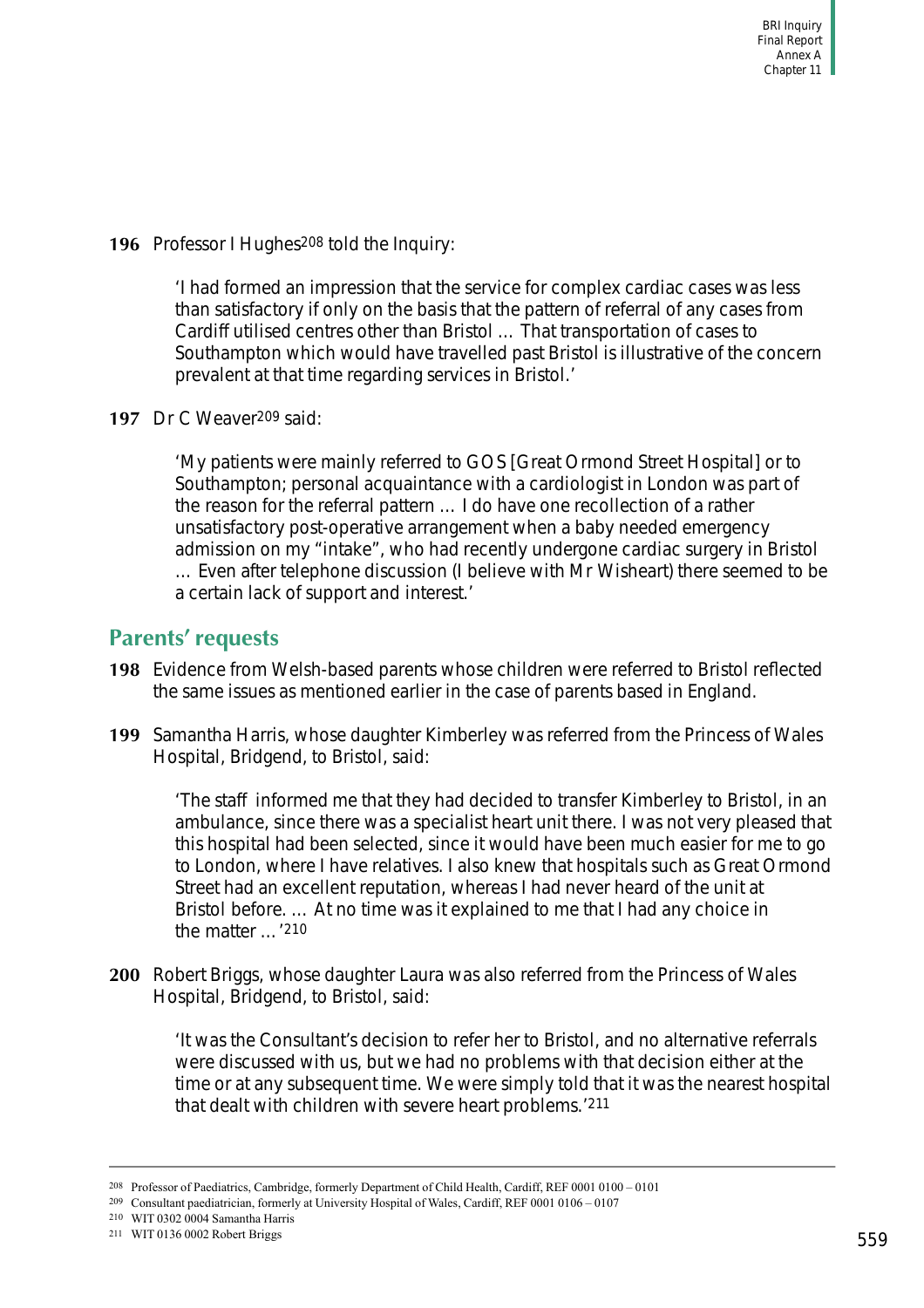**196** Professor I Hughes[208] told the Inquiry:

> 'I had formed an impression that the service for complex cardiac cases was less than satisfactory if only on the basis that the pattern of referral of any cases from Cardiff utilised centres other than Bristol … That transportation of cases to Southampton which would have travelled past Bristol is illustrative of the concern prevalent at that time regarding services in Bristol.'

**197** Dr C Weaver[209] said:

> 'My patients were mainly referred to GOS [Great Ormond Street Hospital] or to Southampton; personal acquaintance with a cardiologist in London was part of the reason for the referral pattern … I do have one recollection of a rather unsatisfactory post-operative arrangement when a baby needed emergency admission on my "intake", who had recently undergone cardiac surgery in Bristol … Even after telephone discussion (I believe with Mr Wisheart) there seemed to be a certain lack of support and interest.'

## Parents' requests

**198** Evidence from Welsh-based parents whose children were referred to Bristol reflected the same issues as mentioned earlier in the case of parents based in England.

**199** Samantha Harris, whose daughter Kimberley was referred from the Princess of Wales Hospital, Bridgend, to Bristol, said:

> 'The staff informed me that they had decided to transfer Kimberley to Bristol, in an ambulance, since there was a specialist heart unit there. I was not very pleased that this hospital had been selected, since it would have been much easier for me to go to London, where I have relatives. I also knew that hospitals such as Great Ormond Street had an excellent reputation, whereas I had never heard of the unit at Bristol before. … At no time was it explained to me that I had any choice in the matter …'[210]

**200** Robert Briggs, whose daughter Laura was also referred from the Princess of Wales Hospital, Bridgend, to Bristol, said:

> 'It was the Consultant's decision to refer her to Bristol, and no alternative referrals were discussed with us, but we had no problems with that decision either at the time or at any subsequent time. We were simply told that it was the nearest hospital that dealt with children with severe heart problems.'[211]

---

[208] Professor of Paediatrics, Cambridge, formerly Department of Child Health, Cardiff, REF 0001 0100 – 0101

[209] Consultant paediatrician, formerly at University Hospital of Wales, Cardiff, REF 0001 0106 – 0107

[210] WIT 0302 0004 Samantha Harris

[211] WIT 0136 0002 Robert Briggs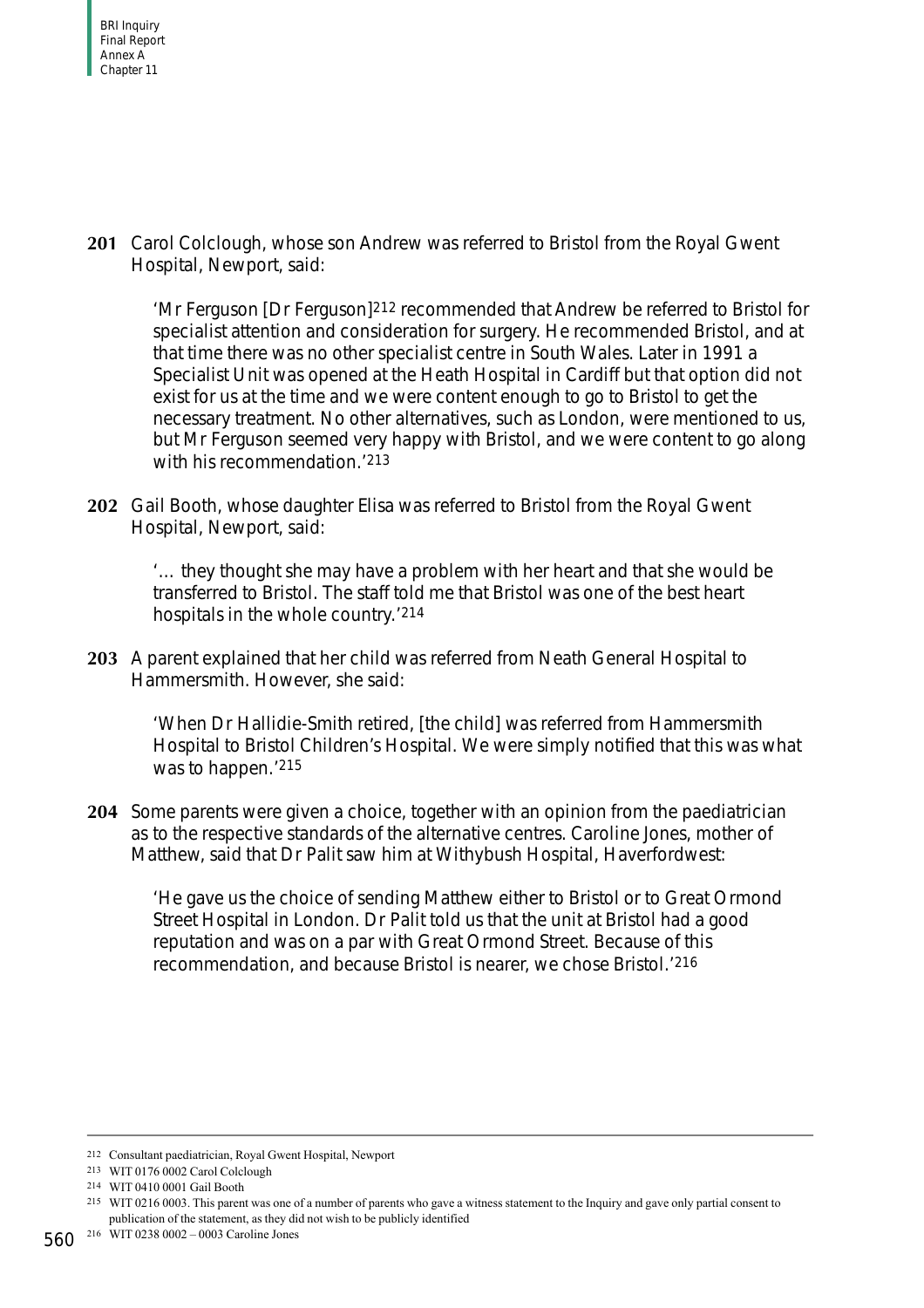**201** Carol Colclough, whose son Andrew was referred to Bristol from the Royal Gwent Hospital, Newport, said:

> 'Mr Ferguson [Dr Ferguson][212] recommended that Andrew be referred to Bristol for specialist attention and consideration for surgery. He recommended Bristol, and at that time there was no other specialist centre in South Wales. Later in 1991 a Specialist Unit was opened at the Heath Hospital in Cardiff but that option did not exist for us at the time and we were content enough to go to Bristol to get the necessary treatment. No other alternatives, such as London, were mentioned to us, but Mr Ferguson seemed very happy with Bristol, and we were content to go along with his recommendation.'[213]

**202** Gail Booth, whose daughter Elisa was referred to Bristol from the Royal Gwent Hospital, Newport, said:

> '… they thought she may have a problem with her heart and that she would be transferred to Bristol. The staff told me that Bristol was one of the best heart hospitals in the whole country.'[214]

**203** A parent explained that her child was referred from Neath General Hospital to Hammersmith. However, she said:

> 'When Dr Hallidie-Smith retired, [the child] was referred from Hammersmith Hospital to Bristol Children's Hospital. We were simply notified that this was what was to happen.'[215]

**204** Some parents were given a choice, together with an opinion from the paediatrician as to the respective standards of the alternative centres. Caroline Jones, mother of Matthew, said that Dr Palit saw him at Withybush Hospital, Haverfordwest:

> 'He gave us the choice of sending Matthew either to Bristol or to Great Ormond Street Hospital in London. Dr Palit told us that the unit at Bristol had a good reputation and was on a par with Great Ormond Street. Because of this recommendation, and because Bristol is nearer, we chose Bristol.'[216]

---

[212] Consultant paediatrician, Royal Gwent Hospital, Newport

[213] WIT 0176 0002 Carol Colclough

[214] WIT 0410 0001 Gail Booth

[215] WIT 0216 0003. This parent was one of a number of parents who gave a witness statement to the Inquiry and gave only partial consent to publication of the statement, as they did not wish to be publicly identified

[216] WIT 0238 0002 – 0003 Caroline Jones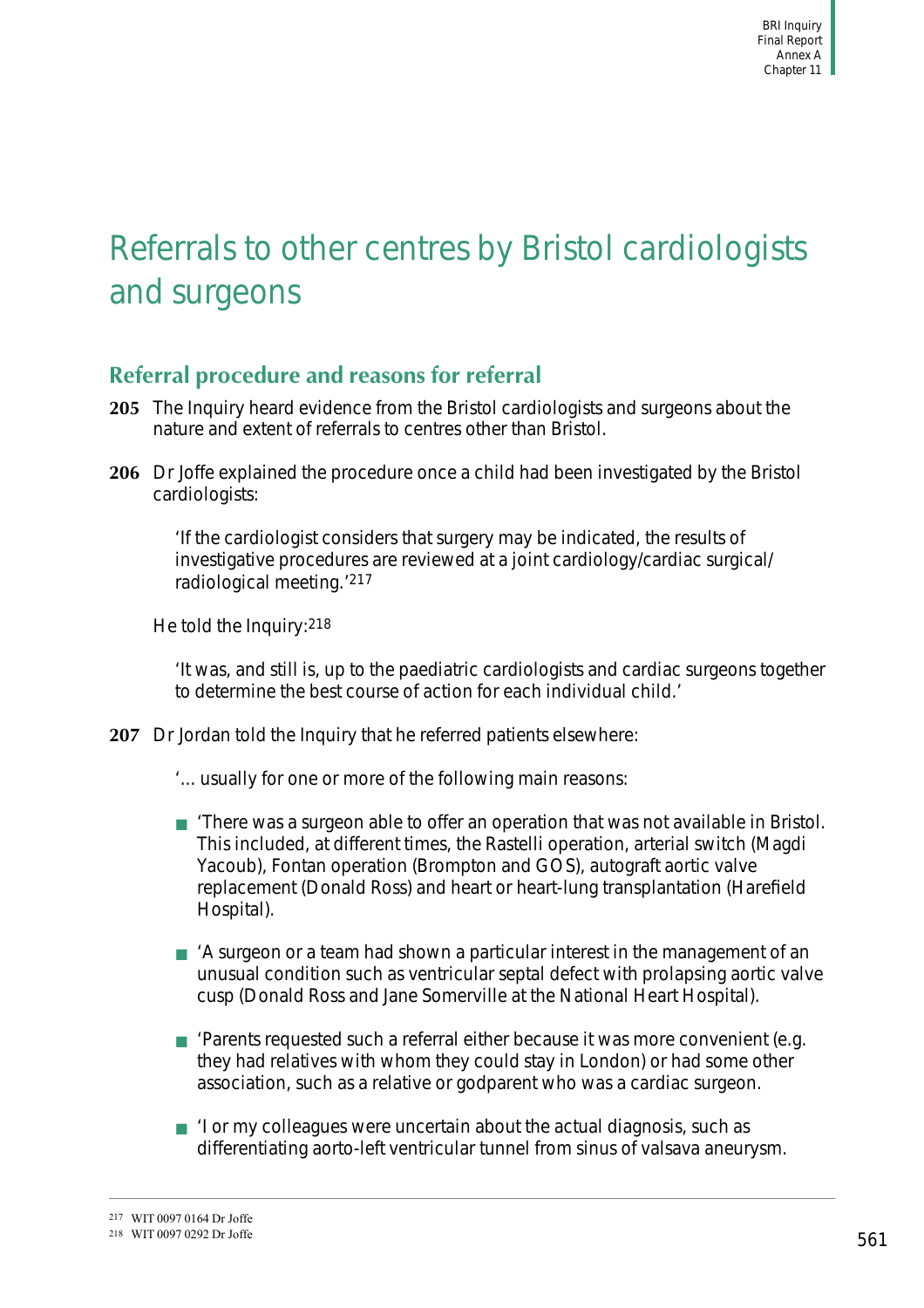# Referrals to other centres by Bristol cardiologists and surgeons

## Referral procedure and reasons for referral

**205** The Inquiry heard evidence from the Bristol cardiologists and surgeons about the nature and extent of referrals to centres other than Bristol.

**206** Dr Joffe explained the procedure once a child had been investigated by the Bristol cardiologists:

> 'If the cardiologist considers that surgery may be indicated, the results of investigative procedures are reviewed at a joint cardiology/cardiac surgical/ radiological meeting.'[217]

He told the Inquiry:[218]

> 'It was, and still is, up to the paediatric cardiologists and cardiac surgeons together to determine the best course of action for each individual child.'

**207** Dr Jordan told the Inquiry that he referred patients elsewhere:

> '... usually for one or more of the following main reasons:
>
> - 'There was a surgeon able to offer an operation that was not available in Bristol. This included, at different times, the Rastelli operation, arterial switch (Magdi Yacoub), Fontan operation (Brompton and GOS), autograft aortic valve replacement (Donald Ross) and heart or heart-lung transplantation (Harefield Hospital).
> - 'A surgeon or a team had shown a particular interest in the management of an unusual condition such as ventricular septal defect with prolapsing aortic valve cusp (Donald Ross and Jane Somerville at the National Heart Hospital).
> - 'Parents requested such a referral either because it was more convenient (e.g. they had relatives with whom they could stay in London) or had some other association, such as a relative or godparent who was a cardiac surgeon.
> - 'I or my colleagues were uncertain about the actual diagnosis, such as differentiating aorto-left ventricular tunnel from sinus of valsava aneurysm.

---

[217] WIT 0097 0164 Dr Joffe

[218] WIT 0097 0292 Dr Joffe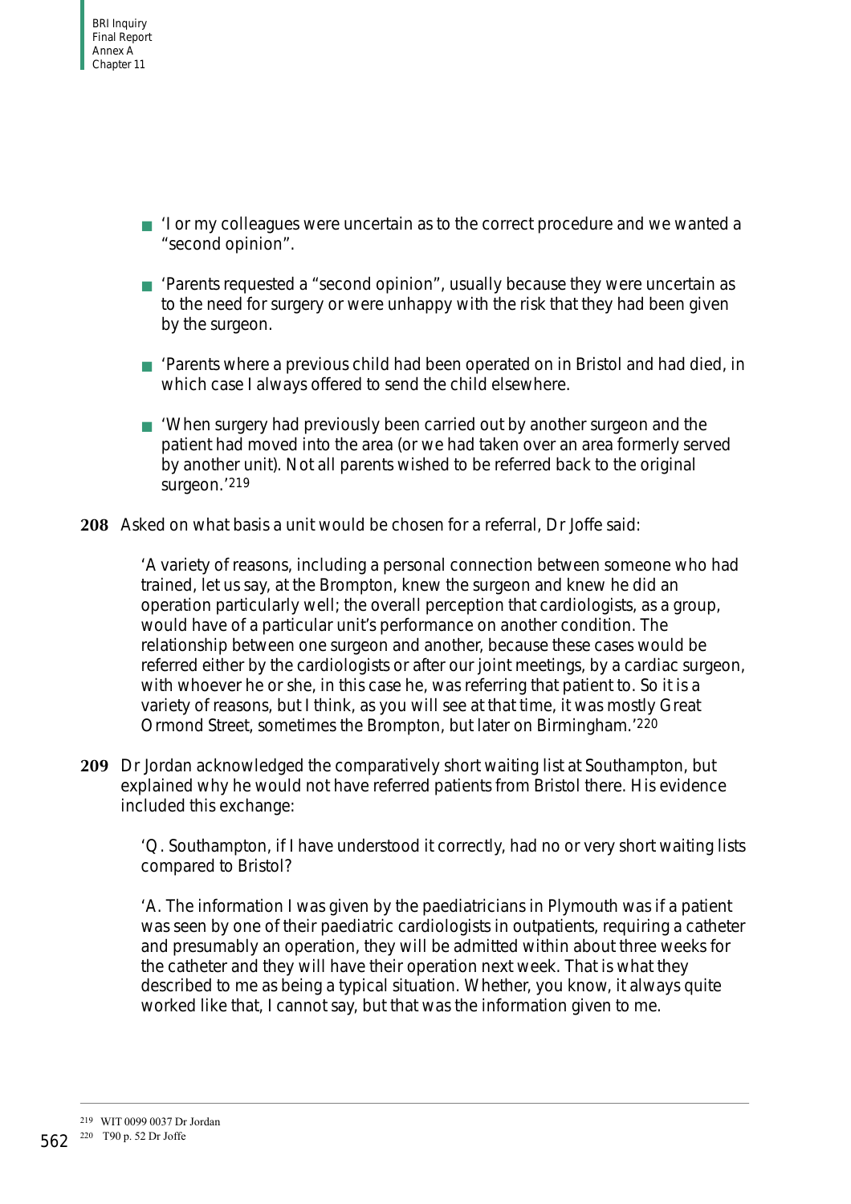- 'I or my colleagues were uncertain as to the correct procedure and we wanted a "second opinion".

- 'Parents requested a "second opinion", usually because they were uncertain as to the need for surgery or were unhappy with the risk that they had been given by the surgeon.

- 'Parents where a previous child had been operated on in Bristol and had died, in which case I always offered to send the child elsewhere.

- 'When surgery had previously been carried out by another surgeon and the patient had moved into the area (or we had taken over an area formerly served by another unit). Not all parents wished to be referred back to the original surgeon.'[219]

**208** Asked on what basis a unit would be chosen for a referral, Dr Joffe said:

> 'A variety of reasons, including a personal connection between someone who had trained, let us say, at the Brompton, knew the surgeon and knew he did an operation particularly well; the overall perception that cardiologists, as a group, would have of a particular unit's performance on another condition. The relationship between one surgeon and another, because these cases would be referred either by the cardiologists or after our joint meetings, by a cardiac surgeon, with whoever he or she, in this case he, was referring that patient to. So it is a variety of reasons, but I think, as you will see at that time, it was mostly Great Ormond Street, sometimes the Brompton, but later on Birmingham.'[220]

**209** Dr Jordan acknowledged the comparatively short waiting list at Southampton, but explained why he would not have referred patients from Bristol there. His evidence included this exchange:

> 'Q. Southampton, if I have understood it correctly, had no or very short waiting lists compared to Bristol?
>
> 'A. The information I was given by the paediatricians in Plymouth was if a patient was seen by one of their paediatric cardiologists in outpatients, requiring a catheter and presumably an operation, they will be admitted within about three weeks for the catheter and they will have their operation next week. That is what they described to me as being a typical situation. Whether, you know, it always quite worked like that, I cannot say, but that was the information given to me.

---

[219] WIT 0099 0037 Dr Jordan

[220] T90 p. 52 Dr Joffe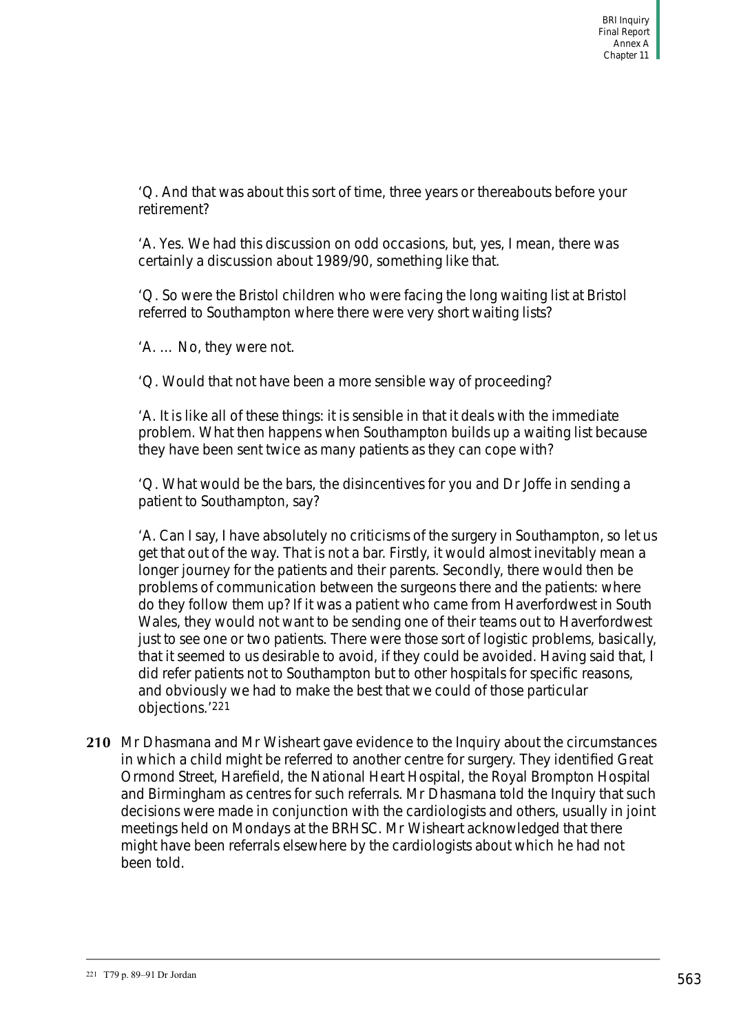'Q. And that was about this sort of time, three years or thereabouts before your retirement?

'A. Yes. We had this discussion on odd occasions, but, yes, I mean, there was certainly a discussion about 1989/90, something like that.

'Q. So were the Bristol children who were facing the long waiting list at Bristol referred to Southampton where there were very short waiting lists?

'A. … No, they were not.

'Q. Would that not have been a more sensible way of proceeding?

'A. It is like all of these things: it is sensible in that it deals with the immediate problem. What then happens when Southampton builds up a waiting list because they have been sent twice as many patients as they can cope with?

'Q. What would be the bars, the disincentives for you and Dr Joffe in sending a patient to Southampton, say?

'A. Can I say, I have absolutely no criticisms of the surgery in Southampton, so let us get that out of the way. That is not a bar. Firstly, it would almost inevitably mean a longer journey for the patients and their parents. Secondly, there would then be problems of communication between the surgeons there and the patients: where do they follow them up? If it was a patient who came from Haverfordwest in South Wales, they would not want to be sending one of their teams out to Haverfordwest just to see one or two patients. There were those sort of logistic problems, basically, that it seemed to us desirable to avoid, if they could be avoided. Having said that, I did refer patients not to Southampton but to other hospitals for specific reasons, and obviously we had to make the best that we could of those particular objections.'[221]

**210** Mr Dhasmana and Mr Wisheart gave evidence to the Inquiry about the circumstances in which a child might be referred to another centre for surgery. They identified Great Ormond Street, Harefield, the National Heart Hospital, the Royal Brompton Hospital and Birmingham as centres for such referrals. Mr Dhasmana told the Inquiry that such decisions were made in conjunction with the cardiologists and others, usually in joint meetings held on Mondays at the BRHSC. Mr Wisheart acknowledged that there might have been referrals elsewhere by the cardiologists about which he had not been told.

[221] T79 p. 89–91 Dr Jordan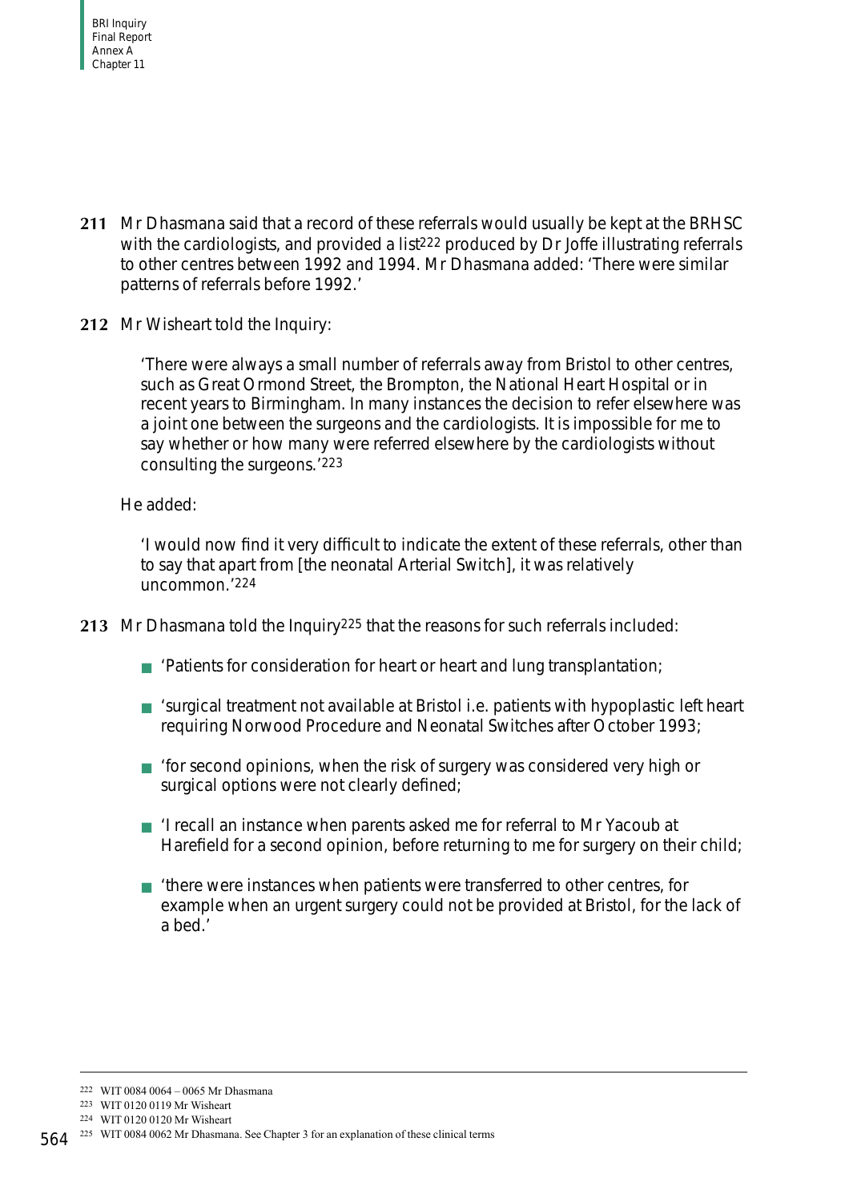**211** Mr Dhasmana said that a record of these referrals would usually be kept at the BRHSC with the cardiologists, and provided a list[222] produced by Dr Joffe illustrating referrals to other centres between 1992 and 1994. Mr Dhasmana added: 'There were similar patterns of referrals before 1992.'

**212** Mr Wisheart told the Inquiry:

> 'There were always a small number of referrals away from Bristol to other centres, such as Great Ormond Street, the Brompton, the National Heart Hospital or in recent years to Birmingham. In many instances the decision to refer elsewhere was a joint one between the surgeons and the cardiologists. It is impossible for me to say whether or how many were referred elsewhere by the cardiologists without consulting the surgeons.'[223]

He added:

> 'I would now find it very difficult to indicate the extent of these referrals, other than to say that apart from [the neonatal Arterial Switch], it was relatively uncommon.'[224]

**213** Mr Dhasmana told the Inquiry[225] that the reasons for such referrals included:

- 'Patients for consideration for heart or heart and lung transplantation;
- 'surgical treatment not available at Bristol i.e. patients with hypoplastic left heart requiring Norwood Procedure and Neonatal Switches after October 1993;
- 'for second opinions, when the risk of surgery was considered very high or surgical options were not clearly defined;
- 'I recall an instance when parents asked me for referral to Mr Yacoub at Harefield for a second opinion, before returning to me for surgery on their child;
- 'there were instances when patients were transferred to other centres, for example when an urgent surgery could not be provided at Bristol, for the lack of a bed.'

---

[222] WIT 0084 0064 – 0065 Mr Dhasmana
[223] WIT 0120 0119 Mr Wisheart
[224] WIT 0120 0120 Mr Wisheart
[225] WIT 0084 0062 Mr Dhasmana. See Chapter 3 for an explanation of these clinical terms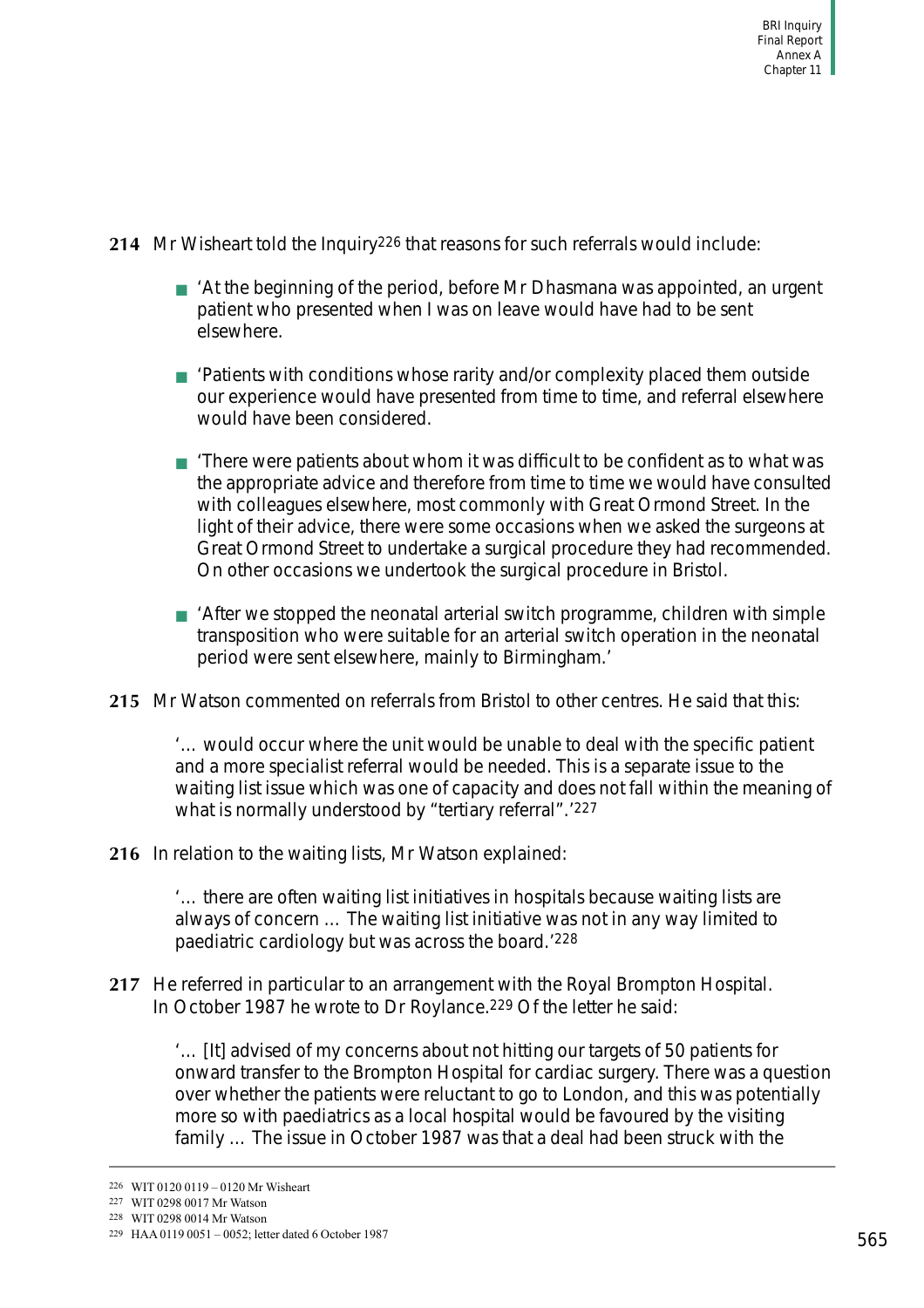**214** Mr Wisheart told the Inquiry[226] that reasons for such referrals would include:

- 'At the beginning of the period, before Mr Dhasmana was appointed, an urgent patient who presented when I was on leave would have had to be sent elsewhere.
- 'Patients with conditions whose rarity and/or complexity placed them outside our experience would have presented from time to time, and referral elsewhere would have been considered.
- 'There were patients about whom it was difficult to be confident as to what was the appropriate advice and therefore from time to time we would have consulted with colleagues elsewhere, most commonly with Great Ormond Street. In the light of their advice, there were some occasions when we asked the surgeons at Great Ormond Street to undertake a surgical procedure they had recommended. On other occasions we undertook the surgical procedure in Bristol.
- 'After we stopped the neonatal arterial switch programme, children with simple transposition who were suitable for an arterial switch operation in the neonatal period were sent elsewhere, mainly to Birmingham.'

**215** Mr Watson commented on referrals from Bristol to other centres. He said that this:

> '… would occur where the unit would be unable to deal with the specific patient and a more specialist referral would be needed. This is a separate issue to the waiting list issue which was one of capacity and does not fall within the meaning of what is normally understood by "tertiary referral".'[227]

**216** In relation to the waiting lists, Mr Watson explained:

> '… there are often waiting list initiatives in hospitals because waiting lists are always of concern … The waiting list initiative was not in any way limited to paediatric cardiology but was across the board.'[228]

**217** He referred in particular to an arrangement with the Royal Brompton Hospital. In October 1987 he wrote to Dr Roylance.[229] Of the letter he said:

> '… [It] advised of my concerns about not hitting our targets of 50 patients for onward transfer to the Brompton Hospital for cardiac surgery. There was a question over whether the patients were reluctant to go to London, and this was potentially more so with paediatrics as a local hospital would be favoured by the visiting family … The issue in October 1987 was that a deal had been struck with the

---

[226] WIT 0120 0119 – 0120 Mr Wisheart

[227] WIT 0298 0017 Mr Watson

[228] WIT 0298 0014 Mr Watson

[229] HAA 0119 0051 – 0052; letter dated 6 October 1987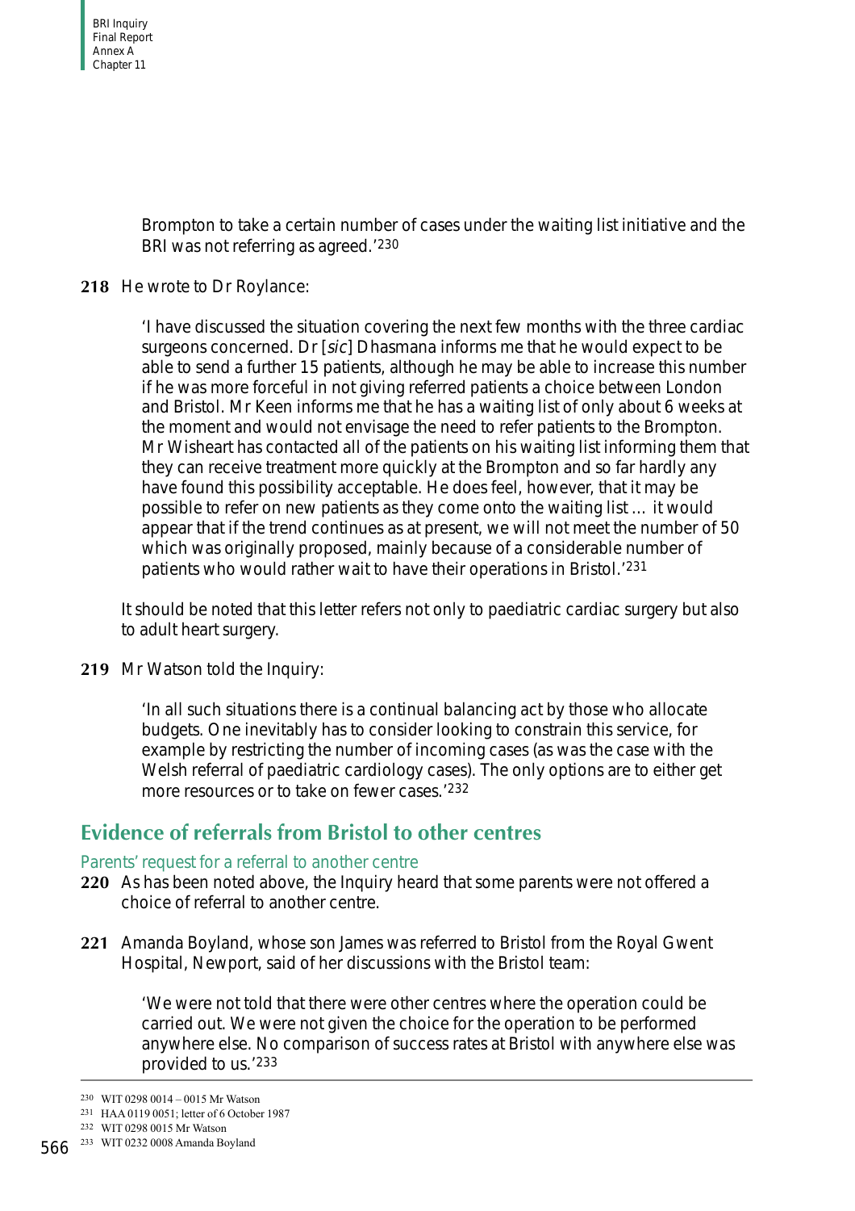> Brompton to take a certain number of cases under the waiting list initiative and the BRI was not referring as agreed.'[230]

**218** He wrote to Dr Roylance:

> 'I have discussed the situation covering the next few months with the three cardiac surgeons concerned. Dr [*sic*] Dhasmana informs me that he would expect to be able to send a further 15 patients, although he may be able to increase this number if he was more forceful in not giving referred patients a choice between London and Bristol. Mr Keen informs me that he has a waiting list of only about 6 weeks at the moment and would not envisage the need to refer patients to the Brompton. Mr Wisheart has contacted all of the patients on his waiting list informing them that they can receive treatment more quickly at the Brompton and so far hardly any have found this possibility acceptable. He does feel, however, that it may be possible to refer on new patients as they come onto the waiting list ... it would appear that if the trend continues as at present, we will not meet the number of 50 which was originally proposed, mainly because of a considerable number of patients who would rather wait to have their operations in Bristol.'[231]

It should be noted that this letter refers not only to paediatric cardiac surgery but also to adult heart surgery.

**219** Mr Watson told the Inquiry:

> 'In all such situations there is a continual balancing act by those who allocate budgets. One inevitably has to consider looking to constrain this service, for example by restricting the number of incoming cases (as was the case with the Welsh referral of paediatric cardiology cases). The only options are to either get more resources or to take on fewer cases.'[232]

## Evidence of referrals from Bristol to other centres

### Parents' request for a referral to another centre

**220** As has been noted above, the Inquiry heard that some parents were not offered a choice of referral to another centre.

**221** Amanda Boyland, whose son James was referred to Bristol from the Royal Gwent Hospital, Newport, said of her discussions with the Bristol team:

> 'We were not told that there were other centres where the operation could be carried out. We were not given the choice for the operation to be performed anywhere else. No comparison of success rates at Bristol with anywhere else was provided to us.'[233]

---

[230] WIT 0298 0014 – 0015 Mr Watson

[231] HAA 0119 0051; letter of 6 October 1987

[232] WIT 0298 0015 Mr Watson

[233] WIT 0232 0008 Amanda Boyland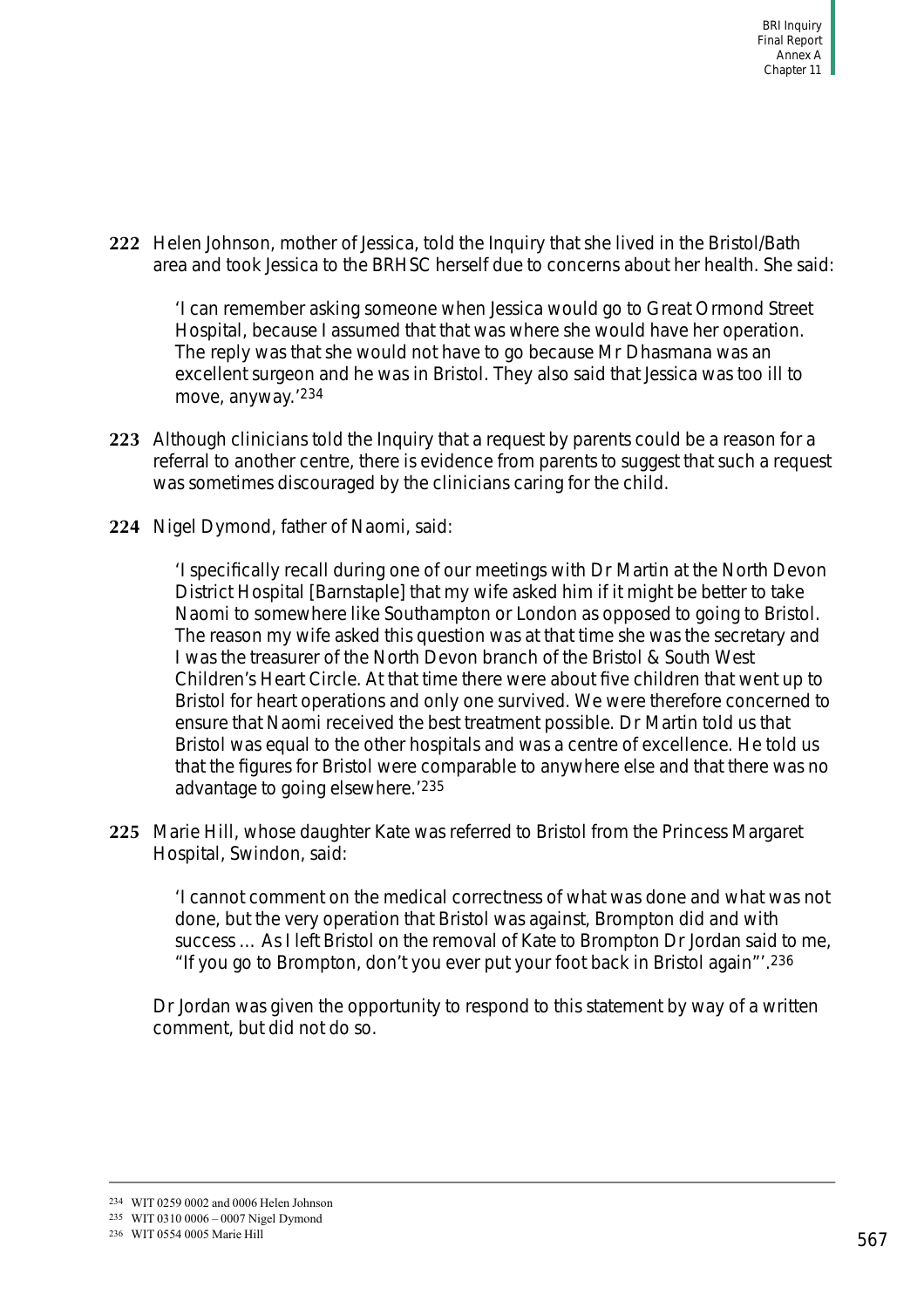**222** Helen Johnson, mother of Jessica, told the Inquiry that she lived in the Bristol/Bath area and took Jessica to the BRHSC herself due to concerns about her health. She said:

> 'I can remember asking someone when Jessica would go to Great Ormond Street Hospital, because I assumed that that was where she would have her operation. The reply was that she would not have to go because Mr Dhasmana was an excellent surgeon and he was in Bristol. They also said that Jessica was too ill to move, anyway.'[234]

**223** Although clinicians told the Inquiry that a request by parents could be a reason for a referral to another centre, there is evidence from parents to suggest that such a request was sometimes discouraged by the clinicians caring for the child.

**224** Nigel Dymond, father of Naomi, said:

> 'I specifically recall during one of our meetings with Dr Martin at the North Devon District Hospital [Barnstaple] that my wife asked him if it might be better to take Naomi to somewhere like Southampton or London as opposed to going to Bristol. The reason my wife asked this question was at that time she was the secretary and I was the treasurer of the North Devon branch of the Bristol & South West Children's Heart Circle. At that time there were about five children that went up to Bristol for heart operations and only one survived. We were therefore concerned to ensure that Naomi received the best treatment possible. Dr Martin told us that Bristol was equal to the other hospitals and was a centre of excellence. He told us that the figures for Bristol were comparable to anywhere else and that there was no advantage to going elsewhere.'[235]

**225** Marie Hill, whose daughter Kate was referred to Bristol from the Princess Margaret Hospital, Swindon, said:

> 'I cannot comment on the medical correctness of what was done and what was not done, but the very operation that Bristol was against, Brompton did and with success … As I left Bristol on the removal of Kate to Brompton Dr Jordan said to me, "If you go to Brompton, don't you ever put your foot back in Bristol again"'.[236]

Dr Jordan was given the opportunity to respond to this statement by way of a written comment, but did not do so.

---

[234] WIT 0259 0002 and 0006 Helen Johnson

[235] WIT 0310 0006 – 0007 Nigel Dymond

[236] WIT 0554 0005 Marie Hill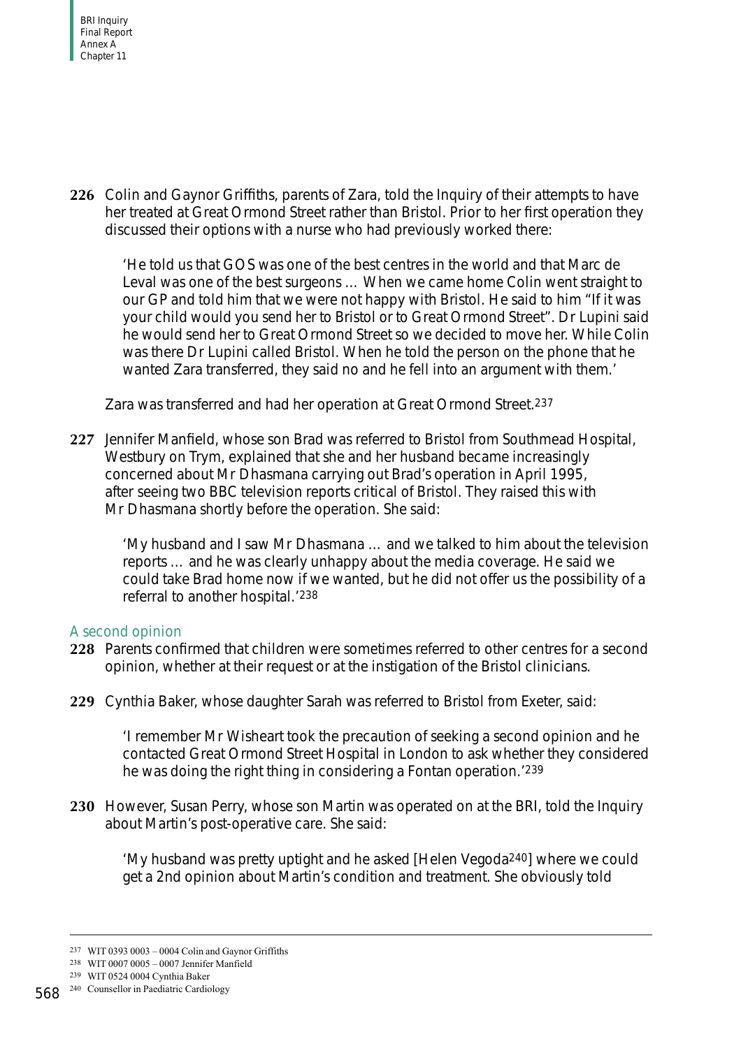**226** Colin and Gaynor Griffiths, parents of Zara, told the Inquiry of their attempts to have her treated at Great Ormond Street rather than Bristol. Prior to her first operation they discussed their options with a nurse who had previously worked there:

> 'He told us that GOS was one of the best centres in the world and that Marc de Leval was one of the best surgeons … When we came home Colin went straight to our GP and told him that we were not happy with Bristol. He said to him "If it was your child would you send her to Bristol or to Great Ormond Street". Dr Lupini said he would send her to Great Ormond Street so we decided to move her. While Colin was there Dr Lupini called Bristol. When he told the person on the phone that he wanted Zara transferred, they said no and he fell into an argument with them.'

Zara was transferred and had her operation at Great Ormond Street.[237]

**227** Jennifer Manfield, whose son Brad was referred to Bristol from Southmead Hospital, Westbury on Trym, explained that she and her husband became increasingly concerned about Mr Dhasmana carrying out Brad's operation in April 1995, after seeing two BBC television reports critical of Bristol. They raised this with Mr Dhasmana shortly before the operation. She said:

> 'My husband and I saw Mr Dhasmana … and we talked to him about the television reports … and he was clearly unhappy about the media coverage. He said we could take Brad home now if we wanted, but he did not offer us the possibility of a referral to another hospital.'[238]

### A second opinion

**228** Parents confirmed that children were sometimes referred to other centres for a second opinion, whether at their request or at the instigation of the Bristol clinicians.

**229** Cynthia Baker, whose daughter Sarah was referred to Bristol from Exeter, said:

> 'I remember Mr Wisheart took the precaution of seeking a second opinion and he contacted Great Ormond Street Hospital in London to ask whether they considered he was doing the right thing in considering a Fontan operation.'[239]

**230** However, Susan Perry, whose son Martin was operated on at the BRI, told the Inquiry about Martin's post-operative care. She said:

> 'My husband was pretty uptight and he asked [Helen Vegoda[240]] where we could get a 2nd opinion about Martin's condition and treatment. She obviously told

---

[237] WIT 0393 0003 – 0004 Colin and Gaynor Griffiths

[238] WIT 0007 0005 – 0007 Jennifer Manfield

[239] WIT 0524 0004 Cynthia Baker

[240] Counsellor in Paediatric Cardiology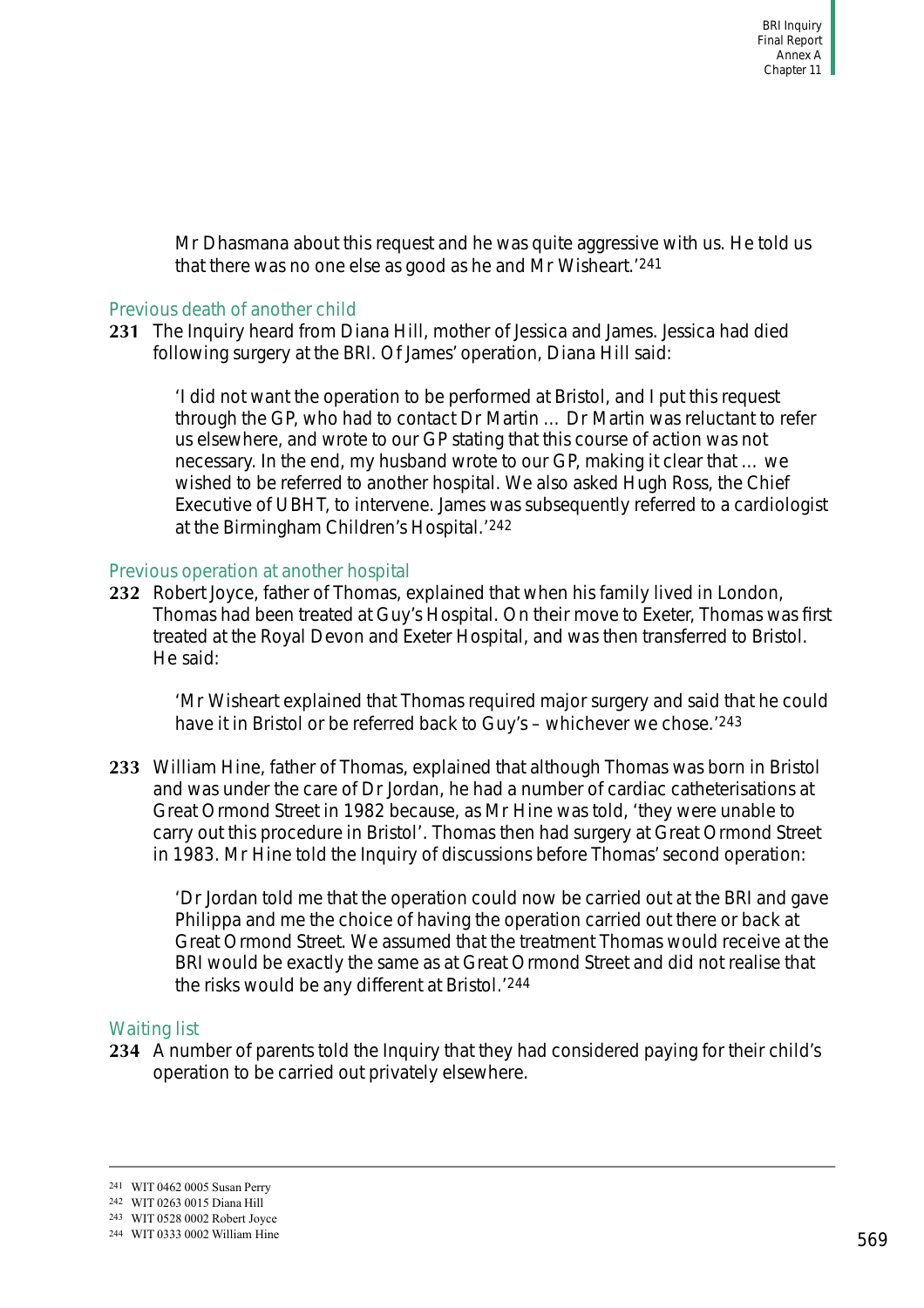> Mr Dhasmana about this request and he was quite aggressive with us. He told us that there was no one else as good as he and Mr Wisheart.'[241]

### Previous death of another child

**231** The Inquiry heard from Diana Hill, mother of Jessica and James. Jessica had died following surgery at the BRI. Of James' operation, Diana Hill said:

> 'I did not want the operation to be performed at Bristol, and I put this request through the GP, who had to contact Dr Martin … Dr Martin was reluctant to refer us elsewhere, and wrote to our GP stating that this course of action was not necessary. In the end, my husband wrote to our GP, making it clear that … we wished to be referred to another hospital. We also asked Hugh Ross, the Chief Executive of UBHT, to intervene. James was subsequently referred to a cardiologist at the Birmingham Children's Hospital.'[242]

### Previous operation at another hospital

**232** Robert Joyce, father of Thomas, explained that when his family lived in London, Thomas had been treated at Guy's Hospital. On their move to Exeter, Thomas was first treated at the Royal Devon and Exeter Hospital, and was then transferred to Bristol. He said:

> 'Mr Wisheart explained that Thomas required major surgery and said that he could have it in Bristol or be referred back to Guy's – whichever we chose.'[243]

**233** William Hine, father of Thomas, explained that although Thomas was born in Bristol and was under the care of Dr Jordan, he had a number of cardiac catheterisations at Great Ormond Street in 1982 because, as Mr Hine was told, 'they were unable to carry out this procedure in Bristol'. Thomas then had surgery at Great Ormond Street in 1983. Mr Hine told the Inquiry of discussions before Thomas' second operation:

> 'Dr Jordan told me that the operation could now be carried out at the BRI and gave Philippa and me the choice of having the operation carried out there or back at Great Ormond Street. We assumed that the treatment Thomas would receive at the BRI would be exactly the same as at Great Ormond Street and did not realise that the risks would be any different at Bristol.'[244]

### Waiting list

**234** A number of parents told the Inquiry that they had considered paying for their child's operation to be carried out privately elsewhere.

---

[241] WIT 0462 0005 Susan Perry
[242] WIT 0263 0015 Diana Hill
[243] WIT 0528 0002 Robert Joyce
[244] WIT 0333 0002 William Hine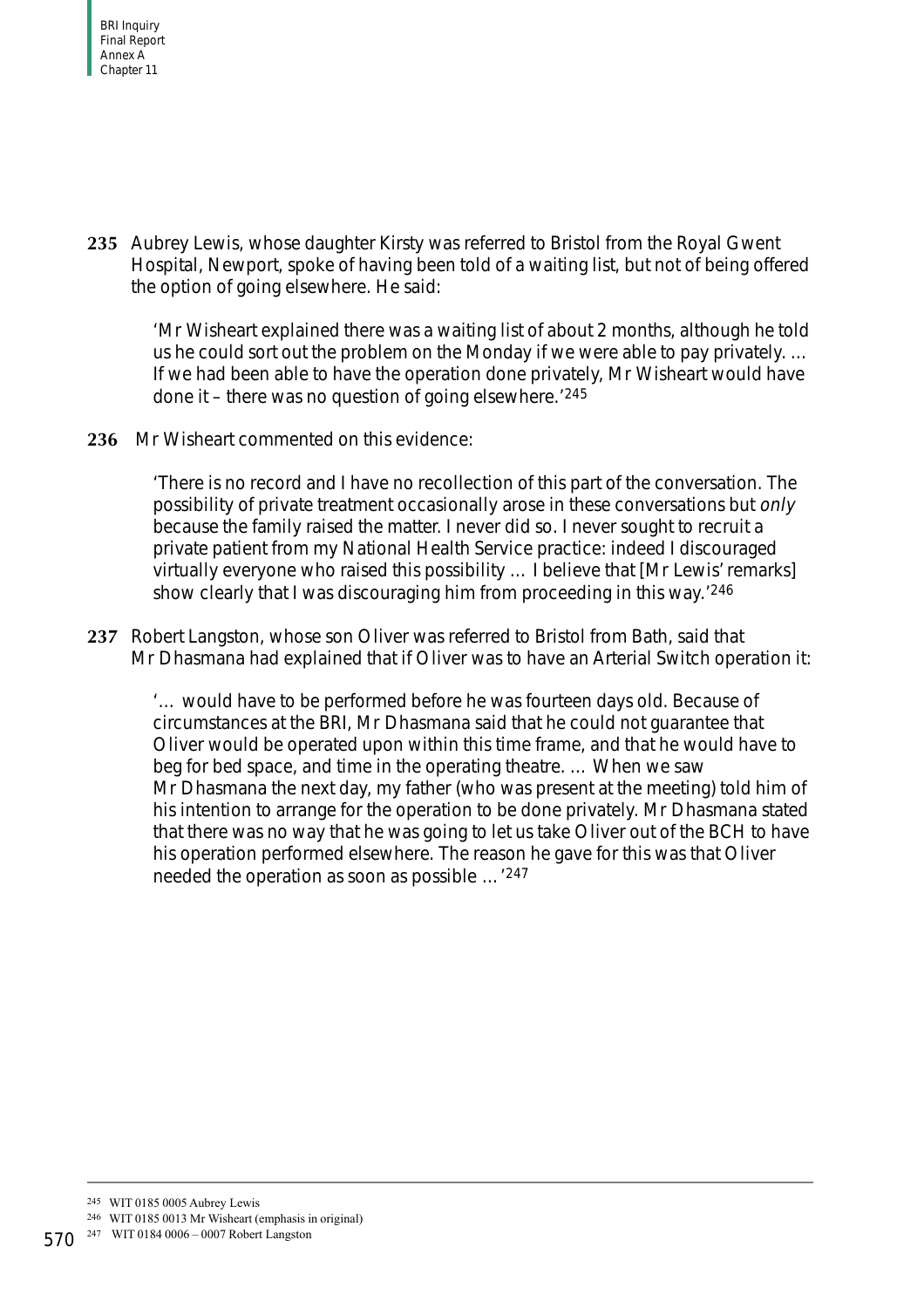**235** Aubrey Lewis, whose daughter Kirsty was referred to Bristol from the Royal Gwent Hospital, Newport, spoke of having been told of a waiting list, but not of being offered the option of going elsewhere. He said:

> 'Mr Wisheart explained there was a waiting list of about 2 months, although he told us he could sort out the problem on the Monday if we were able to pay privately. … If we had been able to have the operation done privately, Mr Wisheart would have done it – there was no question of going elsewhere.'[245]

**236** Mr Wisheart commented on this evidence:

> 'There is no record and I have no recollection of this part of the conversation. The possibility of private treatment occasionally arose in these conversations but *only* because the family raised the matter. I never did so. I never sought to recruit a private patient from my National Health Service practice: indeed I discouraged virtually everyone who raised this possibility … I believe that [Mr Lewis' remarks] show clearly that I was discouraging him from proceeding in this way.'[246]

**237** Robert Langston, whose son Oliver was referred to Bristol from Bath, said that Mr Dhasmana had explained that if Oliver was to have an Arterial Switch operation it:

> '… would have to be performed before he was fourteen days old. Because of circumstances at the BRI, Mr Dhasmana said that he could not guarantee that Oliver would be operated upon within this time frame, and that he would have to beg for bed space, and time in the operating theatre. … When we saw Mr Dhasmana the next day, my father (who was present at the meeting) told him of his intention to arrange for the operation to be done privately. Mr Dhasmana stated that there was no way that he was going to let us take Oliver out of the BCH to have his operation performed elsewhere. The reason he gave for this was that Oliver needed the operation as soon as possible …'[247]

---

[245] WIT 0185 0005 Aubrey Lewis

[246] WIT 0185 0013 Mr Wisheart (emphasis in original)

[247] WIT 0184 0006 – 0007 Robert Langston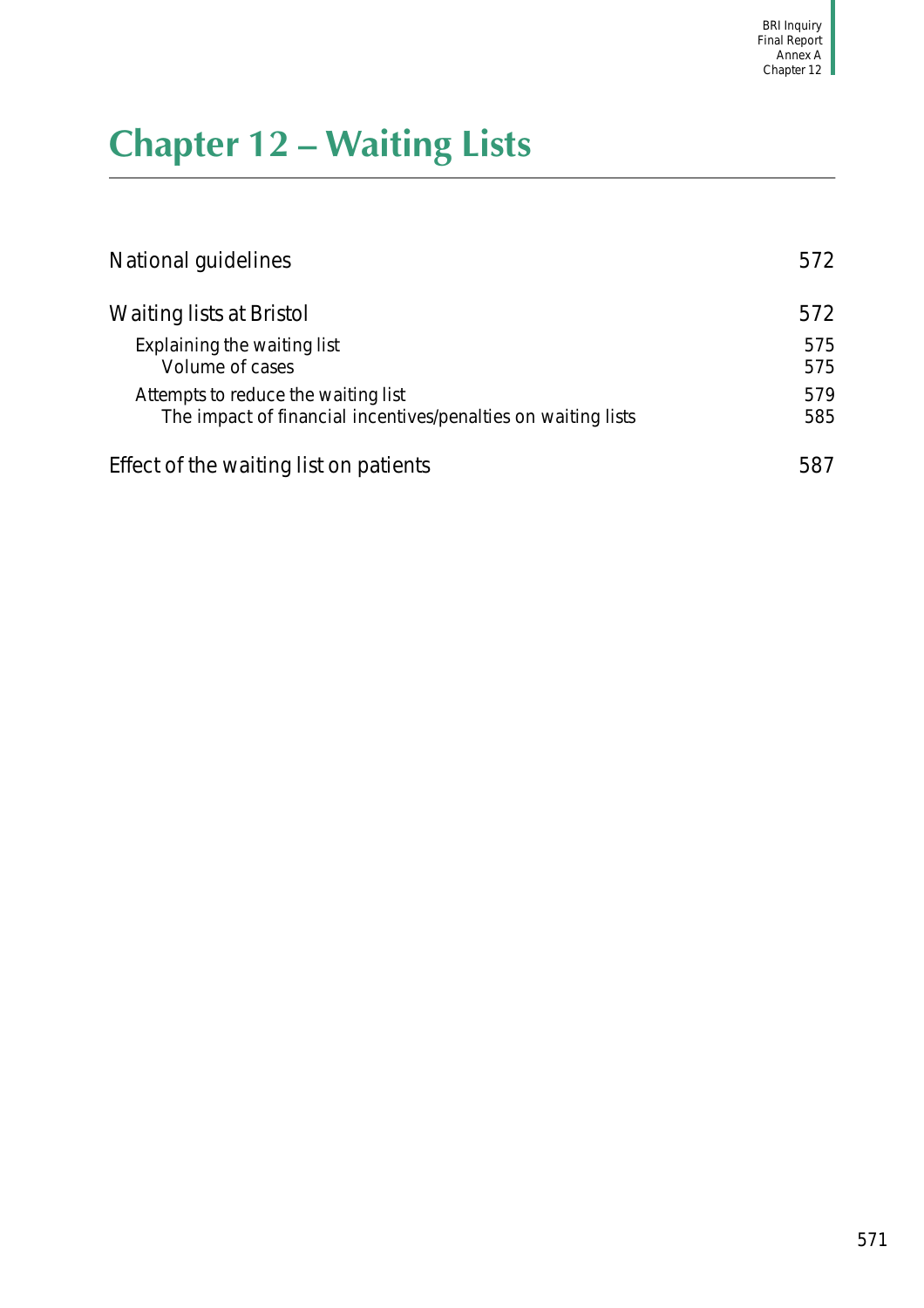# Chapter 12 – Waiting Lists

| | |
|---|---|
| National guidelines | 572 |
| Waiting lists at Bristol | 572 |
| Explaining the waiting list | 575 |
| Volume of cases | 575 |
| Attempts to reduce the waiting list | 579 |
| The impact of financial incentives/penalties on waiting lists | 585 |
| Effect of the waiting list on patients | 587 |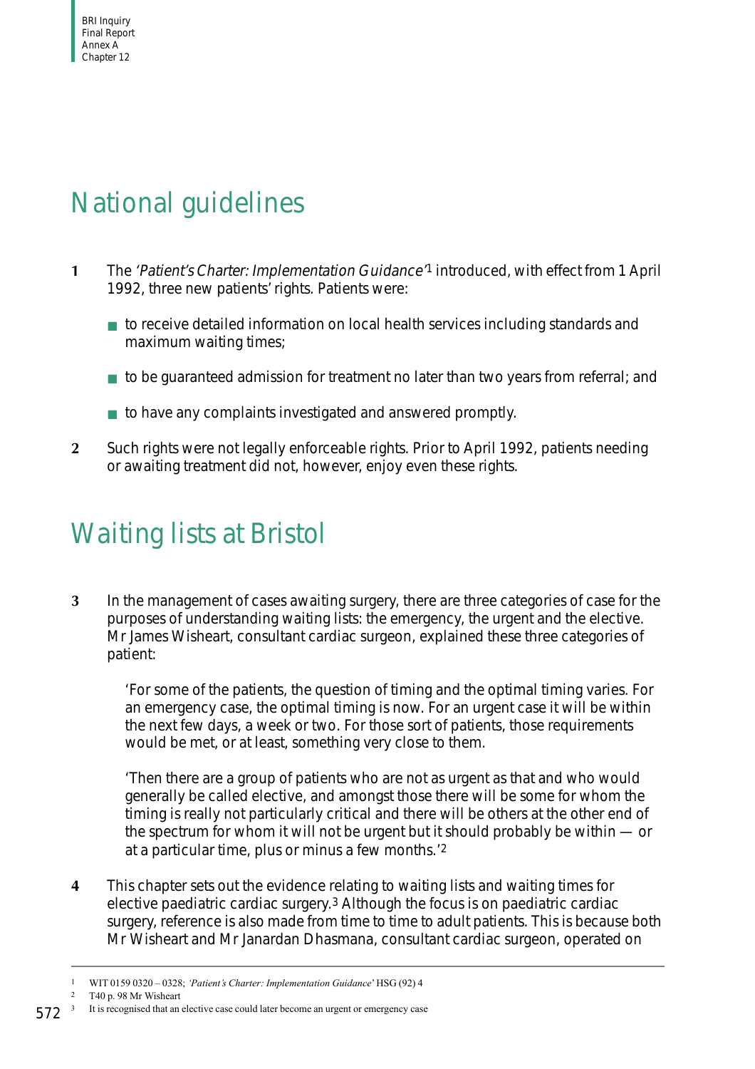## National guidelines

**1** The *'Patient's Charter: Implementation Guidance'*[1] introduced, with effect from 1 April 1992, three new patients' rights. Patients were:

- to receive detailed information on local health services including standards and maximum waiting times;
- to be guaranteed admission for treatment no later than two years from referral; and
- to have any complaints investigated and answered promptly.

**2** Such rights were not legally enforceable rights. Prior to April 1992, patients needing or awaiting treatment did not, however, enjoy even these rights.

## Waiting lists at Bristol

**3** In the management of cases awaiting surgery, there are three categories of case for the purposes of understanding waiting lists: the emergency, the urgent and the elective. Mr James Wisheart, consultant cardiac surgeon, explained these three categories of patient:

> 'For some of the patients, the question of timing and the optimal timing varies. For an emergency case, the optimal timing is now. For an urgent case it will be within the next few days, a week or two. For those sort of patients, those requirements would be met, or at least, something very close to them.
>
> 'Then there are a group of patients who are not as urgent as that and who would generally be called elective, and amongst those there will be some for whom the timing is really not particularly critical and there will be others at the other end of the spectrum for whom it will not be urgent but it should probably be within — or at a particular time, plus or minus a few months.'[2]

**4** This chapter sets out the evidence relating to waiting lists and waiting times for elective paediatric cardiac surgery.[3] Although the focus is on paediatric cardiac surgery, reference is also made from time to time to adult patients. This is because both Mr Wisheart and Mr Janardan Dhasmana, consultant cardiac surgeon, operated on

---

[1] WIT 0159 0320 – 0328; *'Patient's Charter: Implementation Guidance'* HSG (92) 4

[2] T40 p. 98 Mr Wisheart

[3] It is recognised that an elective case could later become an urgent or emergency case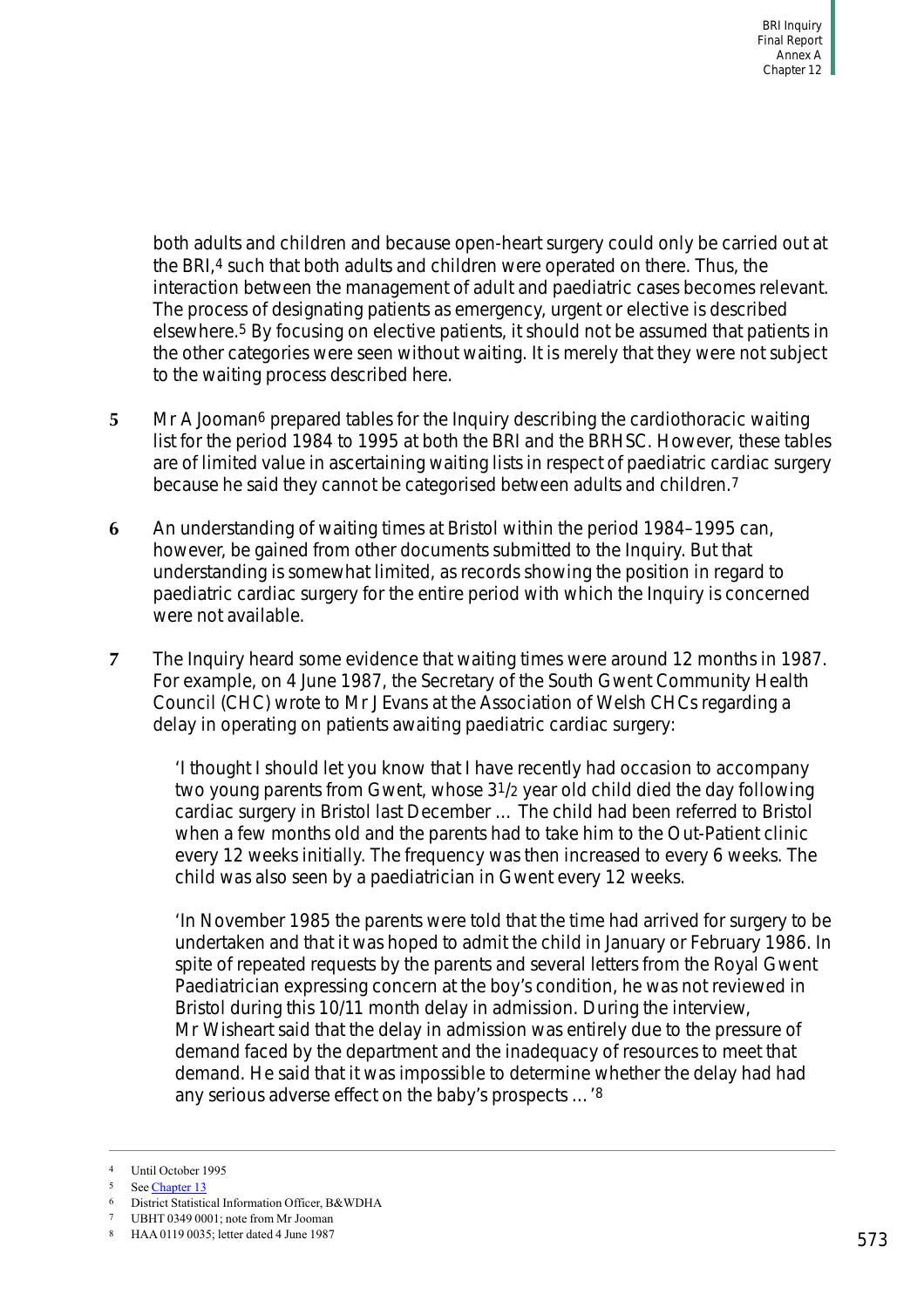both adults and children and because open-heart surgery could only be carried out at the BRI,[4] such that both adults and children were operated on there. Thus, the interaction between the management of adult and paediatric cases becomes relevant. The process of designating patients as emergency, urgent or elective is described elsewhere.[5] By focusing on elective patients, it should not be assumed that patients in the other categories were seen without waiting. It is merely that they were not subject to the waiting process described here.

**5** Mr A Jooman[6] prepared tables for the Inquiry describing the cardiothoracic waiting list for the period 1984 to 1995 at both the BRI and the BRHSC. However, these tables are of limited value in ascertaining waiting lists in respect of paediatric cardiac surgery because he said they cannot be categorised between adults and children.[7]

**6** An understanding of waiting times at Bristol within the period 1984–1995 can, however, be gained from other documents submitted to the Inquiry. But that understanding is somewhat limited, as records showing the position in regard to paediatric cardiac surgery for the entire period with which the Inquiry is concerned were not available.

**7** The Inquiry heard some evidence that waiting times were around 12 months in 1987. For example, on 4 June 1987, the Secretary of the South Gwent Community Health Council (CHC) wrote to Mr J Evans at the Association of Welsh CHCs regarding a delay in operating on patients awaiting paediatric cardiac surgery:

> 'I thought I should let you know that I have recently had occasion to accompany two young parents from Gwent, whose 3½ year old child died the day following cardiac surgery in Bristol last December … The child had been referred to Bristol when a few months old and the parents had to take him to the Out-Patient clinic every 12 weeks initially. The frequency was then increased to every 6 weeks. The child was also seen by a paediatrician in Gwent every 12 weeks.
>
> 'In November 1985 the parents were told that the time had arrived for surgery to be undertaken and that it was hoped to admit the child in January or February 1986. In spite of repeated requests by the parents and several letters from the Royal Gwent Paediatrician expressing concern at the boy's condition, he was not reviewed in Bristol during this 10/11 month delay in admission. During the interview, Mr Wisheart said that the delay in admission was entirely due to the pressure of demand faced by the department and the inadequacy of resources to meet that demand. He said that it was impossible to determine whether the delay had had any serious adverse effect on the baby's prospects …'[8]

---

4 Until October 1995

5 See Chapter 13

6 District Statistical Information Officer, B&WDHA

7 UBHT 0349 0001; note from Mr Jooman

8 HAA 0119 0035; letter dated 4 June 1987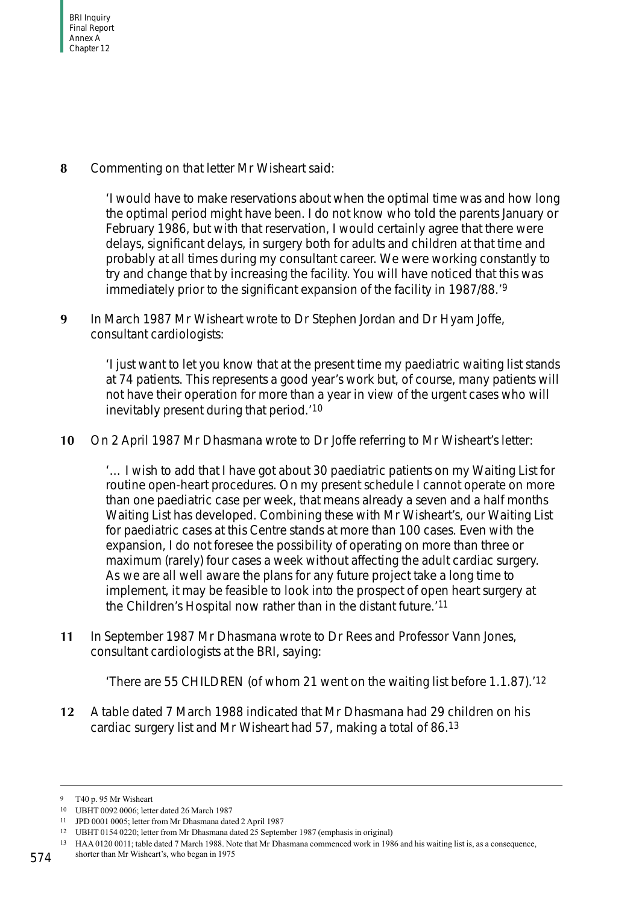**8** Commenting on that letter Mr Wisheart said:

> 'I would have to make reservations about when the optimal time was and how long the optimal period might have been. I do not know who told the parents January or February 1986, but with that reservation, I would certainly agree that there were delays, significant delays, in surgery both for adults and children at that time and probably at all times during my consultant career. We were working constantly to try and change that by increasing the facility. You will have noticed that this was immediately prior to the significant expansion of the facility in 1987/88.'[9]

**9** In March 1987 Mr Wisheart wrote to Dr Stephen Jordan and Dr Hyam Joffe, consultant cardiologists:

> 'I just want to let you know that at the present time my paediatric waiting list stands at 74 patients. This represents a good year's work but, of course, many patients will not have their operation for more than a year in view of the urgent cases who will inevitably present during that period.'[10]

**10** On 2 April 1987 Mr Dhasmana wrote to Dr Joffe referring to Mr Wisheart's letter:

> '… I wish to add that I have got about 30 paediatric patients on my Waiting List for routine open-heart procedures. On my present schedule I cannot operate on more than one paediatric case per week, that means already a seven and a half months Waiting List has developed. Combining these with Mr Wisheart's, our Waiting List for paediatric cases at this Centre stands at more than 100 cases. Even with the expansion, I do not foresee the possibility of operating on more than three or maximum (rarely) four cases a week without affecting the adult cardiac surgery. As we are all well aware the plans for any future project take a long time to implement, it may be feasible to look into the prospect of open heart surgery at the Children's Hospital now rather than in the distant future.'[11]

**11** In September 1987 Mr Dhasmana wrote to Dr Rees and Professor Vann Jones, consultant cardiologists at the BRI, saying:

> 'There are 55 CHILDREN (of whom 21 went on the waiting list before 1.1.87).'[12]

**12** A table dated 7 March 1988 indicated that Mr Dhasmana had 29 children on his cardiac surgery list and Mr Wisheart had 57, making a total of 86.[13]

---

[9] T40 p. 95 Mr Wisheart

[10] UBHT 0092 0006; letter dated 26 March 1987

[11] JPD 0001 0005; letter from Mr Dhasmana dated 2 April 1987

[12] UBHT 0154 0220; letter from Mr Dhasmana dated 25 September 1987 (emphasis in original)

[13] HAA 0120 0011; table dated 7 March 1988. Note that Mr Dhasmana commenced work in 1986 and his waiting list is, as a consequence, shorter than Mr Wisheart's, who began in 1975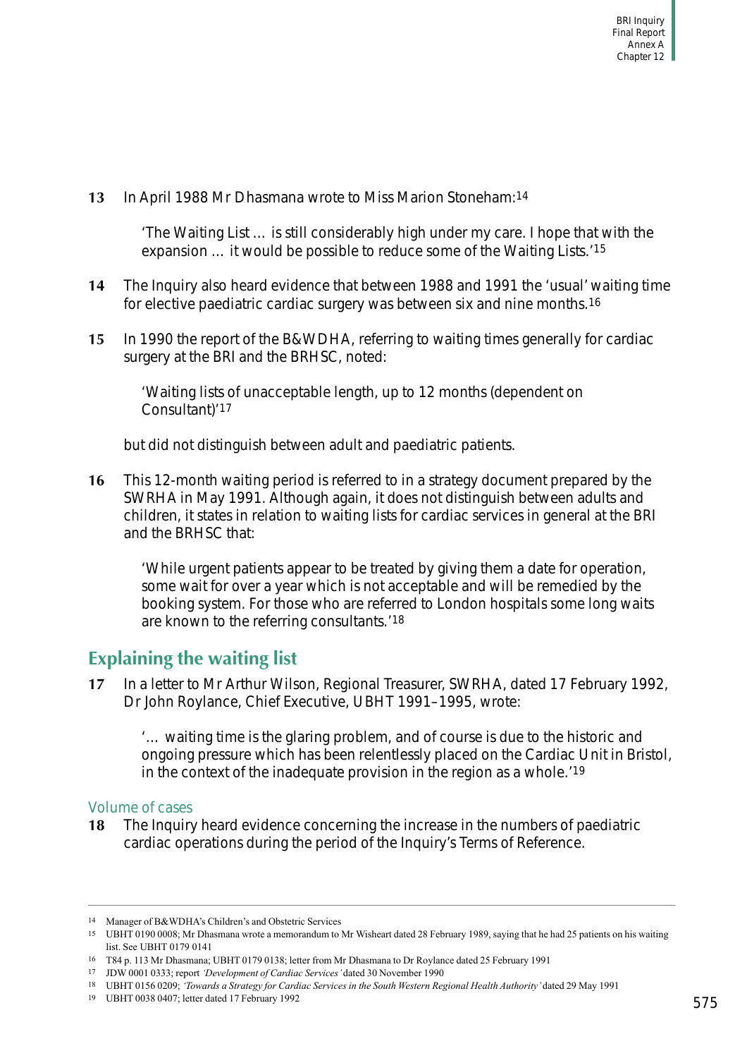**13** In April 1988 Mr Dhasmana wrote to Miss Marion Stoneham:[14]

> 'The Waiting List … is still considerably high under my care. I hope that with the expansion … it would be possible to reduce some of the Waiting Lists.'[15]

**14** The Inquiry also heard evidence that between 1988 and 1991 the 'usual' waiting time for elective paediatric cardiac surgery was between six and nine months.[16]

**15** In 1990 the report of the B&WDHA, referring to waiting times generally for cardiac surgery at the BRI and the BRHSC, noted:

> 'Waiting lists of unacceptable length, up to 12 months (dependent on Consultant)'[17]

but did not distinguish between adult and paediatric patients.

**16** This 12-month waiting period is referred to in a strategy document prepared by the SWRHA in May 1991. Although again, it does not distinguish between adults and children, it states in relation to waiting lists for cardiac services in general at the BRI and the BRHSC that:

> 'While urgent patients appear to be treated by giving them a date for operation, some wait for over a year which is not acceptable and will be remedied by the booking system. For those who are referred to London hospitals some long waits are known to the referring consultants.'[18]

## Explaining the waiting list

**17** In a letter to Mr Arthur Wilson, Regional Treasurer, SWRHA, dated 17 February 1992, Dr John Roylance, Chief Executive, UBHT 1991–1995, wrote:

> '… waiting time is the glaring problem, and of course is due to the historic and ongoing pressure which has been relentlessly placed on the Cardiac Unit in Bristol, in the context of the inadequate provision in the region as a whole.'[19]

### Volume of cases

**18** The Inquiry heard evidence concerning the increase in the numbers of paediatric cardiac operations during the period of the Inquiry's Terms of Reference.

---

[14] Manager of B&WDHA's Children's and Obstetric Services

[15] UBHT 0190 0008; Mr Dhasmana wrote a memorandum to Mr Wisheart dated 28 February 1989, saying that he had 25 patients on his waiting list. See UBHT 0179 0141

[16] T84 p. 113 Mr Dhasmana; UBHT 0179 0138; letter from Mr Dhasmana to Dr Roylance dated 25 February 1991

[17] JDW 0001 0333; report *'Development of Cardiac Services'* dated 30 November 1990

[18] UBHT 0156 0209; *'Towards a Strategy for Cardiac Services in the South Western Regional Health Authority'* dated 29 May 1991

[19] UBHT 0038 0407; letter dated 17 February 1992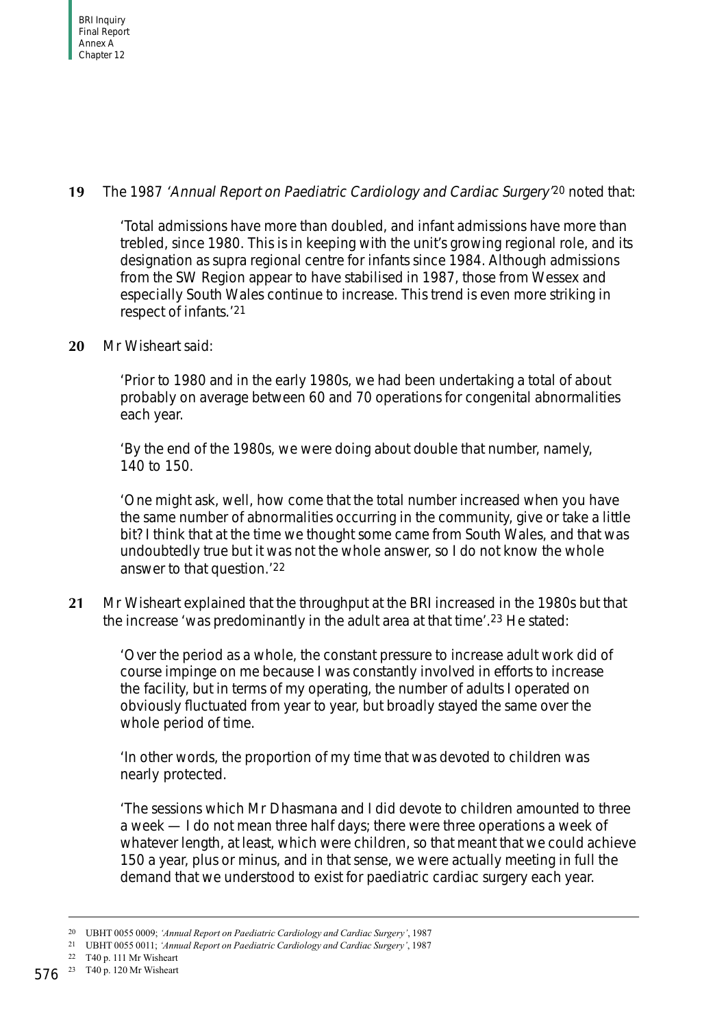**19** The 1987 *'Annual Report on Paediatric Cardiology and Cardiac Surgery'*[20] noted that:

> 'Total admissions have more than doubled, and infant admissions have more than trebled, since 1980. This is in keeping with the unit's growing regional role, and its designation as supra regional centre for infants since 1984. Although admissions from the SW Region appear to have stabilised in 1987, those from Wessex and especially South Wales continue to increase. This trend is even more striking in respect of infants.'[21]

**20** Mr Wisheart said:

> 'Prior to 1980 and in the early 1980s, we had been undertaking a total of about probably on average between 60 and 70 operations for congenital abnormalities each year.
>
> 'By the end of the 1980s, we were doing about double that number, namely, 140 to 150.
>
> 'One might ask, well, how come that the total number increased when you have the same number of abnormalities occurring in the community, give or take a little bit? I think that at the time we thought some came from South Wales, and that was undoubtedly true but it was not the whole answer, so I do not know the whole answer to that question.'[22]

**21** Mr Wisheart explained that the throughput at the BRI increased in the 1980s but that the increase 'was predominantly in the adult area at that time'.[23] He stated:

> 'Over the period as a whole, the constant pressure to increase adult work did of course impinge on me because I was constantly involved in efforts to increase the facility, but in terms of my operating, the number of adults I operated on obviously fluctuated from year to year, but broadly stayed the same over the whole period of time.
>
> 'In other words, the proportion of my time that was devoted to children was nearly protected.
>
> 'The sessions which Mr Dhasmana and I did devote to children amounted to three a week — I do not mean three half days; there were three operations a week of whatever length, at least, which were children, so that meant that we could achieve 150 a year, plus or minus, and in that sense, we were actually meeting in full the demand that we understood to exist for paediatric cardiac surgery each year.

---

[20] UBHT 0055 0009; *'Annual Report on Paediatric Cardiology and Cardiac Surgery'*, 1987

[21] UBHT 0055 0011; *'Annual Report on Paediatric Cardiology and Cardiac Surgery'*, 1987

[22] T40 p. 111 Mr Wisheart

[23] T40 p. 120 Mr Wisheart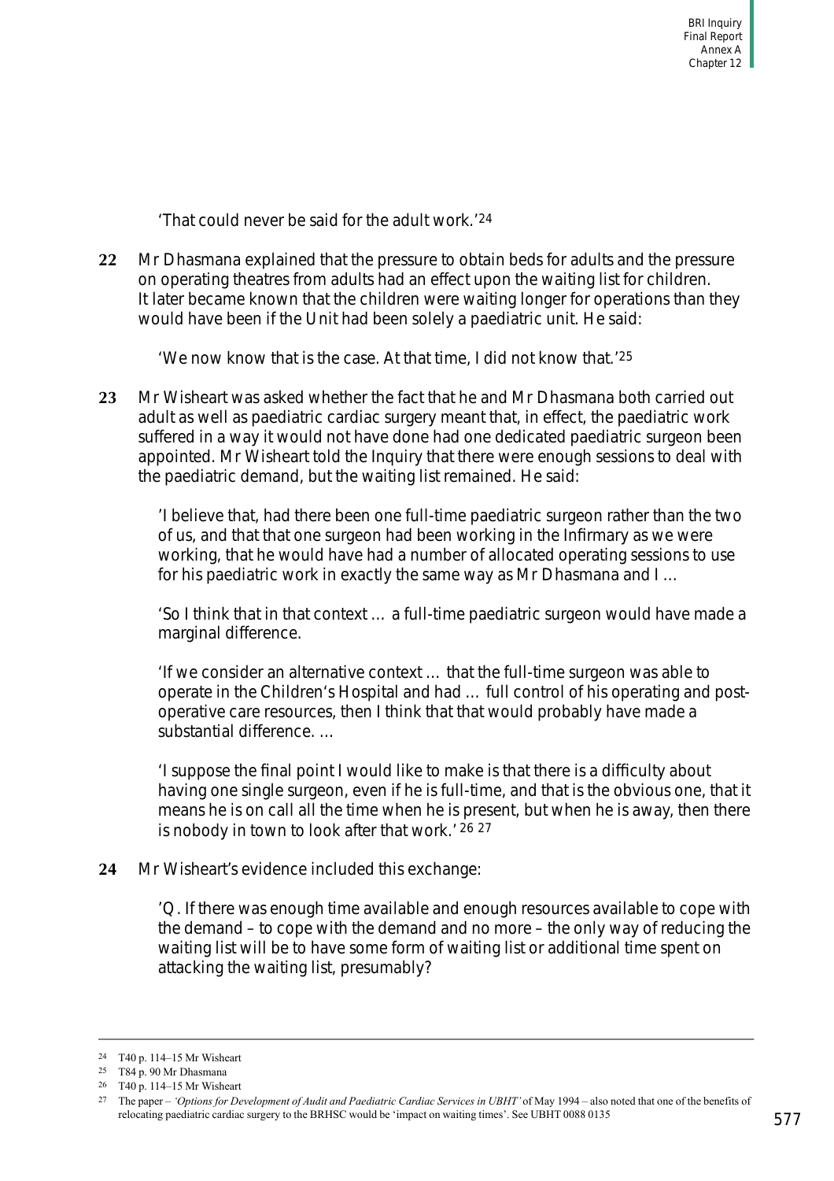'That could never be said for the adult work.'[24]

**22** Mr Dhasmana explained that the pressure to obtain beds for adults and the pressure on operating theatres from adults had an effect upon the waiting list for children. It later became known that the children were waiting longer for operations than they would have been if the Unit had been solely a paediatric unit. He said:

> 'We now know that is the case. At that time, I did not know that.'[25]

**23** Mr Wisheart was asked whether the fact that he and Mr Dhasmana both carried out adult as well as paediatric cardiac surgery meant that, in effect, the paediatric work suffered in a way it would not have done had one dedicated paediatric surgeon been appointed. Mr Wisheart told the Inquiry that there were enough sessions to deal with the paediatric demand, but the waiting list remained. He said:

> 'I believe that, had there been one full-time paediatric surgeon rather than the two of us, and that that one surgeon had been working in the Infirmary as we were working, that he would have had a number of allocated operating sessions to use for his paediatric work in exactly the same way as Mr Dhasmana and I …
>
> 'So I think that in that context … a full-time paediatric surgeon would have made a marginal difference.
>
> 'If we consider an alternative context … that the full-time surgeon was able to operate in the Children's Hospital and had … full control of his operating and post-operative care resources, then I think that that would probably have made a substantial difference. …
>
> 'I suppose the final point I would like to make is that there is a difficulty about having one single surgeon, even if he is full-time, and that is the obvious one, that it means he is on call all the time when he is present, but when he is away, then there is nobody in town to look after that work.'[26][27]

**24** Mr Wisheart's evidence included this exchange:

> 'Q. If there was enough time available and enough resources available to cope with the demand – to cope with the demand and no more – the only way of reducing the waiting list will be to have some form of waiting list or additional time spent on attacking the waiting list, presumably?

---

[24] T40 p. 114–15 Mr Wisheart

[25] T84 p. 90 Mr Dhasmana

[26] T40 p. 114–15 Mr Wisheart

[27] The paper – *'Options for Development of Audit and Paediatric Cardiac Services in UBHT'* of May 1994 – also noted that one of the benefits of relocating paediatric cardiac surgery to the BRHSC would be 'impact on waiting times'. See UBHT 0088 0135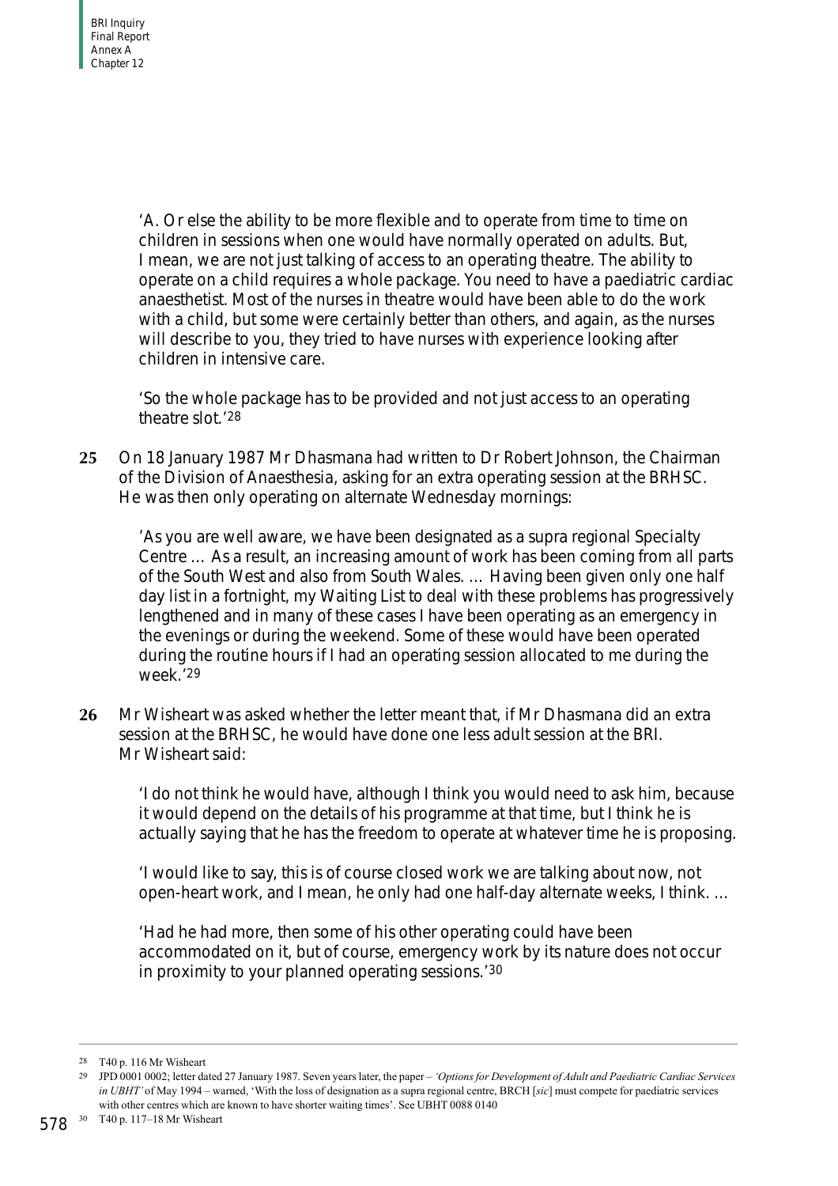'A. Or else the ability to be more flexible and to operate from time to time on children in sessions when one would have normally operated on adults. But, I mean, we are not just talking of access to an operating theatre. The ability to operate on a child requires a whole package. You need to have a paediatric cardiac anaesthetist. Most of the nurses in theatre would have been able to do the work with a child, but some were certainly better than others, and again, as the nurses will describe to you, they tried to have nurses with experience looking after children in intensive care.

'So the whole package has to be provided and not just access to an operating theatre slot.'[28]

**25** On 18 January 1987 Mr Dhasmana had written to Dr Robert Johnson, the Chairman of the Division of Anaesthesia, asking for an extra operating session at the BRHSC. He was then only operating on alternate Wednesday mornings:

'As you are well aware, we have been designated as a supra regional Specialty Centre … As a result, an increasing amount of work has been coming from all parts of the South West and also from South Wales. … Having been given only one half day list in a fortnight, my Waiting List to deal with these problems has progressively lengthened and in many of these cases I have been operating as an emergency in the evenings or during the weekend. Some of these would have been operated during the routine hours if I had an operating session allocated to me during the week.'[29]

**26** Mr Wisheart was asked whether the letter meant that, if Mr Dhasmana did an extra session at the BRHSC, he would have done one less adult session at the BRI. Mr Wisheart said:

'I do not think he would have, although I think you would need to ask him, because it would depend on the details of his programme at that time, but I think he is actually saying that he has the freedom to operate at whatever time he is proposing.

'I would like to say, this is of course closed work we are talking about now, not open-heart work, and I mean, he only had one half-day alternate weeks, I think. …

'Had he had more, then some of his other operating could have been accommodated on it, but of course, emergency work by its nature does not occur in proximity to your planned operating sessions.'[30]

---

[28] T40 p. 116 Mr Wisheart

[29] JPD 0001 0002; letter dated 27 January 1987. Seven years later, the paper – *'Options for Development of Adult and Paediatric Cardiac Services in UBHT'* of May 1994 – warned, 'With the loss of designation as a supra regional centre, BRCH [*sic*] must compete for paediatric services with other centres which are known to have shorter waiting times'. See UBHT 0088 0140

[30] T40 p. 117–18 Mr Wisheart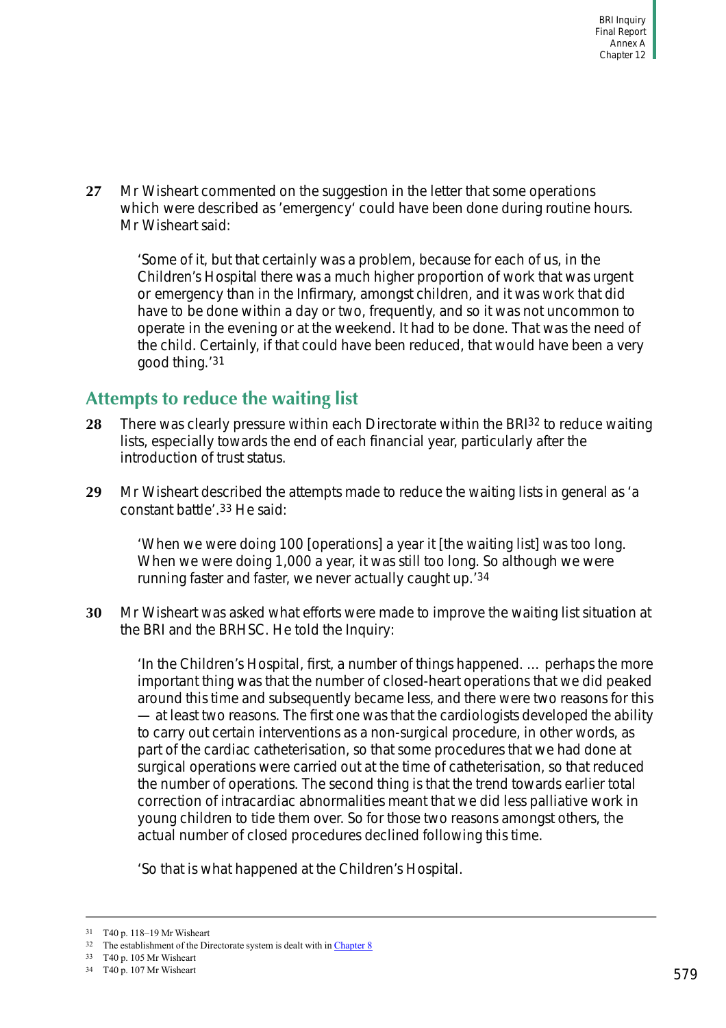**27** Mr Wisheart commented on the suggestion in the letter that some operations which were described as 'emergency' could have been done during routine hours. Mr Wisheart said:

> 'Some of it, but that certainly was a problem, because for each of us, in the Children's Hospital there was a much higher proportion of work that was urgent or emergency than in the Infirmary, amongst children, and it was work that did have to be done within a day or two, frequently, and so it was not uncommon to operate in the evening or at the weekend. It had to be done. That was the need of the child. Certainly, if that could have been reduced, that would have been a very good thing.'[31]

## Attempts to reduce the waiting list

**28** There was clearly pressure within each Directorate within the BRI[32] to reduce waiting lists, especially towards the end of each financial year, particularly after the introduction of trust status.

**29** Mr Wisheart described the attempts made to reduce the waiting lists in general as 'a constant battle'.[33] He said:

> 'When we were doing 100 [operations] a year it [the waiting list] was too long. When we were doing 1,000 a year, it was still too long. So although we were running faster and faster, we never actually caught up.'[34]

**30** Mr Wisheart was asked what efforts were made to improve the waiting list situation at the BRI and the BRHSC. He told the Inquiry:

> 'In the Children's Hospital, first, a number of things happened. … perhaps the more important thing was that the number of closed-heart operations that we did peaked around this time and subsequently became less, and there were two reasons for this — at least two reasons. The first one was that the cardiologists developed the ability to carry out certain interventions as a non-surgical procedure, in other words, as part of the cardiac catheterisation, so that some procedures that we had done at surgical operations were carried out at the time of catheterisation, so that reduced the number of operations. The second thing is that the trend towards earlier total correction of intracardiac abnormalities meant that we did less palliative work in young children to tide them over. So for those two reasons amongst others, the actual number of closed procedures declined following this time.
>
> 'So that is what happened at the Children's Hospital.

---

[31] T40 p. 118–19 Mr Wisheart

[32] The establishment of the Directorate system is dealt with in Chapter 8

[33] T40 p. 105 Mr Wisheart

[34] T40 p. 107 Mr Wisheart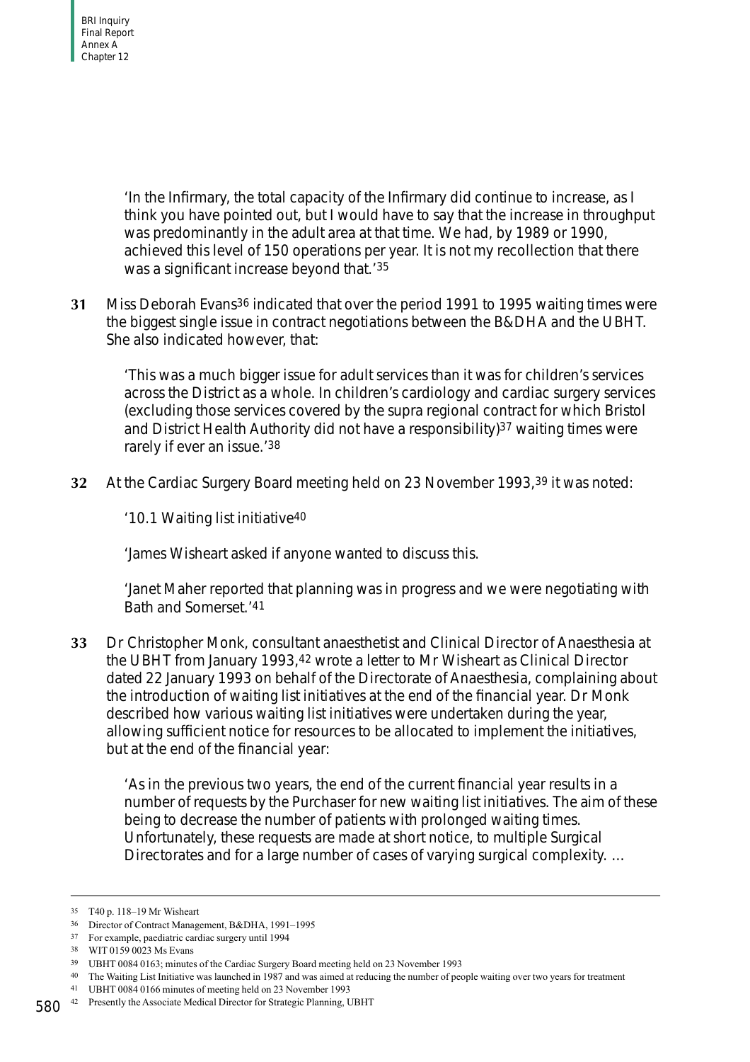'In the Infirmary, the total capacity of the Infirmary did continue to increase, as I think you have pointed out, but I would have to say that the increase in throughput was predominantly in the adult area at that time. We had, by 1989 or 1990, achieved this level of 150 operations per year. It is not my recollection that there was a significant increase beyond that.'[35]

**31** Miss Deborah Evans[36] indicated that over the period 1991 to 1995 waiting times were the biggest single issue in contract negotiations between the B&DHA and the UBHT. She also indicated however, that:

> 'This was a much bigger issue for adult services than it was for children's services across the District as a whole. In children's cardiology and cardiac surgery services (excluding those services covered by the supra regional contract for which Bristol and District Health Authority did not have a responsibility)[37] waiting times were rarely if ever an issue.'[38]

**32** At the Cardiac Surgery Board meeting held on 23 November 1993,[39] it was noted:

> '10.1 Waiting list initiative[40]
>
> 'James Wisheart asked if anyone wanted to discuss this.
>
> 'Janet Maher reported that planning was in progress and we were negotiating with Bath and Somerset.'[41]

**33** Dr Christopher Monk, consultant anaesthetist and Clinical Director of Anaesthesia at the UBHT from January 1993,[42] wrote a letter to Mr Wisheart as Clinical Director dated 22 January 1993 on behalf of the Directorate of Anaesthesia, complaining about the introduction of waiting list initiatives at the end of the financial year. Dr Monk described how various waiting list initiatives were undertaken during the year, allowing sufficient notice for resources to be allocated to implement the initiatives, but at the end of the financial year:

> 'As in the previous two years, the end of the current financial year results in a number of requests by the Purchaser for new waiting list initiatives. The aim of these being to decrease the number of patients with prolonged waiting times. Unfortunately, these requests are made at short notice, to multiple Surgical Directorates and for a large number of cases of varying surgical complexity. ...

---

35 T40 p. 118–19 Mr Wisheart

36 Director of Contract Management, B&DHA, 1991–1995

37 For example, paediatric cardiac surgery until 1994

38 WIT 0159 0023 Ms Evans

39 UBHT 0084 0163; minutes of the Cardiac Surgery Board meeting held on 23 November 1993

40 The Waiting List Initiative was launched in 1987 and was aimed at reducing the number of people waiting over two years for treatment

41 UBHT 0084 0166 minutes of meeting held on 23 November 1993

42 Presently the Associate Medical Director for Strategic Planning, UBHT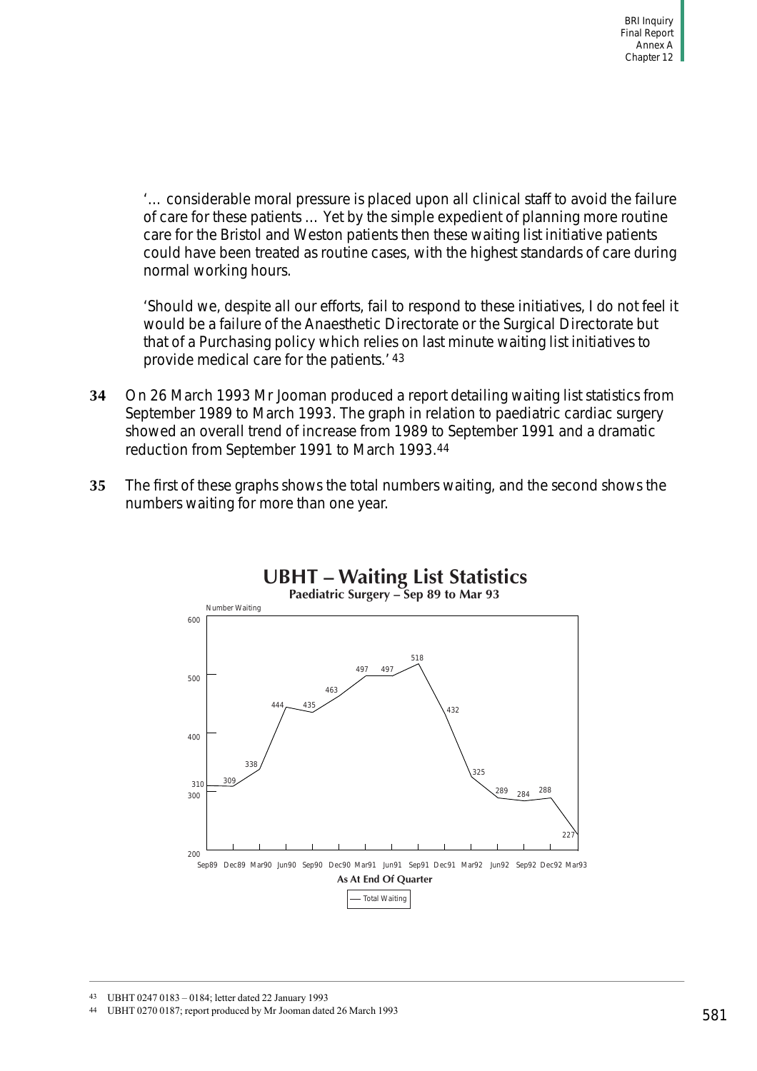'… considerable moral pressure is placed upon all clinical staff to avoid the failure of care for these patients … Yet by the simple expedient of planning more routine care for the Bristol and Weston patients then these waiting list initiative patients could have been treated as routine cases, with the highest standards of care during normal working hours.

'Should we, despite all our efforts, fail to respond to these initiatives, I do not feel it would be a failure of the Anaesthetic Directorate or the Surgical Directorate but that of a Purchasing policy which relies on last minute waiting list initiatives to provide medical care for the patients.' [43]

**34** On 26 March 1993 Mr Jooman produced a report detailing waiting list statistics from September 1989 to March 1993. The graph in relation to paediatric cardiac surgery showed an overall trend of increase from 1989 to September 1991 and a dramatic reduction from September 1991 to March 1993.[44]

**35** The first of these graphs shows the total numbers waiting, and the second shows the numbers waiting for more than one year.

**UBHT – Waiting List Statistics**

**Paediatric Surgery – Sep 89 to Mar 93**

| As At End Of Quarter | Sep89 | Dec89 | Mar90 | Jun90 | Sep90 | Dec90 | Mar91 | Jun91 | Sep91 | Dec91 | Mar92 | Jun92 | Sep92 | Dec92 | Mar93 |
|---|---|---|---|---|---|---|---|---|---|---|---|---|---|---|---|
| Total Waiting (Number Waiting) | 310 | 309 | 338 | 444 | 435 | 463 | 497 | 497 | 518 | 432 | 325 | 289 | 284 | 288 | 227 |

[43] UBHT 0247 0183 – 0184; letter dated 22 January 1993

[44] UBHT 0270 0187; report produced by Mr Jooman dated 26 March 1993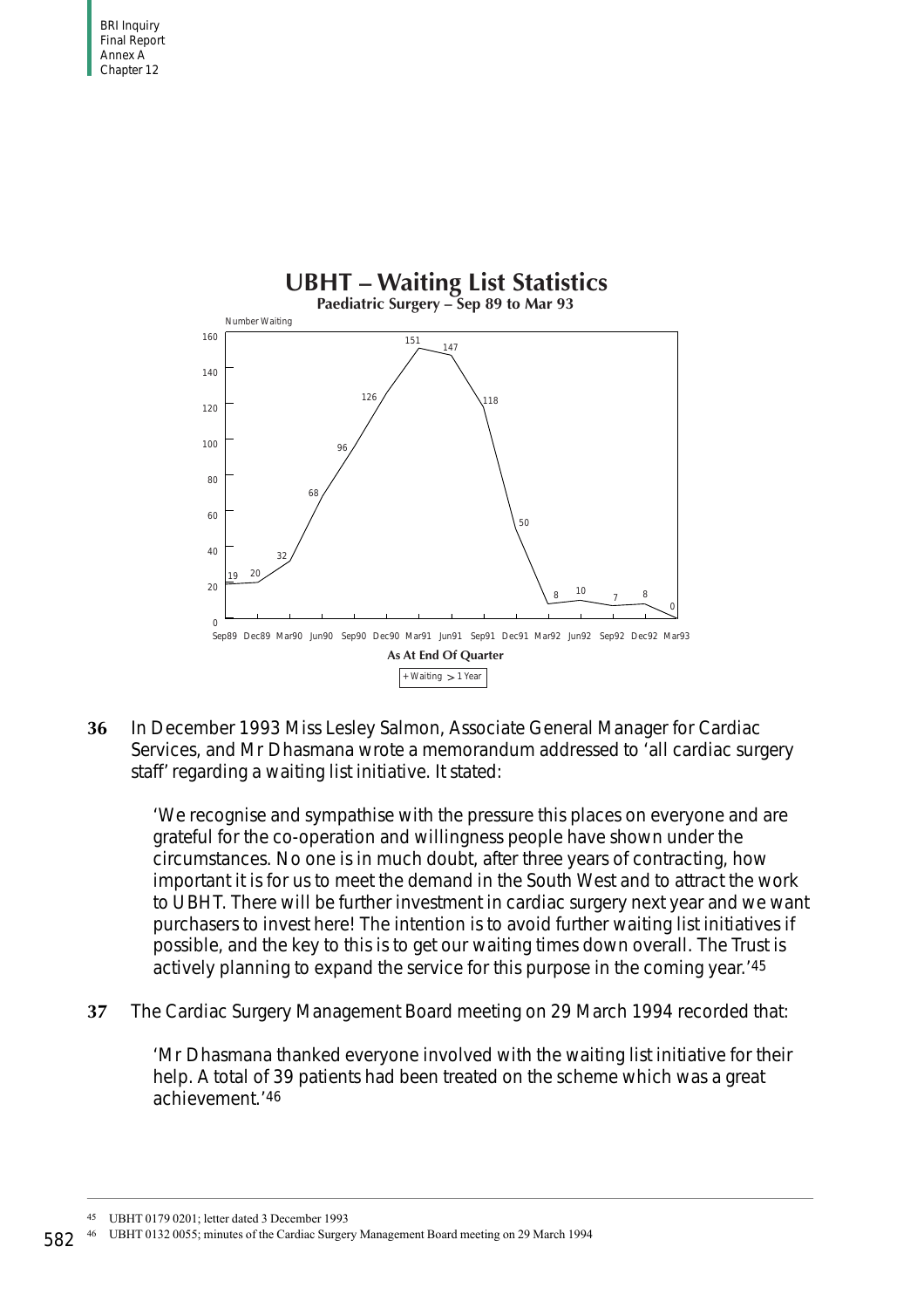**UBHT – Waiting List Statistics**

**Paediatric Surgery – Sep 89 to Mar 93**

| As At End Of Quarter | Number Waiting (+ Waiting > 1 Year) |
|---|---|
| Sep89 | 19 |
| Dec89 | 20 |
| Mar90 | 32 |
| Jun90 | 68 |
| Sep90 | 96 |
| Dec90 | 126 |
| Mar91 | 151 |
| Jun91 | 147 |
| Sep91 | 118 |
| Dec91 | 50 |
| Mar92 | 8 |
| Jun92 | 10 |
| Sep92 | 7 |
| Dec92 | 8 |
| Mar93 | 0 |

**36** In December 1993 Miss Lesley Salmon, Associate General Manager for Cardiac Services, and Mr Dhasmana wrote a memorandum addressed to 'all cardiac surgery staff' regarding a waiting list initiative. It stated:

> 'We recognise and sympathise with the pressure this places on everyone and are grateful for the co-operation and willingness people have shown under the circumstances. No one is in much doubt, after three years of contracting, how important it is for us to meet the demand in the South West and to attract the work to UBHT. There will be further investment in cardiac surgery next year and we want purchasers to invest here! The intention is to avoid further waiting list initiatives if possible, and the key to this is to get our waiting times down overall. The Trust is actively planning to expand the service for this purpose in the coming year.'[45]

**37** The Cardiac Surgery Management Board meeting on 29 March 1994 recorded that:

> 'Mr Dhasmana thanked everyone involved with the waiting list initiative for their help. A total of 39 patients had been treated on the scheme which was a great achievement.'[46]

---

[45] UBHT 0179 0201; letter dated 3 December 1993

[46] UBHT 0132 0055; minutes of the Cardiac Surgery Management Board meeting on 29 March 1994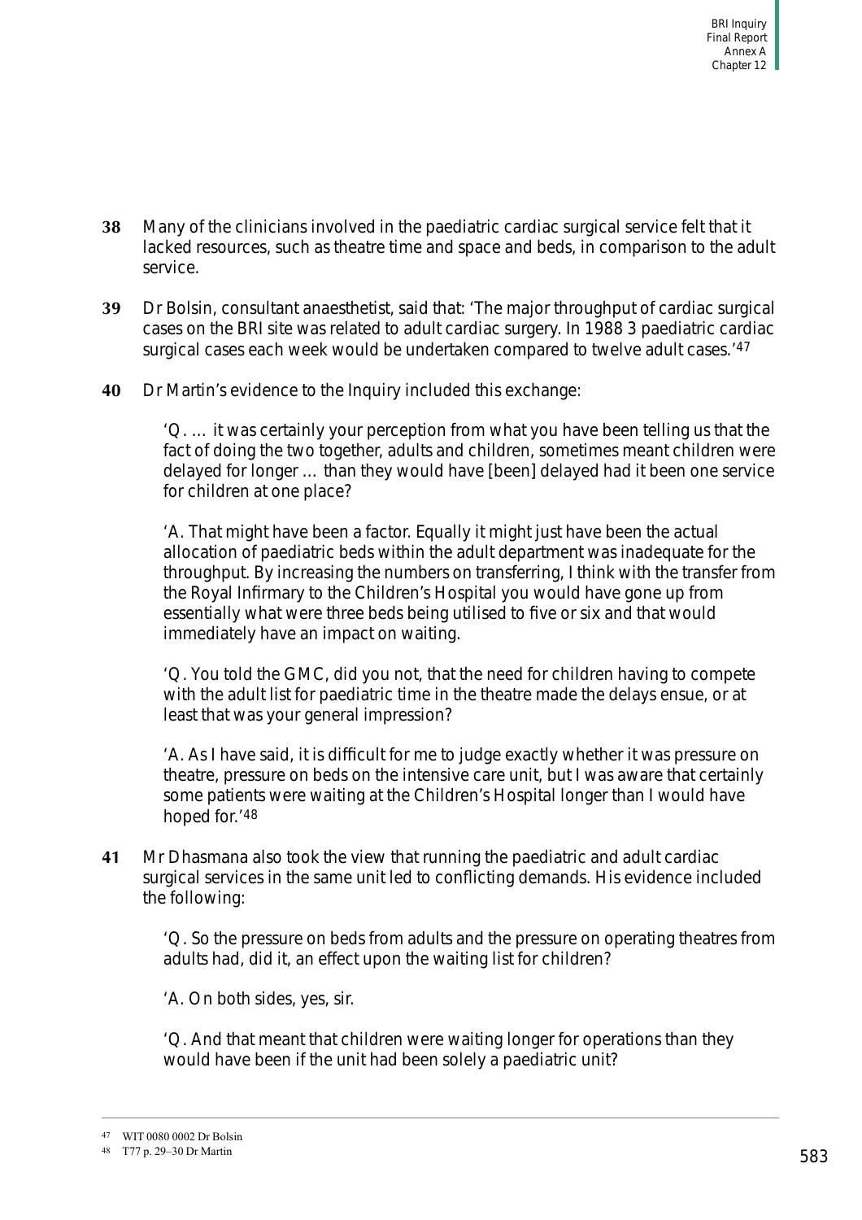**38** Many of the clinicians involved in the paediatric cardiac surgical service felt that it lacked resources, such as theatre time and space and beds, in comparison to the adult service.

**39** Dr Bolsin, consultant anaesthetist, said that: 'The major throughput of cardiac surgical cases on the BRI site was related to adult cardiac surgery. In 1988 3 paediatric cardiac surgical cases each week would be undertaken compared to twelve adult cases.'[47]

**40** Dr Martin's evidence to the Inquiry included this exchange:

> 'Q. … it was certainly your perception from what you have been telling us that the fact of doing the two together, adults and children, sometimes meant children were delayed for longer … than they would have [been] delayed had it been one service for children at one place?
>
> 'A. That might have been a factor. Equally it might just have been the actual allocation of paediatric beds within the adult department was inadequate for the throughput. By increasing the numbers on transferring, I think with the transfer from the Royal Infirmary to the Children's Hospital you would have gone up from essentially what were three beds being utilised to five or six and that would immediately have an impact on waiting.
>
> 'Q. You told the GMC, did you not, that the need for children having to compete with the adult list for paediatric time in the theatre made the delays ensue, or at least that was your general impression?
>
> 'A. As I have said, it is difficult for me to judge exactly whether it was pressure on theatre, pressure on beds on the intensive care unit, but I was aware that certainly some patients were waiting at the Children's Hospital longer than I would have hoped for.'[48]

**41** Mr Dhasmana also took the view that running the paediatric and adult cardiac surgical services in the same unit led to conflicting demands. His evidence included the following:

> 'Q. So the pressure on beds from adults and the pressure on operating theatres from adults had, did it, an effect upon the waiting list for children?
>
> 'A. On both sides, yes, sir.
>
> 'Q. And that meant that children were waiting longer for operations than they would have been if the unit had been solely a paediatric unit?

---

[47] WIT 0080 0002 Dr Bolsin

[48] T77 p. 29–30 Dr Martin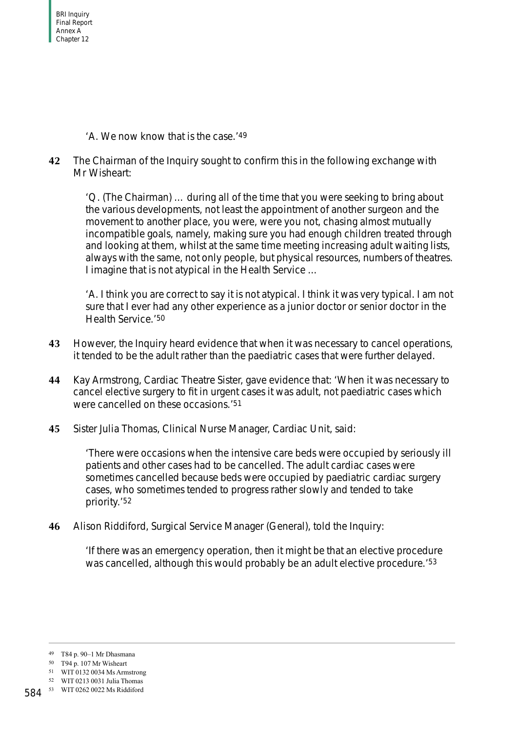'A. We now know that is the case.'[49]

**42** The Chairman of the Inquiry sought to confirm this in the following exchange with Mr Wisheart:

> 'Q. (The Chairman) … during all of the time that you were seeking to bring about the various developments, not least the appointment of another surgeon and the movement to another place, you were, were you not, chasing almost mutually incompatible goals, namely, making sure you had enough children treated through and looking at them, whilst at the same time meeting increasing adult waiting lists, always with the same, not only people, but physical resources, numbers of theatres. I imagine that is not atypical in the Health Service …
>
> 'A. I think you are correct to say it is not atypical. I think it was very typical. I am not sure that I ever had any other experience as a junior doctor or senior doctor in the Health Service.'[50]

**43** However, the Inquiry heard evidence that when it was necessary to cancel operations, it tended to be the adult rather than the paediatric cases that were further delayed.

**44** Kay Armstrong, Cardiac Theatre Sister, gave evidence that: 'When it was necessary to cancel elective surgery to fit in urgent cases it was adult, not paediatric cases which were cancelled on these occasions.'[51]

**45** Sister Julia Thomas, Clinical Nurse Manager, Cardiac Unit, said:

> 'There were occasions when the intensive care beds were occupied by seriously ill patients and other cases had to be cancelled. The adult cardiac cases were sometimes cancelled because beds were occupied by paediatric cardiac surgery cases, who sometimes tended to progress rather slowly and tended to take priority.'[52]

**46** Alison Riddiford, Surgical Service Manager (General), told the Inquiry:

> 'If there was an emergency operation, then it might be that an elective procedure was cancelled, although this would probably be an adult elective procedure.'[53]

---

[49] T84 p. 90–1 Mr Dhasmana
[50] T94 p. 107 Mr Wisheart
[51] WIT 0132 0034 Ms Armstrong
[52] WIT 0213 0031 Julia Thomas
[53] WIT 0262 0022 Ms Riddiford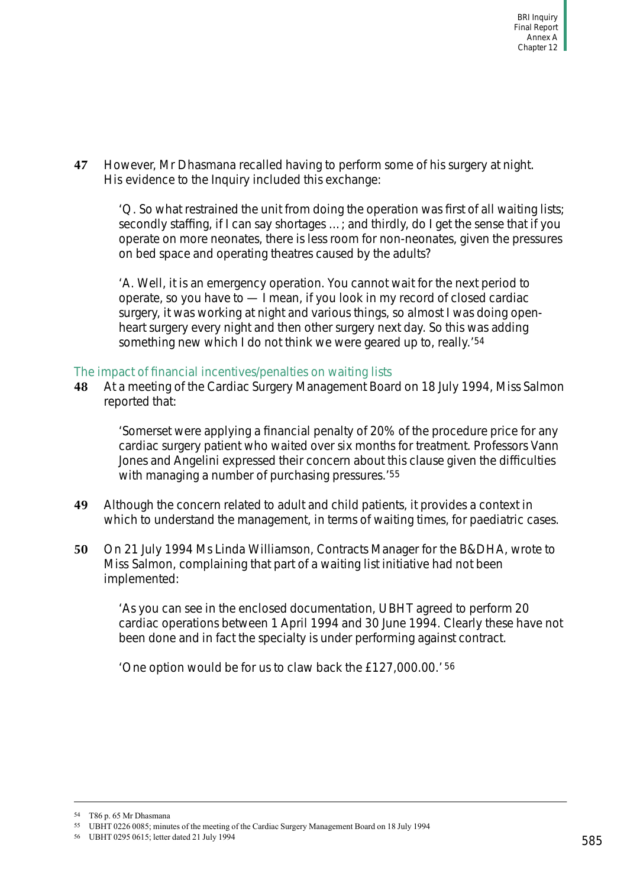**47** However, Mr Dhasmana recalled having to perform some of his surgery at night. His evidence to the Inquiry included this exchange:

> 'Q. So what restrained the unit from doing the operation was first of all waiting lists; secondly staffing, if I can say shortages …; and thirdly, do I get the sense that if you operate on more neonates, there is less room for non-neonates, given the pressures on bed space and operating theatres caused by the adults?
>
> 'A. Well, it is an emergency operation. You cannot wait for the next period to operate, so you have to — I mean, if you look in my record of closed cardiac surgery, it was working at night and various things, so almost I was doing open-heart surgery every night and then other surgery next day. So this was adding something new which I do not think we were geared up to, really.'[54]

### The impact of financial incentives/penalties on waiting lists

**48** At a meeting of the Cardiac Surgery Management Board on 18 July 1994, Miss Salmon reported that:

> 'Somerset were applying a financial penalty of 20% of the procedure price for any cardiac surgery patient who waited over six months for treatment. Professors Vann Jones and Angelini expressed their concern about this clause given the difficulties with managing a number of purchasing pressures.'[55]

**49** Although the concern related to adult and child patients, it provides a context in which to understand the management, in terms of waiting times, for paediatric cases.

**50** On 21 July 1994 Ms Linda Williamson, Contracts Manager for the B&DHA, wrote to Miss Salmon, complaining that part of a waiting list initiative had not been implemented:

> 'As you can see in the enclosed documentation, UBHT agreed to perform 20 cardiac operations between 1 April 1994 and 30 June 1994. Clearly these have not been done and in fact the specialty is under performing against contract.
>
> 'One option would be for us to claw back the £127,000.00.'[56]

---

[54] T86 p. 65 Mr Dhasmana

[55] UBHT 0226 0085; minutes of the meeting of the Cardiac Surgery Management Board on 18 July 1994

[56] UBHT 0295 0615; letter dated 21 July 1994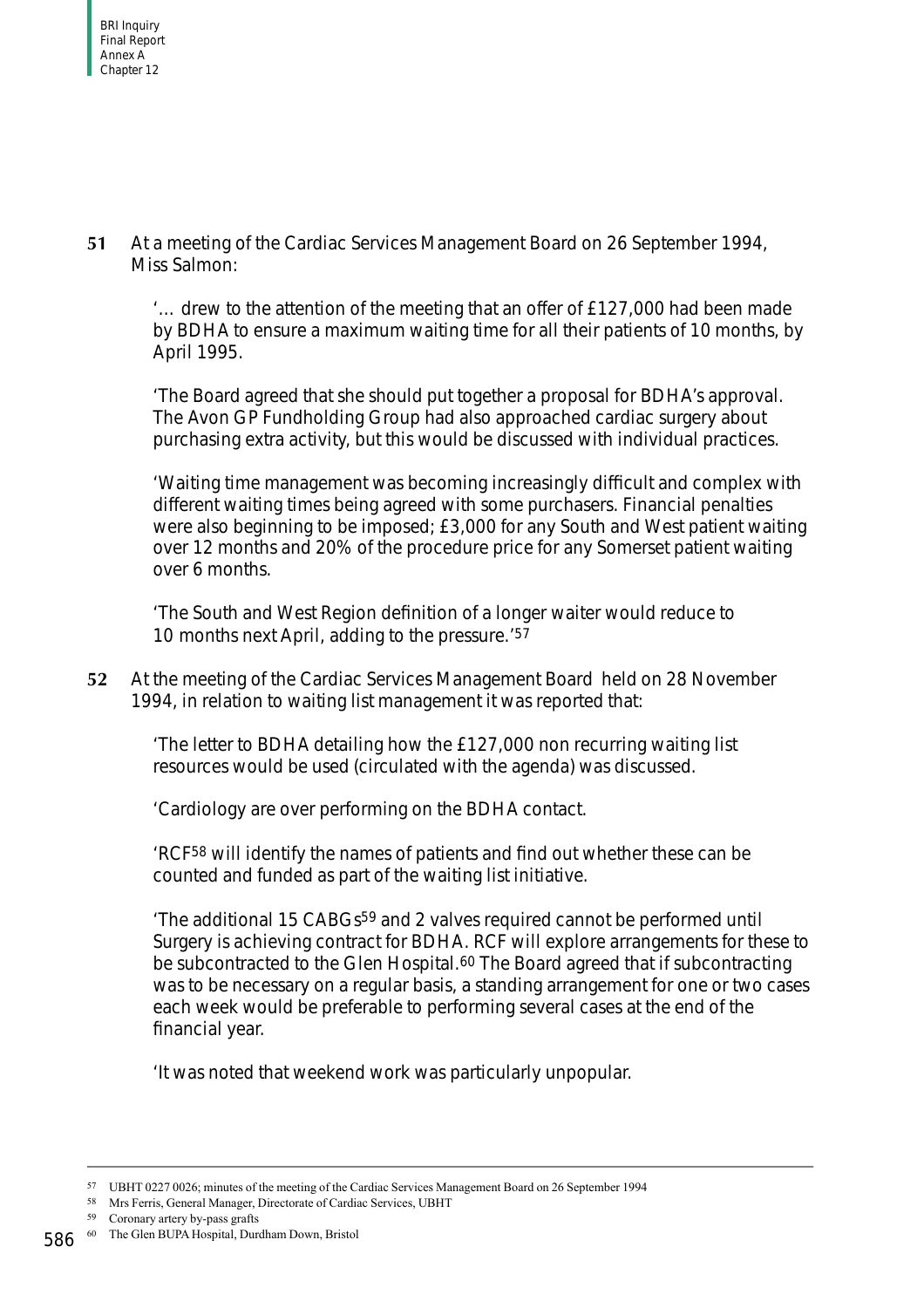**51** At a meeting of the Cardiac Services Management Board on 26 September 1994, Miss Salmon:

> '… drew to the attention of the meeting that an offer of £127,000 had been made by BDHA to ensure a maximum waiting time for all their patients of 10 months, by April 1995.
>
> 'The Board agreed that she should put together a proposal for BDHA's approval. The Avon GP Fundholding Group had also approached cardiac surgery about purchasing extra activity, but this would be discussed with individual practices.
>
> 'Waiting time management was becoming increasingly difficult and complex with different waiting times being agreed with some purchasers. Financial penalties were also beginning to be imposed; £3,000 for any South and West patient waiting over 12 months and 20% of the procedure price for any Somerset patient waiting over 6 months.
>
> 'The South and West Region definition of a longer waiter would reduce to 10 months next April, adding to the pressure.'[57]

**52** At the meeting of the Cardiac Services Management Board held on 28 November 1994, in relation to waiting list management it was reported that:

> 'The letter to BDHA detailing how the £127,000 non recurring waiting list resources would be used (circulated with the agenda) was discussed.
>
> 'Cardiology are over performing on the BDHA contact.
>
> 'RCF[58] will identify the names of patients and find out whether these can be counted and funded as part of the waiting list initiative.
>
> 'The additional 15 CABGs[59] and 2 valves required cannot be performed until Surgery is achieving contract for BDHA. RCF will explore arrangements for these to be subcontracted to the Glen Hospital.[60] The Board agreed that if subcontracting was to be necessary on a regular basis, a standing arrangement for one or two cases each week would be preferable to performing several cases at the end of the financial year.
>
> 'It was noted that weekend work was particularly unpopular.

---

[57] UBHT 0227 0026; minutes of the meeting of the Cardiac Services Management Board on 26 September 1994

[58] Mrs Ferris, General Manager, Directorate of Cardiac Services, UBHT

[59] Coronary artery by-pass grafts

[60] The Glen BUPA Hospital, Durdham Down, Bristol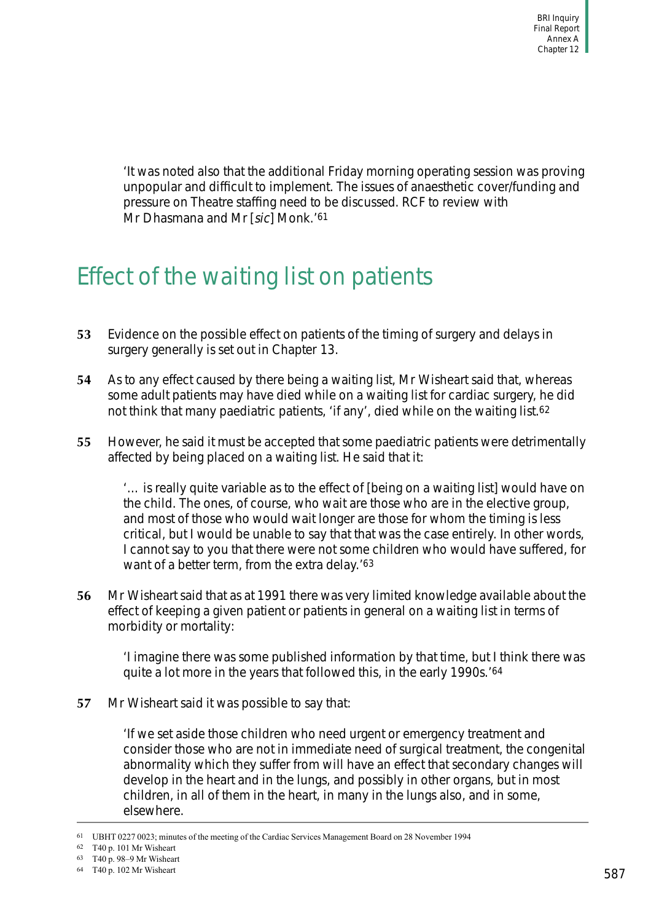'It was noted also that the additional Friday morning operating session was proving unpopular and difficult to implement. The issues of anaesthetic cover/funding and pressure on Theatre staffing need to be discussed. RCF to review with Mr Dhasmana and Mr [*sic*] Monk.'[61]

## Effect of the waiting list on patients

**53** Evidence on the possible effect on patients of the timing of surgery and delays in surgery generally is set out in Chapter 13.

**54** As to any effect caused by there being a waiting list, Mr Wisheart said that, whereas some adult patients may have died while on a waiting list for cardiac surgery, he did not think that many paediatric patients, 'if any', died while on the waiting list.[62]

**55** However, he said it must be accepted that some paediatric patients were detrimentally affected by being placed on a waiting list. He said that it:

> '… is really quite variable as to the effect of [being on a waiting list] would have on the child. The ones, of course, who wait are those who are in the elective group, and most of those who would wait longer are those for whom the timing is less critical, but I would be unable to say that that was the case entirely. In other words, I cannot say to you that there were not some children who would have suffered, for want of a better term, from the extra delay.'[63]

**56** Mr Wisheart said that as at 1991 there was very limited knowledge available about the effect of keeping a given patient or patients in general on a waiting list in terms of morbidity or mortality:

> 'I imagine there was some published information by that time, but I think there was quite a lot more in the years that followed this, in the early 1990s.'[64]

**57** Mr Wisheart said it was possible to say that:

> 'If we set aside those children who need urgent or emergency treatment and consider those who are not in immediate need of surgical treatment, the congenital abnormality which they suffer from will have an effect that secondary changes will develop in the heart and in the lungs, and possibly in other organs, but in most children, in all of them in the heart, in many in the lungs also, and in some, elsewhere.

---

61 UBHT 0227 0023; minutes of the meeting of the Cardiac Services Management Board on 28 November 1994

62 T40 p. 101 Mr Wisheart

63 T40 p. 98–9 Mr Wisheart

64 T40 p. 102 Mr Wisheart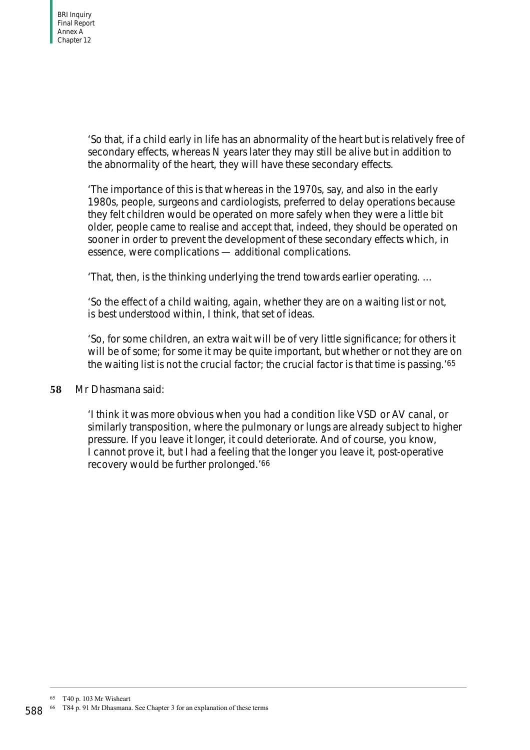'So that, if a child early in life has an abnormality of the heart but is relatively free of secondary effects, whereas N years later they may still be alive but in addition to the abnormality of the heart, they will have these secondary effects.

'The importance of this is that whereas in the 1970s, say, and also in the early 1980s, people, surgeons and cardiologists, preferred to delay operations because they felt children would be operated on more safely when they were a little bit older, people came to realise and accept that, indeed, they should be operated on sooner in order to prevent the development of these secondary effects which, in essence, were complications — additional complications.

'That, then, is the thinking underlying the trend towards earlier operating. …

'So the effect of a child waiting, again, whether they are on a waiting list or not, is best understood within, I think, that set of ideas.

'So, for some children, an extra wait will be of very little significance; for others it will be of some; for some it may be quite important, but whether or not they are on the waiting list is not the crucial factor; the crucial factor is that time is passing.'[65]

**58** Mr Dhasmana said:

'I think it was more obvious when you had a condition like VSD or AV canal, or similarly transposition, where the pulmonary or lungs are already subject to higher pressure. If you leave it longer, it could deteriorate. And of course, you know, I cannot prove it, but I had a feeling that the longer you leave it, post-operative recovery would be further prolonged.'[66]

---

[65] T40 p. 103 Mr Wisheart

[66] T84 p. 91 Mr Dhasmana. See Chapter 3 for an explanation of these terms